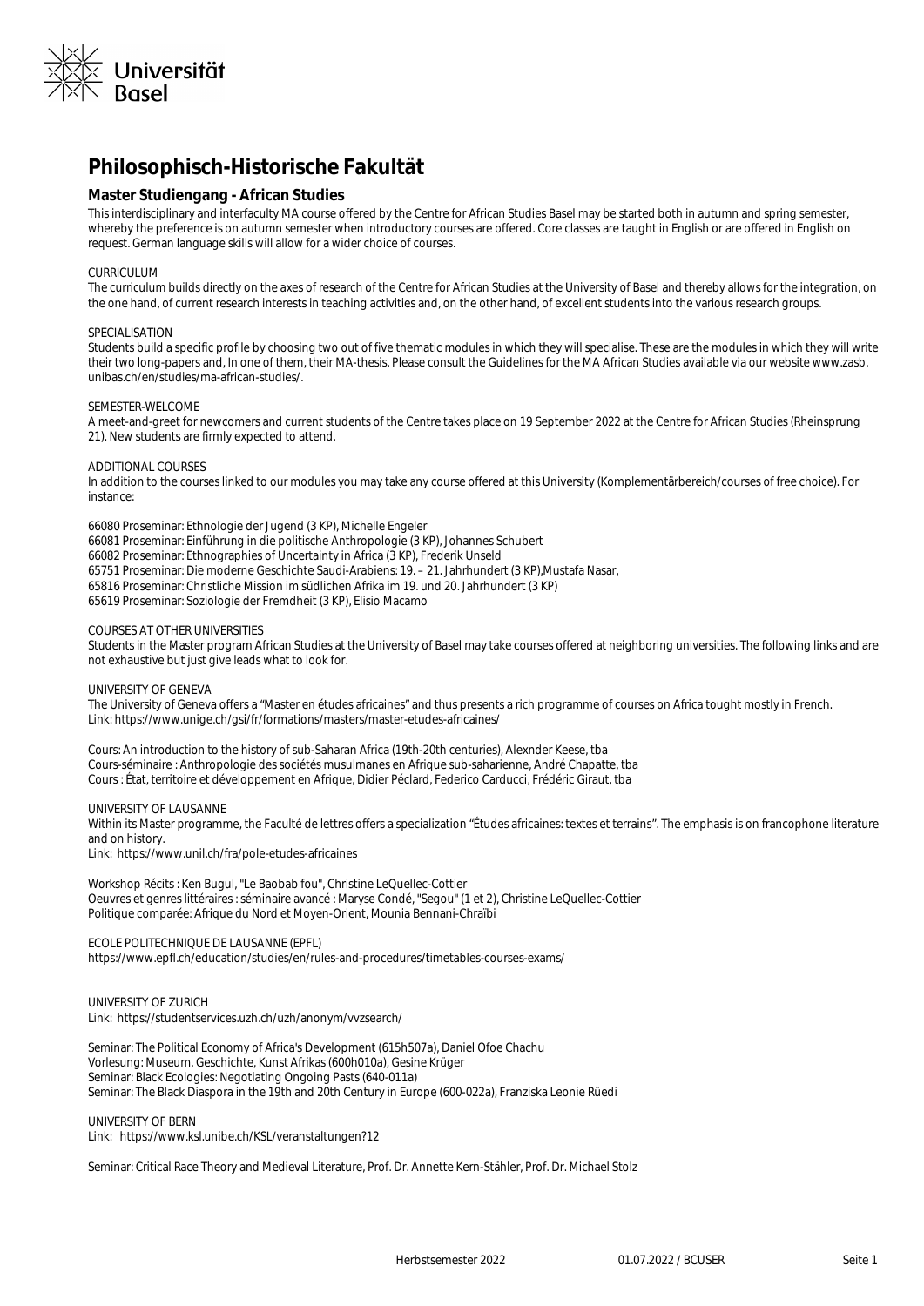# Philosophisch-Historische Fakultät

## Master Studiengang - African Studies

This interdisciplinary and interfaculty MA course offered by the Centre for African Studies Basel may be started both in autumn and spring semester, whereby the preference is on autumn semester when introductory courses are offered. Core classes are taught in English or are offered in English on request. German language skills will allow for a wider choice of courses.

CURRICULUM
The curriculum builds directly on the axes of research of the Centre for African Studies at the University of Basel and thereby allows for the integration, on the one hand, of current research interests in teaching activities and, on the other hand, of excellent students into the various research groups.

SPECIALISATION
Students build a specific profile by choosing two out of five thematic modules in which they will specialise. These are the modules in which they will write their two long-papers and, In one of them, their MA-thesis. Please consult the Guidelines for the MA African Studies available via our website www.zasb.unibas.ch/en/studies/ma-african-studies/.

SEMESTER-WELCOME
A meet-and-greet for newcomers and current students of the Centre takes place on 19 September 2022 at the Centre for African Studies (Rheinsprung 21). New students are firmly expected to attend.

ADDITIONAL COURSES
In addition to the courses linked to our modules you may take any course offered at this University (Komplementärbereich/courses of free choice). For instance:

66080 Proseminar: Ethnologie der Jugend (3 KP), Michelle Engeler
66081 Proseminar: Einführung in die politische Anthropologie (3 KP), Johannes Schubert
66082 Proseminar: Ethnographies of Uncertainty in Africa (3 KP), Frederik Unseld
65751 Proseminar: Die moderne Geschichte Saudi-Arabiens: 19. – 21. Jahrhundert (3 KP),Mustafa Nasar,
65816 Proseminar: Christliche Mission im südlichen Afrika im 19. und 20. Jahrhundert (3 KP)
65619 Proseminar: Soziologie der Fremdheit (3 KP), Elisio Macamo

COURSES AT OTHER UNIVERSITIES
Students in the Master program African Studies at the University of Basel may take courses offered at neighboring universities. The following links and are not exhaustive but just give leads what to look for.

UNIVERSITY OF GENEVA
The University of Geneva offers a "Master en études africaines" and thus presents a rich programme of courses on Africa tought mostly in French.
Link: https://www.unige.ch/gsi/fr/formations/masters/master-etudes-africaines/

Cours: An introduction to the history of sub-Saharan Africa (19th-20th centuries), Alexnder Keese, tba
Cours-séminaire : Anthropologie des sociétés musulmanes en Afrique sub-saharienne, André Chapatte, tba
Cours : État, territoire et développement en Afrique, Didier Péclard, Federico Carducci, Frédéric Giraut, tba

UNIVERSITY OF LAUSANNE
Within its Master programme, the Faculté de lettres offers a specialization "Études africaines: textes et terrains". The emphasis is on francophone literature and on history.
Link: https://www.unil.ch/fra/pole-etudes-africaines

Workshop Récits : Ken Bugul, "Le Baobab fou", Christine LeQuellec-Cottier
Oeuvres et genres littéraires : séminaire avancé : Maryse Condé, "Segou" (1 et 2), Christine LeQuellec-Cottier
Politique comparée: Afrique du Nord et Moyen-Orient, Mounia Bennani-Chraïbi

ECOLE POLITECHNIQUE DE LAUSANNE (EPFL)
https://www.epfl.ch/education/studies/en/rules-and-procedures/timetables-courses-exams/

UNIVERSITY OF ZURICH
Link: https://studentservices.uzh.ch/uzh/anonym/vvzsearch/

Seminar: The Political Economy of Africa's Development (615h507a), Daniel Ofoe Chachu
Vorlesung: Museum, Geschichte, Kunst Afrikas (600h010a), Gesine Krüger
Seminar: Black Ecologies: Negotiating Ongoing Pasts (640-011a)
Seminar: The Black Diaspora in the 19th and 20th Century in Europe (600-022a), Franziska Leonie Rüedi

UNIVERSITY OF BERN
Link: https://www.ksl.unibe.ch/KSL/veranstaltungen?12

Seminar: Critical Race Theory and Medieval Literature, Prof. Dr. Annette Kern-Stähler, Prof. Dr. Michael Stolz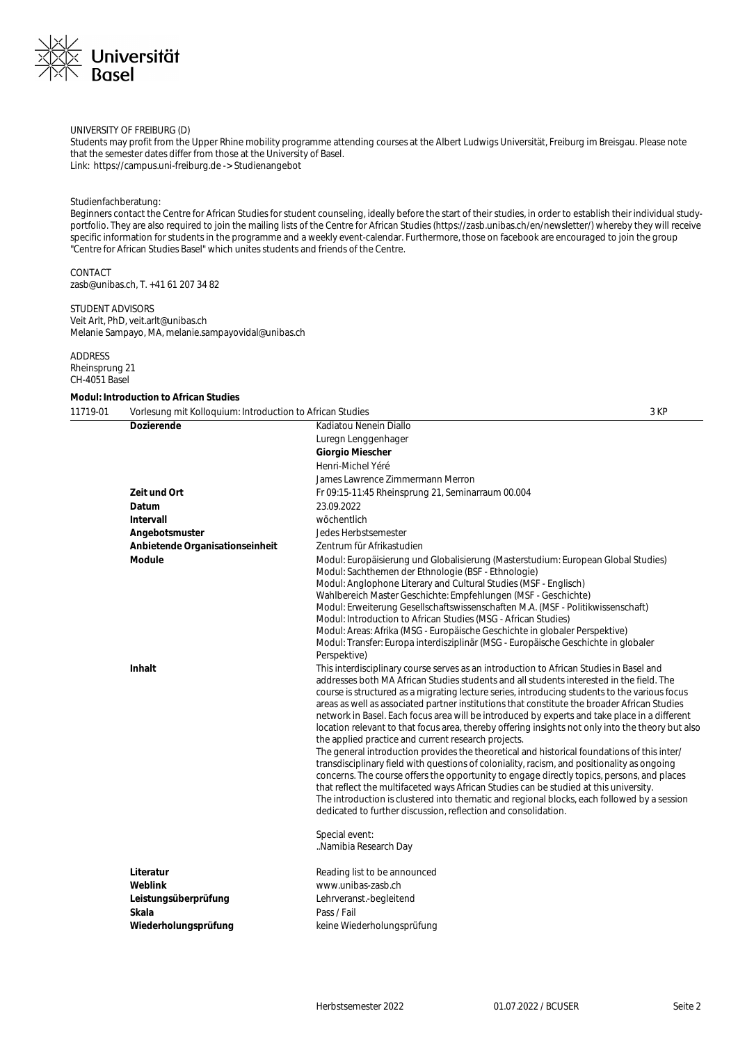UNIVERSITY OF FREIBURG (D)
Students may profit from the Upper Rhine mobility programme attending courses at the Albert Ludwigs Universität, Freiburg im Breisgau. Please note that the semester dates differ from those at the University of Basel.
Link: https://campus.uni-freiburg.de -> Studienangebot

Studienfachberatung:
Beginners contact the Centre for African Studies for student counseling, ideally before the start of their studies, in order to establish their individual study-portfolio. They are also required to join the mailing lists of the Centre for African Studies (https://zasb.unibas.ch/en/newsletter/) whereby they will receive specific information for students in the programme and a weekly event-calendar. Furthermore, those on facebook are encouraged to join the group "Centre for African Studies Basel" which unites students and friends of the Centre.

CONTACT
zasb@unibas.ch, T. +41 61 207 34 82

STUDENT ADVISORS
Veit Arlt, PhD, veit.arlt@unibas.ch
Melanie Sampayo, MA, melanie.sampayovidal@unibas.ch

ADDRESS
Rheinsprung 21
CH-4051 Basel

**Modul: Introduction to African Studies**

| 11719-01 | Vorlesung mit Kolloquium: Introduction to African Studies | 3 KP |
|---|---|---|

| | |
|---|---|
| **Dozierende** | Kadiatou Nenein Diallo<br>Luregn Lenggenhager<br>**Giorgio Miescher**<br>Henri-Michel Yéré<br>James Lawrence Zimmermann Merron |
| **Zeit und Ort** | Fr 09:15-11:45 Rheinsprung 21, Seminarraum 00.004 |
| **Datum** | 23.09.2022 |
| **Intervall** | wöchentlich |
| **Angebotsmuster** | Jedes Herbstsemester |
| **Anbietende Organisationseinheit** | Zentrum für Afrikastudien |
| **Module** | Modul: Europäisierung und Globalisierung (Masterstudium: European Global Studies)<br>Modul: Sachthemen der Ethnologie (BSF - Ethnologie)<br>Modul: Anglophone Literary and Cultural Studies (MSF - Englisch)<br>Wahlbereich Master Geschichte: Empfehlungen (MSF - Geschichte)<br>Modul: Erweiterung Gesellschaftswissenschaften M.A. (MSF - Politikwissenschaft)<br>Modul: Introduction to African Studies (MSG - African Studies)<br>Modul: Areas: Afrika (MSG - Europäische Geschichte in globaler Perspektive)<br>Modul: Transfer: Europa interdisziplinär (MSG - Europäische Geschichte in globaler Perspektive) |
| **Inhalt** | This interdisciplinary course serves as an introduction to African Studies in Basel and addresses both MA African Studies students and all students interested in the field. The course is structured as a migrating lecture series, introducing students to the various focus areas as well as associated partner institutions that constitute the broader African Studies network in Basel. Each focus area will be introduced by experts and take place in a different location relevant to that focus area, thereby offering insights not only into the theory but also the applied practice and current research projects.<br>The general introduction provides the theoretical and historical foundations of this inter/transdisciplinary field with questions of coloniality, racism, and positionality as ongoing concerns. The course offers the opportunity to engage directly topics, persons, and places that reflect the multifaceted ways African Studies can be studied at this university.<br>The introduction is clustered into thematic and regional blocks, each followed by a session dedicated to further discussion, reflection and consolidation.<br><br>Special event:<br>..Namibia Research Day |
| **Literatur** | Reading list to be announced |
| **Weblink** | www.unibas-zasb.ch |
| **Leistungsüberprüfung** | Lehrveranst.-begleitend |
| **Skala** | Pass / Fail |
| **Wiederholungsprüfung** | keine Wiederholungsprüfung |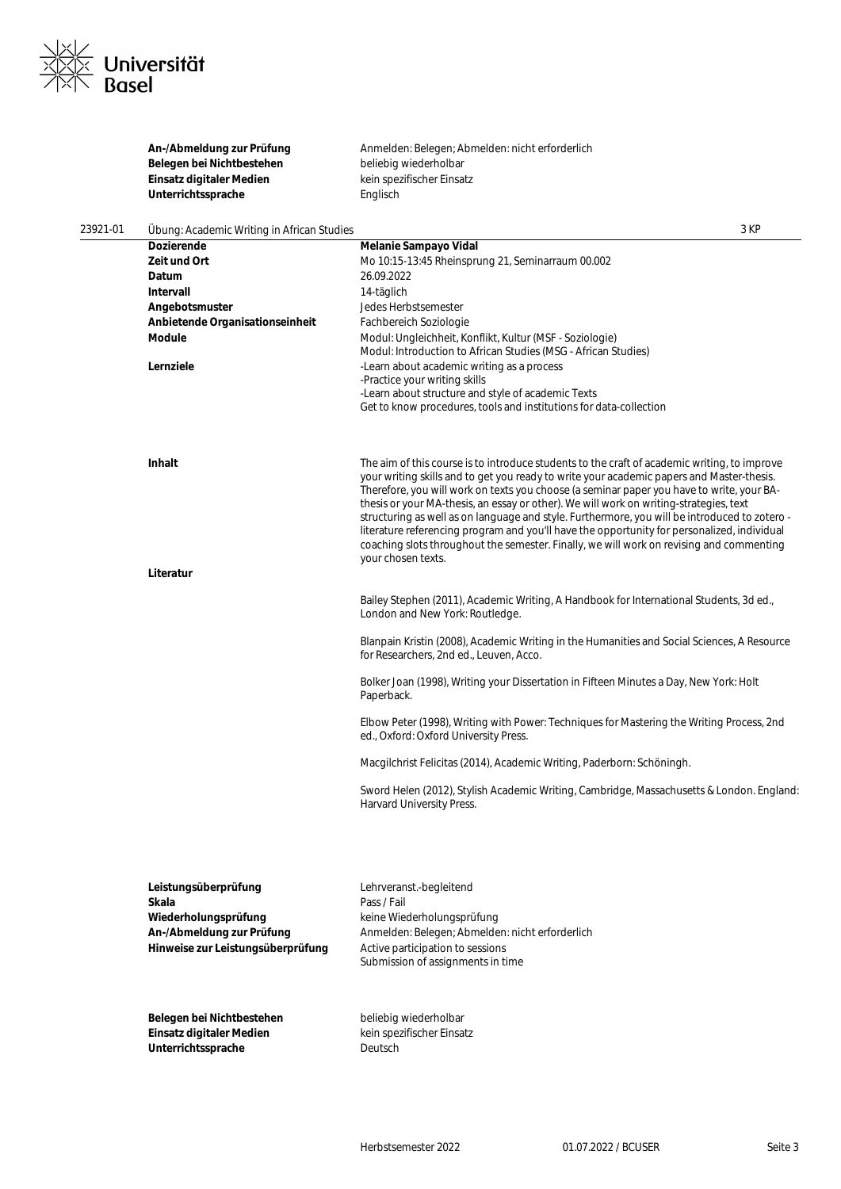| | |
|---|---|
| **An-/Abmeldung zur Prüfung** | Anmelden: Belegen; Abmelden: nicht erforderlich |
| **Belegen bei Nichtbestehen** | beliebig wiederholbar |
| **Einsatz digitaler Medien** | kein spezifischer Einsatz |
| **Unterrichtssprache** | Englisch |

## 23921-01 Übung: Academic Writing in African Studies — 3 KP

| | |
|---|---|
| **Dozierende** | **Melanie Sampayo Vidal** |
| **Zeit und Ort** | Mo 10:15-13:45 Rheinsprung 21, Seminarraum 00.002 |
| **Datum** | 26.09.2022 |
| **Intervall** | 14-täglich |
| **Angebotsmuster** | Jedes Herbstsemester |
| **Anbietende Organisationseinheit** | Fachbereich Soziologie |
| **Module** | Modul: Ungleichheit, Konflikt, Kultur (MSF - Soziologie)<br>Modul: Introduction to African Studies (MSG - African Studies) |
| **Lernziele** | -Learn about academic writing as a process<br>-Practice your writing skills<br>-Learn about structure and style of academic Texts<br>Get to know procedures, tools and institutions for data-collection |
| **Inhalt** | The aim of this course is to introduce students to the craft of academic writing, to improve your writing skills and to get you ready to write your academic papers and Master-thesis. Therefore, you will work on texts you choose (a seminar paper you have to write, your BA-thesis or your MA-thesis, an essay or other). We will work on writing-strategies, text structuring as well as on language and style. Furthermore, you will be introduced to zotero - literature referencing program and you'll have the opportunity for personalized, individual coaching slots throughout the semester. Finally, we will work on revising and commenting your chosen texts. |
| **Literatur** | Bailey Stephen (2011), Academic Writing, A Handbook for International Students, 3d ed., London and New York: Routledge.<br><br>Blanpain Kristin (2008), Academic Writing in the Humanities and Social Sciences, A Resource for Researchers, 2nd ed., Leuven, Acco.<br><br>Bolker Joan (1998), Writing your Dissertation in Fifteen Minutes a Day, New York: Holt Paperback.<br><br>Elbow Peter (1998), Writing with Power: Techniques for Mastering the Writing Process, 2nd ed., Oxford: Oxford University Press.<br><br>Macgilchrist Felicitas (2014), Academic Writing, Paderborn: Schöningh.<br><br>Sword Helen (2012), Stylish Academic Writing, Cambridge, Massachusetts & London. England: Harvard University Press. |
| **Leistungsüberprüfung** | Lehrveranst.-begleitend |
| **Skala** | Pass / Fail |
| **Wiederholungsprüfung** | keine Wiederholungsprüfung |
| **An-/Abmeldung zur Prüfung** | Anmelden: Belegen; Abmelden: nicht erforderlich |
| **Hinweise zur Leistungsüberprüfung** | Active participation to sessions<br>Submission of assignments in time |
| **Belegen bei Nichtbestehen** | beliebig wiederholbar |
| **Einsatz digitaler Medien** | kein spezifischer Einsatz |
| **Unterrichtssprache** | Deutsch |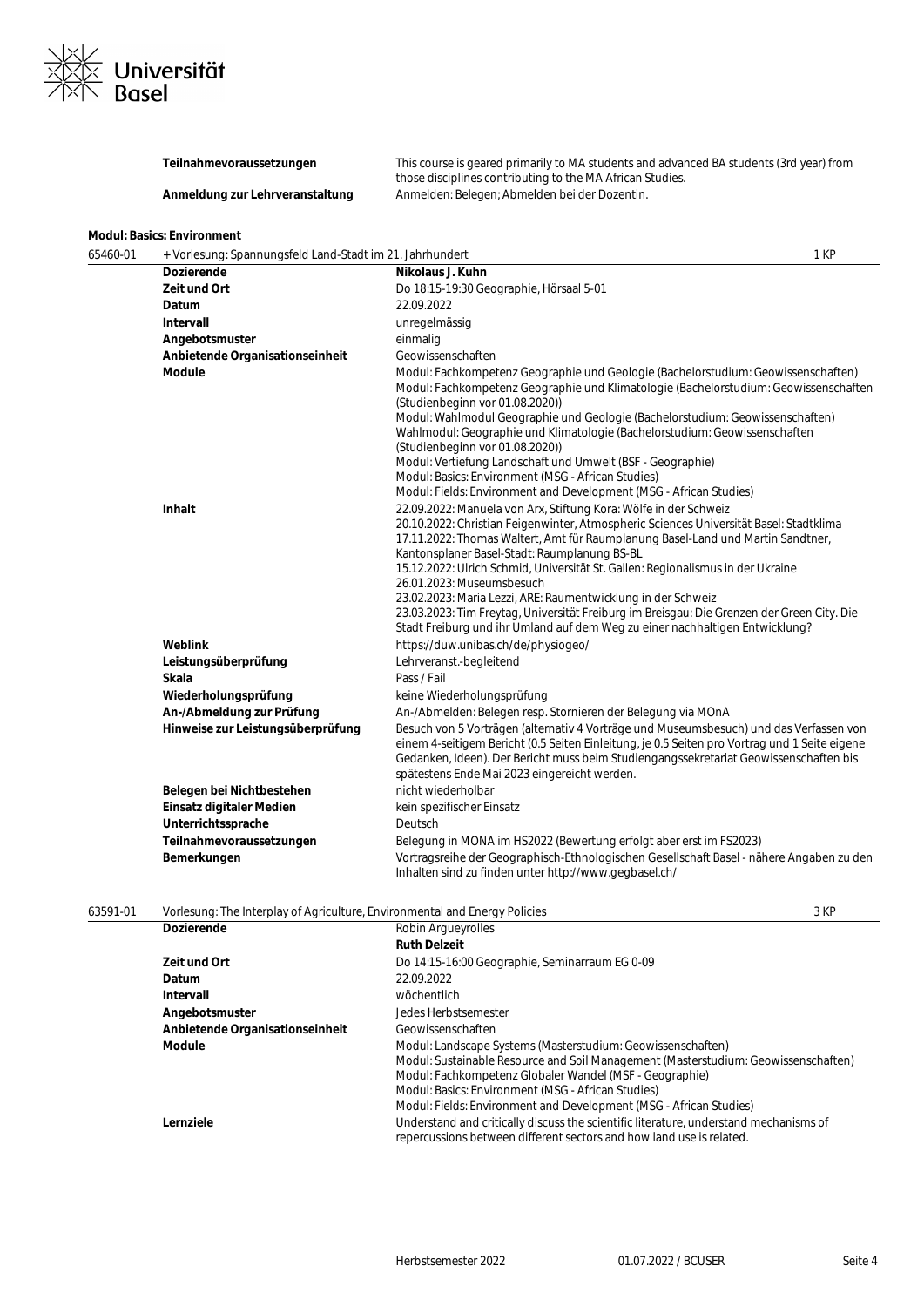| | |
|---|---|
| **Teilnahmevoraussetzungen** | This course is geared primarily to MA students and advanced BA students (3rd year) from those disciplines contributing to the MA African Studies. |
| **Anmeldung zur Lehrveranstaltung** | Anmelden: Belegen; Abmelden bei der Dozentin. |

**Modul: Basics: Environment**

**65460-01** + Vorlesung: Spannungsfeld Land-Stadt im 21. Jahrhundert — 1 KP

| | |
|---|---|
| **Dozierende** | Nikolaus J. Kuhn |
| **Zeit und Ort** | Do 18:15-19:30 Geographie, Hörsaal 5-01 |
| **Datum** | 22.09.2022 |
| **Intervall** | unregelmässig |
| **Angebotsmuster** | einmalig |
| **Anbietende Organisationseinheit** | Geowissenschaften |
| **Module** | Modul: Fachkompetenz Geographie und Geologie (Bachelorstudium: Geowissenschaften)<br>Modul: Fachkompetenz Geographie und Klimatologie (Bachelorstudium: Geowissenschaften (Studienbeginn vor 01.08.2020))<br>Modul: Wahlmodul Geographie und Geologie (Bachelorstudium: Geowissenschaften)<br>Wahlmodul: Geographie und Klimatologie (Bachelorstudium: Geowissenschaften (Studienbeginn vor 01.08.2020))<br>Modul: Vertiefung Landschaft und Umwelt (BSF - Geographie)<br>Modul: Basics: Environment (MSG - African Studies)<br>Modul: Fields: Environment and Development (MSG - African Studies) |
| **Inhalt** | 22.09.2022: Manuela von Arx, Stiftung Kora: Wölfe in der Schweiz<br>20.10.2022: Christian Feigenwinter, Atmospheric Sciences Universität Basel: Stadtklima<br>17.11.2022: Thomas Waltert, Amt für Raumplanung Basel-Land und Martin Sandtner, Kantonsplaner Basel-Stadt: Raumplanung BS-BL<br>15.12.2022: Ulrich Schmid, Universität St. Gallen: Regionalismus in der Ukraine<br>26.01.2023: Museumsbesuch<br>23.02.2023: Maria Lezzi, ARE: Raumentwicklung in der Schweiz<br>23.03.2023: Tim Freytag, Universität Freiburg im Breisgau: Die Grenzen der Green City. Die Stadt Freiburg und ihr Umland auf dem Weg zu einer nachhaltigen Entwicklung? |
| **Weblink** | https://duw.unibas.ch/de/physiogeo/ |
| **Leistungsüberprüfung** | Lehrveranst.-begleitend |
| **Skala** | Pass / Fail |
| **Wiederholungsprüfung** | keine Wiederholungsprüfung |
| **An-/Abmeldung zur Prüfung** | An-/Abmelden: Belegen resp. Stornieren der Belegung via MOnA |
| **Hinweise zur Leistungsüberprüfung** | Besuch von 5 Vorträgen (alternativ 4 Vorträge und Museumsbesuch) und das Verfassen von einem 4-seitigem Bericht (0.5 Seiten Einleitung, je 0.5 Seiten pro Vortrag und 1 Seite eigene Gedanken, Ideen). Der Bericht muss beim Studiengangssekretariat Geowissenschaften bis spätestens Ende Mai 2023 eingereicht werden. |
| **Belegen bei Nichtbestehen** | nicht wiederholbar |
| **Einsatz digitaler Medien** | kein spezifischer Einsatz |
| **Unterrichtssprache** | Deutsch |
| **Teilnahmevoraussetzungen** | Belegung in MONA im HS2022 (Bewertung erfolgt aber erst im FS2023) |
| **Bemerkungen** | Vortragsreihe der Geographisch-Ethnologischen Gesellschaft Basel - nähere Angaben zu den Inhalten sind zu finden unter http://www.gegbasel.ch/ |

**63591-01** Vorlesung: The Interplay of Agriculture, Environmental and Energy Policies — 3 KP

| | |
|---|---|
| **Dozierende** | Robin Argueyrolles<br>**Ruth Delzeit** |
| **Zeit und Ort** | Do 14:15-16:00 Geographie, Seminarraum EG 0-09 |
| **Datum** | 22.09.2022 |
| **Intervall** | wöchentlich |
| **Angebotsmuster** | Jedes Herbstsemester |
| **Anbietende Organisationseinheit** | Geowissenschaften |
| **Module** | Modul: Landscape Systems (Masterstudium: Geowissenschaften)<br>Modul: Sustainable Resource and Soil Management (Masterstudium: Geowissenschaften)<br>Modul: Fachkompetenz Globaler Wandel (MSF - Geographie)<br>Modul: Basics: Environment (MSG - African Studies)<br>Modul: Fields: Environment and Development (MSG - African Studies) |
| **Lernziele** | Understand and critically discuss the scientific literature, understand mechanisms of repercussions between different sectors and how land use is related. |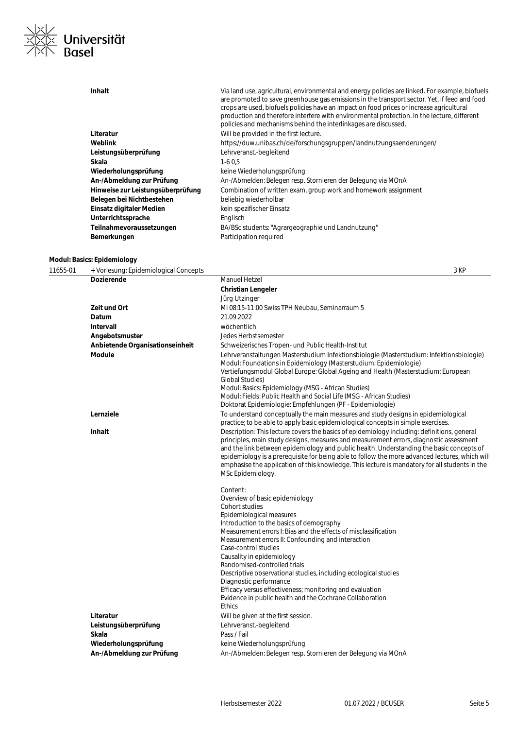| | |
|---|---|
| **Inhalt** | Via land use, agricultural, environmental and energy policies are linked. For example, biofuels are promoted to save greenhouse gas emissions in the transport sector. Yet, if feed and food crops are used, biofuels policies have an impact on food prices or increase agricultural production and therefore interfere with environmental protection. In the lecture, different policies and mechanisms behind the interlinkages are discussed. |
| **Literatur** | Will be provided in the first lecture. |
| **Weblink** | https://duw.unibas.ch/de/forschungsgruppen/landnutzungsaenderungen/ |
| **Leistungsüberprüfung** | Lehrveranst.-begleitend |
| **Skala** | 1-6 0,5 |
| **Wiederholungsprüfung** | keine Wiederholungsprüfung |
| **An-/Abmeldung zur Prüfung** | An-/Abmelden: Belegen resp. Stornieren der Belegung via MOnA |
| **Hinweise zur Leistungsüberprüfung** | Combination of written exam, group work and homework assignment |
| **Belegen bei Nichtbestehen** | beliebig wiederholbar |
| **Einsatz digitaler Medien** | kein spezifischer Einsatz |
| **Unterrichtssprache** | Englisch |
| **Teilnahmevoraussetzungen** | BA/BSc students: "Agrargeographie und Landnutzung" |
| **Bemerkungen** | Participation required |

### Modul: Basics: Epidemiology

**11655-01 + Vorlesung: Epidemiological Concepts** — 3 KP

| | |
|---|---|
| **Dozierende** | Manuel Hetzel<br>**Christian Lengeler**<br>Jürg Utzinger |
| **Zeit und Ort** | Mi 08:15-11:00 Swiss TPH Neubau, Seminarraum 5 |
| **Datum** | 21.09.2022 |
| **Intervall** | wöchentlich |
| **Angebotsmuster** | Jedes Herbstsemester |
| **Anbietende Organisationseinheit** | Schweizerisches Tropen- und Public Health-Institut |
| **Module** | Lehrveranstaltungen Masterstudium Infektionsbiologie (Masterstudium: Infektionsbiologie)<br>Modul: Foundations in Epidemiology (Masterstudium: Epidemiologie)<br>Vertiefungsmodul Global Europe: Global Ageing and Health (Masterstudium: European Global Studies)<br>Modul: Basics: Epidemiology (MSG - African Studies)<br>Modul: Fields: Public Health and Social Life (MSG - African Studies)<br>Doktorat Epidemiologie: Empfehlungen (PF - Epidemiologie) |
| **Lernziele** | To understand conceptually the main measures and study designs in epidemiological practice; to be able to apply basic epidemiological concepts in simple exercises. |
| **Inhalt** | Description: This lecture covers the basics of epidemiology including: definitions, general principles, main study designs, measures and measurement errors, diagnostic assessment and the link between epidemiology and public health. Understanding the basic concepts of epidemiology is a prerequisite for being able to follow the more advanced lectures, which will emphasise the application of this knowledge. This lecture is mandatory for all students in the MSc Epidemiology.<br><br>Content:<br>Overview of basic epidemiology<br>Cohort studies<br>Epidemiological measures<br>Introduction to the basics of demography<br>Measurement errors I: Bias and the effects of misclassification<br>Measurement errors II: Confounding and interaction<br>Case-control studies<br>Causality in epidemiology<br>Randomised-controlled trials<br>Descriptive observational studies, including ecological studies<br>Diagnostic performance<br>Efficacy versus effectiveness; monitoring and evaluation<br>Evidence in public health and the Cochrane Collaboration<br>Ethics |
| **Literatur** | Will be given at the first session. |
| **Leistungsüberprüfung** | Lehrveranst.-begleitend |
| **Skala** | Pass / Fail |
| **Wiederholungsprüfung** | keine Wiederholungsprüfung |
| **An-/Abmeldung zur Prüfung** | An-/Abmelden: Belegen resp. Stornieren der Belegung via MOnA |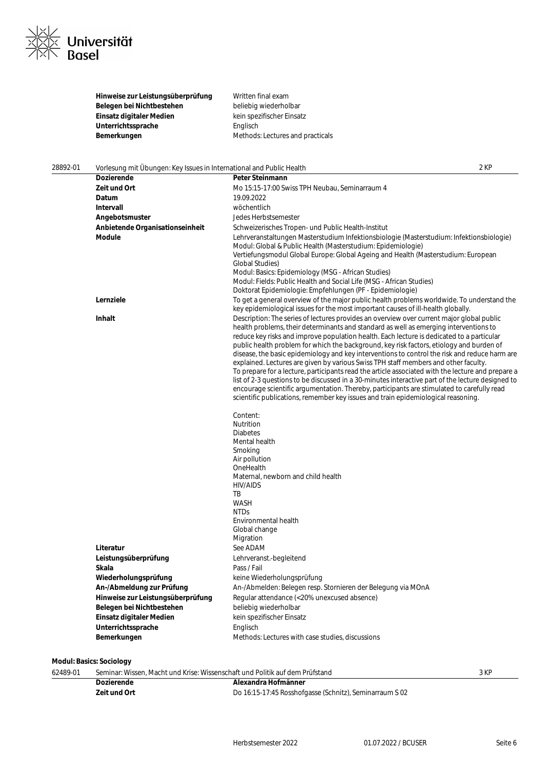| | |
|---|---|
| **Hinweise zur Leistungsüberprüfung** | Written final exam |
| **Belegen bei Nichtbestehen** | beliebig wiederholbar |
| **Einsatz digitaler Medien** | kein spezifischer Einsatz |
| **Unterrichtssprache** | Englisch |
| **Bemerkungen** | Methods: Lectures and practicals |

28892-01 Vorlesung mit Übungen: Key Issues in International and Public Health — 2 KP

| | |
|---|---|
| **Dozierende** | **Peter Steinmann** |
| **Zeit und Ort** | Mo 15:15-17:00 Swiss TPH Neubau, Seminarraum 4 |
| **Datum** | 19.09.2022 |
| **Intervall** | wöchentlich |
| **Angebotsmuster** | Jedes Herbstsemester |
| **Anbietende Organisationseinheit** | Schweizerisches Tropen- und Public Health-Institut |
| **Module** | Lehrveranstaltungen Masterstudium Infektionsbiologie (Masterstudium: Infektionsbiologie)<br>Modul: Global & Public Health (Masterstudium: Epidemiologie)<br>Vertiefungsmodul Global Europe: Global Ageing and Health (Masterstudium: European Global Studies)<br>Modul: Basics: Epidemiology (MSG - African Studies)<br>Modul: Fields: Public Health and Social Life (MSG - African Studies)<br>Doktorat Epidemiologie: Empfehlungen (PF - Epidemiologie) |
| **Lernziele** | To get a general overview of the major public health problems worldwide. To understand the key epidemiological issues for the most important causes of ill-health globally. |
| **Inhalt** | Description: The series of lectures provides an overview over current major global public health problems, their determinants and standard as well as emerging interventions to reduce key risks and improve population health. Each lecture is dedicated to a particular public health problem for which the background, key risk factors, etiology and burden of disease, the basic epidemiology and key interventions to control the risk and reduce harm are explained. Lectures are given by various Swiss TPH staff members and other faculty.<br>To prepare for a lecture, participants read the article associated with the lecture and prepare a list of 2-3 questions to be discussed in a 30-minutes interactive part of the lecture designed to encourage scientific argumentation. Thereby, participants are stimulated to carefully read scientific publications, remember key issues and train epidemiological reasoning.<br><br>Content:<br>Nutrition<br>Diabetes<br>Mental health<br>Smoking<br>Air pollution<br>OneHealth<br>Maternal, newborn and child health<br>HIV/AIDS<br>TB<br>WASH<br>NTDs<br>Environmental health<br>Global change<br>Migration |
| **Literatur** | See ADAM |
| **Leistungsüberprüfung** | Lehrveranst.-begleitend |
| **Skala** | Pass / Fail |
| **Wiederholungsprüfung** | keine Wiederholungsprüfung |
| **An-/Abmeldung zur Prüfung** | An-/Abmelden: Belegen resp. Stornieren der Belegung via MOnA |
| **Hinweise zur Leistungsüberprüfung** | Regular attendance (<20% unexcused absence) |
| **Belegen bei Nichtbestehen** | beliebig wiederholbar |
| **Einsatz digitaler Medien** | kein spezifischer Einsatz |
| **Unterrichtssprache** | Englisch |
| **Bemerkungen** | Methods: Lectures with case studies, discussions |

**Modul: Basics: Sociology**

62489-01 Seminar: Wissen, Macht und Krise: Wissenschaft und Politik auf dem Prüfstand — 3 KP

| | |
|---|---|
| **Dozierende** | **Alexandra Hofmänner** |
| **Zeit und Ort** | Do 16:15-17:45 Rosshofgasse (Schnitz), Seminarraum S 02 |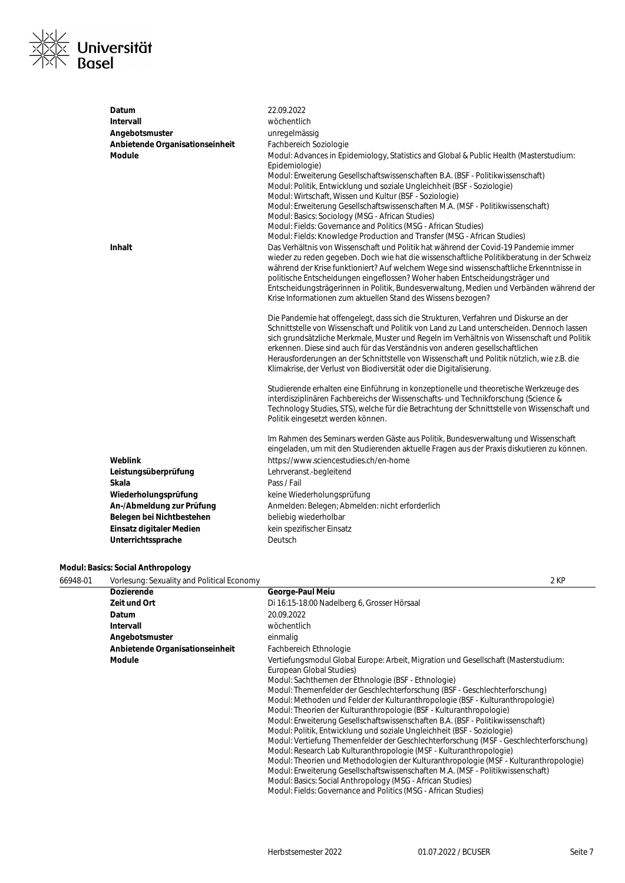| | |
|---|---|
| **Datum** | 22.09.2022 |
| **Intervall** | wöchentlich |
| **Angebotsmuster** | unregelmässig |
| **Anbietende Organisationseinheit** | Fachbereich Soziologie |
| **Module** | Modul: Advances in Epidemiology, Statistics and Global & Public Health (Masterstudium: Epidemiologie)<br>Modul: Erweiterung Gesellschaftswissenschaften B.A. (BSF - Politikwissenschaft)<br>Modul: Politik, Entwicklung und soziale Ungleichheit (BSF - Soziologie)<br>Modul: Wirtschaft, Wissen und Kultur (BSF - Soziologie)<br>Modul: Erweiterung Gesellschaftswissenschaften M.A. (MSF - Politikwissenschaft)<br>Modul: Basics: Sociology (MSG - African Studies)<br>Modul: Fields: Governance and Politics (MSG - African Studies)<br>Modul: Fields: Knowledge Production and Transfer (MSG - African Studies) |
| **Inhalt** | Das Verhältnis von Wissenschaft und Politik hat während der Covid-19 Pandemie immer wieder zu reden gegeben. Doch wie hat die wissenschaftliche Politikberatung in der Schweiz während der Krise funktioniert? Auf welchem Wege sind wissenschaftliche Erkenntnisse in politische Entscheidungen eingeflossen? Woher haben Entscheidungsträger und Entscheidungsträgerinnen in Politik, Bundesverwaltung, Medien und Verbänden während der Krise Informationen zum aktuellen Stand des Wissens bezogen?<br><br>Die Pandemie hat offengelegt, dass sich die Strukturen, Verfahren und Diskurse an der Schnittstelle von Wissenschaft und Politik von Land zu Land unterscheiden. Dennoch lassen sich grundsätzliche Merkmale, Muster und Regeln im Verhältnis von Wissenschaft und Politik erkennen. Diese sind auch für das Verständnis von anderen gesellschaftlichen Herausforderungen an der Schnittstelle von Wissenschaft und Politik nützlich, wie z.B. die Klimakrise, der Verlust von Biodiversität oder die Digitalisierung.<br><br>Studierende erhalten eine Einführung in konzeptionelle und theoretische Werkzeuge des interdisziplinären Fachbereichs der Wissenschafts- und Technikforschung (Science & Technology Studies, STS), welche für die Betrachtung der Schnittstelle von Wissenschaft und Politik eingesetzt werden können.<br><br>Im Rahmen des Seminars werden Gäste aus Politik, Bundesverwaltung und Wissenschaft eingeladen, um mit den Studierenden aktuelle Fragen aus der Praxis diskutieren zu können. |
| **Weblink** | https://www.sciencestudies.ch/en-home |
| **Leistungsüberprüfung** | Lehrveranst.-begleitend |
| **Skala** | Pass / Fail |
| **Wiederholungsprüfung** | keine Wiederholungsprüfung |
| **An-/Abmeldung zur Prüfung** | Anmelden: Belegen; Abmelden: nicht erforderlich |
| **Belegen bei Nichtbestehen** | beliebig wiederholbar |
| **Einsatz digitaler Medien** | kein spezifischer Einsatz |
| **Unterrichtssprache** | Deutsch |

**Modul: Basics: Social Anthropology**

66948-01 Vorlesung: Sexuality and Political Economy — 2 KP

| | |
|---|---|
| **Dozierende** | **George-Paul Meiu** |
| **Zeit und Ort** | Di 16:15-18:00 Nadelberg 6, Grosser Hörsaal |
| **Datum** | 20.09.2022 |
| **Intervall** | wöchentlich |
| **Angebotsmuster** | einmalig |
| **Anbietende Organisationseinheit** | Fachbereich Ethnologie |
| **Module** | Vertiefungsmodul Global Europe: Arbeit, Migration und Gesellschaft (Masterstudium: European Global Studies)<br>Modul: Sachthemen der Ethnologie (BSF - Ethnologie)<br>Modul: Themenfelder der Geschlechterforschung (BSF - Geschlechterforschung)<br>Modul: Methoden und Felder der Kulturanthropologie (BSF - Kulturanthropologie)<br>Modul: Theorien der Kulturanthropologie (BSF - Kulturanthropologie)<br>Modul: Erweiterung Gesellschaftswissenschaften B.A. (BSF - Politikwissenschaft)<br>Modul: Politik, Entwicklung und soziale Ungleichheit (BSF - Soziologie)<br>Modul: Vertiefung Themenfelder der Geschlechterforschung (MSF - Geschlechterforschung)<br>Modul: Research Lab Kulturanthropologie (MSF - Kulturanthropologie)<br>Modul: Theorien und Methodologien der Kulturanthropologie (MSF - Kulturanthropologie)<br>Modul: Erweiterung Gesellschaftswissenschaften M.A. (MSF - Politikwissenschaft)<br>Modul: Basics: Social Anthropology (MSG - African Studies)<br>Modul: Fields: Governance and Politics (MSG - African Studies) |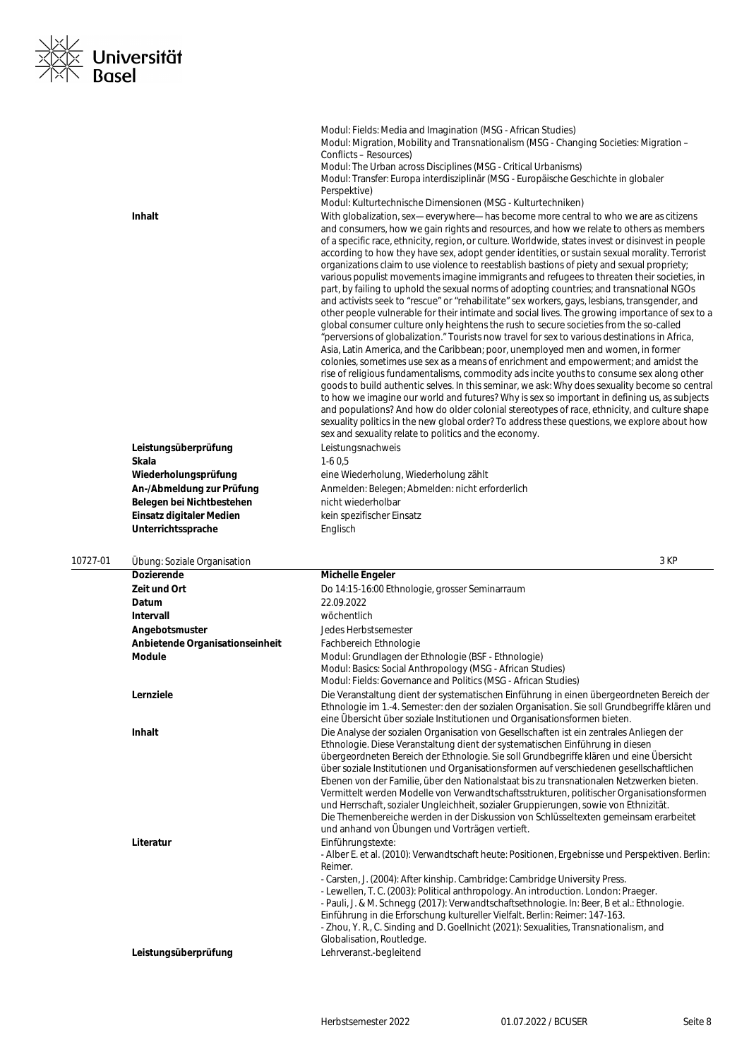| | |
|---|---|
| | Modul: Fields: Media and Imagination (MSG - African Studies)<br>Modul: Migration, Mobility and Transnationalism (MSG - Changing Societies: Migration – Conflicts – Resources)<br>Modul: The Urban across Disciplines (MSG - Critical Urbanisms)<br>Modul: Transfer: Europa interdisziplinär (MSG - Europäische Geschichte in globaler Perspektive)<br>Modul: Kulturtechnische Dimensionen (MSG - Kulturtechniken) |
| **Inhalt** | With globalization, sex— everywhere— has become more central to who we are as citizens and consumers, how we gain rights and resources, and how we relate to others as members of a specific race, ethnicity, region, or culture. Worldwide, states invest or disinvest in people according to how they have sex, adopt gender identities, or sustain sexual morality. Terrorist organizations claim to use violence to reestablish bastions of piety and sexual propriety; various populist movements imagine immigrants and refugees to threaten their societies, in part, by failing to uphold the sexual norms of adopting countries; and transnational NGOs and activists seek to "rescue" or "rehabilitate" sex workers, gays, lesbians, transgender, and other people vulnerable for their intimate and social lives. The growing importance of sex to a global consumer culture only heightens the rush to secure societies from the so-called "perversions of globalization." Tourists now travel for sex to various destinations in Africa, Asia, Latin America, and the Caribbean; poor, unemployed men and women, in former colonies, sometimes use sex as a means of enrichment and empowerment; and amidst the rise of religious fundamentalisms, commodity ads incite youths to consume sex along other goods to build authentic selves. In this seminar, we ask: Why does sexuality become so central to how we imagine our world and futures? Why is sex so important in defining us, as subjects and populations? And how do older colonial stereotypes of race, ethnicity, and culture shape sexuality politics in the new global order? To address these questions, we explore about how sex and sexuality relate to politics and the economy. |
| **Leistungsüberprüfung** | Leistungsnachweis |
| **Skala** | 1-6 0,5 |
| **Wiederholungsprüfung** | eine Wiederholung, Wiederholung zählt |
| **An-/Abmeldung zur Prüfung** | Anmelden: Belegen; Abmelden: nicht erforderlich |
| **Belegen bei Nichtbestehen** | nicht wiederholbar |
| **Einsatz digitaler Medien** | kein spezifischer Einsatz |
| **Unterrichtssprache** | Englisch |

## 10727-01 Übung: Soziale Organisation — 3 KP

| | |
|---|---|
| **Dozierende** | **Michelle Engeler** |
| **Zeit und Ort** | Do 14:15-16:00 Ethnologie, grosser Seminarraum |
| **Datum** | 22.09.2022 |
| **Intervall** | wöchentlich |
| **Angebotsmuster** | Jedes Herbstsemester |
| **Anbietende Organisationseinheit** | Fachbereich Ethnologie |
| **Module** | Modul: Grundlagen der Ethnologie (BSF - Ethnologie)<br>Modul: Basics: Social Anthropology (MSG - African Studies)<br>Modul: Fields: Governance and Politics (MSG - African Studies) |
| **Lernziele** | Die Veranstaltung dient der systematischen Einführung in einen übergeordneten Bereich der Ethnologie im 1.-4. Semester: den der sozialen Organisation. Sie soll Grundbegriffe klären und eine Übersicht über soziale Institutionen und Organisationsformen bieten. |
| **Inhalt** | Die Analyse der sozialen Organisation von Gesellschaften ist ein zentrales Anliegen der Ethnologie. Diese Veranstaltung dient der systematischen Einführung in diesen übergeordneten Bereich der Ethnologie. Sie soll Grundbegriffe klären und eine Übersicht über soziale Institutionen und Organisationsformen auf verschiedenen gesellschaftlichen Ebenen von der Familie, über den Nationalstaat bis zu transnationalen Netzwerken bieten. Vermittelt werden Modelle von Verwandtschaftsstrukturen, politischer Organisationsformen und Herrschaft, sozialer Ungleichheit, sozialer Gruppierungen, sowie von Ethnizität. Die Themenbereiche werden in der Diskussion von Schlüsseltexten gemeinsam erarbeitet und anhand von Übungen und Vorträgen vertieft. |
| **Literatur** | Einführungstexte:<br>- Alber E. et al. (2010): Verwandtschaft heute: Positionen, Ergebnisse und Perspektiven. Berlin: Reimer.<br>- Carsten, J. (2004): After kinship. Cambridge: Cambridge University Press.<br>- Lewellen, T. C. (2003): Political anthropology. An introduction. London: Praeger.<br>- Pauli, J. & M. Schnegg (2017): Verwandtschaftsethnologie. In: Beer, B et al.: Ethnologie. Einführung in die Erforschung kultureller Vielfalt. Berlin: Reimer: 147-163.<br>- Zhou, Y. R., C. Sinding and D. Goellnicht (2021): Sexualities, Transnationalism, and Globalisation, Routledge. |
| **Leistungsüberprüfung** | Lehrveranst.-begleitend |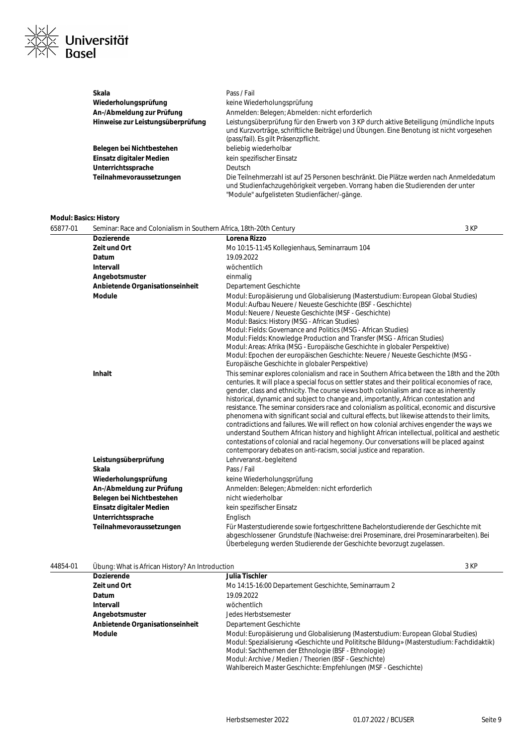| | |
|---|---|
| **Skala** | Pass / Fail |
| **Wiederholungsprüfung** | keine Wiederholungsprüfung |
| **An-/Abmeldung zur Prüfung** | Anmelden: Belegen; Abmelden: nicht erforderlich |
| **Hinweise zur Leistungsüberprüfung** | Leistungsüberprüfung für den Erwerb von 3 KP durch aktive Beteiligung (mündliche Inputs und Kurzvorträge, schriftliche Beiträge) und Übungen. Eine Benotung ist nicht vorgesehen (pass/fail). Es gilt Präsenzpflicht. |
| **Belegen bei Nichtbestehen** | beliebig wiederholbar |
| **Einsatz digitaler Medien** | kein spezifischer Einsatz |
| **Unterrichtssprache** | Deutsch |
| **Teilnahmevoraussetzungen** | Die Teilnehmerzahl ist auf 25 Personen beschränkt. Die Plätze werden nach Anmeldedatum und Studienfachzugehörigkeit vergeben. Vorrang haben die Studierenden der unter "Module" aufgelisteten Studienfächer/-gänge. |

**Modul: Basics: History**

65877-01 Seminar: Race and Colonialism in Southern Africa, 18th-20th Century — 3 KP

| | |
|---|---|
| **Dozierende** | **Lorena Rizzo** |
| **Zeit und Ort** | Mo 10:15-11:45 Kollegienhaus, Seminarraum 104 |
| **Datum** | 19.09.2022 |
| **Intervall** | wöchentlich |
| **Angebotsmuster** | einmalig |
| **Anbietende Organisationseinheit** | Departement Geschichte |
| **Module** | Modul: Europäisierung und Globalisierung (Masterstudium: European Global Studies)<br>Modul: Aufbau Neuere / Neueste Geschichte (BSF - Geschichte)<br>Modul: Neuere / Neueste Geschichte (MSF - Geschichte)<br>Modul: Basics: History (MSG - African Studies)<br>Modul: Fields: Governance and Politics (MSG - African Studies)<br>Modul: Fields: Knowledge Production and Transfer (MSG - African Studies)<br>Modul: Areas: Afrika (MSG - Europäische Geschichte in globaler Perspektive)<br>Modul: Epochen der europäischen Geschichte: Neuere / Neueste Geschichte (MSG - Europäische Geschichte in globaler Perspektive) |
| **Inhalt** | This seminar explores colonialism and race in Southern Africa between the 18th and the 20th centuries. It will place a special focus on settler states and their political economies of race, gender, class and ethnicity. The course views both colonialism and race as inherently historical, dynamic and subject to change and, importantly, African contestation and resistance. The seminar considers race and colonialism as political, economic and discursive phenomena with significant social and cultural effects, but likewise attends to their limits, contradictions and failures. We will reflect on how colonial archives engender the ways we understand Southern African history and highlight African intellectual, political and aesthetic contestations of colonial and racial hegemony. Our conversations will be placed against contemporary debates on anti-racism, social justice and reparation. |
| **Leistungsüberprüfung** | Lehrveranst.-begleitend |
| **Skala** | Pass / Fail |
| **Wiederholungsprüfung** | keine Wiederholungsprüfung |
| **An-/Abmeldung zur Prüfung** | Anmelden: Belegen; Abmelden: nicht erforderlich |
| **Belegen bei Nichtbestehen** | nicht wiederholbar |
| **Einsatz digitaler Medien** | kein spezifischer Einsatz |
| **Unterrichtssprache** | Englisch |
| **Teilnahmevoraussetzungen** | Für Masterstudierende sowie fortgeschrittene Bachelorstudierende der Geschichte mit abgeschlossener Grundstufe (Nachweise: drei Proseminare, drei Proseminararbeiten). Bei Überbelegung werden Studierende der Geschichte bevorzugt zugelassen. |

44854-01 Übung: What is African History? An Introduction — 3 KP

| | |
|---|---|
| **Dozierende** | **Julia Tischler** |
| **Zeit und Ort** | Mo 14:15-16:00 Departement Geschichte, Seminarraum 2 |
| **Datum** | 19.09.2022 |
| **Intervall** | wöchentlich |
| **Angebotsmuster** | Jedes Herbstsemester |
| **Anbietende Organisationseinheit** | Departement Geschichte |
| **Module** | Modul: Europäisierung und Globalisierung (Masterstudium: European Global Studies)<br>Modul: Spezialisierung «Geschichte und Polititsche Bildung» (Masterstudium: Fachdidaktik)<br>Modul: Sachthemen der Ethnologie (BSF - Ethnologie)<br>Modul: Archive / Medien / Theorien (BSF - Geschichte)<br>Wahlbereich Master Geschichte: Empfehlungen (MSF - Geschichte) |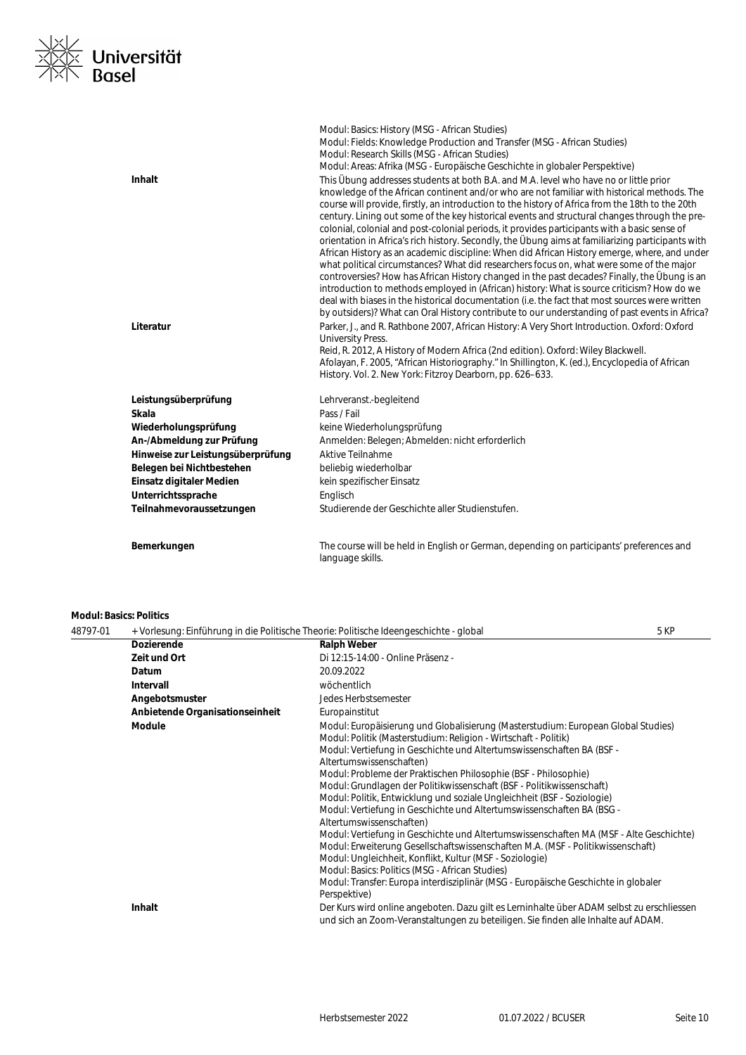| | |
|---|---|
| | Modul: Basics: History (MSG - African Studies)<br>Modul: Fields: Knowledge Production and Transfer (MSG - African Studies)<br>Modul: Research Skills (MSG - African Studies)<br>Modul: Areas: Afrika (MSG - Europäische Geschichte in globaler Perspektive) |
| **Inhalt** | This Übung addresses students at both B.A. and M.A. level who have no or little prior knowledge of the African continent and/or who are not familiar with historical methods. The course will provide, firstly, an introduction to the history of Africa from the 18th to the 20th century. Lining out some of the key historical events and structural changes through the pre-colonial, colonial and post-colonial periods, it provides participants with a basic sense of orientation in Africa's rich history. Secondly, the Übung aims at familiarizing participants with African History as an academic discipline: When did African History emerge, where, and under what political circumstances? What did researchers focus on, what were some of the major controversies? How has African History changed in the past decades? Finally, the Übung is an introduction to methods employed in (African) history: What is source criticism? How do we deal with biases in the historical documentation (i.e. the fact that most sources were written by outsiders)? What can Oral History contribute to our understanding of past events in Africa? |
| **Literatur** | Parker, J., and R. Rathbone 2007, African History: A Very Short Introduction. Oxford: Oxford University Press.<br>Reid, R. 2012, A History of Modern Africa (2nd edition). Oxford: Wiley Blackwell.<br>Afolayan, F. 2005, "African Historiography." In Shillington, K. (ed.), Encyclopedia of African History. Vol. 2. New York: Fitzroy Dearborn, pp. 626–633. |
| **Leistungsüberprüfung** | Lehrveranst.-begleitend |
| **Skala** | Pass / Fail |
| **Wiederholungsprüfung** | keine Wiederholungsprüfung |
| **An-/Abmeldung zur Prüfung** | Anmelden: Belegen; Abmelden: nicht erforderlich |
| **Hinweise zur Leistungsüberprüfung** | Aktive Teilnahme |
| **Belegen bei Nichtbestehen** | beliebig wiederholbar |
| **Einsatz digitaler Medien** | kein spezifischer Einsatz |
| **Unterrichtssprache** | Englisch |
| **Teilnahmevoraussetzungen** | Studierende der Geschichte aller Studienstufen. |
| **Bemerkungen** | The course will be held in English or German, depending on participants' preferences and language skills. |

**Modul: Basics: Politics**

48797-01 + Vorlesung: Einführung in die Politische Theorie: Politische Ideengeschichte - global — 5 KP

| | |
|---|---|
| **Dozierende** | **Ralph Weber** |
| **Zeit und Ort** | Di 12:15-14:00 - Online Präsenz - |
| **Datum** | 20.09.2022 |
| **Intervall** | wöchentlich |
| **Angebotsmuster** | Jedes Herbstsemester |
| **Anbietende Organisationseinheit** | Europainstitut |
| **Module** | Modul: Europäisierung und Globalisierung (Masterstudium: European Global Studies)<br>Modul: Politik (Masterstudium: Religion - Wirtschaft - Politik)<br>Modul: Vertiefung in Geschichte und Altertumswissenschaften BA (BSF - Altertumswissenschaften)<br>Modul: Probleme der Praktischen Philosophie (BSF - Philosophie)<br>Modul: Grundlagen der Politikwissenschaft (BSF - Politikwissenschaft)<br>Modul: Politik, Entwicklung und soziale Ungleichheit (BSF - Soziologie)<br>Modul: Vertiefung in Geschichte und Altertumswissenschaften BA (BSG - Altertumswissenschaften)<br>Modul: Vertiefung in Geschichte und Altertumswissenschaften MA (MSF - Alte Geschichte)<br>Modul: Erweiterung Gesellschaftswissenschaften M.A. (MSF - Politikwissenschaft)<br>Modul: Ungleichheit, Konflikt, Kultur (MSF - Soziologie)<br>Modul: Basics: Politics (MSG - African Studies)<br>Modul: Transfer: Europa interdisziplinär (MSG - Europäische Geschichte in globaler Perspektive) |
| **Inhalt** | Der Kurs wird online angeboten. Dazu gilt es Lerninhalte über ADAM selbst zu erschliessen und sich an Zoom-Veranstaltungen zu beteiligen. Sie finden alle Inhalte auf ADAM. |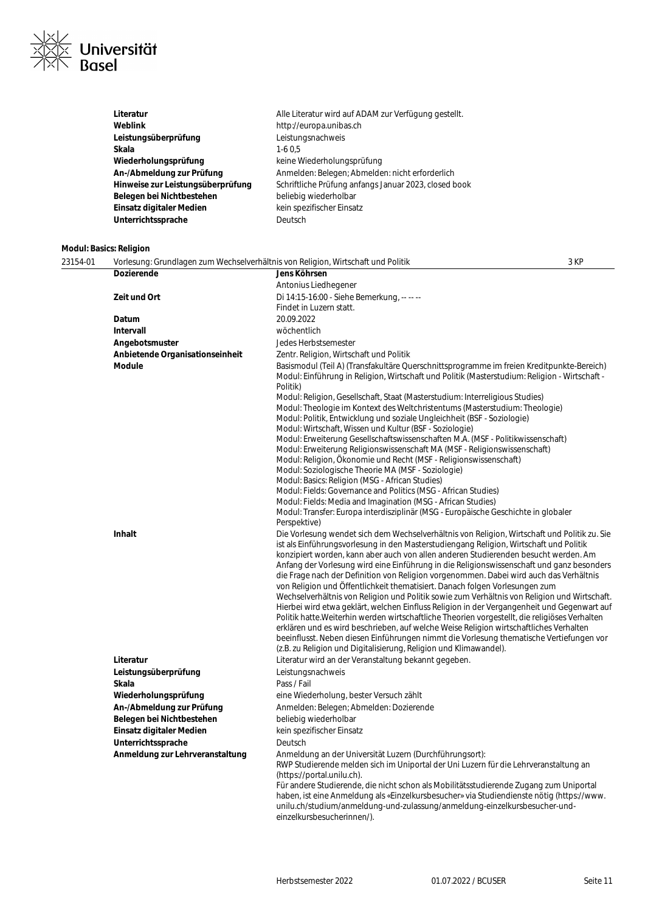| | |
|---|---|
| **Literatur** | Alle Literatur wird auf ADAM zur Verfügung gestellt. |
| **Weblink** | http://europa.unibas.ch |
| **Leistungsüberprüfung** | Leistungsnachweis |
| **Skala** | 1-6 0,5 |
| **Wiederholungsprüfung** | keine Wiederholungsprüfung |
| **An-/Abmeldung zur Prüfung** | Anmelden: Belegen; Abmelden: nicht erforderlich |
| **Hinweise zur Leistungsüberprüfung** | Schriftliche Prüfung anfangs Januar 2023, closed book |
| **Belegen bei Nichtbestehen** | beliebig wiederholbar |
| **Einsatz digitaler Medien** | kein spezifischer Einsatz |
| **Unterrichtssprache** | Deutsch |

### Modul: Basics: Religion

**23154-01** Vorlesung: Grundlagen zum Wechselverhältnis von Religion, Wirtschaft und Politik — 3 KP

| | |
|---|---|
| **Dozierende** | **Jens Köhrsen**<br>Antonius Liedhegener |
| **Zeit und Ort** | Di 14:15-16:00 - Siehe Bemerkung, -- -- --<br>Findet in Luzern statt. |
| **Datum** | 20.09.2022 |
| **Intervall** | wöchentlich |
| **Angebotsmuster** | Jedes Herbstsemester |
| **Anbietende Organisationseinheit** | Zentr. Religion, Wirtschaft und Politik |
| **Module** | Basismodul (Teil A) (Transfakultäre Querschnittsprogramme im freien Kreditpunkte-Bereich)<br>Modul: Einführung in Religion, Wirtschaft und Politik (Masterstudium: Religion - Wirtschaft - Politik)<br>Modul: Religion, Gesellschaft, Staat (Masterstudium: Interreligious Studies)<br>Modul: Theologie im Kontext des Weltchristentums (Masterstudium: Theologie)<br>Modul: Politik, Entwicklung und soziale Ungleichheit (BSF - Soziologie)<br>Modul: Wirtschaft, Wissen und Kultur (BSF - Soziologie)<br>Modul: Erweiterung Gesellschaftswissenschaften M.A. (MSF - Politikwissenschaft)<br>Modul: Erweiterung Religionswissenschaft MA (MSF - Religionswissenschaft)<br>Modul: Religion, Ökonomie und Recht (MSF - Religionswissenschaft)<br>Modul: Soziologische Theorie MA (MSF - Soziologie)<br>Modul: Basics: Religion (MSG - African Studies)<br>Modul: Fields: Governance and Politics (MSG - African Studies)<br>Modul: Fields: Media and Imagination (MSG - African Studies)<br>Modul: Transfer: Europa interdisziplinär (MSG - Europäische Geschichte in globaler Perspektive) |
| **Inhalt** | Die Vorlesung wendet sich dem Wechselverhältnis von Religion, Wirtschaft und Politik zu. Sie ist als Einführungsvorlesung in den Masterstudiengang Religion, Wirtschaft und Politik konzipiert worden, kann aber auch von allen anderen Studierenden besucht werden. Am Anfang der Vorlesung wird eine Einführung in die Religionswissenschaft und ganz besonders die Frage nach der Definition von Religion vorgenommen. Dabei wird auch das Verhältnis von Religion und Öffentlichkeit thematisiert. Danach folgen Vorlesungen zum Wechselverhältnis von Religion und Politik sowie zum Verhältnis von Religion und Wirtschaft. Hierbei wird etwa geklärt, welchen Einfluss Religion in der Vergangenheit und Gegenwart auf Politik hatte.Weiterhin werden wirtschaftliche Theorien vorgestellt, die religiöses Verhalten erklären und es wird beschrieben, auf welche Weise Religion wirtschaftliches Verhalten beeinflusst. Neben diesen Einführungen nimmt die Vorlesung thematische Vertiefungen vor (z.B. zu Religion und Digitalisierung, Religion und Klimawandel). |
| **Literatur** | Literatur wird an der Veranstaltung bekannt gegeben. |
| **Leistungsüberprüfung** | Leistungsnachweis |
| **Skala** | Pass / Fail |
| **Wiederholungsprüfung** | eine Wiederholung, bester Versuch zählt |
| **An-/Abmeldung zur Prüfung** | Anmelden: Belegen; Abmelden: Dozierende |
| **Belegen bei Nichtbestehen** | beliebig wiederholbar |
| **Einsatz digitaler Medien** | kein spezifischer Einsatz |
| **Unterrichtssprache** | Deutsch |
| **Anmeldung zur Lehrveranstaltung** | Anmeldung an der Universität Luzern (Durchführungsort):<br>RWP Studierende melden sich im Uniportal der Uni Luzern für die Lehrveranstaltung an (https://portal.unilu.ch).<br>Für andere Studierende, die nicht schon als Mobilitätsstudierende Zugang zum Uniportal haben, ist eine Anmeldung als «Einzelkursbesucher» via Studiendienste nötig (https://www.unilu.ch/studium/anmeldung-und-zulassung/anmeldung-einzelkursbesucher-und-einzelkursbesucherinnen/). |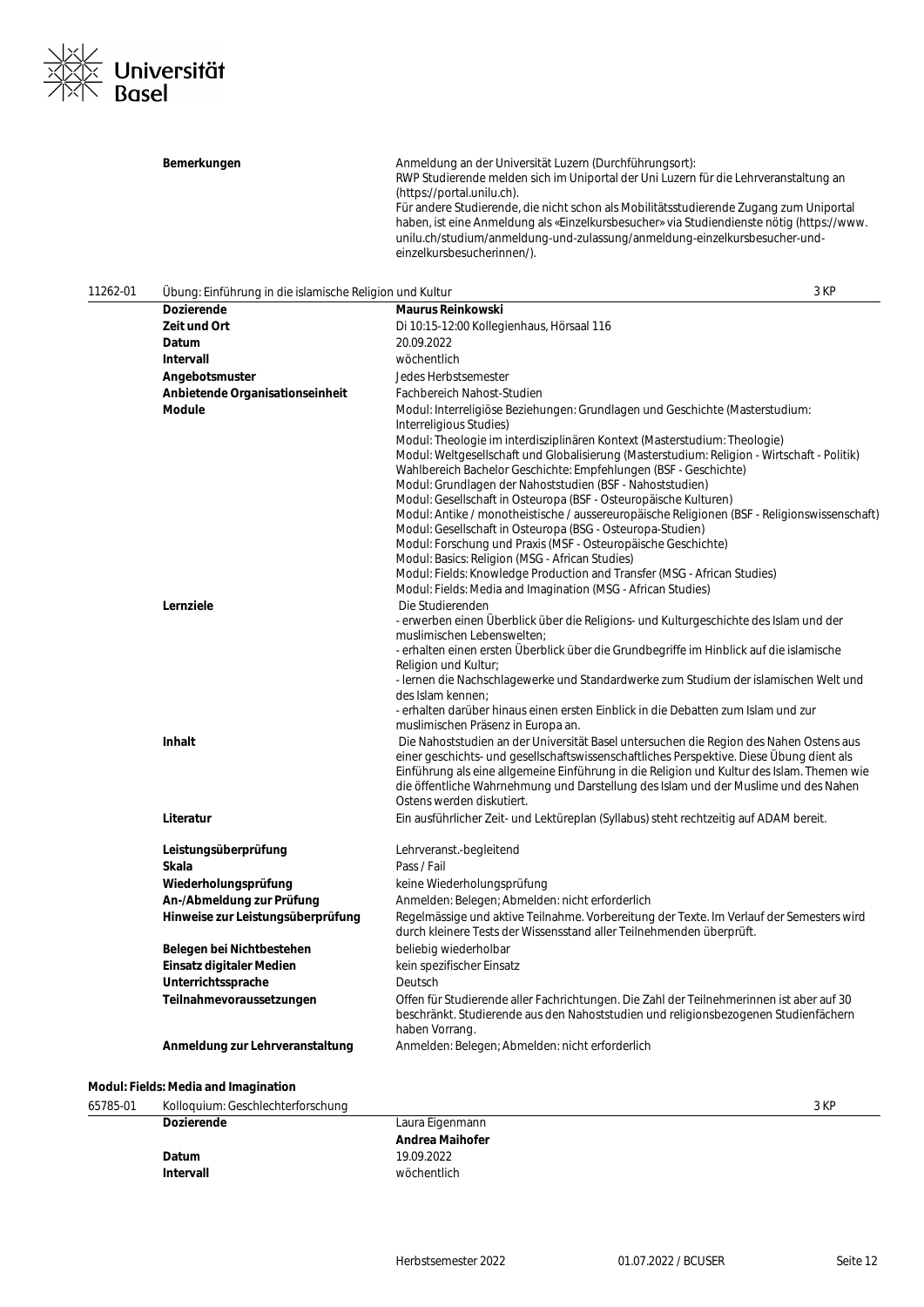| | |
|---|---|
| **Bemerkungen** | Anmeldung an der Universität Luzern (Durchführungsort): RWP Studierende melden sich im Uniportal der Uni Luzern für die Lehrveranstaltung an (https://portal.unilu.ch). Für andere Studierende, die nicht schon als Mobilitätsstudierende Zugang zum Uniportal haben, ist eine Anmeldung als «Einzelkursbesucher» via Studiendienste nötig (https://www.unilu.ch/studium/anmeldung-und-zulassung/anmeldung-einzelkursbesucher-und-einzelkursbesucherinnen/). |

## 11262-01 Übung: Einführung in die islamische Religion und Kultur — 3 KP

| | |
|---|---|
| **Dozierende** | **Maurus Reinkowski** |
| **Zeit und Ort** | Di 10:15-12:00 Kollegienhaus, Hörsaal 116 |
| **Datum** | 20.09.2022 |
| **Intervall** | wöchentlich |
| **Angebotsmuster** | Jedes Herbstsemester |
| **Anbietende Organisationseinheit** | Fachbereich Nahost-Studien |
| **Module** | Modul: Interreligiöse Beziehungen: Grundlagen und Geschichte (Masterstudium: Interreligious Studies)<br>Modul: Theologie im interdisziplinären Kontext (Masterstudium: Theologie)<br>Modul: Weltgesellschaft und Globalisierung (Masterstudium: Religion - Wirtschaft - Politik)<br>Wahlbereich Bachelor Geschichte: Empfehlungen (BSF - Geschichte)<br>Modul: Grundlagen der Nahoststudien (BSF - Nahoststudien)<br>Modul: Gesellschaft in Osteuropa (BSF - Osteuropäische Kulturen)<br>Modul: Antike / monotheistische / aussereuropäische Religionen (BSF - Religionswissenschaft)<br>Modul: Gesellschaft in Osteuropa (BSG - Osteuropa-Studien)<br>Modul: Forschung und Praxis (MSF - Osteuropäische Geschichte)<br>Modul: Basics: Religion (MSG - African Studies)<br>Modul: Fields: Knowledge Production and Transfer (MSG - African Studies)<br>Modul: Fields: Media and Imagination (MSG - African Studies) |
| **Lernziele** | Die Studierenden<br>- erwerben einen Überblick über die Religions- und Kulturgeschichte des Islam und der muslimischen Lebenswelten;<br>- erhalten einen ersten Überblick über die Grundbegriffe im Hinblick auf die islamische Religion und Kultur;<br>- lernen die Nachschlagewerke und Standardwerke zum Studium der islamischen Welt und des Islam kennen;<br>- erhalten darüber hinaus einen ersten Einblick in die Debatten zum Islam und zur muslimischen Präsenz in Europa an. |
| **Inhalt** | Die Nahoststudien an der Universität Basel untersuchen die Region des Nahen Ostens aus einer geschichts- und gesellschaftswissenschaftliches Perspektive. Diese Übung dient als Einführung als eine allgemeine Einführung in die Religion und Kultur des Islam. Themen wie die öffentliche Wahrnehmung und Darstellung des Islam und der Muslime und des Nahen Ostens werden diskutiert. |
| **Literatur** | Ein ausführlicher Zeit- und Lektüreplan (Syllabus) steht rechtzeitig auf ADAM bereit. |
| **Leistungsüberprüfung** | Lehrveranst.-begleitend |
| **Skala** | Pass / Fail |
| **Wiederholungsprüfung** | keine Wiederholungsprüfung |
| **An-/Abmeldung zur Prüfung** | Anmelden: Belegen; Abmelden: nicht erforderlich |
| **Hinweise zur Leistungsüberprüfung** | Regelmässige und aktive Teilnahme. Vorbereitung der Texte. Im Verlauf der Semesters wird durch kleinere Tests der Wissensstand aller Teilnehmenden überprüft. |
| **Belegen bei Nichtbestehen** | beliebig wiederholbar |
| **Einsatz digitaler Medien** | kein spezifischer Einsatz |
| **Unterrichtssprache** | Deutsch |
| **Teilnahmevoraussetzungen** | Offen für Studierende aller Fachrichtungen. Die Zahl der Teilnehmerinnen ist aber auf 30 beschränkt. Studierende aus den Nahoststudien und religionsbezogenen Studienfächern haben Vorrang. |
| **Anmeldung zur Lehrveranstaltung** | Anmelden: Belegen; Abmelden: nicht erforderlich |

### Modul: Fields: Media and Imagination

## 65785-01 Kolloquium: Geschlechterforschung — 3 KP

| | |
|---|---|
| **Dozierende** | Laura Eigenmann<br>**Andrea Maihofer** |
| **Datum** | 19.09.2022 |
| **Intervall** | wöchentlich |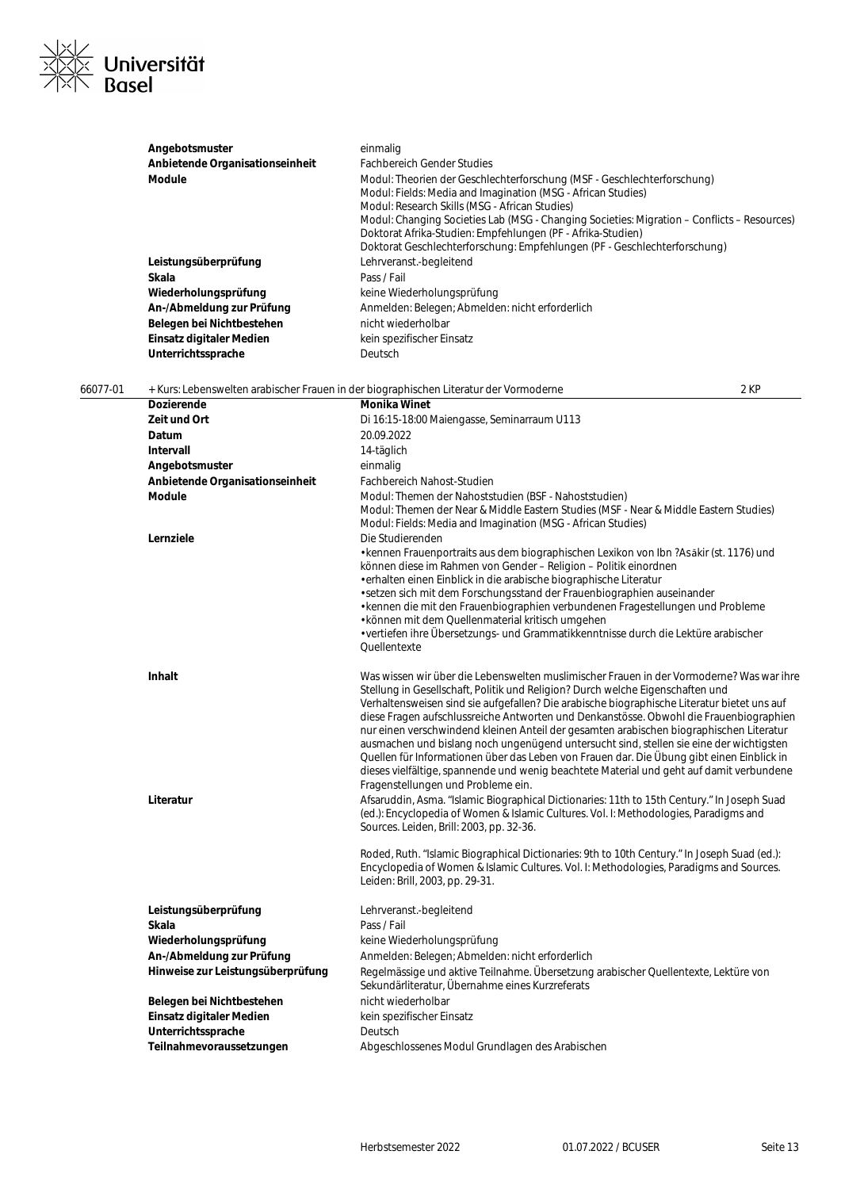| | |
|---|---|
| **Angebotsmuster** | einmalig |
| **Anbietende Organisationseinheit** | Fachbereich Gender Studies |
| **Module** | Modul: Theorien der Geschlechterforschung (MSF - Geschlechterforschung)<br>Modul: Fields: Media and Imagination (MSG - African Studies)<br>Modul: Research Skills (MSG - African Studies)<br>Modul: Changing Societies Lab (MSG - Changing Societies: Migration – Conflicts – Resources)<br>Doktorat Afrika-Studien: Empfehlungen (PF - Afrika-Studien)<br>Doktorat Geschlechterforschung: Empfehlungen (PF - Geschlechterforschung) |
| **Leistungsüberprüfung** | Lehrveranst.-begleitend |
| **Skala** | Pass / Fail |
| **Wiederholungsprüfung** | keine Wiederholungsprüfung |
| **An-/Abmeldung zur Prüfung** | Anmelden: Belegen; Abmelden: nicht erforderlich |
| **Belegen bei Nichtbestehen** | nicht wiederholbar |
| **Einsatz digitaler Medien** | kein spezifischer Einsatz |
| **Unterrichtssprache** | Deutsch |

## 66077-01 + Kurs: Lebenswelten arabischer Frauen in der biographischen Literatur der Vormoderne — 2 KP

| | |
|---|---|
| **Dozierende** | **Monika Winet** |
| **Zeit und Ort** | Di 16:15-18:00 Maiengasse, Seminarraum U113 |
| **Datum** | 20.09.2022 |
| **Intervall** | 14-täglich |
| **Angebotsmuster** | einmalig |
| **Anbietende Organisationseinheit** | Fachbereich Nahost-Studien |
| **Module** | Modul: Themen der Nahoststudien (BSF - Nahoststudien)<br>Modul: Themen der Near & Middle Eastern Studies (MSF - Near & Middle Eastern Studies)<br>Modul: Fields: Media and Imagination (MSG - African Studies) |
| **Lernziele** | Die Studierenden<br>• kennen Frauenportraits aus dem biographischen Lexikon von Ibn ?Asākir (st. 1176) und können diese im Rahmen von Gender – Religion – Politik einordnen<br>• erhalten einen Einblick in die arabische biographische Literatur<br>• setzen sich mit dem Forschungsstand der Frauenbiographien auseinander<br>• kennen die mit den Frauenbiographien verbundenen Fragestellungen und Probleme<br>• können mit dem Quellenmaterial kritisch umgehen<br>• vertiefen ihre Übersetzungs- und Grammatikkenntnisse durch die Lektüre arabischer Quellentexte |
| **Inhalt** | Was wissen wir über die Lebenswelten muslimischer Frauen in der Vormoderne? Was war ihre Stellung in Gesellschaft, Politik und Religion? Durch welche Eigenschaften und Verhaltensweisen sind sie aufgefallen? Die arabische biographische Literatur bietet uns auf diese Fragen aufschlussreiche Antworten und Denkanstösse. Obwohl die Frauenbiographien nur einen verschwindend kleinen Anteil der gesamten arabischen biographischen Literatur ausmachen und bislang noch ungenügend untersucht sind, stellen sie eine der wichtigsten Quellen für Informationen über das Leben von Frauen dar. Die Übung gibt einen Einblick in dieses vielfältige, spannende und wenig beachtete Material und geht auf damit verbundene Fragenstellungen und Probleme ein. |
| **Literatur** | Afsaruddin, Asma. "Islamic Biographical Dictionaries: 11th to 15th Century." In Joseph Suad (ed.): Encyclopedia of Women & Islamic Cultures. Vol. I: Methodologies, Paradigms and Sources. Leiden, Brill: 2003, pp. 32-36.<br><br>Roded, Ruth. "Islamic Biographical Dictionaries: 9th to 10th Century." In Joseph Suad (ed.): Encyclopedia of Women & Islamic Cultures. Vol. I: Methodologies, Paradigms and Sources. Leiden: Brill, 2003, pp. 29-31. |
| **Leistungsüberprüfung** | Lehrveranst.-begleitend |
| **Skala** | Pass / Fail |
| **Wiederholungsprüfung** | keine Wiederholungsprüfung |
| **An-/Abmeldung zur Prüfung** | Anmelden: Belegen; Abmelden: nicht erforderlich |
| **Hinweise zur Leistungsüberprüfung** | Regelmässige und aktive Teilnahme. Übersetzung arabischer Quellentexte, Lektüre von Sekundärliteratur, Übernahme eines Kurzreferats |
| **Belegen bei Nichtbestehen** | nicht wiederholbar |
| **Einsatz digitaler Medien** | kein spezifischer Einsatz |
| **Unterrichtssprache** | Deutsch |
| **Teilnahmevoraussetzungen** | Abgeschlossenes Modul Grundlagen des Arabischen |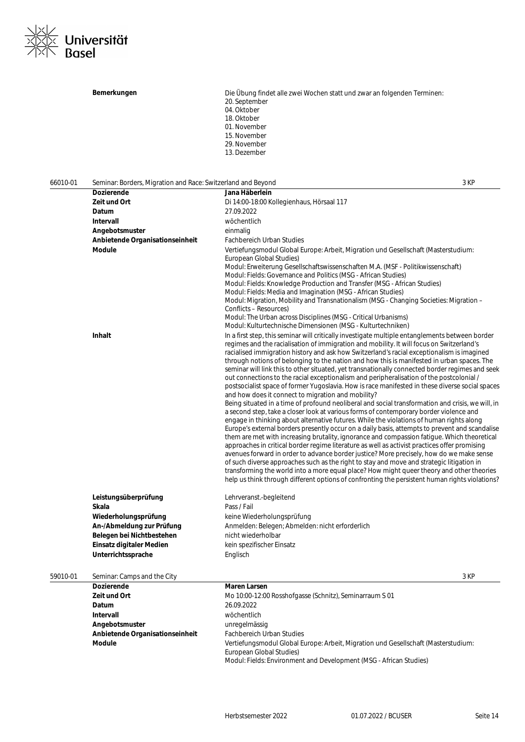**Bemerkungen**

Die Übung findet alle zwei Wochen statt und zwar an folgenden Terminen:
20. September
04. Oktober
18. Oktober
01. November
15. November
29. November
13. Dezember

### 66010-01 Seminar: Borders, Migration and Race: Switzerland and Beyond — 3 KP

| | |
|---|---|
| **Dozierende** | **Jana Häberlein** |
| **Zeit und Ort** | Di 14:00-18:00 Kollegienhaus, Hörsaal 117 |
| **Datum** | 27.09.2022 |
| **Intervall** | wöchentlich |
| **Angebotsmuster** | einmalig |
| **Anbietende Organisationseinheit** | Fachbereich Urban Studies |
| **Module** | Vertiefungsmodul Global Europe: Arbeit, Migration und Gesellschaft (Masterstudium: European Global Studies)<br>Modul: Erweiterung Gesellschaftswissenschaften M.A. (MSF - Politikwissenschaft)<br>Modul: Fields: Governance and Politics (MSG - African Studies)<br>Modul: Fields: Knowledge Production and Transfer (MSG - African Studies)<br>Modul: Fields: Media and Imagination (MSG - African Studies)<br>Modul: Migration, Mobility and Transnationalism (MSG - Changing Societies: Migration – Conflicts – Resources)<br>Modul: The Urban across Disciplines (MSG - Critical Urbanisms)<br>Modul: Kulturtechnische Dimensionen (MSG - Kulturtechniken) |
| **Inhalt** | In a first step, this seminar will critically investigate multiple entanglements between border regimes and the racialisation of immigration and mobility. It will focus on Switzerland's racialised immigration history and ask how Switzerland's racial exceptionalism is imagined through notions of belonging to the nation and how this is manifested in urban spaces. The seminar will link this to other situated, yet transnationally connected border regimes and seek out connections to the racial exceptionalism and peripheralisation of the postcolonial / postsocialist space of former Yugoslavia. How is race manifested in these diverse social spaces and how does it connect to migration and mobility?<br>Being situated in a time of profound neoliberal and social transformation and crisis, we will, in a second step, take a closer look at various forms of contemporary border violence and engage in thinking about alternative futures. While the violations of human rights along Europe's external borders presently occur on a daily basis, attempts to prevent and scandalise them are met with increasing brutality, ignorance and compassion fatigue. Which theoretical approaches in critical border regime literature as well as activist practices offer promising avenues forward in order to advance border justice? More precisely, how do we make sense of such diverse approaches such as the right to stay and move and strategic litigation in transforming the world into a more equal place? How might queer theory and other theories help us think through different options of confronting the persistent human rights violations? |
| **Leistungsüberprüfung** | Lehrveranst.-begleitend |
| **Skala** | Pass / Fail |
| **Wiederholungsprüfung** | keine Wiederholungsprüfung |
| **An-/Abmeldung zur Prüfung** | Anmelden: Belegen; Abmelden: nicht erforderlich |
| **Belegen bei Nichtbestehen** | nicht wiederholbar |
| **Einsatz digitaler Medien** | kein spezifischer Einsatz |
| **Unterrichtssprache** | Englisch |

### 59010-01 Seminar: Camps and the City — 3 KP

| | |
|---|---|
| **Dozierende** | **Maren Larsen** |
| **Zeit und Ort** | Mo 10:00-12:00 Rosshofgasse (Schnitz), Seminarraum S 01 |
| **Datum** | 26.09.2022 |
| **Intervall** | wöchentlich |
| **Angebotsmuster** | unregelmässig |
| **Anbietende Organisationseinheit** | Fachbereich Urban Studies |
| **Module** | Vertiefungsmodul Global Europe: Arbeit, Migration und Gesellschaft (Masterstudium: European Global Studies)<br>Modul: Fields: Environment and Development (MSG - African Studies) |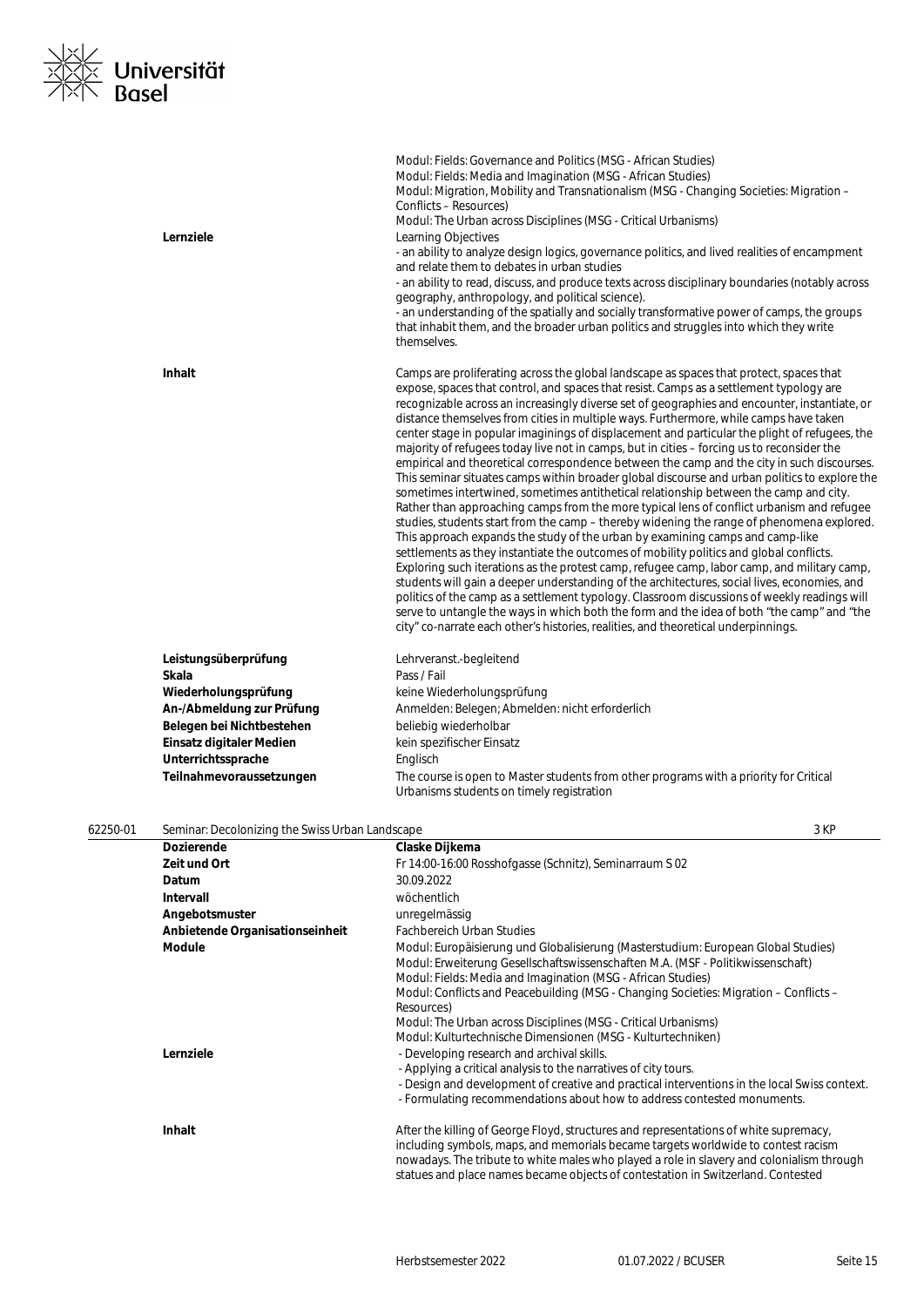| | |
|---|---|
| | Modul: Fields: Governance and Politics (MSG - African Studies)<br>Modul: Fields: Media and Imagination (MSG - African Studies)<br>Modul: Migration, Mobility and Transnationalism (MSG - Changing Societies: Migration – Conflicts – Resources)<br>Modul: The Urban across Disciplines (MSG - Critical Urbanisms) |
| **Lernziele** | Learning Objectives<br>- an ability to analyze design logics, governance politics, and lived realities of encampment and relate them to debates in urban studies<br>- an ability to read, discuss, and produce texts across disciplinary boundaries (notably across geography, anthropology, and political science).<br>- an understanding of the spatially and socially transformative power of camps, the groups that inhabit them, and the broader urban politics and struggles into which they write themselves. |
| **Inhalt** | Camps are proliferating across the global landscape as spaces that protect, spaces that expose, spaces that control, and spaces that resist. Camps as a settlement typology are recognizable across an increasingly diverse set of geographies and encounter, instantiate, or distance themselves from cities in multiple ways. Furthermore, while camps have taken center stage in popular imaginings of displacement and particular the plight of refugees, the majority of refugees today live not in camps, but in cities – forcing us to reconsider the empirical and theoretical correspondence between the camp and the city in such discourses. This seminar situates camps within broader global discourse and urban politics to explore the sometimes intertwined, sometimes antithetical relationship between the camp and city. Rather than approaching camps from the more typical lens of conflict urbanism and refugee studies, students start from the camp – thereby widening the range of phenomena explored. This approach expands the study of the urban by examining camps and camp-like settlements as they instantiate the outcomes of mobility politics and global conflicts. Exploring such iterations as the protest camp, refugee camp, labor camp, and military camp, students will gain a deeper understanding of the architectures, social lives, economies, and politics of the camp as a settlement typology. Classroom discussions of weekly readings will serve to untangle the ways in which both the form and the idea of both "the camp" and "the city" co-narrate each other's histories, realities, and theoretical underpinnings. |
| **Leistungsüberprüfung** | Lehrveranst.-begleitend |
| **Skala** | Pass / Fail |
| **Wiederholungsprüfung** | keine Wiederholungsprüfung |
| **An-/Abmeldung zur Prüfung** | Anmelden: Belegen; Abmelden: nicht erforderlich |
| **Belegen bei Nichtbestehen** | beliebig wiederholbar |
| **Einsatz digitaler Medien** | kein spezifischer Einsatz |
| **Unterrichtssprache** | Englisch |
| **Teilnahmevoraussetzungen** | The course is open to Master students from other programs with a priority for Critical Urbanisms students on timely registration |

## 62250-01 Seminar: Decolonizing the Swiss Urban Landscape — 3 KP

| | |
|---|---|
| **Dozierende** | **Claske Dijkema** |
| **Zeit und Ort** | Fr 14:00-16:00 Rosshofgasse (Schnitz), Seminarraum S 02 |
| **Datum** | 30.09.2022 |
| **Intervall** | wöchentlich |
| **Angebotsmuster** | unregelmässig |
| **Anbietende Organisationseinheit** | Fachbereich Urban Studies |
| **Module** | Modul: Europäisierung und Globalisierung (Masterstudium: European Global Studies)<br>Modul: Erweiterung Gesellschaftswissenschaften M.A. (MSF - Politikwissenschaft)<br>Modul: Fields: Media and Imagination (MSG - African Studies)<br>Modul: Conflicts and Peacebuilding (MSG - Changing Societies: Migration – Conflicts – Resources)<br>Modul: The Urban across Disciplines (MSG - Critical Urbanisms)<br>Modul: Kulturtechnische Dimensionen (MSG - Kulturtechniken) |
| **Lernziele** | - Developing research and archival skills.<br>- Applying a critical analysis to the narratives of city tours.<br>- Design and development of creative and practical interventions in the local Swiss context.<br>- Formulating recommendations about how to address contested monuments. |
| **Inhalt** | After the killing of George Floyd, structures and representations of white supremacy, including symbols, maps, and memorials became targets worldwide to contest racism nowadays. The tribute to white males who played a role in slavery and colonialism through statues and place names became objects of contestation in Switzerland. Contested |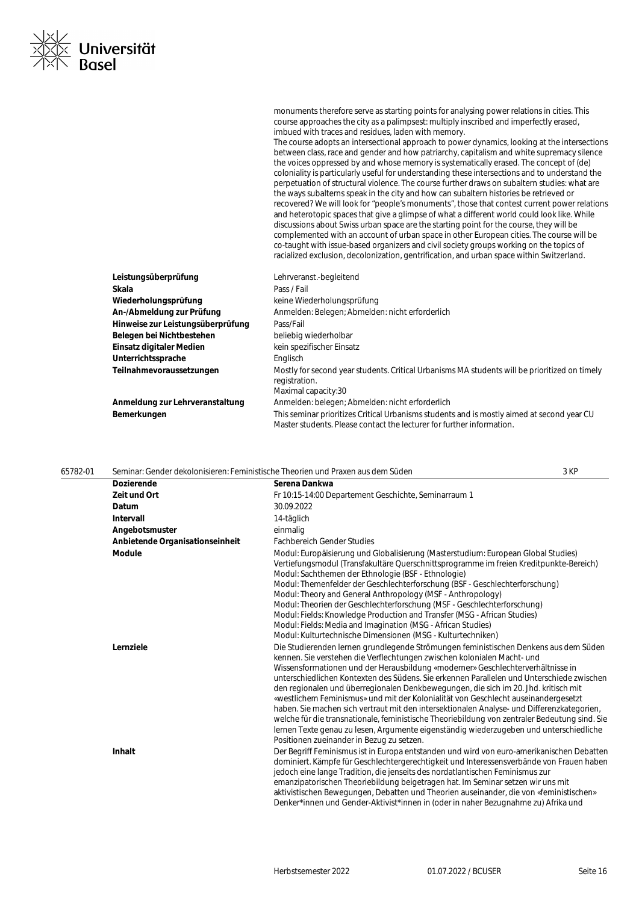monuments therefore serve as starting points for analysing power relations in cities. This course approaches the city as a palimpsest: multiply inscribed and imperfectly erased, imbued with traces and residues, laden with memory.
The course adopts an intersectional approach to power dynamics, looking at the intersections between class, race and gender and how patriarchy, capitalism and white supremacy silence the voices oppressed by and whose memory is systematically erased. The concept of (de) coloniality is particularly useful for understanding these intersections and to understand the perpetuation of structural violence. The course further draws on subaltern studies: what are the ways subalterns speak in the city and how can subaltern histories be retrieved or recovered? We will look for "people's monuments", those that contest current power relations and heterotopic spaces that give a glimpse of what a different world could look like. While discussions about Swiss urban space are the starting point for the course, they will be complemented with an account of urban space in other European cities. The course will be co-taught with issue-based organizers and civil society groups working on the topics of racialized exclusion, decolonization, gentrification, and urban space within Switzerland.

| | |
|---|---|
| **Leistungsüberprüfung** | Lehrveranst.-begleitend |
| **Skala** | Pass / Fail |
| **Wiederholungsprüfung** | keine Wiederholungsprüfung |
| **An-/Abmeldung zur Prüfung** | Anmelden: Belegen; Abmelden: nicht erforderlich |
| **Hinweise zur Leistungsüberprüfung** | Pass/Fail |
| **Belegen bei Nichtbestehen** | beliebig wiederholbar |
| **Einsatz digitaler Medien** | kein spezifischer Einsatz |
| **Unterrichtssprache** | Englisch |
| **Teilnahmevoraussetzungen** | Mostly for second year students. Critical Urbanisms MA students will be prioritized on timely registration.<br>Maximal capacity:30 |
| **Anmeldung zur Lehrveranstaltung** | Anmelden: belegen; Abmelden: nicht erforderlich |
| **Bemerkungen** | This seminar prioritizes Critical Urbanisms students and is mostly aimed at second year CU Master students. Please contact the lecturer for further information. |

## 65782-01 Seminar: Gender dekolonisieren: Feministische Theorien und Praxen aus dem Süden — 3 KP

| | |
|---|---|
| **Dozierende** | **Serena Dankwa** |
| **Zeit und Ort** | Fr 10:15-14:00 Departement Geschichte, Seminarraum 1 |
| **Datum** | 30.09.2022 |
| **Intervall** | 14-täglich |
| **Angebotsmuster** | einmalig |
| **Anbietende Organisationseinheit** | Fachbereich Gender Studies |
| **Module** | Modul: Europäisierung und Globalisierung (Masterstudium: European Global Studies)<br>Vertiefungsmodul (Transfakultäre Querschnittsprogramme im freien Kreditpunkte-Bereich)<br>Modul: Sachthemen der Ethnologie (BSF - Ethnologie)<br>Modul: Themenfelder der Geschlechterforschung (BSF - Geschlechterforschung)<br>Modul: Theory and General Anthropology (MSF - Anthropology)<br>Modul: Theorien der Geschlechterforschung (MSF - Geschlechterforschung)<br>Modul: Fields: Knowledge Production and Transfer (MSG - African Studies)<br>Modul: Fields: Media and Imagination (MSG - African Studies)<br>Modul: Kulturtechnische Dimensionen (MSG - Kulturtechniken) |
| **Lernziele** | Die Studierenden lernen grundlegende Strömungen feministischen Denkens aus dem Süden kennen. Sie verstehen die Verflechtungen zwischen kolonialen Macht- und Wissensformationen und der Herausbildung «moderner» Geschlechterverhältnisse in unterschiedlichen Kontexten des Südens. Sie erkennen Parallelen und Unterschiede zwischen den regionalen und überregionalen Denkbewegungen, die sich im 20. Jhd. kritisch mit «westlichem Feminismus» und mit der Kolonialität von Geschlecht auseinandergesetzt haben. Sie machen sich vertraut mit den intersektionalen Analyse- und Differenzkategorien, welche für die transnationale, feministische Theoriebildung von zentraler Bedeutung sind. Sie lernen Texte genau zu lesen, Argumente eigenständig wiederzugeben und unterschiedliche Positionen zueinander in Bezug zu setzen. |
| **Inhalt** | Der Begriff Feminismus ist in Europa entstanden und wird von euro-amerikanischen Debatten dominiert. Kämpfe für Geschlechtergerechtigkeit und Interessensverbände von Frauen haben jedoch eine lange Tradition, die jenseits des nordatlantischen Feminismus zur emanzipatorischen Theoriebildung beigetragen hat. Im Seminar setzen wir uns mit aktivistischen Bewegungen, Debatten und Theorien auseinander, die von «feministischen» Denker*innen und Gender-Aktivist*innen in (oder in naher Bezugnahme zu) Afrika und |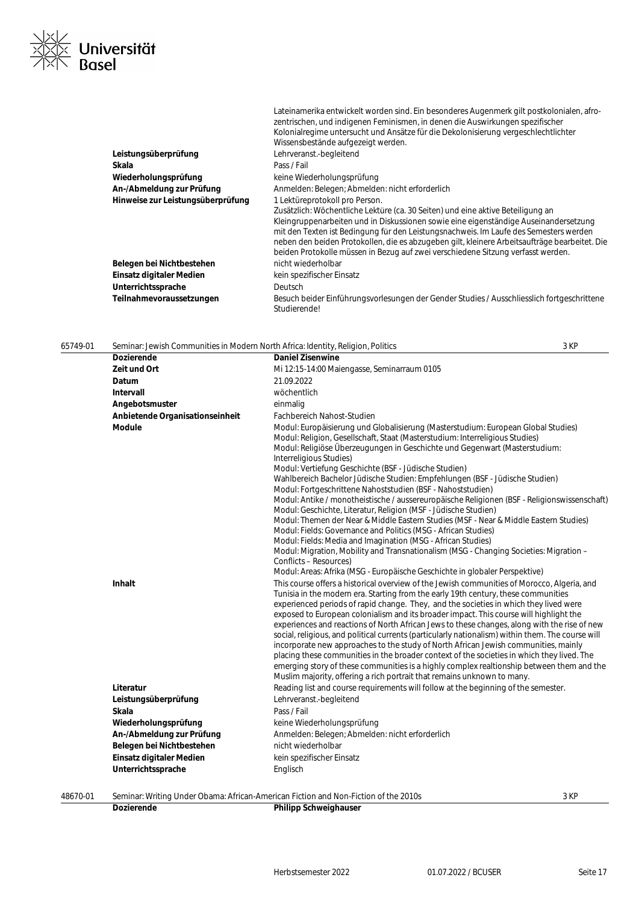| | |
|---|---|
| | Lateinamerika entwickelt worden sind. Ein besonderes Augenmerk gilt postkolonialen, afro-zentrischen, und indigenen Feminismen, in denen die Auswirkungen spezifischer Kolonialregime untersucht und Ansätze für die Dekolonisierung vergeschlechtlichter Wissensbestände aufgezeigt werden. |
| **Leistungsüberprüfung** | Lehrveranst.-begleitend |
| **Skala** | Pass / Fail |
| **Wiederholungsprüfung** | keine Wiederholungsprüfung |
| **An-/Abmeldung zur Prüfung** | Anmelden: Belegen; Abmelden: nicht erforderlich |
| **Hinweise zur Leistungsüberprüfung** | 1 Lektüreprotokoll pro Person. Zusätzlich: Wöchentliche Lektüre (ca. 30 Seiten) und eine aktive Beteiligung an Kleingruppenarbeiten und in Diskussionen sowie eine eigenständige Auseinandersetzung mit den Texten ist Bedingung für den Leistungsnachweis. Im Laufe des Semesters werden neben den beiden Protokollen, die es abzugeben gilt, kleinere Arbeitsaufträge bearbeitet. Die beiden Protokolle müssen in Bezug auf zwei verschiedene Sitzung verfasst werden. |
| **Belegen bei Nichtbestehen** | nicht wiederholbar |
| **Einsatz digitaler Medien** | kein spezifischer Einsatz |
| **Unterrichtssprache** | Deutsch |
| **Teilnahmevoraussetzungen** | Besuch beider Einführungsvorlesungen der Gender Studies / Ausschliesslich fortgeschrittene Studierende! |

## 65749-01 Seminar: Jewish Communities in Modern North Africa: Identity, Religion, Politics — 3 KP

| | |
|---|---|
| **Dozierende** | **Daniel Zisenwine** |
| **Zeit und Ort** | Mi 12:15-14:00 Maiengasse, Seminarraum 0105 |
| **Datum** | 21.09.2022 |
| **Intervall** | wöchentlich |
| **Angebotsmuster** | einmalig |
| **Anbietende Organisationseinheit** | Fachbereich Nahost-Studien |
| **Module** | Modul: Europäisierung und Globalisierung (Masterstudium: European Global Studies)<br>Modul: Religion, Gesellschaft, Staat (Masterstudium: Interreligious Studies)<br>Modul: Religiöse Überzeugungen in Geschichte und Gegenwart (Masterstudium: Interreligious Studies)<br>Modul: Vertiefung Geschichte (BSF - Jüdische Studien)<br>Wahlbereich Bachelor Jüdische Studien: Empfehlungen (BSF - Jüdische Studien)<br>Modul: Fortgeschrittene Nahoststudien (BSF - Nahoststudien)<br>Modul: Antike / monotheistische / aussereuropäische Religionen (BSF - Religionswissenschaft)<br>Modul: Geschichte, Literatur, Religion (MSF - Jüdische Studien)<br>Modul: Themen der Near & Middle Eastern Studies (MSF - Near & Middle Eastern Studies)<br>Modul: Fields: Governance and Politics (MSG - African Studies)<br>Modul: Fields: Media and Imagination (MSG - African Studies)<br>Modul: Migration, Mobility and Transnationalism (MSG - Changing Societies: Migration – Conflicts – Resources)<br>Modul: Areas: Afrika (MSG - Europäische Geschichte in globaler Perspektive) |
| **Inhalt** | This course offers a historical overview of the Jewish communities of Morocco, Algeria, and Tunisia in the modern era. Starting from the early 19th century, these communities experienced periods of rapid change. They, and the societies in which they lived were exposed to European colonialism and its broader impact. This course will highlight the experiences and reactions of North African Jews to these changes, along with the rise of new social, religious, and political currents (particularly nationalism) within them. The course will incorporate new approaches to the study of North African Jewish communities, mainly placing these communities in the broader context of the societies in which they lived. The emerging story of these communities is a highly complex realtionship between them and the Muslim majority, offering a rich portrait that remains unknown to many. |
| **Literatur** | Reading list and course requirements will follow at the beginning of the semester. |
| **Leistungsüberprüfung** | Lehrveranst.-begleitend |
| **Skala** | Pass / Fail |
| **Wiederholungsprüfung** | keine Wiederholungsprüfung |
| **An-/Abmeldung zur Prüfung** | Anmelden: Belegen; Abmelden: nicht erforderlich |
| **Belegen bei Nichtbestehen** | nicht wiederholbar |
| **Einsatz digitaler Medien** | kein spezifischer Einsatz |
| **Unterrichtssprache** | Englisch |

## 48670-01 Seminar: Writing Under Obama: African-American Fiction and Non-Fiction of the 2010s — 3 KP

| | |
|---|---|
| **Dozierende** | **Philipp Schweighauser** |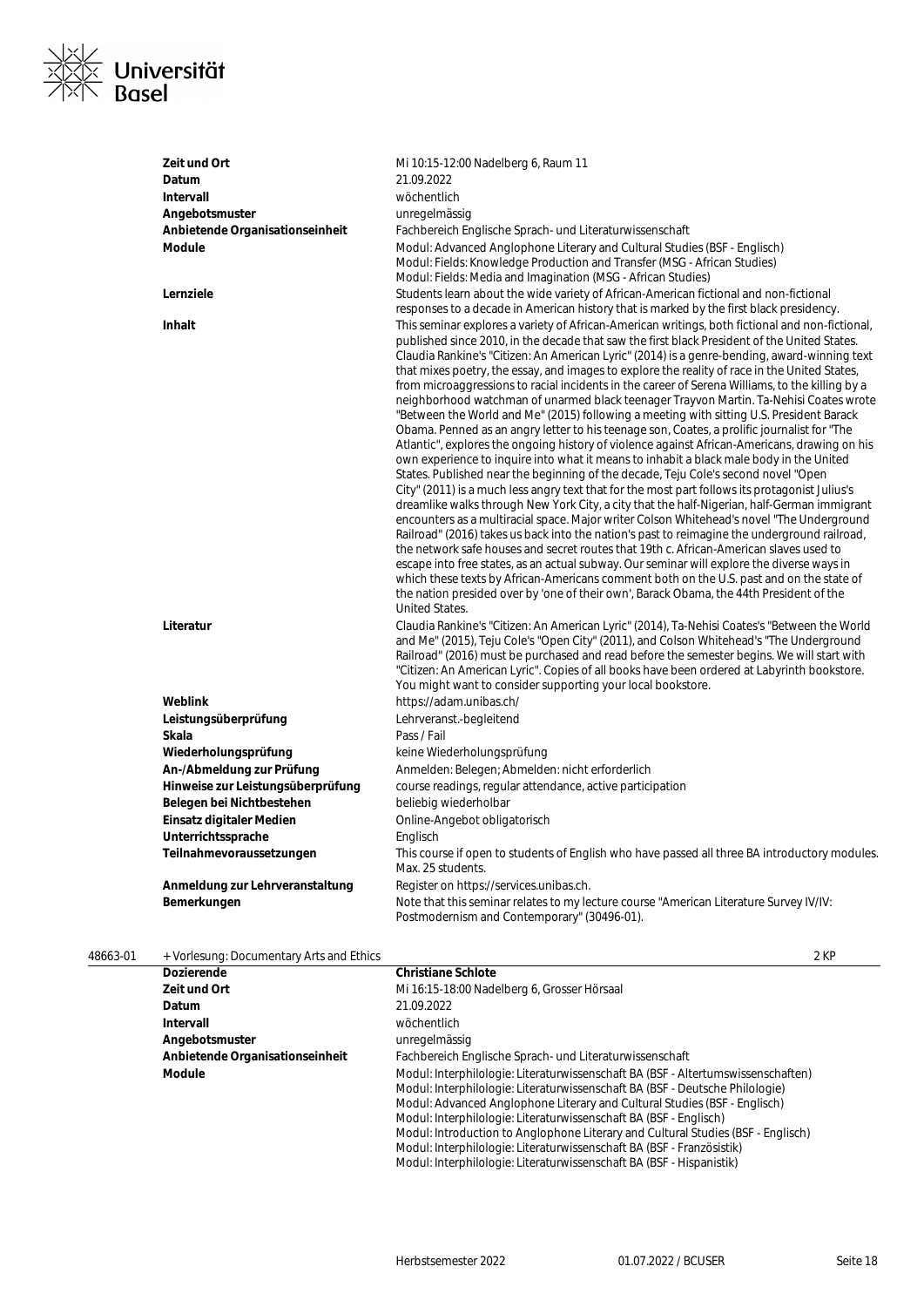| | |
|---|---|
| **Zeit und Ort** | Mi 10:15-12:00 Nadelberg 6, Raum 11 |
| **Datum** | 21.09.2022 |
| **Intervall** | wöchentlich |
| **Angebotsmuster** | unregelmässig |
| **Anbietende Organisationseinheit** | Fachbereich Englische Sprach- und Literaturwissenschaft |
| **Module** | Modul: Advanced Anglophone Literary and Cultural Studies (BSF - Englisch)<br>Modul: Fields: Knowledge Production and Transfer (MSG - African Studies)<br>Modul: Fields: Media and Imagination (MSG - African Studies) |
| **Lernziele** | Students learn about the wide variety of African-American fictional and non-fictional responses to a decade in American history that is marked by the first black presidency. |
| **Inhalt** | This seminar explores a variety of African-American writings, both fictional and non-fictional, published since 2010, in the decade that saw the first black President of the United States. Claudia Rankine's "Citizen: An American Lyric" (2014) is a genre-bending, award-winning text that mixes poetry, the essay, and images to explore the reality of race in the United States, from microaggressions to racial incidents in the career of Serena Williams, to the killing by a neighborhood watchman of unarmed black teenager Trayvon Martin. Ta-Nehisi Coates wrote "Between the World and Me" (2015) following a meeting with sitting U.S. President Barack Obama. Penned as an angry letter to his teenage son, Coates, a prolific journalist for "The Atlantic", explores the ongoing history of violence against African-Americans, drawing on his own experience to inquire into what it means to inhabit a black male body in the United States. Published near the beginning of the decade, Teju Cole's second novel "Open City" (2011) is a much less angry text that for the most part follows its protagonist Julius's dreamlike walks through New York City, a city that the half-Nigerian, half-German immigrant encounters as a multiracial space. Major writer Colson Whitehead's novel "The Underground Railroad" (2016) takes us back into the nation's past to reimagine the underground railroad, the network safe houses and secret routes that 19th c. African-American slaves used to escape into free states, as an actual subway. Our seminar will explore the diverse ways in which these texts by African-Americans comment both on the U.S. past and on the state of the nation presided over by 'one of their own', Barack Obama, the 44th President of the United States. |
| **Literatur** | Claudia Rankine's "Citizen: An American Lyric" (2014), Ta-Nehisi Coates's "Between the World and Me" (2015), Teju Cole's "Open City" (2011), and Colson Whitehead's "The Underground Railroad" (2016) must be purchased and read before the semester begins. We will start with "Citizen: An American Lyric". Copies of all books have been ordered at Labyrinth bookstore. You might want to consider supporting your local bookstore. |
| **Weblink** | https://adam.unibas.ch/ |
| **Leistungsüberprüfung** | Lehrveranst.-begleitend |
| **Skala** | Pass / Fail |
| **Wiederholungsprüfung** | keine Wiederholungsprüfung |
| **An-/Abmeldung zur Prüfung** | Anmelden: Belegen; Abmelden: nicht erforderlich |
| **Hinweise zur Leistungsüberprüfung** | course readings, regular attendance, active participation |
| **Belegen bei Nichtbestehen** | beliebig wiederholbar |
| **Einsatz digitaler Medien** | Online-Angebot obligatorisch |
| **Unterrichtssprache** | Englisch |
| **Teilnahmevoraussetzungen** | This course if open to students of English who have passed all three BA introductory modules. Max. 25 students. |
| **Anmeldung zur Lehrveranstaltung** | Register on https://services.unibas.ch. |
| **Bemerkungen** | Note that this seminar relates to my lecture course "American Literature Survey IV/IV: Postmodernism and Contemporary" (30496-01). |

48663-01 + Vorlesung: Documentary Arts and Ethics — 2 KP

| | |
|---|---|
| **Dozierende** | **Christiane Schlote** |
| **Zeit und Ort** | Mi 16:15-18:00 Nadelberg 6, Grosser Hörsaal |
| **Datum** | 21.09.2022 |
| **Intervall** | wöchentlich |
| **Angebotsmuster** | unregelmässig |
| **Anbietende Organisationseinheit** | Fachbereich Englische Sprach- und Literaturwissenschaft |
| **Module** | Modul: Interphilologie: Literaturwissenschaft BA (BSF - Altertumswissenschaften)<br>Modul: Interphilologie: Literaturwissenschaft BA (BSF - Deutsche Philologie)<br>Modul: Advanced Anglophone Literary and Cultural Studies (BSF - Englisch)<br>Modul: Interphilologie: Literaturwissenschaft BA (BSF - Englisch)<br>Modul: Introduction to Anglophone Literary and Cultural Studies (BSF - Englisch)<br>Modul: Interphilologie: Literaturwissenschaft BA (BSF - Französistik)<br>Modul: Interphilologie: Literaturwissenschaft BA (BSF - Hispanistik) |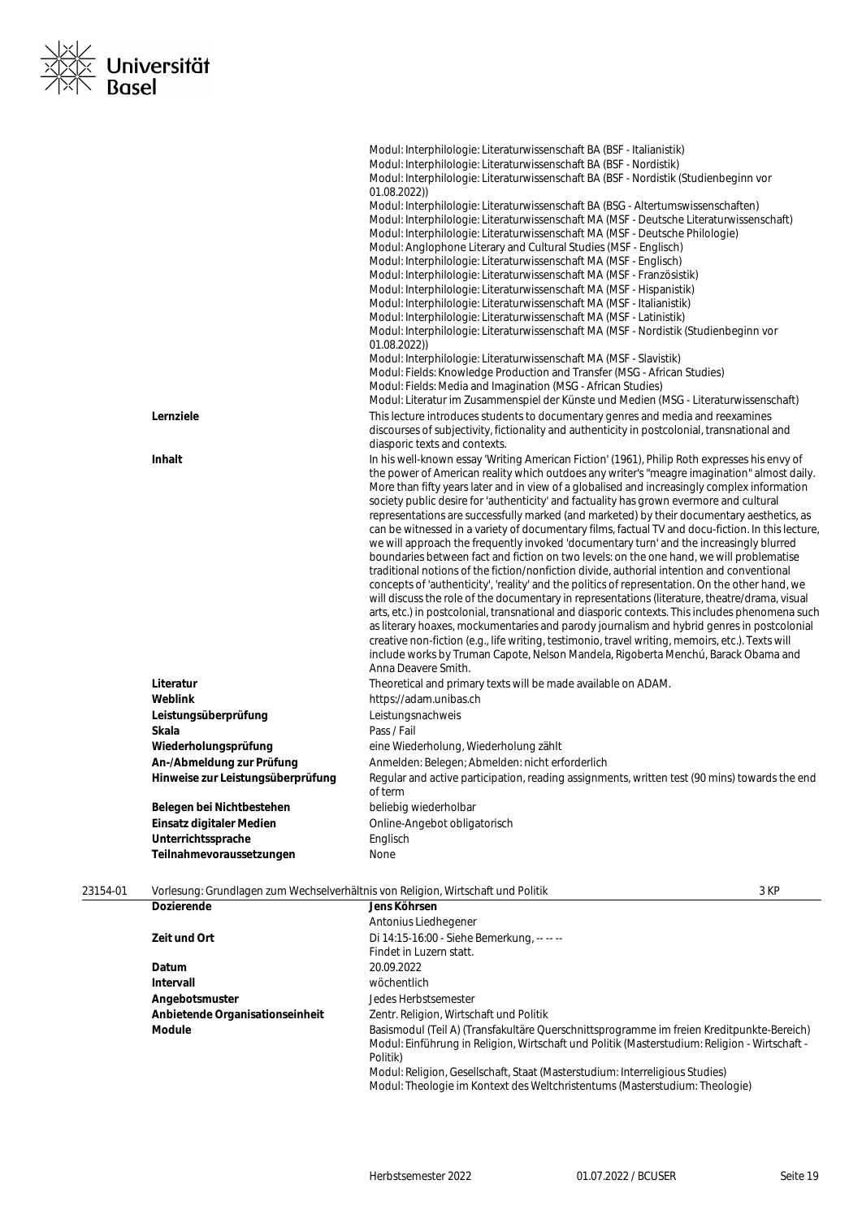| | |
|---|---|
| | Modul: Interphilologie: Literaturwissenschaft BA (BSF - Italianistik)<br>Modul: Interphilologie: Literaturwissenschaft BA (BSF - Nordistik)<br>Modul: Interphilologie: Literaturwissenschaft BA (BSF - Nordistik (Studienbeginn vor 01.08.2022))<br>Modul: Interphilologie: Literaturwissenschaft BA (BSG - Altertumswissenschaften)<br>Modul: Interphilologie: Literaturwissenschaft MA (MSF - Deutsche Literaturwissenschaft)<br>Modul: Interphilologie: Literaturwissenschaft MA (MSF - Deutsche Philologie)<br>Modul: Anglophone Literary and Cultural Studies (MSF - Englisch)<br>Modul: Interphilologie: Literaturwissenschaft MA (MSF - Englisch)<br>Modul: Interphilologie: Literaturwissenschaft MA (MSF - Französistik)<br>Modul: Interphilologie: Literaturwissenschaft MA (MSF - Hispanistik)<br>Modul: Interphilologie: Literaturwissenschaft MA (MSF - Italianistik)<br>Modul: Interphilologie: Literaturwissenschaft MA (MSF - Latinistik)<br>Modul: Interphilologie: Literaturwissenschaft MA (MSF - Nordistik (Studienbeginn vor 01.08.2022))<br>Modul: Interphilologie: Literaturwissenschaft MA (MSF - Slavistik)<br>Modul: Fields: Knowledge Production and Transfer (MSG - African Studies)<br>Modul: Fields: Media and Imagination (MSG - African Studies)<br>Modul: Literatur im Zusammenspiel der Künste und Medien (MSG - Literaturwissenschaft) |
| **Lernziele** | This lecture introduces students to documentary genres and media and reexamines discourses of subjectivity, fictionality and authenticity in postcolonial, transnational and diasporic texts and contexts. |
| **Inhalt** | In his well-known essay 'Writing American Fiction' (1961), Philip Roth expresses his envy of the power of American reality which outdoes any writer's "meagre imagination" almost daily. More than fifty years later and in view of a globalised and increasingly complex information society public desire for 'authenticity' and factuality has grown evermore and cultural representations are successfully marked (and marketed) by their documentary aesthetics, as can be witnessed in a variety of documentary films, factual TV and docu-fiction. In this lecture, we will approach the frequently invoked 'documentary turn' and the increasingly blurred boundaries between fact and fiction on two levels: on the one hand, we will problematise traditional notions of the fiction/nonfiction divide, authorial intention and conventional concepts of 'authenticity', 'reality' and the politics of representation. On the other hand, we will discuss the role of the documentary in representations (literature, theatre/drama, visual arts, etc.) in postcolonial, transnational and diasporic contexts. This includes phenomena such as literary hoaxes, mockumentaries and parody journalism and hybrid genres in postcolonial creative non-fiction (e.g., life writing, testimonio, travel writing, memoirs, etc.). Texts will include works by Truman Capote, Nelson Mandela, Rigoberta Menchú, Barack Obama and Anna Deavere Smith. |
| **Literatur** | Theoretical and primary texts will be made available on ADAM. |
| **Weblink** | https://adam.unibas.ch |
| **Leistungsüberprüfung** | Leistungsnachweis |
| **Skala** | Pass / Fail |
| **Wiederholungsprüfung** | eine Wiederholung, Wiederholung zählt |
| **An-/Abmeldung zur Prüfung** | Anmelden: Belegen; Abmelden: nicht erforderlich |
| **Hinweise zur Leistungsüberprüfung** | Regular and active participation, reading assignments, written test (90 mins) towards the end of term |
| **Belegen bei Nichtbestehen** | beliebig wiederholbar |
| **Einsatz digitaler Medien** | Online-Angebot obligatorisch |
| **Unterrichtssprache** | Englisch |
| **Teilnahmevoraussetzungen** | None |

## 23154-01 Vorlesung: Grundlagen zum Wechselverhältnis von Religion, Wirtschaft und Politik — 3 KP

| | |
|---|---|
| **Dozierende** | **Jens Köhrsen**<br>Antonius Liedhegener |
| **Zeit und Ort** | Di 14:15-16:00 - Siehe Bemerkung, -- -- --<br>Findet in Luzern statt. |
| **Datum** | 20.09.2022 |
| **Intervall** | wöchentlich |
| **Angebotsmuster** | Jedes Herbstsemester |
| **Anbietende Organisationseinheit** | Zentr. Religion, Wirtschaft und Politik |
| **Module** | Basismodul (Teil A) (Transfakultäre Querschnittsprogramme im freien Kreditpunkte-Bereich)<br>Modul: Einführung in Religion, Wirtschaft und Politik (Masterstudium: Religion - Wirtschaft - Politik)<br>Modul: Religion, Gesellschaft, Staat (Masterstudium: Interreligious Studies)<br>Modul: Theologie im Kontext des Weltchristentums (Masterstudium: Theologie) |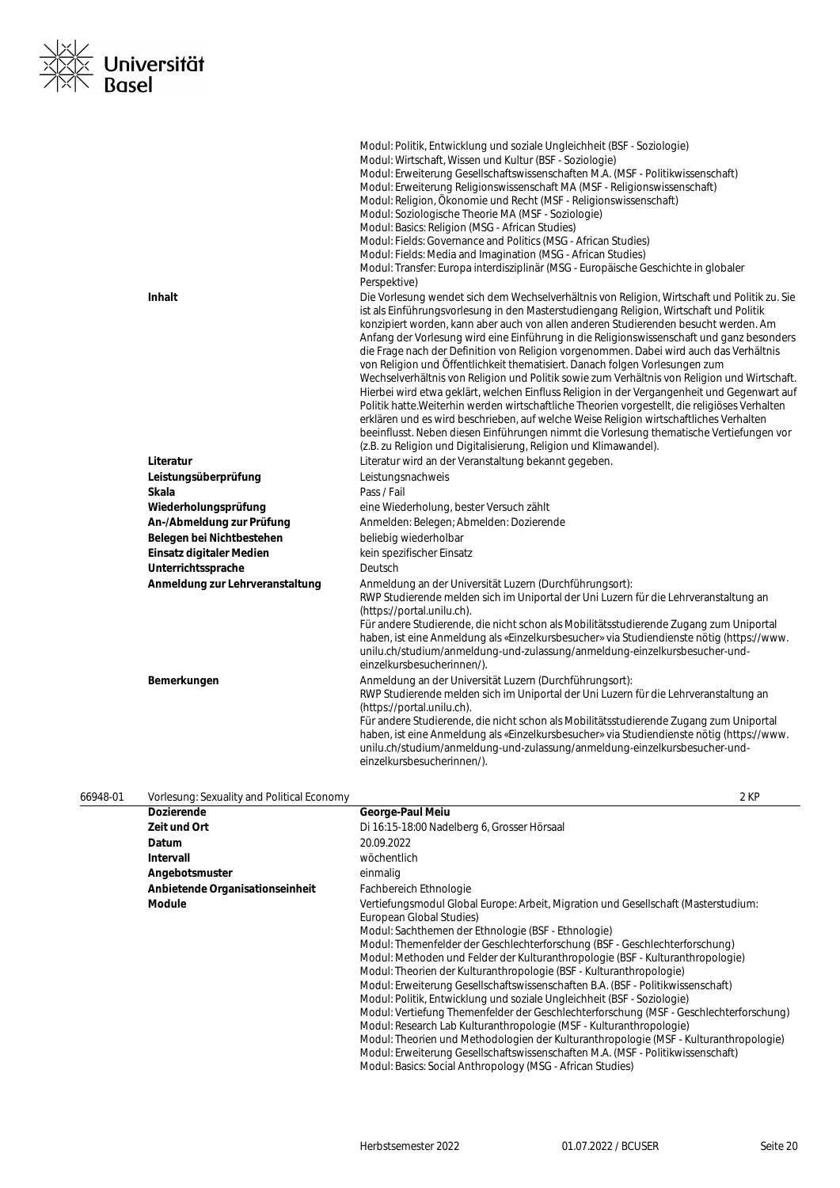| | |
|---|---|
| | Modul: Politik, Entwicklung und soziale Ungleichheit (BSF - Soziologie)<br>Modul: Wirtschaft, Wissen und Kultur (BSF - Soziologie)<br>Modul: Erweiterung Gesellschaftswissenschaften M.A. (MSF - Politikwissenschaft)<br>Modul: Erweiterung Religionswissenschaft MA (MSF - Religionswissenschaft)<br>Modul: Religion, Ökonomie und Recht (MSF - Religionswissenschaft)<br>Modul: Soziologische Theorie MA (MSF - Soziologie)<br>Modul: Basics: Religion (MSG - African Studies)<br>Modul: Fields: Governance and Politics (MSG - African Studies)<br>Modul: Fields: Media and Imagination (MSG - African Studies)<br>Modul: Transfer: Europa interdisziplinär (MSG - Europäische Geschichte in globaler Perspektive) |
| **Inhalt** | Die Vorlesung wendet sich dem Wechselverhältnis von Religion, Wirtschaft und Politik zu. Sie ist als Einführungsvorlesung in den Masterstudiengang Religion, Wirtschaft und Politik konzipiert worden, kann aber auch von allen anderen Studierenden besucht werden. Am Anfang der Vorlesung wird eine Einführung in die Religionswissenschaft und ganz besonders die Frage nach der Definition von Religion vorgenommen. Dabei wird auch das Verhältnis von Religion und Öffentlichkeit thematisiert. Danach folgen Vorlesungen zum Wechselverhältnis von Religion und Politik sowie zum Verhältnis von Religion und Wirtschaft. Hierbei wird etwa geklärt, welchen Einfluss Religion in der Vergangenheit und Gegenwart auf Politik hatte.Weiterhin werden wirtschaftliche Theorien vorgestellt, die religiöses Verhalten erklären und es wird beschrieben, auf welche Weise Religion wirtschaftliches Verhalten beeinflusst. Neben diesen Einführungen nimmt die Vorlesung thematische Vertiefungen vor (z.B. zu Religion und Digitalisierung, Religion und Klimawandel). |
| **Literatur** | Literatur wird an der Veranstaltung bekannt gegeben. |
| **Leistungsüberprüfung** | Leistungsnachweis |
| **Skala** | Pass / Fail |
| **Wiederholungsprüfung** | eine Wiederholung, bester Versuch zählt |
| **An-/Abmeldung zur Prüfung** | Anmelden: Belegen; Abmelden: Dozierende |
| **Belegen bei Nichtbestehen** | beliebig wiederholbar |
| **Einsatz digitaler Medien** | kein spezifischer Einsatz |
| **Unterrichtssprache** | Deutsch |
| **Anmeldung zur Lehrveranstaltung** | Anmeldung an der Universität Luzern (Durchführungsort):<br>RWP Studierende melden sich im Uniportal der Uni Luzern für die Lehrveranstaltung an (https://portal.unilu.ch).<br>Für andere Studierende, die nicht schon als Mobilitätsstudierende Zugang zum Uniportal haben, ist eine Anmeldung als «Einzelkursbesucher» via Studiendienste nötig (https://www.unilu.ch/studium/anmeldung-und-zulassung/anmeldung-einzelkursbesucher-und-einzelkursbesucherinnen/). |
| **Bemerkungen** | Anmeldung an der Universität Luzern (Durchführungsort):<br>RWP Studierende melden sich im Uniportal der Uni Luzern für die Lehrveranstaltung an (https://portal.unilu.ch).<br>Für andere Studierende, die nicht schon als Mobilitätsstudierende Zugang zum Uniportal haben, ist eine Anmeldung als «Einzelkursbesucher» via Studiendienste nötig (https://www.unilu.ch/studium/anmeldung-und-zulassung/anmeldung-einzelkursbesucher-und-einzelkursbesucherinnen/). |

### 66948-01 Vorlesung: Sexuality and Political Economy — 2 KP

| | |
|---|---|
| **Dozierende** | **George-Paul Meiu** |
| **Zeit und Ort** | Di 16:15-18:00 Nadelberg 6, Grosser Hörsaal |
| **Datum** | 20.09.2022 |
| **Intervall** | wöchentlich |
| **Angebotsmuster** | einmalig |
| **Anbietende Organisationseinheit** | Fachbereich Ethnologie |
| **Module** | Vertiefungsmodul Global Europe: Arbeit, Migration und Gesellschaft (Masterstudium: European Global Studies)<br>Modul: Sachthemen der Ethnologie (BSF - Ethnologie)<br>Modul: Themenfelder der Geschlechterforschung (BSF - Geschlechterforschung)<br>Modul: Methoden und Felder der Kulturanthropologie (BSF - Kulturanthropologie)<br>Modul: Theorien der Kulturanthropologie (BSF - Kulturanthropologie)<br>Modul: Erweiterung Gesellschaftswissenschaften B.A. (BSF - Politikwissenschaft)<br>Modul: Politik, Entwicklung und soziale Ungleichheit (BSF - Soziologie)<br>Modul: Vertiefung Themenfelder der Geschlechterforschung (MSF - Geschlechterforschung)<br>Modul: Research Lab Kulturanthropologie (MSF - Kulturanthropologie)<br>Modul: Theorien und Methodologien der Kulturanthropologie (MSF - Kulturanthropologie)<br>Modul: Erweiterung Gesellschaftswissenschaften M.A. (MSF - Politikwissenschaft)<br>Modul: Basics: Social Anthropology (MSG - African Studies) |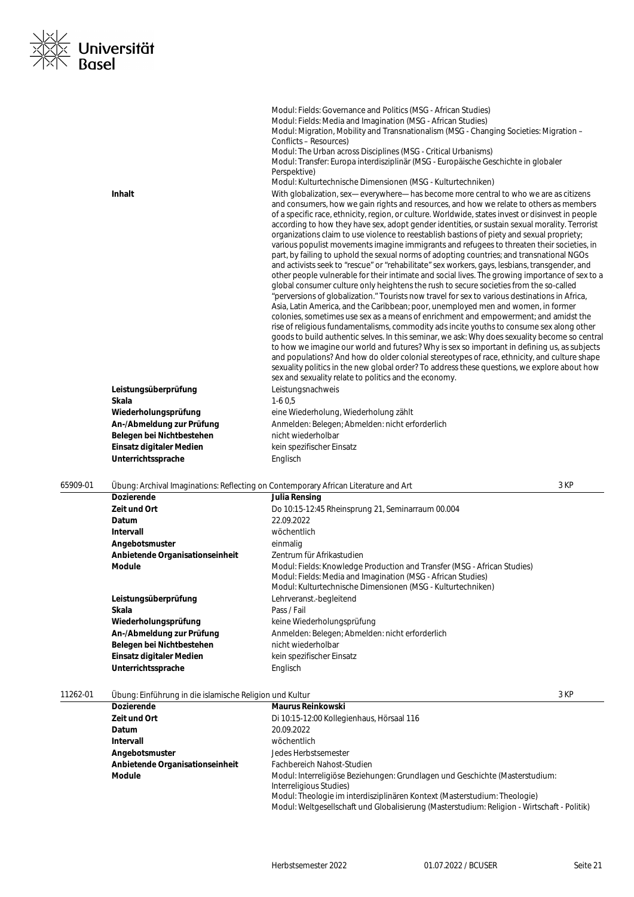| | |
|---|---|
| | Modul: Fields: Governance and Politics (MSG - African Studies)<br>Modul: Fields: Media and Imagination (MSG - African Studies)<br>Modul: Migration, Mobility and Transnationalism (MSG - Changing Societies: Migration – Conflicts – Resources)<br>Modul: The Urban across Disciplines (MSG - Critical Urbanisms)<br>Modul: Transfer: Europa interdisziplinär (MSG - Europäische Geschichte in globaler Perspektive)<br>Modul: Kulturtechnische Dimensionen (MSG - Kulturtechniken) |
| **Inhalt** | With globalization, sex—everywhere—has become more central to who we are as citizens and consumers, how we gain rights and resources, and how we relate to others as members of a specific race, ethnicity, region, or culture. Worldwide, states invest or disinvest in people according to how they have sex, adopt gender identities, or sustain sexual morality. Terrorist organizations claim to use violence to reestablish bastions of piety and sexual propriety; various populist movements imagine immigrants and refugees to threaten their societies, in part, by failing to uphold the sexual norms of adopting countries; and transnational NGOs and activists seek to "rescue" or "rehabilitate" sex workers, gays, lesbians, transgender, and other people vulnerable for their intimate and social lives. The growing importance of sex to a global consumer culture only heightens the rush to secure societies from the so-called "perversions of globalization." Tourists now travel for sex to various destinations in Africa, Asia, Latin America, and the Caribbean; poor, unemployed men and women, in former colonies, sometimes use sex as a means of enrichment and empowerment; and amidst the rise of religious fundamentalisms, commodity ads incite youths to consume sex along other goods to build authentic selves. In this seminar, we ask: Why does sexuality become so central to how we imagine our world and futures? Why is sex so important in defining us, as subjects and populations? And how do older colonial stereotypes of race, ethnicity, and culture shape sexuality politics in the new global order? To address these questions, we explore about how sex and sexuality relate to politics and the economy. |
| **Leistungsüberprüfung** | Leistungsnachweis |
| **Skala** | 1-6 0,5 |
| **Wiederholungsprüfung** | eine Wiederholung, Wiederholung zählt |
| **An-/Abmeldung zur Prüfung** | Anmelden: Belegen; Abmelden: nicht erforderlich |
| **Belegen bei Nichtbestehen** | nicht wiederholbar |
| **Einsatz digitaler Medien** | kein spezifischer Einsatz |
| **Unterrichtssprache** | Englisch |

**65909-01** Übung: Archival Imaginations: Reflecting on Contemporary African Literature and Art — 3 KP

| | |
|---|---|
| **Dozierende** | **Julia Rensing** |
| **Zeit und Ort** | Do 10:15-12:45 Rheinsprung 21, Seminarraum 00.004 |
| **Datum** | 22.09.2022 |
| **Intervall** | wöchentlich |
| **Angebotsmuster** | einmalig |
| **Anbietende Organisationseinheit** | Zentrum für Afrikastudien |
| **Module** | Modul: Fields: Knowledge Production and Transfer (MSG - African Studies)<br>Modul: Fields: Media and Imagination (MSG - African Studies)<br>Modul: Kulturtechnische Dimensionen (MSG - Kulturtechniken) |
| **Leistungsüberprüfung** | Lehrveranst.-begleitend |
| **Skala** | Pass / Fail |
| **Wiederholungsprüfung** | keine Wiederholungsprüfung |
| **An-/Abmeldung zur Prüfung** | Anmelden: Belegen; Abmelden: nicht erforderlich |
| **Belegen bei Nichtbestehen** | nicht wiederholbar |
| **Einsatz digitaler Medien** | kein spezifischer Einsatz |
| **Unterrichtssprache** | Englisch |

**11262-01** Übung: Einführung in die islamische Religion und Kultur — 3 KP

| | |
|---|---|
| **Dozierende** | **Maurus Reinkowski** |
| **Zeit und Ort** | Di 10:15-12:00 Kollegienhaus, Hörsaal 116 |
| **Datum** | 20.09.2022 |
| **Intervall** | wöchentlich |
| **Angebotsmuster** | Jedes Herbstsemester |
| **Anbietende Organisationseinheit** | Fachbereich Nahost-Studien |
| **Module** | Modul: Interreligiöse Beziehungen: Grundlagen und Geschichte (Masterstudium: Interreligious Studies)<br>Modul: Theologie im interdisziplinären Kontext (Masterstudium: Theologie)<br>Modul: Weltgesellschaft und Globalisierung (Masterstudium: Religion - Wirtschaft - Politik) |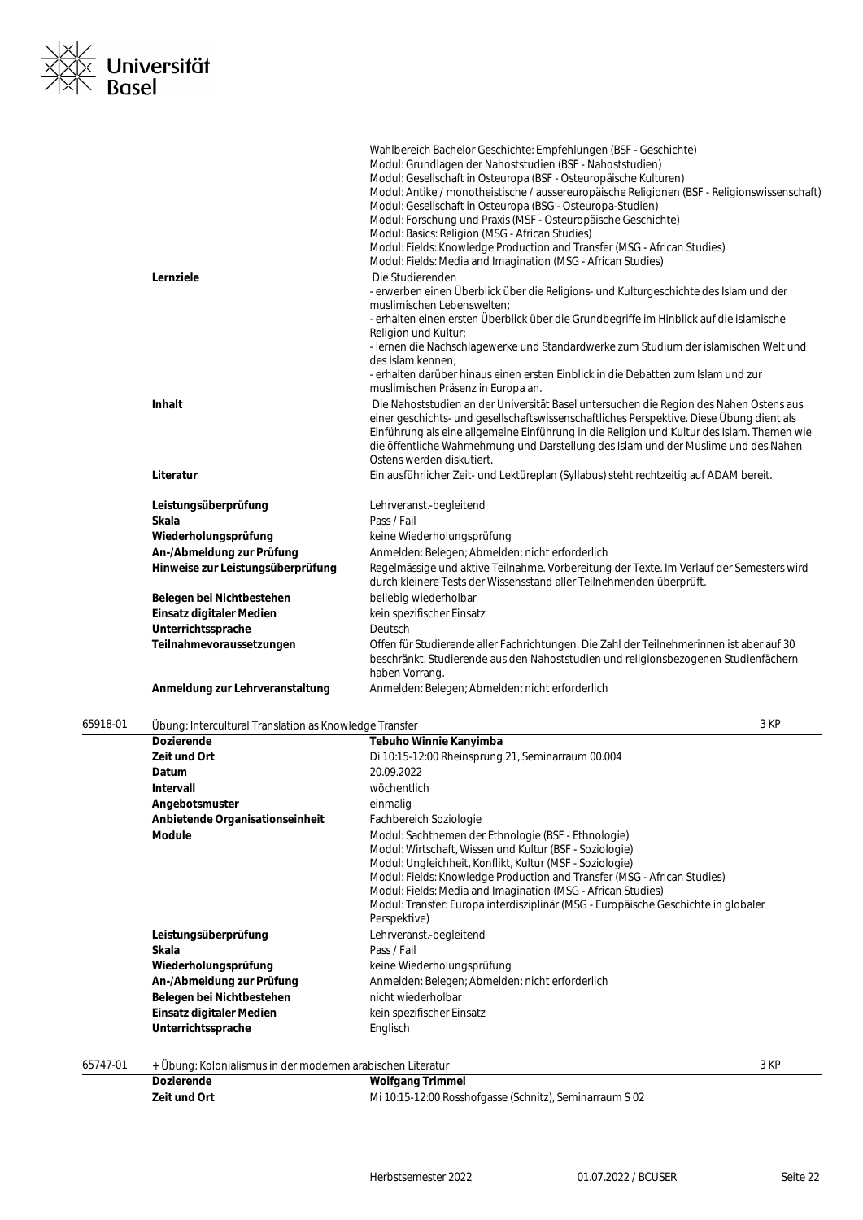| | |
|---|---|
| | Wahlbereich Bachelor Geschichte: Empfehlungen (BSF - Geschichte)<br>Modul: Grundlagen der Nahoststudien (BSF - Nahoststudien)<br>Modul: Gesellschaft in Osteuropa (BSF - Osteuropäische Kulturen)<br>Modul: Antike / monotheistische / aussereuropäische Religionen (BSF - Religionswissenschaft)<br>Modul: Gesellschaft in Osteuropa (BSG - Osteuropa-Studien)<br>Modul: Forschung und Praxis (MSF - Osteuropäische Geschichte)<br>Modul: Basics: Religion (MSG - African Studies)<br>Modul: Fields: Knowledge Production and Transfer (MSG - African Studies)<br>Modul: Fields: Media and Imagination (MSG - African Studies) |
| **Lernziele** | Die Studierenden<br>- erwerben einen Überblick über die Religions- und Kulturgeschichte des Islam und der muslimischen Lebenswelten;<br>- erhalten einen ersten Überblick über die Grundbegriffe im Hinblick auf die islamische Religion und Kultur;<br>- lernen die Nachschlagewerke und Standardwerke zum Studium der islamischen Welt und des Islam kennen;<br>- erhalten darüber hinaus einen ersten Einblick in die Debatten zum Islam und zur muslimischen Präsenz in Europa an. |
| **Inhalt** | Die Nahoststudien an der Universität Basel untersuchen die Region des Nahen Ostens aus einer geschichts- und gesellschaftswissenschaftliches Perspektive. Diese Übung dient als Einführung als eine allgemeine Einführung in die Religion und Kultur des Islam. Themen wie die öffentliche Wahrnehmung und Darstellung des Islam und der Muslime und des Nahen Ostens werden diskutiert. |
| **Literatur** | Ein ausführlicher Zeit- und Lektüreplan (Syllabus) steht rechtzeitig auf ADAM bereit. |
| **Leistungsüberprüfung** | Lehrveranst.-begleitend |
| **Skala** | Pass / Fail |
| **Wiederholungsprüfung** | keine Wiederholungsprüfung |
| **An-/Abmeldung zur Prüfung** | Anmelden: Belegen; Abmelden: nicht erforderlich |
| **Hinweise zur Leistungsüberprüfung** | Regelmässige und aktive Teilnahme. Vorbereitung der Texte. Im Verlauf der Semesters wird durch kleinere Tests der Wissensstand aller Teilnehmenden überprüft. |
| **Belegen bei Nichtbestehen** | beliebig wiederholbar |
| **Einsatz digitaler Medien** | kein spezifischer Einsatz |
| **Unterrichtssprache** | Deutsch |
| **Teilnahmevoraussetzungen** | Offen für Studierende aller Fachrichtungen. Die Zahl der Teilnehmerinnen ist aber auf 30 beschränkt. Studierende aus den Nahoststudien und religionsbezogenen Studienfächern haben Vorrang. |
| **Anmeldung zur Lehrveranstaltung** | Anmelden: Belegen; Abmelden: nicht erforderlich |

## 65918-01 Übung: Intercultural Translation as Knowledge Transfer — 3 KP

| | |
|---|---|
| **Dozierende** | **Tebuho Winnie Kanyimba** |
| **Zeit und Ort** | Di 10:15-12:00 Rheinsprung 21, Seminarraum 00.004 |
| **Datum** | 20.09.2022 |
| **Intervall** | wöchentlich |
| **Angebotsmuster** | einmalig |
| **Anbietende Organisationseinheit** | Fachbereich Soziologie |
| **Module** | Modul: Sachthemen der Ethnologie (BSF - Ethnologie)<br>Modul: Wirtschaft, Wissen und Kultur (BSF - Soziologie)<br>Modul: Ungleichheit, Konflikt, Kultur (MSF - Soziologie)<br>Modul: Fields: Knowledge Production and Transfer (MSG - African Studies)<br>Modul: Fields: Media and Imagination (MSG - African Studies)<br>Modul: Transfer: Europa interdisziplinär (MSG - Europäische Geschichte in globaler Perspektive) |
| **Leistungsüberprüfung** | Lehrveranst.-begleitend |
| **Skala** | Pass / Fail |
| **Wiederholungsprüfung** | keine Wiederholungsprüfung |
| **An-/Abmeldung zur Prüfung** | Anmelden: Belegen; Abmelden: nicht erforderlich |
| **Belegen bei Nichtbestehen** | nicht wiederholbar |
| **Einsatz digitaler Medien** | kein spezifischer Einsatz |
| **Unterrichtssprache** | Englisch |

## 65747-01 + Übung: Kolonialismus in der modernen arabischen Literatur — 3 KP

| | |
|---|---|
| **Dozierende** | **Wolfgang Trimmel** |
| **Zeit und Ort** | Mi 10:15-12:00 Rosshofgasse (Schnitz), Seminarraum S 02 |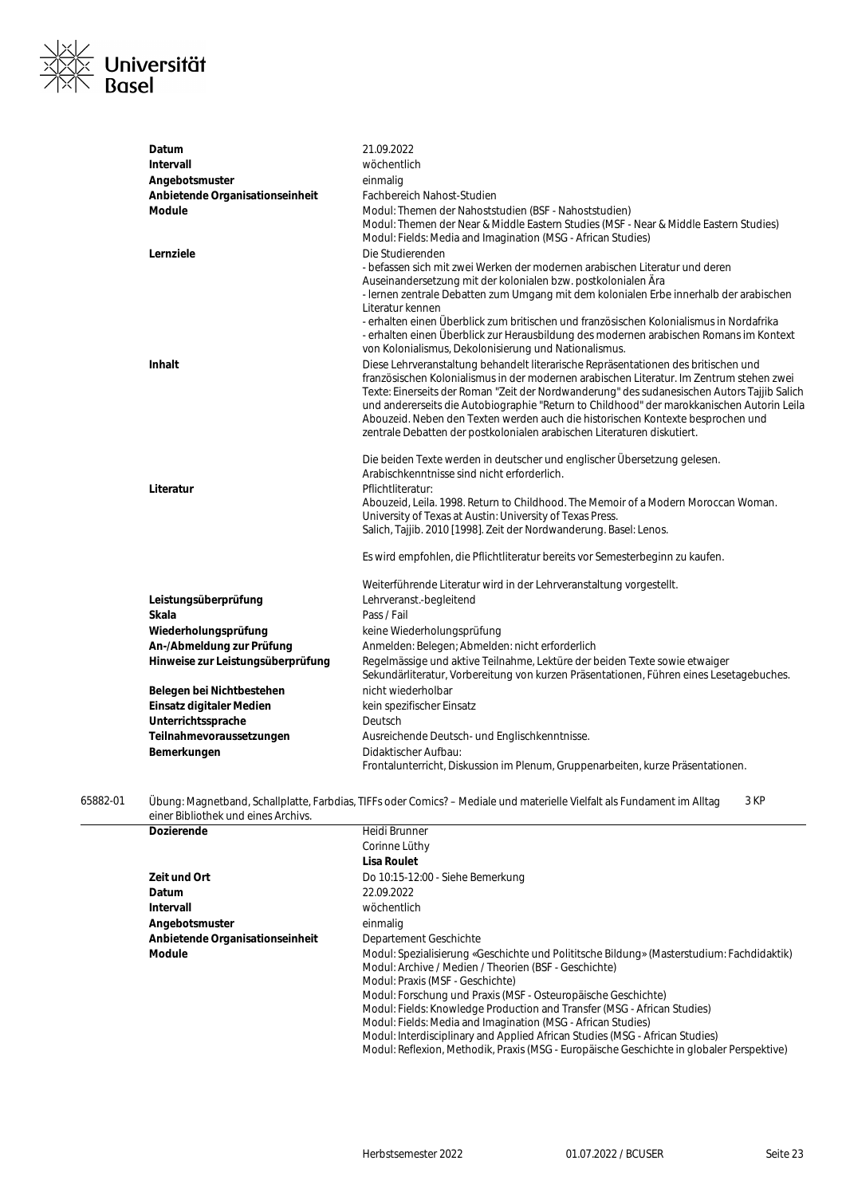| | |
|---|---|
| **Datum** | 21.09.2022 |
| **Intervall** | wöchentlich |
| **Angebotsmuster** | einmalig |
| **Anbietende Organisationseinheit** | Fachbereich Nahost-Studien |
| **Module** | Modul: Themen der Nahoststudien (BSF - Nahoststudien)<br>Modul: Themen der Near & Middle Eastern Studies (MSF - Near & Middle Eastern Studies)<br>Modul: Fields: Media and Imagination (MSG - African Studies) |
| **Lernziele** | Die Studierenden<br>- befassen sich mit zwei Werken der modernen arabischen Literatur und deren Auseinandersetzung mit der kolonialen bzw. postkolonialen Ära<br>- lernen zentrale Debatten zum Umgang mit dem kolonialen Erbe innerhalb der arabischen Literatur kennen<br>- erhalten einen Überblick zum britischen und französischen Kolonialismus in Nordafrika<br>- erhalten einen Überblick zur Herausbildung des modernen arabischen Romans im Kontext von Kolonialismus, Dekolonisierung und Nationalismus. |
| **Inhalt** | Diese Lehrveranstaltung behandelt literarische Repräsentationen des britischen und französischen Kolonialismus in der modernen arabischen Literatur. Im Zentrum stehen zwei Texte: Einerseits der Roman "Zeit der Nordwanderung" des sudanesischen Autors Tajjib Salich und andererseits die Autobiographie "Return to Childhood" der marokkanischen Autorin Leila Abouzeid. Neben den Texten werden auch die historischen Kontexte besprochen und zentrale Debatten der postkolonialen arabischen Literaturen diskutiert.<br><br>Die beiden Texte werden in deutscher und englischer Übersetzung gelesen. Arabischkenntnisse sind nicht erforderlich. |
| **Literatur** | Pflichtliteratur:<br>Abouzeid, Leila. 1998. Return to Childhood. The Memoir of a Modern Moroccan Woman. University of Texas at Austin: University of Texas Press.<br>Salich, Tajjib. 2010 [1998]. Zeit der Nordwanderung. Basel: Lenos.<br><br>Es wird empfohlen, die Pflichtliteratur bereits vor Semesterbeginn zu kaufen.<br><br>Weiterführende Literatur wird in der Lehrveranstaltung vorgestellt. |
| **Leistungsüberprüfung** | Lehrveranst.-begleitend |
| **Skala** | Pass / Fail |
| **Wiederholungsprüfung** | keine Wiederholungsprüfung |
| **An-/Abmeldung zur Prüfung** | Anmelden: Belegen; Abmelden: nicht erforderlich |
| **Hinweise zur Leistungsüberprüfung** | Regelmässige und aktive Teilnahme, Lektüre der beiden Texte sowie etwaiger Sekundärliteratur, Vorbereitung von kurzen Präsentationen, Führen eines Lesetagebuches. |
| **Belegen bei Nichtbestehen** | nicht wiederholbar |
| **Einsatz digitaler Medien** | kein spezifischer Einsatz |
| **Unterrichtssprache** | Deutsch |
| **Teilnahmevoraussetzungen** | Ausreichende Deutsch- und Englischkenntnisse. |
| **Bemerkungen** | Didaktischer Aufbau:<br>Frontalunterricht, Diskussion im Plenum, Gruppenarbeiten, kurze Präsentationen. |

**65882-01** Übung: Magnetband, Schallplatte, Farbdias, TIFFs oder Comics? – Mediale und materielle Vielfalt als Fundament im Alltag einer Bibliothek und eines Archivs. — 3 KP

| | |
|---|---|
| **Dozierende** | Heidi Brunner<br>Corinne Lüthy<br>**Lisa Roulet** |
| **Zeit und Ort** | Do 10:15-12:00 - Siehe Bemerkung |
| **Datum** | 22.09.2022 |
| **Intervall** | wöchentlich |
| **Angebotsmuster** | einmalig |
| **Anbietende Organisationseinheit** | Departement Geschichte |
| **Module** | Modul: Spezialisierung «Geschichte und Polititsche Bildung» (Masterstudium: Fachdidaktik)<br>Modul: Archive / Medien / Theorien (BSF - Geschichte)<br>Modul: Praxis (MSF - Geschichte)<br>Modul: Forschung und Praxis (MSF - Osteuropäische Geschichte)<br>Modul: Fields: Knowledge Production and Transfer (MSG - African Studies)<br>Modul: Fields: Media and Imagination (MSG - African Studies)<br>Modul: Interdisciplinary and Applied African Studies (MSG - African Studies)<br>Modul: Reflexion, Methodik, Praxis (MSG - Europäische Geschichte in globaler Perspektive) |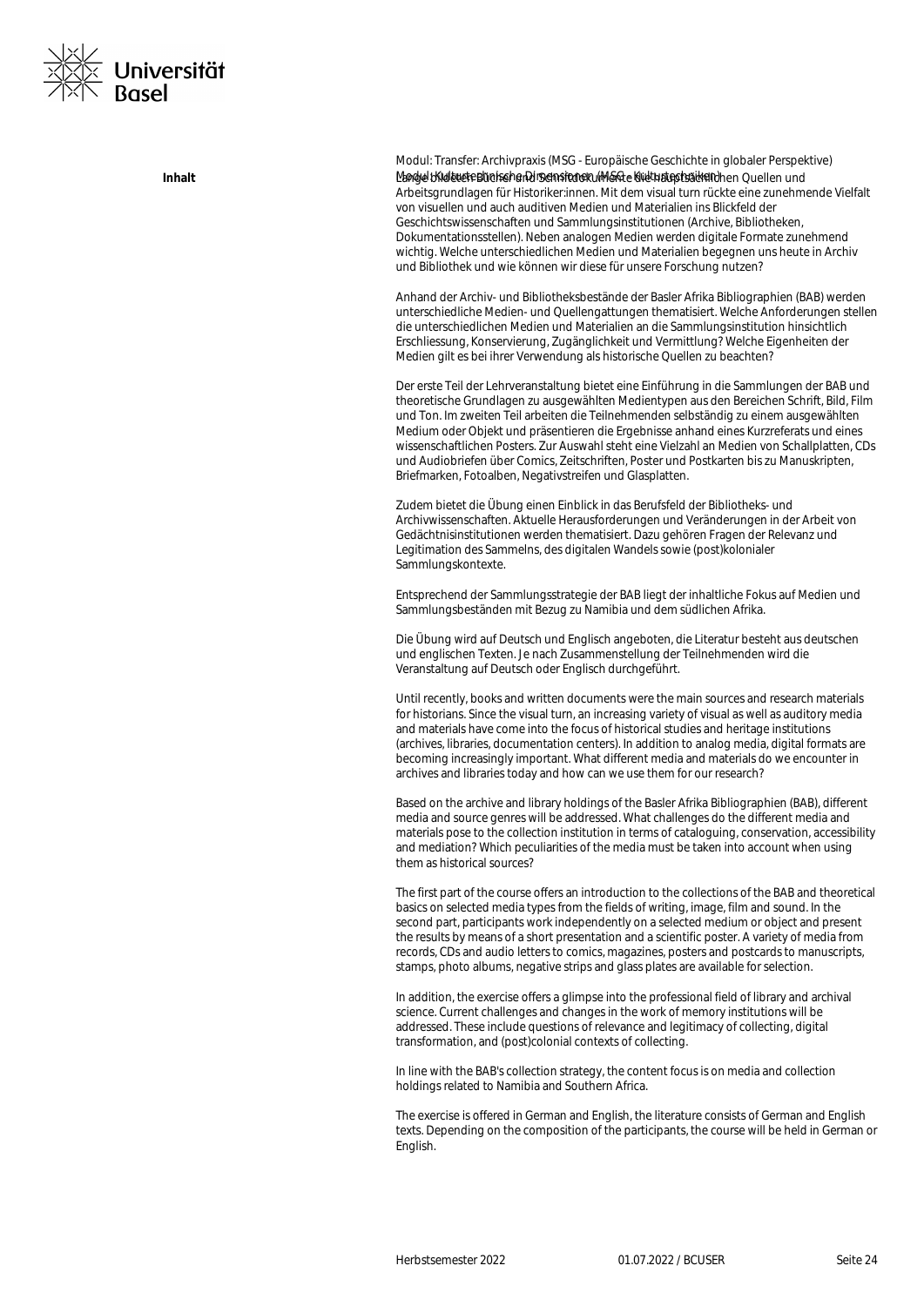Modul: Transfer: Archivpraxis (MSG - Europäische Geschichte in globaler Perspektive)
Modul: Kulturtechnische Dimensionen (MSG - Kulturtechniken)

**Inhalt**

Lange bildeten Bücher und Schriftdokumente die hauptsächlichen Quellen und Arbeitsgrundlagen für Historiker:innen. Mit dem visual turn rückte eine zunehmende Vielfalt von visuellen und auch auditiven Medien und Materialien ins Blickfeld der Geschichtswissenschaften und Sammlungsinstitutionen (Archive, Bibliotheken, Dokumentationsstellen). Neben analogen Medien werden digitale Formate zunehmend wichtig. Welche unterschiedlichen Medien und Materialien begegnen uns heute in Archiv und Bibliothek und wie können wir diese für unsere Forschung nutzen?

Anhand der Archiv- und Bibliotheksbestände der Basler Afrika Bibliographien (BAB) werden unterschiedliche Medien- und Quellengattungen thematisiert. Welche Anforderungen stellen die unterschiedlichen Medien und Materialien an die Sammlungsinstitution hinsichtlich Erschliessung, Konservierung, Zugänglichkeit und Vermittlung? Welche Eigenheiten der Medien gilt es bei ihrer Verwendung als historische Quellen zu beachten?

Der erste Teil der Lehrveranstaltung bietet eine Einführung in die Sammlungen der BAB und theoretische Grundlagen zu ausgewählten Medientypen aus den Bereichen Schrift, Bild, Film und Ton. Im zweiten Teil arbeiten die Teilnehmenden selbständig zu einem ausgewählten Medium oder Objekt und präsentieren die Ergebnisse anhand eines Kurzreferats und eines wissenschaftlichen Posters. Zur Auswahl steht eine Vielzahl an Medien von Schallplatten, CDs und Audiobriefen über Comics, Zeitschriften, Poster und Postkarten bis zu Manuskripten, Briefmarken, Fotoalben, Negativstreifen und Glasplatten.

Zudem bietet die Übung einen Einblick in das Berufsfeld der Bibliotheks- und Archivwissenschaften. Aktuelle Herausforderungen und Veränderungen in der Arbeit von Gedächtnisinstitutionen werden thematisiert. Dazu gehören Fragen der Relevanz und Legitimation des Sammelns, des digitalen Wandels sowie (post)kolonialer Sammlungskontexte.

Entsprechend der Sammlungsstrategie der BAB liegt der inhaltliche Fokus auf Medien und Sammlungsbeständen mit Bezug zu Namibia und dem südlichen Afrika.

Die Übung wird auf Deutsch und Englisch angeboten, die Literatur besteht aus deutschen und englischen Texten. Je nach Zusammenstellung der Teilnehmenden wird die Veranstaltung auf Deutsch oder Englisch durchgeführt.

Until recently, books and written documents were the main sources and research materials for historians. Since the visual turn, an increasing variety of visual as well as auditory media and materials have come into the focus of historical studies and heritage institutions (archives, libraries, documentation centers). In addition to analog media, digital formats are becoming increasingly important. What different media and materials do we encounter in archives and libraries today and how can we use them for our research?

Based on the archive and library holdings of the Basler Afrika Bibliographien (BAB), different media and source genres will be addressed. What challenges do the different media and materials pose to the collection institution in terms of cataloguing, conservation, accessibility and mediation? Which peculiarities of the media must be taken into account when using them as historical sources?

The first part of the course offers an introduction to the collections of the BAB and theoretical basics on selected media types from the fields of writing, image, film and sound. In the second part, participants work independently on a selected medium or object and present the results by means of a short presentation and a scientific poster. A variety of media from records, CDs and audio letters to comics, magazines, posters and postcards to manuscripts, stamps, photo albums, negative strips and glass plates are available for selection.

In addition, the exercise offers a glimpse into the professional field of library and archival science. Current challenges and changes in the work of memory institutions will be addressed. These include questions of relevance and legitimacy of collecting, digital transformation, and (post)colonial contexts of collecting.

In line with the BAB's collection strategy, the content focus is on media and collection holdings related to Namibia and Southern Africa.

The exercise is offered in German and English, the literature consists of German and English texts. Depending on the composition of the participants, the course will be held in German or English.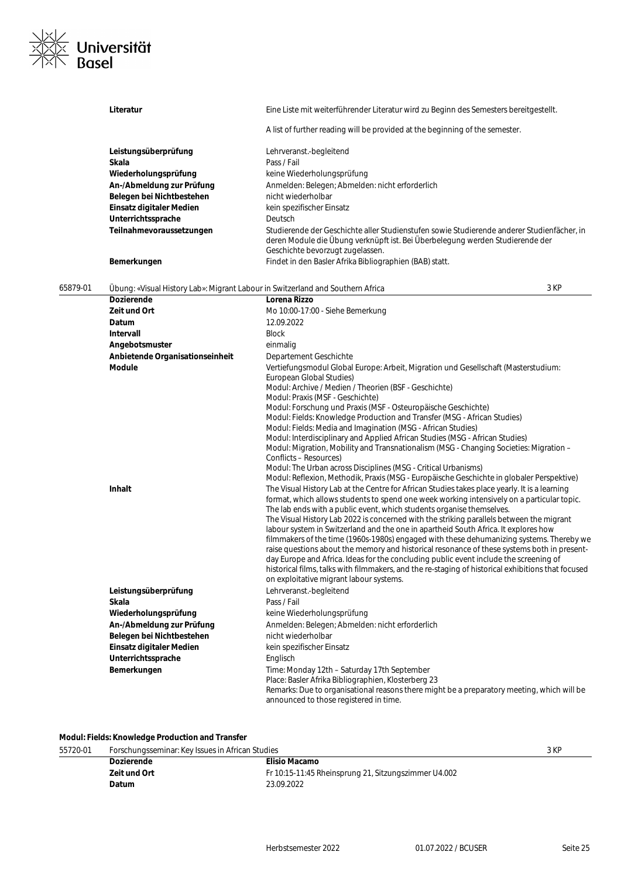| | |
|---|---|
| **Literatur** | Eine Liste mit weiterführender Literatur wird zu Beginn des Semesters bereitgestellt.<br><br>A list of further reading will be provided at the beginning of the semester. |
| **Leistungsüberprüfung** | Lehrveranst.-begleitend |
| **Skala** | Pass / Fail |
| **Wiederholungsprüfung** | keine Wiederholungsprüfung |
| **An-/Abmeldung zur Prüfung** | Anmelden: Belegen; Abmelden: nicht erforderlich |
| **Belegen bei Nichtbestehen** | nicht wiederholbar |
| **Einsatz digitaler Medien** | kein spezifischer Einsatz |
| **Unterrichtssprache** | Deutsch |
| **Teilnahmevoraussetzungen** | Studierende der Geschichte aller Studienstufen sowie Studierende anderer Studienfächer, in deren Module die Übung verknüpft ist. Bei Überbelegung werden Studierende der Geschichte bevorzugt zugelassen. |
| **Bemerkungen** | Findet in den Basler Afrika Bibliographien (BAB) statt. |

**65879-01 Übung: «Visual History Lab»: Migrant Labour in Switzerland and Southern Africa** — 3 KP

| | |
|---|---|
| **Dozierende** | **Lorena Rizzo** |
| **Zeit und Ort** | Mo 10:00-17:00 - Siehe Bemerkung |
| **Datum** | 12.09.2022 |
| **Intervall** | Block |
| **Angebotsmuster** | einmalig |
| **Anbietende Organisationseinheit** | Departement Geschichte |
| **Module** | Vertiefungsmodul Global Europe: Arbeit, Migration und Gesellschaft (Masterstudium: European Global Studies)<br>Modul: Archive / Medien / Theorien (BSF - Geschichte)<br>Modul: Praxis (MSF - Geschichte)<br>Modul: Forschung und Praxis (MSF - Osteuropäische Geschichte)<br>Modul: Fields: Knowledge Production and Transfer (MSG - African Studies)<br>Modul: Fields: Media and Imagination (MSG - African Studies)<br>Modul: Interdisciplinary and Applied African Studies (MSG - African Studies)<br>Modul: Migration, Mobility and Transnationalism (MSG - Changing Societies: Migration – Conflicts – Resources)<br>Modul: The Urban across Disciplines (MSG - Critical Urbanisms)<br>Modul: Reflexion, Methodik, Praxis (MSG - Europäische Geschichte in globaler Perspektive) |
| **Inhalt** | The Visual History Lab at the Centre for African Studies takes place yearly. It is a learning format, which allows students to spend one week working intensively on a particular topic. The lab ends with a public event, which students organise themselves.<br>The Visual History Lab 2022 is concerned with the striking parallels between the migrant labour system in Switzerland and the one in apartheid South Africa. It explores how filmmakers of the time (1960s-1980s) engaged with these dehumanizing systems. Thereby we raise questions about the memory and historical resonance of these systems both in present-day Europe and Africa. Ideas for the concluding public event include the screening of historical films, talks with filmmakers, and the re-staging of historical exhibitions that focused on exploitative migrant labour systems. |
| **Leistungsüberprüfung** | Lehrveranst.-begleitend |
| **Skala** | Pass / Fail |
| **Wiederholungsprüfung** | keine Wiederholungsprüfung |
| **An-/Abmeldung zur Prüfung** | Anmelden: Belegen; Abmelden: nicht erforderlich |
| **Belegen bei Nichtbestehen** | nicht wiederholbar |
| **Einsatz digitaler Medien** | kein spezifischer Einsatz |
| **Unterrichtssprache** | Englisch |
| **Bemerkungen** | Time: Monday 12th – Saturday 17th September<br>Place: Basler Afrika Bibliographien, Klosterberg 23<br>Remarks: Due to organisational reasons there might be a preparatory meeting, which will be announced to those registered in time. |

### Modul: Fields: Knowledge Production and Transfer

**55720-01 Forschungsseminar: Key Issues in African Studies** — 3 KP

| | |
|---|---|
| **Dozierende** | **Elisio Macamo** |
| **Zeit und Ort** | Fr 10:15-11:45 Rheinsprung 21, Sitzungszimmer U4.002 |
| **Datum** | 23.09.2022 |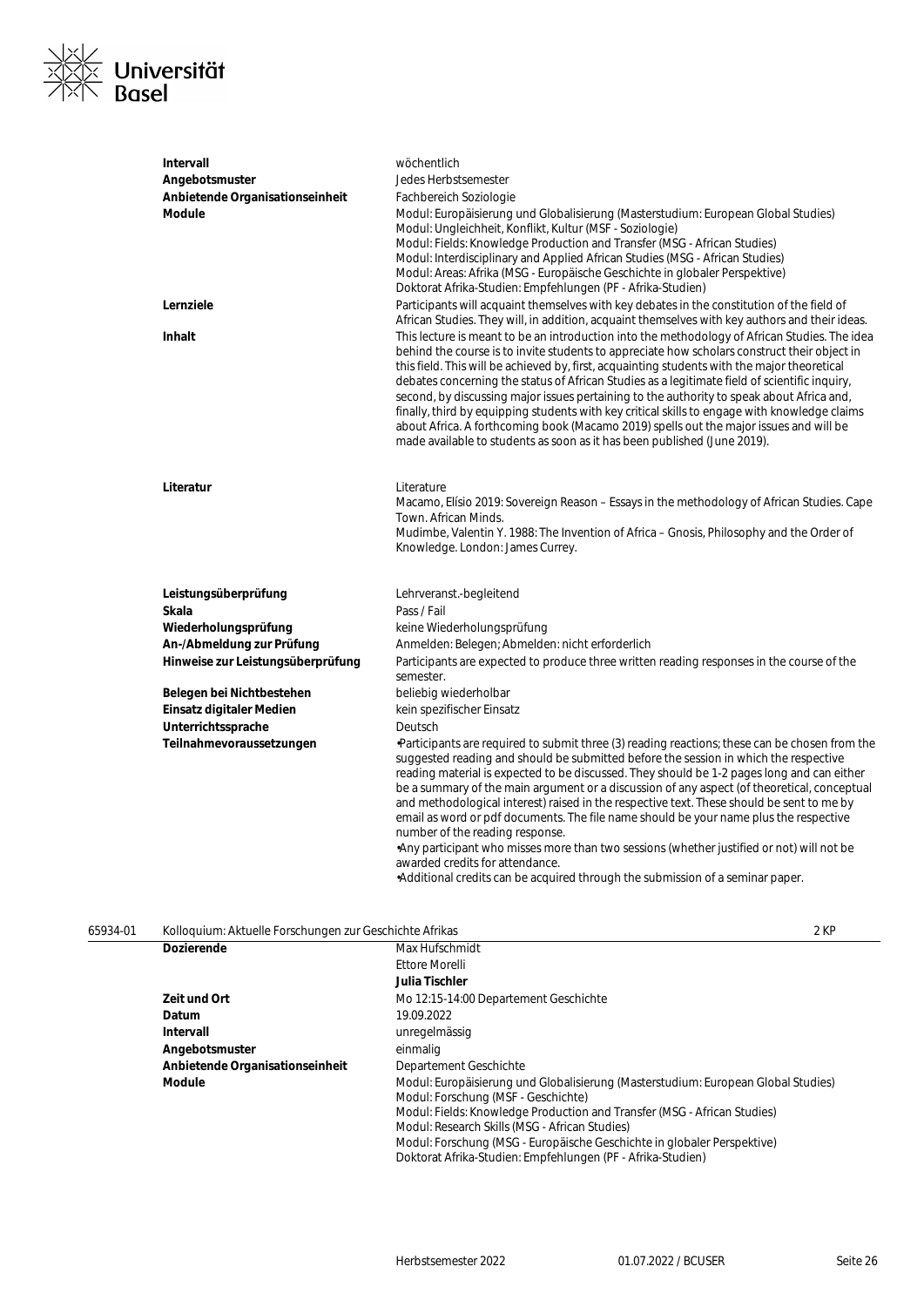| | |
|---|---|
| **Intervall** | wöchentlich |
| **Angebotsmuster** | Jedes Herbstsemester |
| **Anbietende Organisationseinheit** | Fachbereich Soziologie |
| **Module** | Modul: Europäisierung und Globalisierung (Masterstudium: European Global Studies)<br>Modul: Ungleichheit, Konflikt, Kultur (MSF - Soziologie)<br>Modul: Fields: Knowledge Production and Transfer (MSG - African Studies)<br>Modul: Interdisciplinary and Applied African Studies (MSG - African Studies)<br>Modul: Areas: Afrika (MSG - Europäische Geschichte in globaler Perspektive)<br>Doktorat Afrika-Studien: Empfehlungen (PF - Afrika-Studien) |
| **Lernziele** | Participants will acquaint themselves with key debates in the constitution of the field of African Studies. They will, in addition, acquaint themselves with key authors and their ideas. |
| **Inhalt** | This lecture is meant to be an introduction into the methodology of African Studies. The idea behind the course is to invite students to appreciate how scholars construct their object in this field. This will be achieved by, first, acquainting students with the major theoretical debates concerning the status of African Studies as a legitimate field of scientific inquiry, second, by discussing major issues pertaining to the authority to speak about Africa and, finally, third by equipping students with key critical skills to engage with knowledge claims about Africa. A forthcoming book (Macamo 2019) spells out the major issues and will be made available to students as soon as it has been published (June 2019). |
| **Literatur** | Literature<br>Macamo, Elísio 2019: Sovereign Reason – Essays in the methodology of African Studies. Cape Town. African Minds.<br>Mudimbe, Valentin Y. 1988: The Invention of Africa – Gnosis, Philosophy and the Order of Knowledge. London: James Currey. |
| **Leistungsüberprüfung** | Lehrveranst.-begleitend |
| **Skala** | Pass / Fail |
| **Wiederholungsprüfung** | keine Wiederholungsprüfung |
| **An-/Abmeldung zur Prüfung** | Anmelden: Belegen; Abmelden: nicht erforderlich |
| **Hinweise zur Leistungsüberprüfung** | Participants are expected to produce three written reading responses in the course of the semester. |
| **Belegen bei Nichtbestehen** | beliebig wiederholbar |
| **Einsatz digitaler Medien** | kein spezifischer Einsatz |
| **Unterrichtssprache** | Deutsch |
| **Teilnahmevoraussetzungen** | •Participants are required to submit three (3) reading reactions; these can be chosen from the suggested reading and should be submitted before the session in which the respective reading material is expected to be discussed. They should be 1-2 pages long and can either be a summary of the main argument or a discussion of any aspect (of theoretical, conceptual and methodological interest) raised in the respective text. These should be sent to me by email as word or pdf documents. The file name should be your name plus the respective number of the reading response.<br>•Any participant who misses more than two sessions (whether justified or not) will not be awarded credits for attendance.<br>•Additional credits can be acquired through the submission of a seminar paper. |

**65934-01** Kolloquium: Aktuelle Forschungen zur Geschichte Afrikas — 2 KP

| | |
|---|---|
| **Dozierende** | Max Hufschmidt<br>Ettore Morelli<br>**Julia Tischler** |
| **Zeit und Ort** | Mo 12:15-14:00 Departement Geschichte |
| **Datum** | 19.09.2022 |
| **Intervall** | unregelmässig |
| **Angebotsmuster** | einmalig |
| **Anbietende Organisationseinheit** | Departement Geschichte |
| **Module** | Modul: Europäisierung und Globalisierung (Masterstudium: European Global Studies)<br>Modul: Forschung (MSF - Geschichte)<br>Modul: Fields: Knowledge Production and Transfer (MSG - African Studies)<br>Modul: Research Skills (MSG - African Studies)<br>Modul: Forschung (MSG - Europäische Geschichte in globaler Perspektive)<br>Doktorat Afrika-Studien: Empfehlungen (PF - Afrika-Studien) |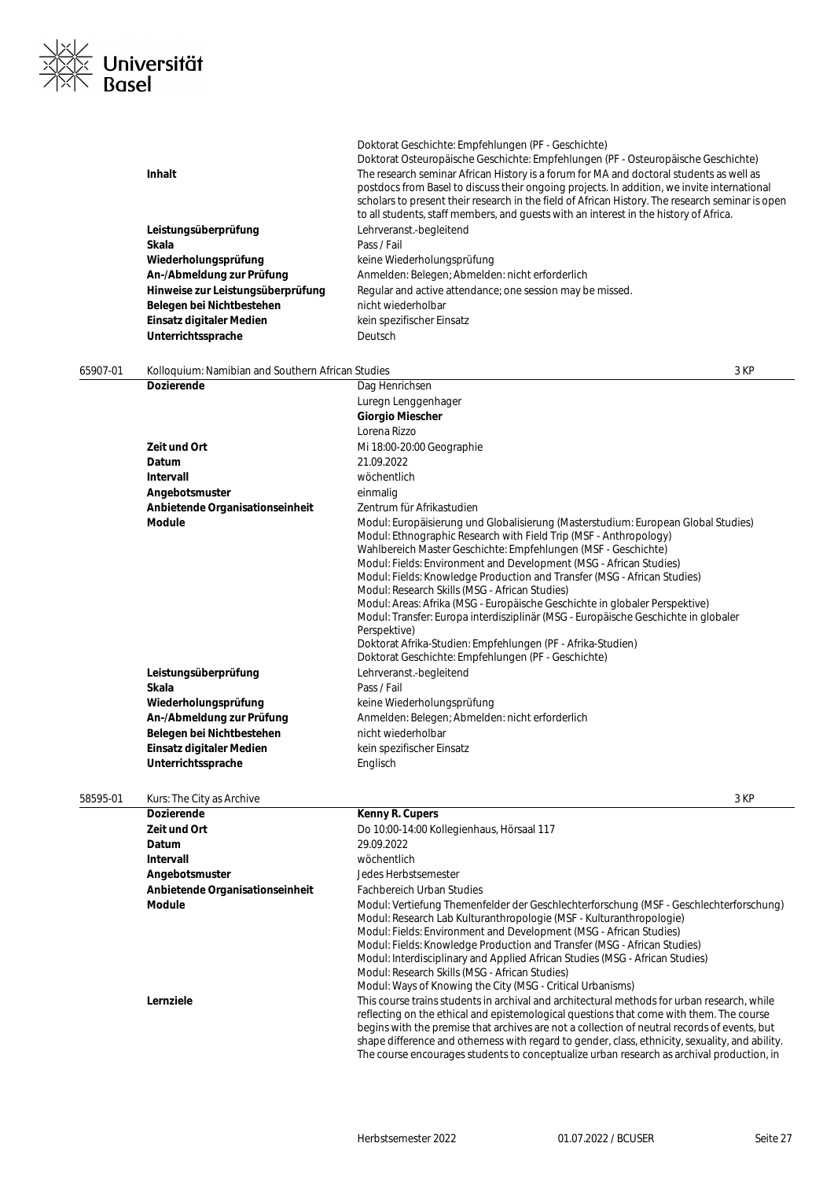| | |
|---|---|
| | Doktorat Geschichte: Empfehlungen (PF - Geschichte)<br>Doktorat Osteuropäische Geschichte: Empfehlungen (PF - Osteuropäische Geschichte) |
| **Inhalt** | The research seminar African History is a forum for MA and doctoral students as well as postdocs from Basel to discuss their ongoing projects. In addition, we invite international scholars to present their research in the field of African History. The research seminar is open to all students, staff members, and guests with an interest in the history of Africa. |
| **Leistungsüberprüfung** | Lehrveranst.-begleitend |
| **Skala** | Pass / Fail |
| **Wiederholungsprüfung** | keine Wiederholungsprüfung |
| **An-/Abmeldung zur Prüfung** | Anmelden: Belegen; Abmelden: nicht erforderlich |
| **Hinweise zur Leistungsüberprüfung** | Regular and active attendance; one session may be missed. |
| **Belegen bei Nichtbestehen** | nicht wiederholbar |
| **Einsatz digitaler Medien** | kein spezifischer Einsatz |
| **Unterrichtssprache** | Deutsch |

## 65907-01 Kolloquium: Namibian and Southern African Studies — 3 KP

| | |
|---|---|
| **Dozierende** | Dag Henrichsen<br>Luregn Lenggenhager<br>**Giorgio Miescher**<br>Lorena Rizzo |
| **Zeit und Ort** | Mi 18:00-20:00 Geographie |
| **Datum** | 21.09.2022 |
| **Intervall** | wöchentlich |
| **Angebotsmuster** | einmalig |
| **Anbietende Organisationseinheit** | Zentrum für Afrikastudien |
| **Module** | Modul: Europäisierung und Globalisierung (Masterstudium: European Global Studies)<br>Modul: Ethnographic Research with Field Trip (MSF - Anthropology)<br>Wahlbereich Master Geschichte: Empfehlungen (MSF - Geschichte)<br>Modul: Fields: Environment and Development (MSG - African Studies)<br>Modul: Fields: Knowledge Production and Transfer (MSG - African Studies)<br>Modul: Research Skills (MSG - African Studies)<br>Modul: Areas: Afrika (MSG - Europäische Geschichte in globaler Perspektive)<br>Modul: Transfer: Europa interdisziplinär (MSG - Europäische Geschichte in globaler Perspektive)<br>Doktorat Afrika-Studien: Empfehlungen (PF - Afrika-Studien)<br>Doktorat Geschichte: Empfehlungen (PF - Geschichte) |
| **Leistungsüberprüfung** | Lehrveranst.-begleitend |
| **Skala** | Pass / Fail |
| **Wiederholungsprüfung** | keine Wiederholungsprüfung |
| **An-/Abmeldung zur Prüfung** | Anmelden: Belegen; Abmelden: nicht erforderlich |
| **Belegen bei Nichtbestehen** | nicht wiederholbar |
| **Einsatz digitaler Medien** | kein spezifischer Einsatz |
| **Unterrichtssprache** | Englisch |

## 58595-01 Kurs: The City as Archive — 3 KP

| | |
|---|---|
| **Dozierende** | **Kenny R. Cupers** |
| **Zeit und Ort** | Do 10:00-14:00 Kollegienhaus, Hörsaal 117 |
| **Datum** | 29.09.2022 |
| **Intervall** | wöchentlich |
| **Angebotsmuster** | Jedes Herbstsemester |
| **Anbietende Organisationseinheit** | Fachbereich Urban Studies |
| **Module** | Modul: Vertiefung Themenfelder der Geschlechterforschung (MSF - Geschlechterforschung)<br>Modul: Research Lab Kulturanthropologie (MSF - Kulturanthropologie)<br>Modul: Fields: Environment and Development (MSG - African Studies)<br>Modul: Fields: Knowledge Production and Transfer (MSG - African Studies)<br>Modul: Interdisciplinary and Applied African Studies (MSG - African Studies)<br>Modul: Research Skills (MSG - African Studies)<br>Modul: Ways of Knowing the City (MSG - Critical Urbanisms) |
| **Lernziele** | This course trains students in archival and architectural methods for urban research, while reflecting on the ethical and epistemological questions that come with them. The course begins with the premise that archives are not a collection of neutral records of events, but shape difference and otherness with regard to gender, class, ethnicity, sexuality, and ability. The course encourages students to conceptualize urban research as archival production, in |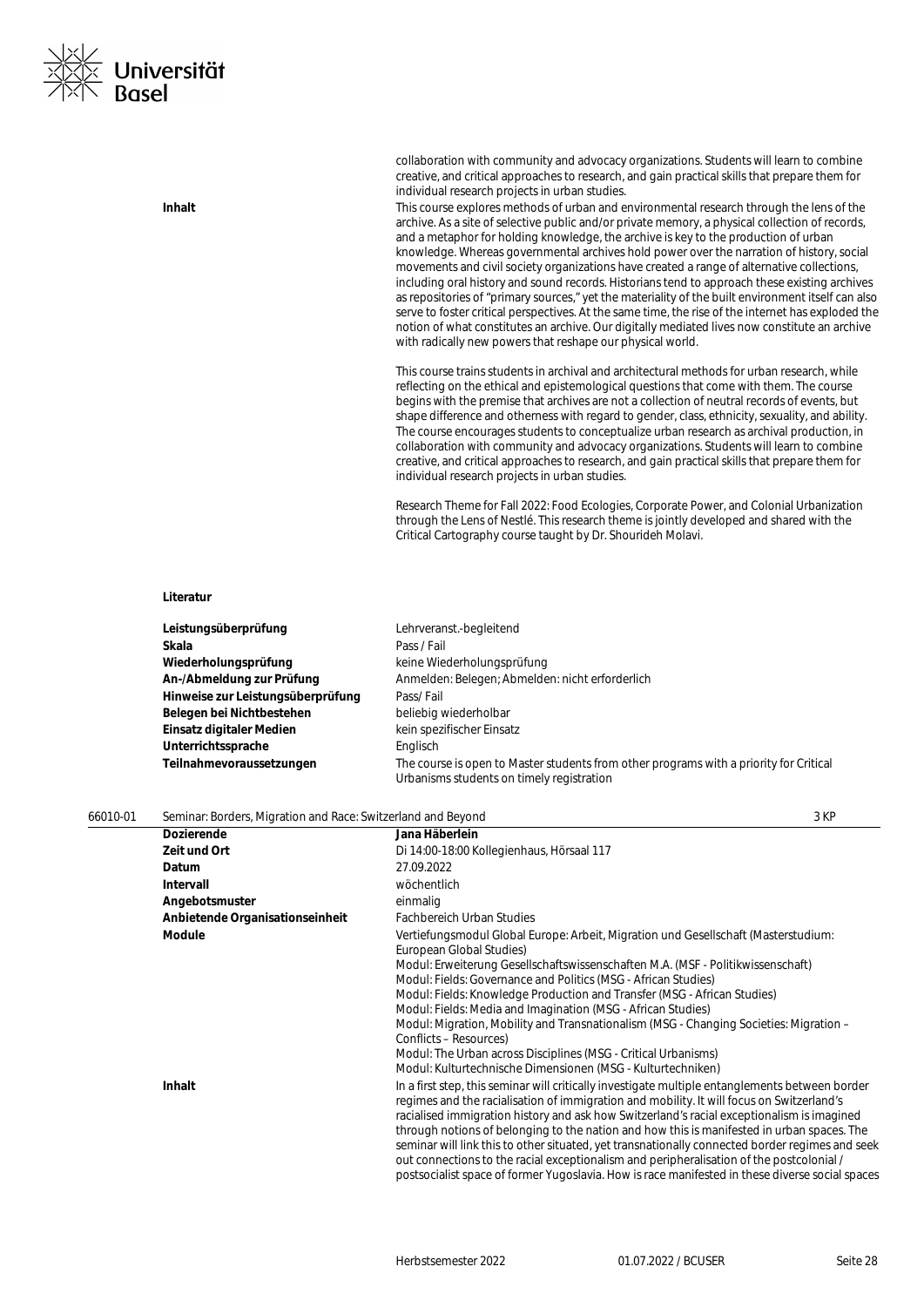collaboration with community and advocacy organizations. Students will learn to combine creative, and critical approaches to research, and gain practical skills that prepare them for individual research projects in urban studies.

**Inhalt**

This course explores methods of urban and environmental research through the lens of the archive. As a site of selective public and/or private memory, a physical collection of records, and a metaphor for holding knowledge, the archive is key to the production of urban knowledge. Whereas governmental archives hold power over the narration of history, social movements and civil society organizations have created a range of alternative collections, including oral history and sound records. Historians tend to approach these existing archives as repositories of "primary sources," yet the materiality of the built environment itself can also serve to foster critical perspectives. At the same time, the rise of the internet has exploded the notion of what constitutes an archive. Our digitally mediated lives now constitute an archive with radically new powers that reshape our physical world.

This course trains students in archival and architectural methods for urban research, while reflecting on the ethical and epistemological questions that come with them. The course begins with the premise that archives are not a collection of neutral records of events, but shape difference and otherness with regard to gender, class, ethnicity, sexuality, and ability. The course encourages students to conceptualize urban research as archival production, in collaboration with community and advocacy organizations. Students will learn to combine creative, and critical approaches to research, and gain practical skills that prepare them for individual research projects in urban studies.

Research Theme for Fall 2022: Food Ecologies, Corporate Power, and Colonial Urbanization through the Lens of Nestlé. This research theme is jointly developed and shared with the Critical Cartography course taught by Dr. Shourideh Molavi.

**Literatur**

| | |
|---|---|
| **Leistungsüberprüfung** | Lehrveranst.-begleitend |
| **Skala** | Pass / Fail |
| **Wiederholungsprüfung** | keine Wiederholungsprüfung |
| **An-/Abmeldung zur Prüfung** | Anmelden: Belegen; Abmelden: nicht erforderlich |
| **Hinweise zur Leistungsüberprüfung** | Pass/ Fail |
| **Belegen bei Nichtbestehen** | beliebig wiederholbar |
| **Einsatz digitaler Medien** | kein spezifischer Einsatz |
| **Unterrichtssprache** | Englisch |
| **Teilnahmevoraussetzungen** | The course is open to Master students from other programs with a priority for Critical Urbanisms students on timely registration |

## 66010-01 Seminar: Borders, Migration and Race: Switzerland and Beyond — 3 KP

| | |
|---|---|
| **Dozierende** | **Jana Häberlein** |
| **Zeit und Ort** | Di 14:00-18:00 Kollegienhaus, Hörsaal 117 |
| **Datum** | 27.09.2022 |
| **Intervall** | wöchentlich |
| **Angebotsmuster** | einmalig |
| **Anbietende Organisationseinheit** | Fachbereich Urban Studies |
| **Module** | Vertiefungsmodul Global Europe: Arbeit, Migration und Gesellschaft (Masterstudium: European Global Studies)<br>Modul: Erweiterung Gesellschaftswissenschaften M.A. (MSF - Politikwissenschaft)<br>Modul: Fields: Governance and Politics (MSG - African Studies)<br>Modul: Fields: Knowledge Production and Transfer (MSG - African Studies)<br>Modul: Fields: Media and Imagination (MSG - African Studies)<br>Modul: Migration, Mobility and Transnationalism (MSG - Changing Societies: Migration – Conflicts – Resources)<br>Modul: The Urban across Disciplines (MSG - Critical Urbanisms)<br>Modul: Kulturtechnische Dimensionen (MSG - Kulturtechniken) |
| **Inhalt** | In a first step, this seminar will critically investigate multiple entanglements between border regimes and the racialisation of immigration and mobility. It will focus on Switzerland's racialised immigration history and ask how Switzerland's racial exceptionalism is imagined through notions of belonging to the nation and how this is manifested in urban spaces. The seminar will link this to other situated, yet transnationally connected border regimes and seek out connections to the racial exceptionalism and peripheralisation of the postcolonial / postsocialist space of former Yugoslavia. How is race manifested in these diverse social spaces |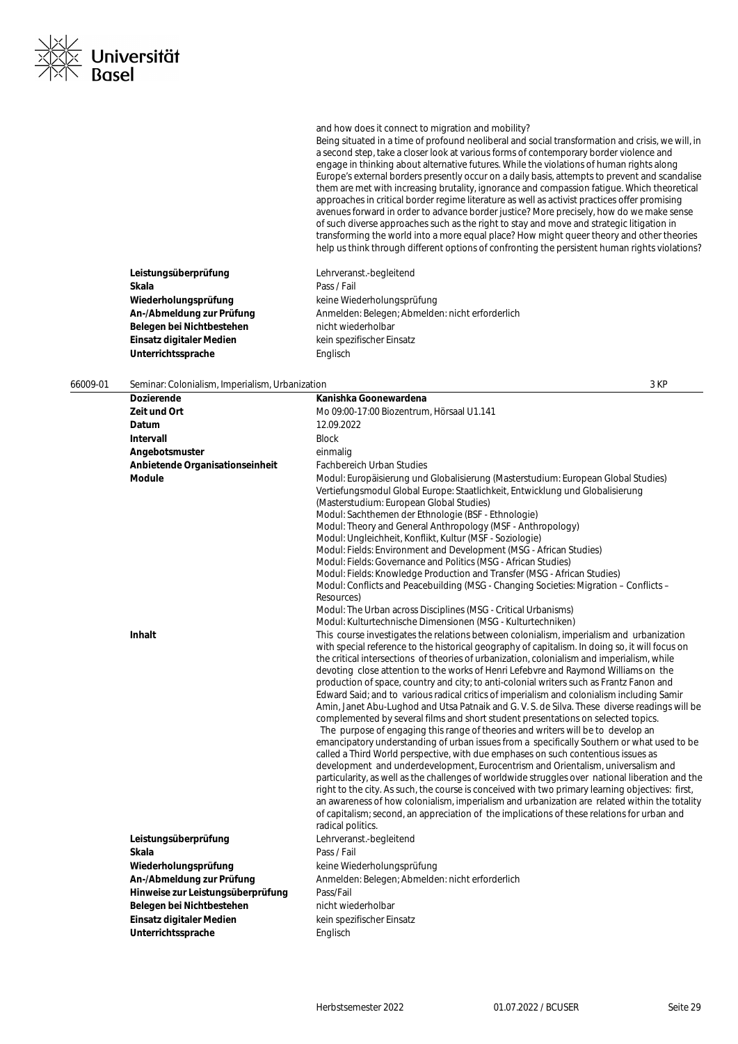and how does it connect to migration and mobility?
Being situated in a time of profound neoliberal and social transformation and crisis, we will, in a second step, take a closer look at various forms of contemporary border violence and engage in thinking about alternative futures. While the violations of human rights along Europe's external borders presently occur on a daily basis, attempts to prevent and scandalise them are met with increasing brutality, ignorance and compassion fatigue. Which theoretical approaches in critical border regime literature as well as activist practices offer promising avenues forward in order to advance border justice? More precisely, how do we make sense of such diverse approaches such as the right to stay and move and strategic litigation in transforming the world into a more equal place? How might queer theory and other theories help us think through different options of confronting the persistent human rights violations?

| | |
|---|---|
| **Leistungsüberprüfung** | Lehrveranst.-begleitend |
| **Skala** | Pass / Fail |
| **Wiederholungsprüfung** | keine Wiederholungsprüfung |
| **An-/Abmeldung zur Prüfung** | Anmelden: Belegen; Abmelden: nicht erforderlich |
| **Belegen bei Nichtbestehen** | nicht wiederholbar |
| **Einsatz digitaler Medien** | kein spezifischer Einsatz |
| **Unterrichtssprache** | Englisch |

## 66009-01 Seminar: Colonialism, Imperialism, Urbanization — 3 KP

| | |
|---|---|
| **Dozierende** | **Kanishka Goonewardena** |
| **Zeit und Ort** | Mo 09:00-17:00 Biozentrum, Hörsaal U1.141 |
| **Datum** | 12.09.2022 |
| **Intervall** | Block |
| **Angebotsmuster** | einmalig |
| **Anbietende Organisationseinheit** | Fachbereich Urban Studies |
| **Module** | Modul: Europäisierung und Globalisierung (Masterstudium: European Global Studies)<br>Vertiefungsmodul Global Europe: Staatlichkeit, Entwicklung und Globalisierung (Masterstudium: European Global Studies)<br>Modul: Sachthemen der Ethnologie (BSF - Ethnologie)<br>Modul: Theory and General Anthropology (MSF - Anthropology)<br>Modul: Ungleichheit, Konflikt, Kultur (MSF - Soziologie)<br>Modul: Fields: Environment and Development (MSG - African Studies)<br>Modul: Fields: Governance and Politics (MSG - African Studies)<br>Modul: Fields: Knowledge Production and Transfer (MSG - African Studies)<br>Modul: Conflicts and Peacebuilding (MSG - Changing Societies: Migration – Conflicts – Resources)<br>Modul: The Urban across Disciplines (MSG - Critical Urbanisms)<br>Modul: Kulturtechnische Dimensionen (MSG - Kulturtechniken) |
| **Inhalt** | This course investigates the relations between colonialism, imperialism and urbanization with special reference to the historical geography of capitalism. In doing so, it will focus on the critical intersections of theories of urbanization, colonialism and imperialism, while devoting close attention to the works of Henri Lefebvre and Raymond Williams on the production of space, country and city; to anti-colonial writers such as Frantz Fanon and Edward Said; and to various radical critics of imperialism and colonialism including Samir Amin, Janet Abu-Lughod and Utsa Patnaik and G. V. S. de Silva. These diverse readings will be complemented by several films and short student presentations on selected topics.<br>The purpose of engaging this range of theories and writers will be to develop an emancipatory understanding of urban issues from a specifically Southern or what used to be called a Third World perspective, with due emphases on such contentious issues as development and underdevelopment, Eurocentrism and Orientalism, universalism and particularity, as well as the challenges of worldwide struggles over national liberation and the right to the city. As such, the course is conceived with two primary learning objectives: first, an awareness of how colonialism, imperialism and urbanization are related within the totality of capitalism; second, an appreciation of the implications of these relations for urban and radical politics. |
| **Leistungsüberprüfung** | Lehrveranst.-begleitend |
| **Skala** | Pass / Fail |
| **Wiederholungsprüfung** | keine Wiederholungsprüfung |
| **An-/Abmeldung zur Prüfung** | Anmelden: Belegen; Abmelden: nicht erforderlich |
| **Hinweise zur Leistungsüberprüfung** | Pass/Fail |
| **Belegen bei Nichtbestehen** | nicht wiederholbar |
| **Einsatz digitaler Medien** | kein spezifischer Einsatz |
| **Unterrichtssprache** | Englisch |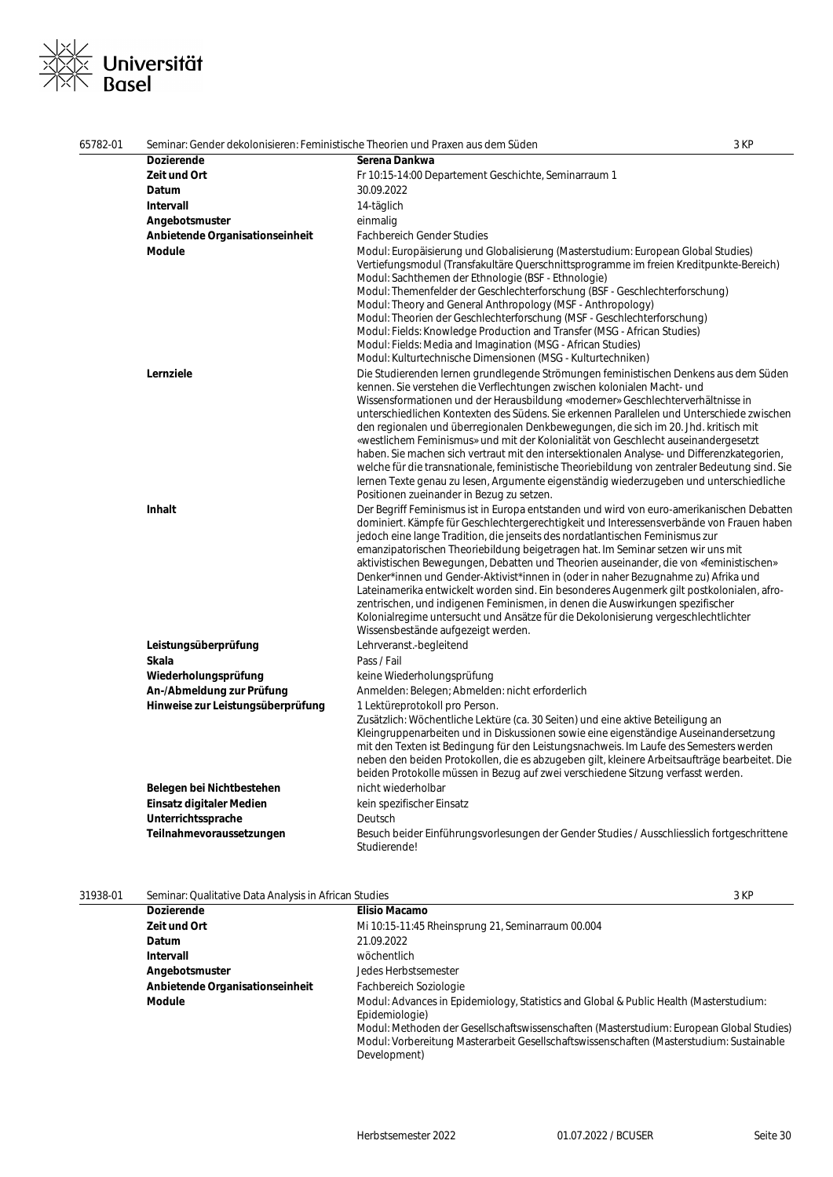| 65782-01 | Seminar: Gender dekolonisieren: Feministische Theorien und Praxen aus dem Süden | 3 KP |
|---|---|---|
| | **Dozierende** | **Serena Dankwa** |
| | **Zeit und Ort** | Fr 10:15-14:00 Departement Geschichte, Seminarraum 1 |
| | **Datum** | 30.09.2022 |
| | **Intervall** | 14-täglich |
| | **Angebotsmuster** | einmalig |
| | **Anbietende Organisationseinheit** | Fachbereich Gender Studies |
| | **Module** | Modul: Europäisierung und Globalisierung (Masterstudium: European Global Studies)<br>Vertiefungsmodul (Transfakultäre Querschnittsprogramme im freien Kreditpunkte-Bereich)<br>Modul: Sachthemen der Ethnologie (BSF - Ethnologie)<br>Modul: Themenfelder der Geschlechterforschung (BSF - Geschlechterforschung)<br>Modul: Theory and General Anthropology (MSF - Anthropology)<br>Modul: Theorien der Geschlechterforschung (MSF - Geschlechterforschung)<br>Modul: Fields: Knowledge Production and Transfer (MSG - African Studies)<br>Modul: Fields: Media and Imagination (MSG - African Studies)<br>Modul: Kulturtechnische Dimensionen (MSG - Kulturtechniken) |
| | **Lernziele** | Die Studierenden lernen grundlegende Strömungen feministischen Denkens aus dem Süden kennen. Sie verstehen die Verflechtungen zwischen kolonialen Macht- und Wissensformationen und der Herausbildung «moderner» Geschlechterverhältnisse in unterschiedlichen Kontexten des Südens. Sie erkennen Parallelen und Unterschiede zwischen den regionalen und überregionalen Denkbewegungen, die sich im 20. Jhd. kritisch mit «westlichem Feminismus» und mit der Kolonialität von Geschlecht auseinandergesetzt haben. Sie machen sich vertraut mit den intersektionalen Analyse- und Differenzkategorien, welche für die transnationale, feministische Theoriebildung von zentraler Bedeutung sind. Sie lernen Texte genau zu lesen, Argumente eigenständig wiederzugeben und unterschiedliche Positionen zueinander in Bezug zu setzen. |
| | **Inhalt** | Der Begriff Feminismus ist in Europa entstanden und wird von euro-amerikanischen Debatten dominiert. Kämpfe für Geschlechtergerechtigkeit und Interessensverbände von Frauen haben jedoch eine lange Tradition, die jenseits des nordatlantischen Feminismus zur emanzipatorischen Theoriebildung beigetragen hat. Im Seminar setzen wir uns mit aktivistischen Bewegungen, Debatten und Theorien auseinander, die von «feministischen» Denker*innen und Gender-Aktivist*innen in (oder in naher Bezugnahme zu) Afrika und Lateinamerika entwickelt worden sind. Ein besonderes Augenmerk gilt postkolonialen, afro-zentrischen, und indigenen Feminismen, in denen die Auswirkungen spezifischer Kolonialregime untersucht und Ansätze für die Dekolonisierung vergeschlechtlichter Wissensbestände aufgezeigt werden. |
| | **Leistungsüberprüfung** | Lehrveranst.-begleitend |
| | **Skala** | Pass / Fail |
| | **Wiederholungsprüfung** | keine Wiederholungsprüfung |
| | **An-/Abmeldung zur Prüfung** | Anmelden: Belegen; Abmelden: nicht erforderlich |
| | **Hinweise zur Leistungsüberprüfung** | 1 Lektüreprotokoll pro Person.<br>Zusätzlich: Wöchentliche Lektüre (ca. 30 Seiten) und eine aktive Beteiligung an Kleingruppenarbeiten und in Diskussionen sowie eine eigenständige Auseinandersetzung mit den Texten ist Bedingung für den Leistungsnachweis. Im Laufe des Semesters werden neben den beiden Protokollen, die es abzugeben gilt, kleinere Arbeitsaufträge bearbeitet. Die beiden Protokolle müssen in Bezug auf zwei verschiedene Sitzung verfasst werden. |
| | **Belegen bei Nichtbestehen** | nicht wiederholbar |
| | **Einsatz digitaler Medien** | kein spezifischer Einsatz |
| | **Unterrichtssprache** | Deutsch |
| | **Teilnahmevoraussetzungen** | Besuch beider Einführungsvorlesungen der Gender Studies / Ausschliesslich fortgeschrittene Studierende! |

| 31938-01 | Seminar: Qualitative Data Analysis in African Studies | 3 KP |
|---|---|---|
| | **Dozierende** | **Elisio Macamo** |
| | **Zeit und Ort** | Mi 10:15-11:45 Rheinsprung 21, Seminarraum 00.004 |
| | **Datum** | 21.09.2022 |
| | **Intervall** | wöchentlich |
| | **Angebotsmuster** | Jedes Herbstsemester |
| | **Anbietende Organisationseinheit** | Fachbereich Soziologie |
| | **Module** | Modul: Advances in Epidemiology, Statistics and Global & Public Health (Masterstudium: Epidemiologie)<br>Modul: Methoden der Gesellschaftswissenschaften (Masterstudium: European Global Studies)<br>Modul: Vorbereitung Masterarbeit Gesellschaftswissenschaften (Masterstudium: Sustainable Development) |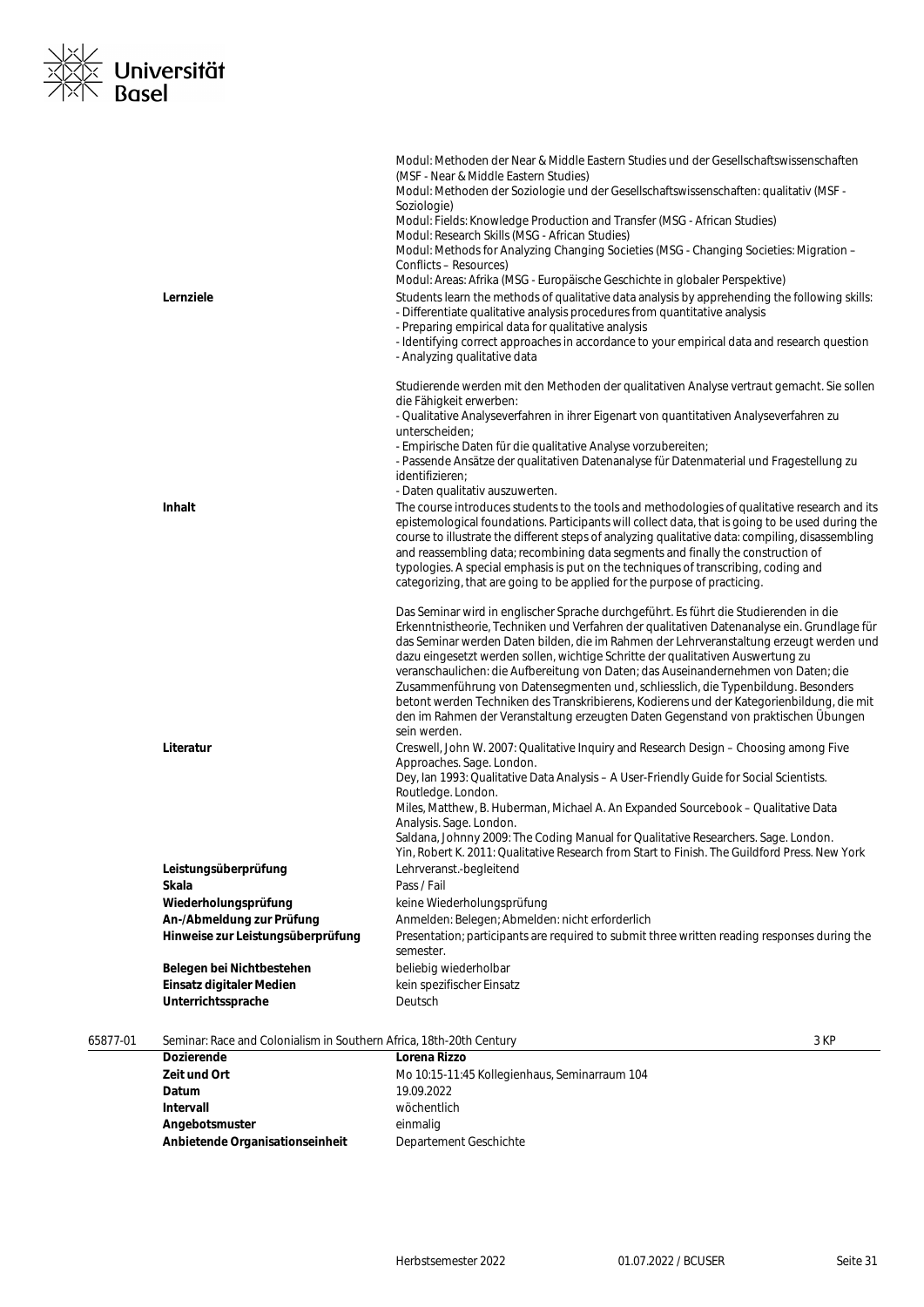| | |
|---|---|
| | Modul: Methoden der Near & Middle Eastern Studies und der Gesellschaftswissenschaften (MSF - Near & Middle Eastern Studies)<br>Modul: Methoden der Soziologie und der Gesellschaftswissenschaften: qualitativ (MSF - Soziologie)<br>Modul: Fields: Knowledge Production and Transfer (MSG - African Studies)<br>Modul: Research Skills (MSG - African Studies)<br>Modul: Methods for Analyzing Changing Societies (MSG - Changing Societies: Migration – Conflicts – Resources)<br>Modul: Areas: Afrika (MSG - Europäische Geschichte in globaler Perspektive) |
| **Lernziele** | Students learn the methods of qualitative data analysis by apprehending the following skills:<br>- Differentiate qualitative analysis procedures from quantitative analysis<br>- Preparing empirical data for qualitative analysis<br>- Identifying correct approaches in accordance to your empirical data and research question<br>- Analyzing qualitative data<br><br>Studierende werden mit den Methoden der qualitativen Analyse vertraut gemacht. Sie sollen die Fähigkeit erwerben:<br>- Qualitative Analyseverfahren in ihrer Eigenart von quantitativen Analyseverfahren zu unterscheiden;<br>- Empirische Daten für die qualitative Analyse vorzubereiten;<br>- Passende Ansätze der qualitativen Datenanalyse für Datenmaterial und Fragestellung zu identifizieren;<br>- Daten qualitativ auszuwerten. |
| **Inhalt** | The course introduces students to the tools and methodologies of qualitative research and its epistemological foundations. Participants will collect data, that is going to be used during the course to illustrate the different steps of analyzing qualitative data: compiling, disassembling and reassembling data; recombining data segments and finally the construction of typologies. A special emphasis is put on the techniques of transcribing, coding and categorizing, that are going to be applied for the purpose of practicing.<br><br>Das Seminar wird in englischer Sprache durchgeführt. Es führt die Studierenden in die Erkenntnistheorie, Techniken und Verfahren der qualitativen Datenanalyse ein. Grundlage für das Seminar werden Daten bilden, die im Rahmen der Lehrveranstaltung erzeugt werden und dazu eingesetzt werden sollen, wichtige Schritte der qualitativen Auswertung zu veranschaulichen: die Aufbereitung von Daten; das Auseinandernehmen von Daten; die Zusammenführung von Datensegmenten und, schliesslich, die Typenbildung. Besonders betont werden Techniken des Transkribierens, Kodierens und der Kategorienbildung, die mit den im Rahmen der Veranstaltung erzeugten Daten Gegenstand von praktischen Übungen sein werden. |
| **Literatur** | Creswell, John W. 2007: Qualitative Inquiry and Research Design – Choosing among Five Approaches. Sage. London.<br>Dey, Ian 1993: Qualitative Data Analysis – A User-Friendly Guide for Social Scientists. Routledge. London.<br>Miles, Matthew, B. Huberman, Michael A. An Expanded Sourcebook – Qualitative Data Analysis. Sage. London.<br>Saldana, Johnny 2009: The Coding Manual for Qualitative Researchers. Sage. London.<br>Yin, Robert K. 2011: Qualitative Research from Start to Finish. The Guildford Press. New York |
| **Leistungsüberprüfung** | Lehrveranst.-begleitend |
| **Skala** | Pass / Fail |
| **Wiederholungsprüfung** | keine Wiederholungsprüfung |
| **An-/Abmeldung zur Prüfung** | Anmelden: Belegen; Abmelden: nicht erforderlich |
| **Hinweise zur Leistungsüberprüfung** | Presentation; participants are required to submit three written reading responses during the semester. |
| **Belegen bei Nichtbestehen** | beliebig wiederholbar |
| **Einsatz digitaler Medien** | kein spezifischer Einsatz |
| **Unterrichtssprache** | Deutsch |

**65877-01** Seminar: Race and Colonialism in Southern Africa, 18th-20th Century — 3 KP

| | |
|---|---|
| **Dozierende** | **Lorena Rizzo** |
| **Zeit und Ort** | Mo 10:15-11:45 Kollegienhaus, Seminarraum 104 |
| **Datum** | 19.09.2022 |
| **Intervall** | wöchentlich |
| **Angebotsmuster** | einmalig |
| **Anbietende Organisationseinheit** | Departement Geschichte |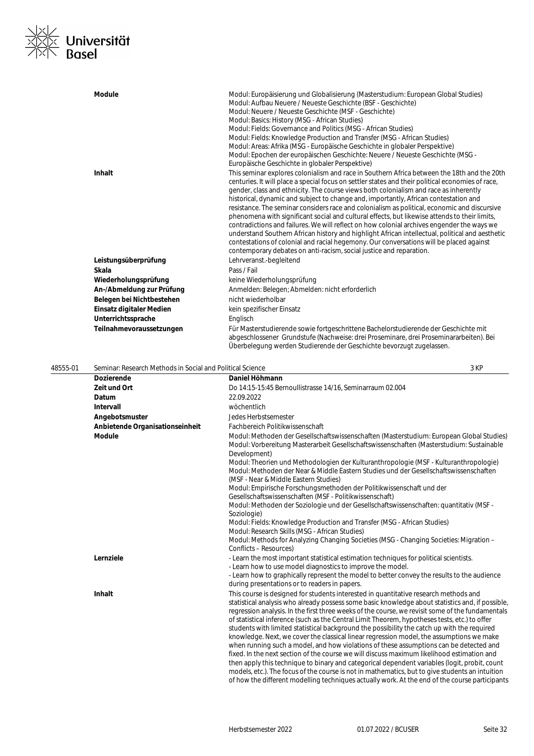| | |
|---|---|
| **Module** | Modul: Europäisierung und Globalisierung (Masterstudium: European Global Studies)<br>Modul: Aufbau Neuere / Neueste Geschichte (BSF - Geschichte)<br>Modul: Neuere / Neueste Geschichte (MSF - Geschichte)<br>Modul: Basics: History (MSG - African Studies)<br>Modul: Fields: Governance and Politics (MSG - African Studies)<br>Modul: Fields: Knowledge Production and Transfer (MSG - African Studies)<br>Modul: Areas: Afrika (MSG - Europäische Geschichte in globaler Perspektive)<br>Modul: Epochen der europäischen Geschichte: Neuere / Neueste Geschichte (MSG - Europäische Geschichte in globaler Perspektive) |
| **Inhalt** | This seminar explores colonialism and race in Southern Africa between the 18th and the 20th centuries. It will place a special focus on settler states and their political economies of race, gender, class and ethnicity. The course views both colonialism and race as inherently historical, dynamic and subject to change and, importantly, African contestation and resistance. The seminar considers race and colonialism as political, economic and discursive phenomena with significant social and cultural effects, but likewise attends to their limits, contradictions and failures. We will reflect on how colonial archives engender the ways we understand Southern African history and highlight African intellectual, political and aesthetic contestations of colonial and racial hegemony. Our conversations will be placed against contemporary debates on anti-racism, social justice and reparation. |
| **Leistungsüberprüfung** | Lehrveranst.-begleitend |
| **Skala** | Pass / Fail |
| **Wiederholungsprüfung** | keine Wiederholungsprüfung |
| **An-/Abmeldung zur Prüfung** | Anmelden: Belegen; Abmelden: nicht erforderlich |
| **Belegen bei Nichtbestehen** | nicht wiederholbar |
| **Einsatz digitaler Medien** | kein spezifischer Einsatz |
| **Unterrichtssprache** | Englisch |
| **Teilnahmevoraussetzungen** | Für Masterstudierende sowie fortgeschrittene Bachelorstudierende der Geschichte mit abgeschlossener Grundstufe (Nachweise: drei Proseminare, drei Proseminararbeiten). Bei Überbelegung werden Studierende der Geschichte bevorzugt zugelassen. |

## 48555-01 Seminar: Research Methods in Social and Political Science — 3 KP

| | |
|---|---|
| **Dozierende** | **Daniel Höhmann** |
| **Zeit und Ort** | Do 14:15-15:45 Bernoullistrasse 14/16, Seminarraum 02.004 |
| **Datum** | 22.09.2022 |
| **Intervall** | wöchentlich |
| **Angebotsmuster** | Jedes Herbstsemester |
| **Anbietende Organisationseinheit** | Fachbereich Politikwissenschaft |
| **Module** | Modul: Methoden der Gesellschaftswissenschaften (Masterstudium: European Global Studies)<br>Modul: Vorbereitung Masterarbeit Gesellschaftswissenschaften (Masterstudium: Sustainable Development)<br>Modul: Theorien und Methodologien der Kulturanthropologie (MSF - Kulturanthropologie)<br>Modul: Methoden der Near & Middle Eastern Studies und der Gesellschaftswissenschaften (MSF - Near & Middle Eastern Studies)<br>Modul: Empirische Forschungsmethoden der Politikwissenschaft und der Gesellschaftswissenschaften (MSF - Politikwissenschaft)<br>Modul: Methoden der Soziologie und der Gesellschaftswissenschaften: quantitativ (MSF - Soziologie)<br>Modul: Fields: Knowledge Production and Transfer (MSG - African Studies)<br>Modul: Research Skills (MSG - African Studies)<br>Modul: Methods for Analyzing Changing Societies (MSG - Changing Societies: Migration – Conflicts – Resources) |
| **Lernziele** | - Learn the most important statistical estimation techniques for political scientists.<br>- Learn how to use model diagnostics to improve the model.<br>- Learn how to graphically represent the model to better convey the results to the audience during presentations or to readers in papers. |
| **Inhalt** | This course is designed for students interested in quantitative research methods and statistical analysis who already possess some basic knowledge about statistics and, if possible, regression analysis. In the first three weeks of the course, we revisit some of the fundamentals of statistical inference (such as the Central Limit Theorem, hypotheses tests, etc.) to offer students with limited statistical background the possibility the catch up with the required knowledge. Next, we cover the classical linear regression model, the assumptions we make when running such a model, and how violations of these assumptions can be detected and fixed. In the next section of the course we will discuss maximum likelihood estimation and then apply this technique to binary and categorical dependent variables (logit, probit, count models, etc.). The focus of the course is not in mathematics, but to give students an intuition of how the different modelling techniques actually work. At the end of the course participants |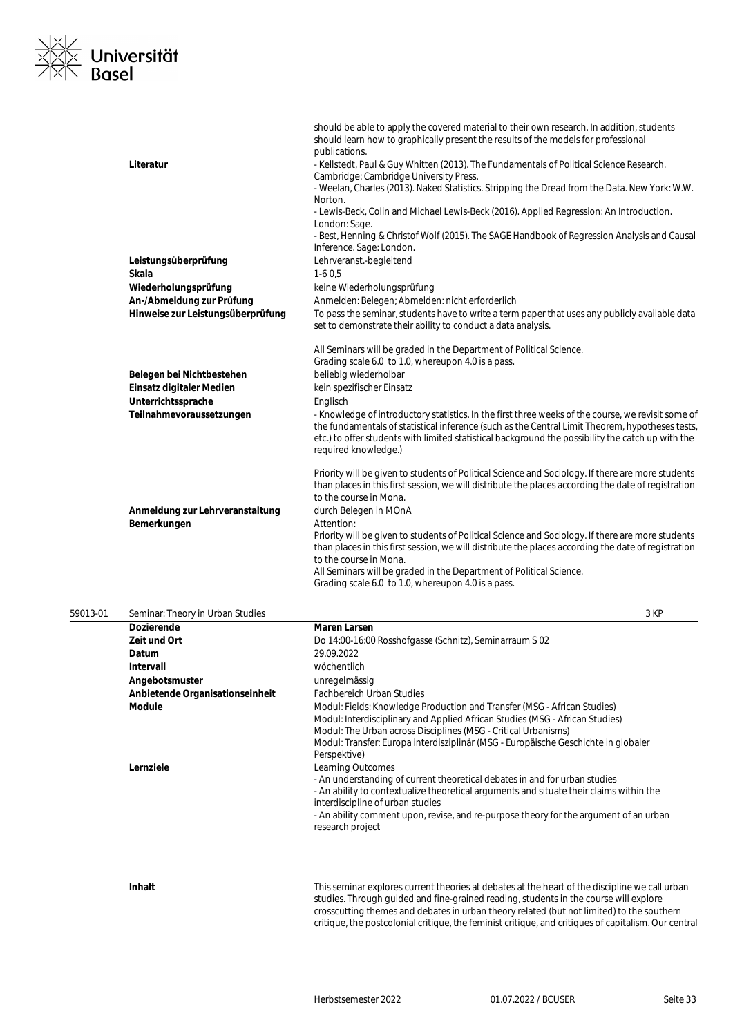| | |
|---|---|
| | should be able to apply the covered material to their own research. In addition, students should learn how to graphically present the results of the models for professional publications. |
| **Literatur** | - Kellstedt, Paul & Guy Whitten (2013). The Fundamentals of Political Science Research. Cambridge: Cambridge University Press.<br>- Weelan, Charles (2013). Naked Statistics. Stripping the Dread from the Data. New York: W.W. Norton.<br>- Lewis-Beck, Colin and Michael Lewis-Beck (2016). Applied Regression: An Introduction. London: Sage.<br>- Best, Henning & Christof Wolf (2015). The SAGE Handbook of Regression Analysis and Causal Inference. Sage: London. |
| **Leistungsüberprüfung** | Lehrveranst.-begleitend |
| **Skala** | 1-6 0,5 |
| **Wiederholungsprüfung** | keine Wiederholungsprüfung |
| **An-/Abmeldung zur Prüfung** | Anmelden: Belegen; Abmelden: nicht erforderlich |
| **Hinweise zur Leistungsüberprüfung** | To pass the seminar, students have to write a term paper that uses any publicly available data set to demonstrate their ability to conduct a data analysis.<br><br>All Seminars will be graded in the Department of Political Science.<br>Grading scale 6.0 to 1.0, whereupon 4.0 is a pass. |
| **Belegen bei Nichtbestehen** | beliebig wiederholbar |
| **Einsatz digitaler Medien** | kein spezifischer Einsatz |
| **Unterrichtssprache** | Englisch |
| **Teilnahmevoraussetzungen** | - Knowledge of introductory statistics. In the first three weeks of the course, we revisit some of the fundamentals of statistical inference (such as the Central Limit Theorem, hypotheses tests, etc.) to offer students with limited statistical background the possibility the catch up with the required knowledge.)<br><br>Priority will be given to students of Political Science and Sociology. If there are more students than places in this first session, we will distribute the places according the date of registration to the course in Mona. |
| **Anmeldung zur Lehrveranstaltung** | durch Belegen in MOnA |
| **Bemerkungen** | Attention:<br>Priority will be given to students of Political Science and Sociology. If there are more students than places in this first session, we will distribute the places according the date of registration to the course in Mona.<br>All Seminars will be graded in the Department of Political Science.<br>Grading scale 6.0 to 1.0, whereupon 4.0 is a pass. |

## 59013-01 Seminar: Theory in Urban Studies — 3 KP

| | |
|---|---|
| **Dozierende** | **Maren Larsen** |
| **Zeit und Ort** | Do 14:00-16:00 Rosshofgasse (Schnitz), Seminarraum S 02 |
| **Datum** | 29.09.2022 |
| **Intervall** | wöchentlich |
| **Angebotsmuster** | unregelmässig |
| **Anbietende Organisationseinheit** | Fachbereich Urban Studies |
| **Module** | Modul: Fields: Knowledge Production and Transfer (MSG - African Studies)<br>Modul: Interdisciplinary and Applied African Studies (MSG - African Studies)<br>Modul: The Urban across Disciplines (MSG - Critical Urbanisms)<br>Modul: Transfer: Europa interdisziplinär (MSG - Europäische Geschichte in globaler Perspektive) |
| **Lernziele** | Learning Outcomes<br>- An understanding of current theoretical debates in and for urban studies<br>- An ability to contextualize theoretical arguments and situate their claims within the interdiscipline of urban studies<br>- An ability comment upon, revise, and re-purpose theory for the argument of an urban research project |
| **Inhalt** | This seminar explores current theories at debates at the heart of the discipline we call urban studies. Through guided and fine-grained reading, students in the course will explore crosscutting themes and debates in urban theory related (but not limited) to the southern critique, the postcolonial critique, the feminist critique, and critiques of capitalism. Our central |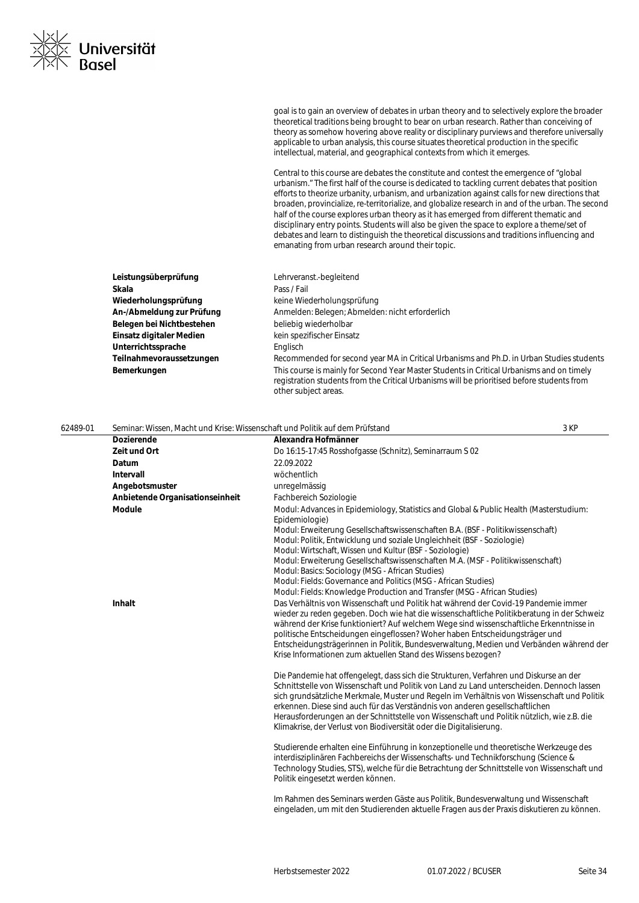goal is to gain an overview of debates in urban theory and to selectively explore the broader theoretical traditions being brought to bear on urban research. Rather than conceiving of theory as somehow hovering above reality or disciplinary purviews and therefore universally applicable to urban analysis, this course situates theoretical production in the specific intellectual, material, and geographical contexts from which it emerges.

Central to this course are debates the constitute and contest the emergence of "global urbanism." The first half of the course is dedicated to tackling current debates that position efforts to theorize urbanity, urbanism, and urbanization against calls for new directions that broaden, provincialize, re-territorialize, and globalize research in and of the urban. The second half of the course explores urban theory as it has emerged from different thematic and disciplinary entry points. Students will also be given the space to explore a theme/set of debates and learn to distinguish the theoretical discussions and traditions influencing and emanating from urban research around their topic.

| | |
|---|---|
| **Leistungsüberprüfung** | Lehrveranst.-begleitend |
| **Skala** | Pass / Fail |
| **Wiederholungsprüfung** | keine Wiederholungsprüfung |
| **An-/Abmeldung zur Prüfung** | Anmelden: Belegen; Abmelden: nicht erforderlich |
| **Belegen bei Nichtbestehen** | beliebig wiederholbar |
| **Einsatz digitaler Medien** | kein spezifischer Einsatz |
| **Unterrichtssprache** | Englisch |
| **Teilnahmevoraussetzungen** | Recommended for second year MA in Critical Urbanisms and Ph.D. in Urban Studies students |
| **Bemerkungen** | This course is mainly for Second Year Master Students in Critical Urbanisms and on timely registration students from the Critical Urbanisms will be prioritised before students from other subject areas. |

## 62489-01 Seminar: Wissen, Macht und Krise: Wissenschaft und Politik auf dem Prüfstand — 3 KP

| | |
|---|---|
| **Dozierende** | **Alexandra Hofmänner** |
| **Zeit und Ort** | Do 16:15-17:45 Rosshofgasse (Schnitz), Seminarraum S 02 |
| **Datum** | 22.09.2022 |
| **Intervall** | wöchentlich |
| **Angebotsmuster** | unregelmässig |
| **Anbietende Organisationseinheit** | Fachbereich Soziologie |
| **Module** | Modul: Advances in Epidemiology, Statistics and Global & Public Health (Masterstudium: Epidemiologie)<br>Modul: Erweiterung Gesellschaftswissenschaften B.A. (BSF - Politikwissenschaft)<br>Modul: Politik, Entwicklung und soziale Ungleichheit (BSF - Soziologie)<br>Modul: Wirtschaft, Wissen und Kultur (BSF - Soziologie)<br>Modul: Erweiterung Gesellschaftswissenschaften M.A. (MSF - Politikwissenschaft)<br>Modul: Basics: Sociology (MSG - African Studies)<br>Modul: Fields: Governance and Politics (MSG - African Studies)<br>Modul: Fields: Knowledge Production and Transfer (MSG - African Studies) |

**Inhalt**

Das Verhältnis von Wissenschaft und Politik hat während der Covid-19 Pandemie immer wieder zu reden gegeben. Doch wie hat die wissenschaftliche Politikberatung in der Schweiz während der Krise funktioniert? Auf welchem Wege sind wissenschaftliche Erkenntnisse in politische Entscheidungen eingeflossen? Woher haben Entscheidungsträger und Entscheidungsträgerinnen in Politik, Bundesverwaltung, Medien und Verbänden während der Krise Informationen zum aktuellen Stand des Wissens bezogen?

Die Pandemie hat offengelegt, dass sich die Strukturen, Verfahren und Diskurse an der Schnittstelle von Wissenschaft und Politik von Land zu Land unterscheiden. Dennoch lassen sich grundsätzliche Merkmale, Muster und Regeln im Verhältnis von Wissenschaft und Politik erkennen. Diese sind auch für das Verständnis von anderen gesellschaftlichen Herausforderungen an der Schnittstelle von Wissenschaft und Politik nützlich, wie z.B. die Klimakrise, der Verlust von Biodiversität oder die Digitalisierung.

Studierende erhalten eine Einführung in konzeptionelle und theoretische Werkzeuge des interdisziplinären Fachbereichs der Wissenschafts- und Technikforschung (Science & Technology Studies, STS), welche für die Betrachtung der Schnittstelle von Wissenschaft und Politik eingesetzt werden können.

Im Rahmen des Seminars werden Gäste aus Politik, Bundesverwaltung und Wissenschaft eingeladen, um mit den Studierenden aktuelle Fragen aus der Praxis diskutieren zu können.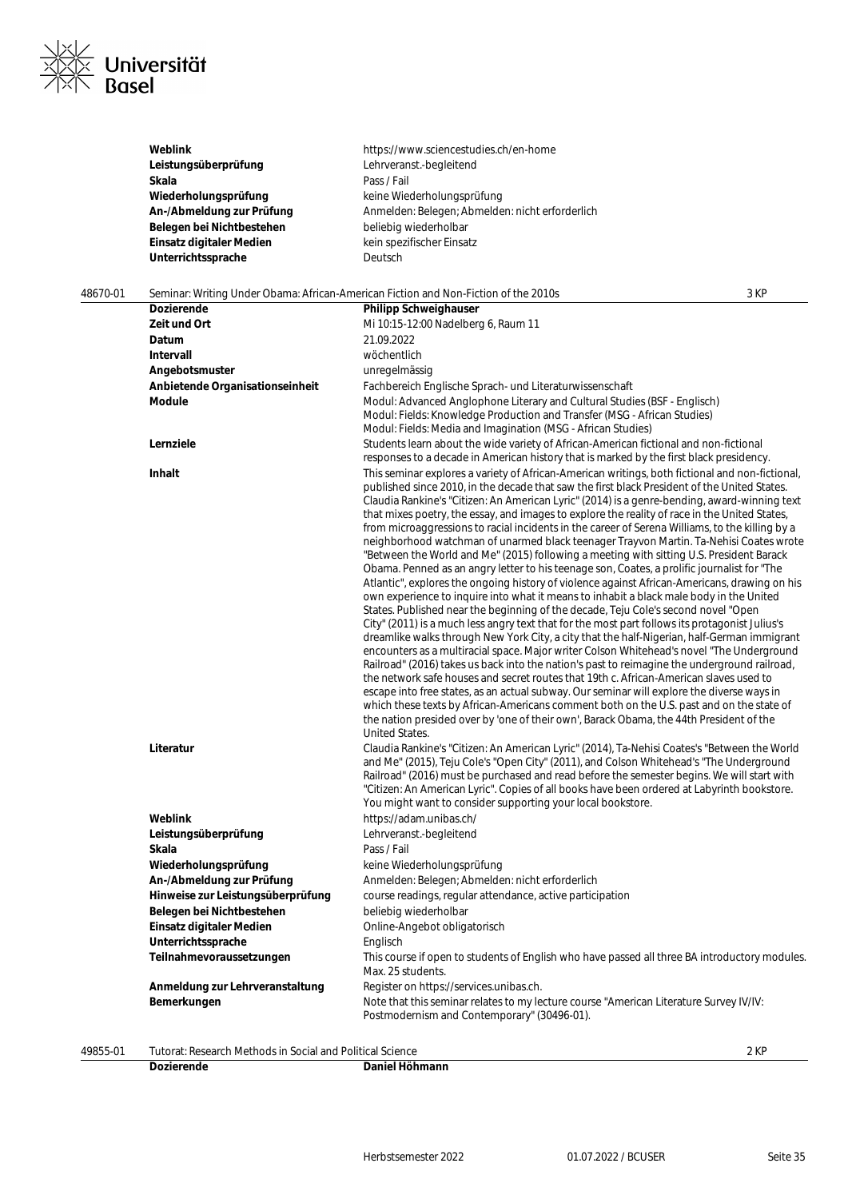| | |
|---|---|
| **Weblink** | https://www.sciencestudies.ch/en-home |
| **Leistungsüberprüfung** | Lehrveranst.-begleitend |
| **Skala** | Pass / Fail |
| **Wiederholungsprüfung** | keine Wiederholungsprüfung |
| **An-/Abmeldung zur Prüfung** | Anmelden: Belegen; Abmelden: nicht erforderlich |
| **Belegen bei Nichtbestehen** | beliebig wiederholbar |
| **Einsatz digitaler Medien** | kein spezifischer Einsatz |
| **Unterrichtssprache** | Deutsch |

## 48670-01 Seminar: Writing Under Obama: African-American Fiction and Non-Fiction of the 2010s — 3 KP

| | |
|---|---|
| **Dozierende** | **Philipp Schweighauser** |
| **Zeit und Ort** | Mi 10:15-12:00 Nadelberg 6, Raum 11 |
| **Datum** | 21.09.2022 |
| **Intervall** | wöchentlich |
| **Angebotsmuster** | unregelmässig |
| **Anbietende Organisationseinheit** | Fachbereich Englische Sprach- und Literaturwissenschaft |
| **Module** | Modul: Advanced Anglophone Literary and Cultural Studies (BSF - Englisch)<br>Modul: Fields: Knowledge Production and Transfer (MSG - African Studies)<br>Modul: Fields: Media and Imagination (MSG - African Studies) |
| **Lernziele** | Students learn about the wide variety of African-American fictional and non-fictional responses to a decade in American history that is marked by the first black presidency. |
| **Inhalt** | This seminar explores a variety of African-American writings, both fictional and non-fictional, published since 2010, in the decade that saw the first black President of the United States. Claudia Rankine's "Citizen: An American Lyric" (2014) is a genre-bending, award-winning text that mixes poetry, the essay, and images to explore the reality of race in the United States, from microaggressions to racial incidents in the career of Serena Williams, to the killing by a neighborhood watchman of unarmed black teenager Trayvon Martin. Ta-Nehisi Coates wrote "Between the World and Me" (2015) following a meeting with sitting U.S. President Barack Obama. Penned as an angry letter to his teenage son, Coates, a prolific journalist for "The Atlantic", explores the ongoing history of violence against African-Americans, drawing on his own experience to inquire into what it means to inhabit a black male body in the United States. Published near the beginning of the decade, Teju Cole's second novel "Open City" (2011) is a much less angry text that for the most part follows its protagonist Julius's dreamlike walks through New York City, a city that the half-Nigerian, half-German immigrant encounters as a multiracial space. Major writer Colson Whitehead's novel "The Underground Railroad" (2016) takes us back into the nation's past to reimagine the underground railroad, the network safe houses and secret routes that 19th c. African-American slaves used to escape into free states, as an actual subway. Our seminar will explore the diverse ways in which these texts by African-Americans comment both on the U.S. past and on the state of the nation presided over by 'one of their own', Barack Obama, the 44th President of the United States. |
| **Literatur** | Claudia Rankine's "Citizen: An American Lyric" (2014), Ta-Nehisi Coates's "Between the World and Me" (2015), Teju Cole's "Open City" (2011), and Colson Whitehead's "The Underground Railroad" (2016) must be purchased and read before the semester begins. We will start with "Citizen: An American Lyric". Copies of all books have been ordered at Labyrinth bookstore. You might want to consider supporting your local bookstore. |
| **Weblink** | https://adam.unibas.ch/ |
| **Leistungsüberprüfung** | Lehrveranst.-begleitend |
| **Skala** | Pass / Fail |
| **Wiederholungsprüfung** | keine Wiederholungsprüfung |
| **An-/Abmeldung zur Prüfung** | Anmelden: Belegen; Abmelden: nicht erforderlich |
| **Hinweise zur Leistungsüberprüfung** | course readings, regular attendance, active participation |
| **Belegen bei Nichtbestehen** | beliebig wiederholbar |
| **Einsatz digitaler Medien** | Online-Angebot obligatorisch |
| **Unterrichtssprache** | Englisch |
| **Teilnahmevoraussetzungen** | This course if open to students of English who have passed all three BA introductory modules. Max. 25 students. |
| **Anmeldung zur Lehrveranstaltung** | Register on https://services.unibas.ch. |
| **Bemerkungen** | Note that this seminar relates to my lecture course "American Literature Survey IV/IV: Postmodernism and Contemporary" (30496-01). |

## 49855-01 Tutorat: Research Methods in Social and Political Science — 2 KP

| | |
|---|---|
| **Dozierende** | **Daniel Höhmann** |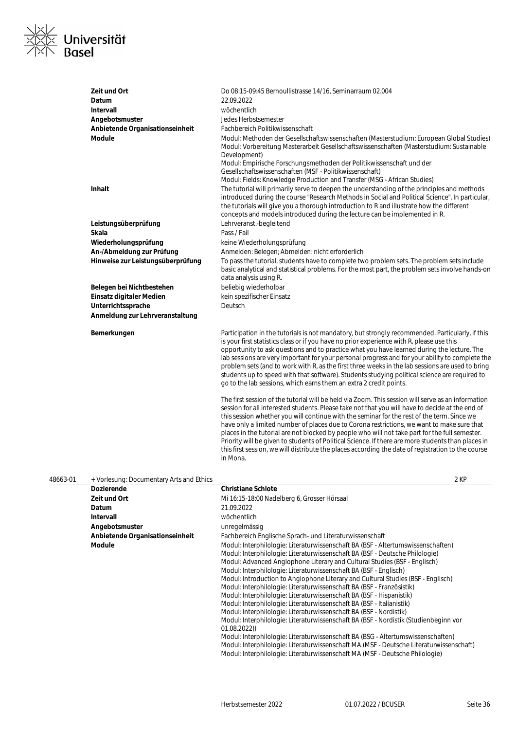| | |
|---|---|
| **Zeit und Ort** | Do 08:15-09:45 Bernoullistrasse 14/16, Seminarraum 02.004 |
| **Datum** | 22.09.2022 |
| **Intervall** | wöchentlich |
| **Angebotsmuster** | Jedes Herbstsemester |
| **Anbietende Organisationseinheit** | Fachbereich Politikwissenschaft |
| **Module** | Modul: Methoden der Gesellschaftswissenschaften (Masterstudium: European Global Studies)<br>Modul: Vorbereitung Masterarbeit Gesellschaftswissenschaften (Masterstudium: Sustainable Development)<br>Modul: Empirische Forschungsmethoden der Politikwissenschaft und der Gesellschaftswissenschaften (MSF - Politikwissenschaft)<br>Modul: Fields: Knowledge Production and Transfer (MSG - African Studies) |
| **Inhalt** | The tutorial will primarily serve to deepen the understanding of the principles and methods introduced during the course "Research Methods in Social and Political Science". In particular, the tutorials will give you a thorough introduction to R and illustrate how the different concepts and models introduced during the lecture can be implemented in R. |
| **Leistungsüberprüfung** | Lehrveranst.-begleitend |
| **Skala** | Pass / Fail |
| **Wiederholungsprüfung** | keine Wiederholungsprüfung |
| **An-/Abmeldung zur Prüfung** | Anmelden: Belegen; Abmelden: nicht erforderlich |
| **Hinweise zur Leistungsüberprüfung** | To pass the tutorial, students have to complete two problem sets. The problem sets include basic analytical and statistical problems. For the most part, the problem sets involve hands-on data analysis using R. |
| **Belegen bei Nichtbestehen** | beliebig wiederholbar |
| **Einsatz digitaler Medien** | kein spezifischer Einsatz |
| **Unterrichtssprache** | Deutsch |
| **Anmeldung zur Lehrveranstaltung** | |
| **Bemerkungen** | Participation in the tutorials is not mandatory, but strongly recommended. Particularly, if this is your first statistics class or if you have no prior experience with R, please use this opportunity to ask questions and to practice what you have learned during the lecture. The lab sessions are very important for your personal progress and for your ability to complete the problem sets (and to work with R, as the first three weeks in the lab sessions are used to bring students up to speed with that software). Students studying political science are required to go to the lab sessions, which earns them an extra 2 credit points.<br><br>The first session of the tutorial will be held via Zoom. This session will serve as an information session for all interested students. Please take not that you will have to decide at the end of this session whether you will continue with the seminar for the rest of the term. Since we have only a limited number of places due to Corona restrictions, we want to make sure that places in the tutorial are not blocked by people who will not take part for the full semester. Priority will be given to students of Political Science. If there are more students than places in this first session, we will distribute the places according the date of registration to the course in Mona. |

**48663-01 + Vorlesung: Documentary Arts and Ethics** — 2 KP

| | |
|---|---|
| **Dozierende** | **Christiane Schlote** |
| **Zeit und Ort** | Mi 16:15-18:00 Nadelberg 6, Grosser Hörsaal |
| **Datum** | 21.09.2022 |
| **Intervall** | wöchentlich |
| **Angebotsmuster** | unregelmässig |
| **Anbietende Organisationseinheit** | Fachbereich Englische Sprach- und Literaturwissenschaft |
| **Module** | Modul: Interphilologie: Literaturwissenschaft BA (BSF - Altertumswissenschaften)<br>Modul: Interphilologie: Literaturwissenschaft BA (BSF - Deutsche Philologie)<br>Modul: Advanced Anglophone Literary and Cultural Studies (BSF - Englisch)<br>Modul: Interphilologie: Literaturwissenschaft BA (BSF - Englisch)<br>Modul: Introduction to Anglophone Literary and Cultural Studies (BSF - Englisch)<br>Modul: Interphilologie: Literaturwissenschaft BA (BSF - Französistik)<br>Modul: Interphilologie: Literaturwissenschaft BA (BSF - Hispanistik)<br>Modul: Interphilologie: Literaturwissenschaft BA (BSF - Italianistik)<br>Modul: Interphilologie: Literaturwissenschaft BA (BSF - Nordistik)<br>Modul: Interphilologie: Literaturwissenschaft BA (BSF - Nordistik (Studienbeginn vor 01.08.2022))<br>Modul: Interphilologie: Literaturwissenschaft BA (BSG - Altertumswissenschaften)<br>Modul: Interphilologie: Literaturwissenschaft MA (MSF - Deutsche Literaturwissenschaft)<br>Modul: Interphilologie: Literaturwissenschaft MA (MSF - Deutsche Philologie) |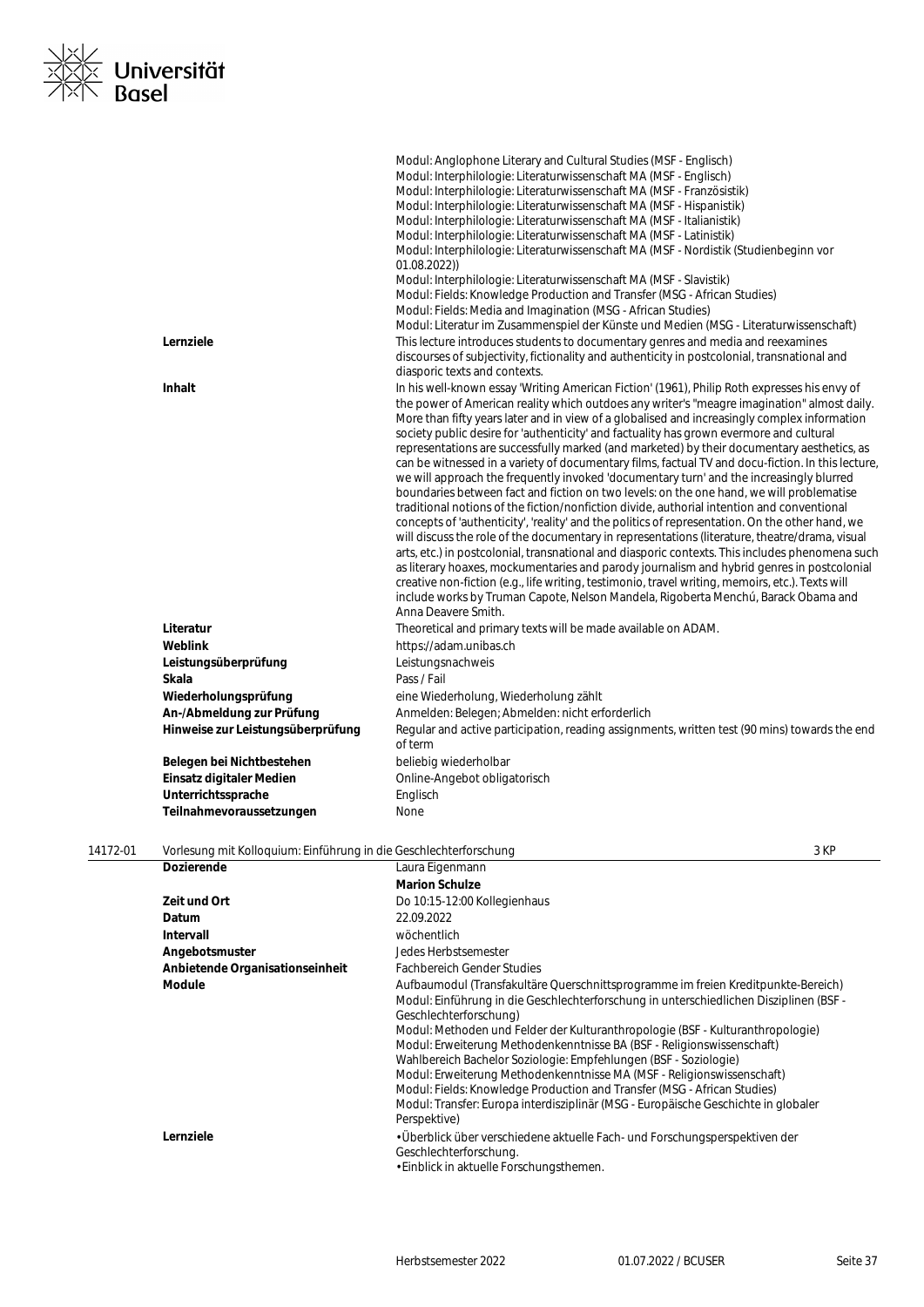| | |
|---|---|
| | Modul: Anglophone Literary and Cultural Studies (MSF - Englisch)<br>Modul: Interphilologie: Literaturwissenschaft MA (MSF - Englisch)<br>Modul: Interphilologie: Literaturwissenschaft MA (MSF - Französistik)<br>Modul: Interphilologie: Literaturwissenschaft MA (MSF - Hispanistik)<br>Modul: Interphilologie: Literaturwissenschaft MA (MSF - Italianistik)<br>Modul: Interphilologie: Literaturwissenschaft MA (MSF - Latinistik)<br>Modul: Interphilologie: Literaturwissenschaft MA (MSF - Nordistik (Studienbeginn vor 01.08.2022))<br>Modul: Interphilologie: Literaturwissenschaft MA (MSF - Slavistik)<br>Modul: Fields: Knowledge Production and Transfer (MSG - African Studies)<br>Modul: Fields: Media and Imagination (MSG - African Studies)<br>Modul: Literatur im Zusammenspiel der Künste und Medien (MSG - Literaturwissenschaft) |
| **Lernziele** | This lecture introduces students to documentary genres and media and reexamines discourses of subjectivity, fictionality and authenticity in postcolonial, transnational and diasporic texts and contexts. |
| **Inhalt** | In his well-known essay 'Writing American Fiction' (1961), Philip Roth expresses his envy of the power of American reality which outdoes any writer's "meagre imagination" almost daily. More than fifty years later and in view of a globalised and increasingly complex information society public desire for 'authenticity' and factuality has grown evermore and cultural representations are successfully marked (and marketed) by their documentary aesthetics, as can be witnessed in a variety of documentary films, factual TV and docu-fiction. In this lecture, we will approach the frequently invoked 'documentary turn' and the increasingly blurred boundaries between fact and fiction on two levels: on the one hand, we will problematise traditional notions of the fiction/nonfiction divide, authorial intention and conventional concepts of 'authenticity', 'reality' and the politics of representation. On the other hand, we will discuss the role of the documentary in representations (literature, theatre/drama, visual arts, etc.) in postcolonial, transnational and diasporic contexts. This includes phenomena such as literary hoaxes, mockumentaries and parody journalism and hybrid genres in postcolonial creative non-fiction (e.g., life writing, testimonio, travel writing, memoirs, etc.). Texts will include works by Truman Capote, Nelson Mandela, Rigoberta Menchú, Barack Obama and Anna Deavere Smith. |
| **Literatur** | Theoretical and primary texts will be made available on ADAM. |
| **Weblink** | https://adam.unibas.ch |
| **Leistungsüberprüfung** | Leistungsnachweis |
| **Skala** | Pass / Fail |
| **Wiederholungsprüfung** | eine Wiederholung, Wiederholung zählt |
| **An-/Abmeldung zur Prüfung** | Anmelden: Belegen; Abmelden: nicht erforderlich |
| **Hinweise zur Leistungsüberprüfung** | Regular and active participation, reading assignments, written test (90 mins) towards the end of term |
| **Belegen bei Nichtbestehen** | beliebig wiederholbar |
| **Einsatz digitaler Medien** | Online-Angebot obligatorisch |
| **Unterrichtssprache** | Englisch |
| **Teilnahmevoraussetzungen** | None |

## 14172-01 Vorlesung mit Kolloquium: Einführung in die Geschlechterforschung — 3 KP

| | |
|---|---|
| **Dozierende** | Laura Eigenmann<br>**Marion Schulze** |
| **Zeit und Ort** | Do 10:15-12:00 Kollegienhaus |
| **Datum** | 22.09.2022 |
| **Intervall** | wöchentlich |
| **Angebotsmuster** | Jedes Herbstsemester |
| **Anbietende Organisationseinheit** | Fachbereich Gender Studies |
| **Module** | Aufbaumodul (Transfakultäre Querschnittsprogramme im freien Kreditpunkte-Bereich)<br>Modul: Einführung in die Geschlechterforschung in unterschiedlichen Disziplinen (BSF - Geschlechterforschung)<br>Modul: Methoden und Felder der Kulturanthropologie (BSF - Kulturanthropologie)<br>Modul: Erweiterung Methodenkenntnisse BA (BSF - Religionswissenschaft)<br>Wahlbereich Bachelor Soziologie: Empfehlungen (BSF - Soziologie)<br>Modul: Erweiterung Methodenkenntnisse MA (MSF - Religionswissenschaft)<br>Modul: Fields: Knowledge Production and Transfer (MSG - African Studies)<br>Modul: Transfer: Europa interdisziplinär (MSG - Europäische Geschichte in globaler Perspektive) |
| **Lernziele** | • Überblick über verschiedene aktuelle Fach- und Forschungsperspektiven der Geschlechterforschung.<br>• Einblick in aktuelle Forschungsthemen. |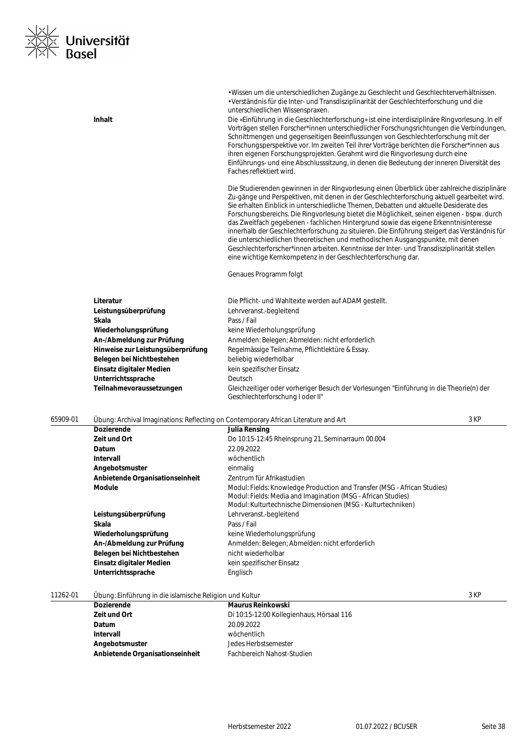• Wissen um die unterschiedlichen Zugänge zu Geschlecht und Geschlechterverhältnissen.
• Verständnis für die Inter- und Transdisziplinarität der Geschlechterforschung und die unterschiedlichen Wissenspraxen.

**Inhalt**

Die «Einführung in die Geschlechterforschung» ist eine interdisziplinäre Ringvorlesung. In elf Vorträgen stellen Forscher*innen unterschiedlicher Forschungsrichtungen die Verbindungen, Schnittmengen und gegenseitigen Beeinflussungen von Geschlechterforschung mit der Forschungsperspektive vor. Im zweiten Teil ihrer Vorträge berichten die Forscher*innen aus ihren eigenen Forschungsprojekten. Gerahmt wird die Ringvorlesung durch eine Einführungs- und eine Abschlusssitzung, in denen die Bedeutung der inneren Diversität des Faches reflektiert wird.

Die Studierenden gewinnen in der Ringvorlesung einen Überblick über zahlreiche disziplinäre Zu-gänge und Perspektiven, mit denen in der Geschlechterforschung aktuell gearbeitet wird. Sie erhalten Einblick in unterschiedliche Themen, Debatten und aktuelle Desiderate des Forschungsbereichs. Die Ringvorlesung bietet die Möglichkeit, seinen eigenen - bspw. durch das Zweitfach gegebenen - fachlichen Hintergrund sowie das eigene Erkenntnisinteresse innerhalb der Geschlechterforschung zu situieren. Die Einführung steigert das Verständnis für die unterschiedlichen theoretischen und methodischen Ausgangspunkte, mit denen Geschlechterforscher*innen arbeiten. Kenntnisse der Inter- und Transdisziplinarität stellen eine wichtige Kernkompetenz in der Geschlechterforschung dar.

Genaues Programm folgt

| | |
|---|---|
| **Literatur** | Die Pflicht- und Wahltexte werden auf ADAM gestellt. |
| **Leistungsüberprüfung** | Lehrveranst.-begleitend |
| **Skala** | Pass / Fail |
| **Wiederholungsprüfung** | keine Wiederholungsprüfung |
| **An-/Abmeldung zur Prüfung** | Anmelden: Belegen; Abmelden: nicht erforderlich |
| **Hinweise zur Leistungsüberprüfung** | Regelmässige Teilnahme, Pflichtlektüre & Essay. |
| **Belegen bei Nichtbestehen** | beliebig wiederholbar |
| **Einsatz digitaler Medien** | kein spezifischer Einsatz |
| **Unterrichtssprache** | Deutsch |
| **Teilnahmevoraussetzungen** | Gleichzeitiger oder vorheriger Besuch der Vorlesungen "Einführung in die Theorie(n) der Geschlechterforschung I oder II" |

### 65909-01 Übung: Archival Imaginations: Reflecting on Contemporary African Literature and Art — 3 KP

| | |
|---|---|
| **Dozierende** | **Julia Rensing** |
| **Zeit und Ort** | Do 10:15-12:45 Rheinsprung 21, Seminarraum 00.004 |
| **Datum** | 22.09.2022 |
| **Intervall** | wöchentlich |
| **Angebotsmuster** | einmalig |
| **Anbietende Organisationseinheit** | Zentrum für Afrikastudien |
| **Module** | Modul: Fields: Knowledge Production and Transfer (MSG - African Studies)<br>Modul: Fields: Media and Imagination (MSG - African Studies)<br>Modul: Kulturtechnische Dimensionen (MSG - Kulturtechniken) |
| **Leistungsüberprüfung** | Lehrveranst.-begleitend |
| **Skala** | Pass / Fail |
| **Wiederholungsprüfung** | keine Wiederholungsprüfung |
| **An-/Abmeldung zur Prüfung** | Anmelden: Belegen; Abmelden: nicht erforderlich |
| **Belegen bei Nichtbestehen** | nicht wiederholbar |
| **Einsatz digitaler Medien** | kein spezifischer Einsatz |
| **Unterrichtssprache** | Englisch |

### 11262-01 Übung: Einführung in die islamische Religion und Kultur — 3 KP

| | |
|---|---|
| **Dozierende** | **Maurus Reinkowski** |
| **Zeit und Ort** | Di 10:15-12:00 Kollegienhaus, Hörsaal 116 |
| **Datum** | 20.09.2022 |
| **Intervall** | wöchentlich |
| **Angebotsmuster** | Jedes Herbstsemester |
| **Anbietende Organisationseinheit** | Fachbereich Nahost-Studien |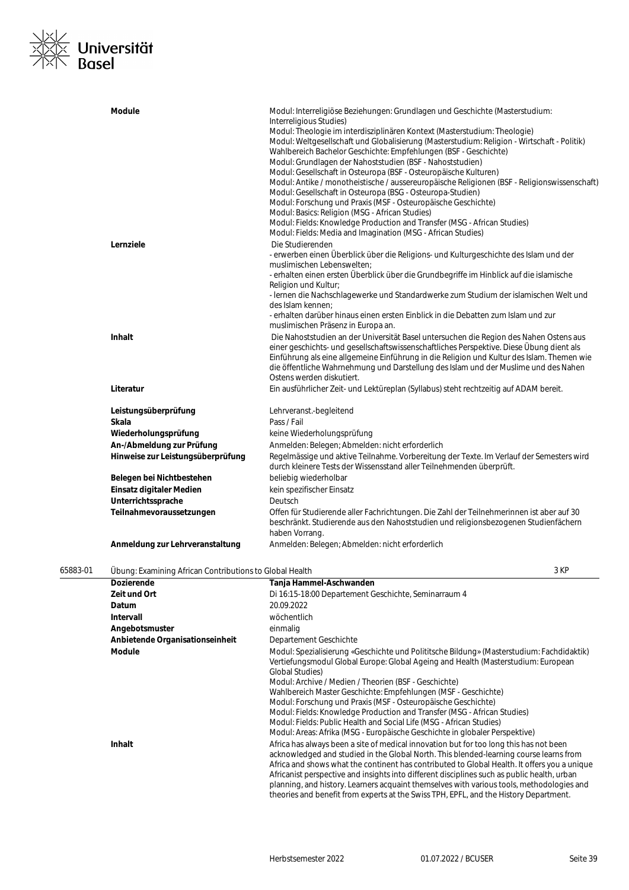| | |
|---|---|
| **Module** | Modul: Interreligiöse Beziehungen: Grundlagen und Geschichte (Masterstudium: Interreligious Studies)<br>Modul: Theologie im interdisziplinären Kontext (Masterstudium: Theologie)<br>Modul: Weltgesellschaft und Globalisierung (Masterstudium: Religion - Wirtschaft - Politik)<br>Wahlbereich Bachelor Geschichte: Empfehlungen (BSF - Geschichte)<br>Modul: Grundlagen der Nahoststudien (BSF - Nahoststudien)<br>Modul: Gesellschaft in Osteuropa (BSF - Osteuropäische Kulturen)<br>Modul: Antike / monotheistische / aussereuropäische Religionen (BSF - Religionswissenschaft)<br>Modul: Gesellschaft in Osteuropa (BSG - Osteuropa-Studien)<br>Modul: Forschung und Praxis (MSF - Osteuropäische Geschichte)<br>Modul: Basics: Religion (MSG - African Studies)<br>Modul: Fields: Knowledge Production and Transfer (MSG - African Studies)<br>Modul: Fields: Media and Imagination (MSG - African Studies) |
| **Lernziele** | Die Studierenden<br>- erwerben einen Überblick über die Religions- und Kulturgeschichte des Islam und der muslimischen Lebenswelten;<br>- erhalten einen ersten Überblick über die Grundbegriffe im Hinblick auf die islamische Religion und Kultur;<br>- lernen die Nachschlagewerke und Standardwerke zum Studium der islamischen Welt und des Islam kennen;<br>- erhalten darüber hinaus einen ersten Einblick in die Debatten zum Islam und zur muslimischen Präsenz in Europa an. |
| **Inhalt** | Die Nahoststudien an der Universität Basel untersuchen die Region des Nahen Ostens aus einer geschichts- und gesellschaftswissenschaftliches Perspektive. Diese Übung dient als Einführung als eine allgemeine Einführung in die Religion und Kultur des Islam. Themen wie die öffentliche Wahrnehmung und Darstellung des Islam und der Muslime und des Nahen Ostens werden diskutiert. |
| **Literatur** | Ein ausführlicher Zeit- und Lektüreplan (Syllabus) steht rechtzeitig auf ADAM bereit. |
| **Leistungsüberprüfung** | Lehrveranst.-begleitend |
| **Skala** | Pass / Fail |
| **Wiederholungsprüfung** | keine Wiederholungsprüfung |
| **An-/Abmeldung zur Prüfung** | Anmelden: Belegen; Abmelden: nicht erforderlich |
| **Hinweise zur Leistungsüberprüfung** | Regelmässige und aktive Teilnahme. Vorbereitung der Texte. Im Verlauf der Semesters wird durch kleinere Tests der Wissensstand aller Teilnehmenden überprüft. |
| **Belegen bei Nichtbestehen** | beliebig wiederholbar |
| **Einsatz digitaler Medien** | kein spezifischer Einsatz |
| **Unterrichtssprache** | Deutsch |
| **Teilnahmevoraussetzungen** | Offen für Studierende aller Fachrichtungen. Die Zahl der Teilnehmerinnen ist aber auf 30 beschränkt. Studierende aus den Nahoststudien und religionsbezogenen Studienfächern haben Vorrang. |
| **Anmeldung zur Lehrveranstaltung** | Anmelden: Belegen; Abmelden: nicht erforderlich |

## 65883-01 Übung: Examining African Contributions to Global Health — 3 KP

| | |
|---|---|
| **Dozierende** | **Tanja Hammel-Aschwanden** |
| **Zeit und Ort** | Di 16:15-18:00 Departement Geschichte, Seminarraum 4 |
| **Datum** | 20.09.2022 |
| **Intervall** | wöchentlich |
| **Angebotsmuster** | einmalig |
| **Anbietende Organisationseinheit** | Departement Geschichte |
| **Module** | Modul: Spezialisierung «Geschichte und Polititsche Bildung» (Masterstudium: Fachdidaktik)<br>Vertiefungsmodul Global Europe: Global Ageing and Health (Masterstudium: European Global Studies)<br>Modul: Archive / Medien / Theorien (BSF - Geschichte)<br>Wahlbereich Master Geschichte: Empfehlungen (MSF - Geschichte)<br>Modul: Forschung und Praxis (MSF - Osteuropäische Geschichte)<br>Modul: Fields: Knowledge Production and Transfer (MSG - African Studies)<br>Modul: Fields: Public Health and Social Life (MSG - African Studies)<br>Modul: Areas: Afrika (MSG - Europäische Geschichte in globaler Perspektive) |
| **Inhalt** | Africa has always been a site of medical innovation but for too long this has not been acknowledged and studied in the Global North. This blended-learning course learns from Africa and shows what the continent has contributed to Global Health. It offers you a unique Africanist perspective and insights into different disciplines such as public health, urban planning, and history. Learners acquaint themselves with various tools, methodologies and theories and benefit from experts at the Swiss TPH, EPFL, and the History Department. |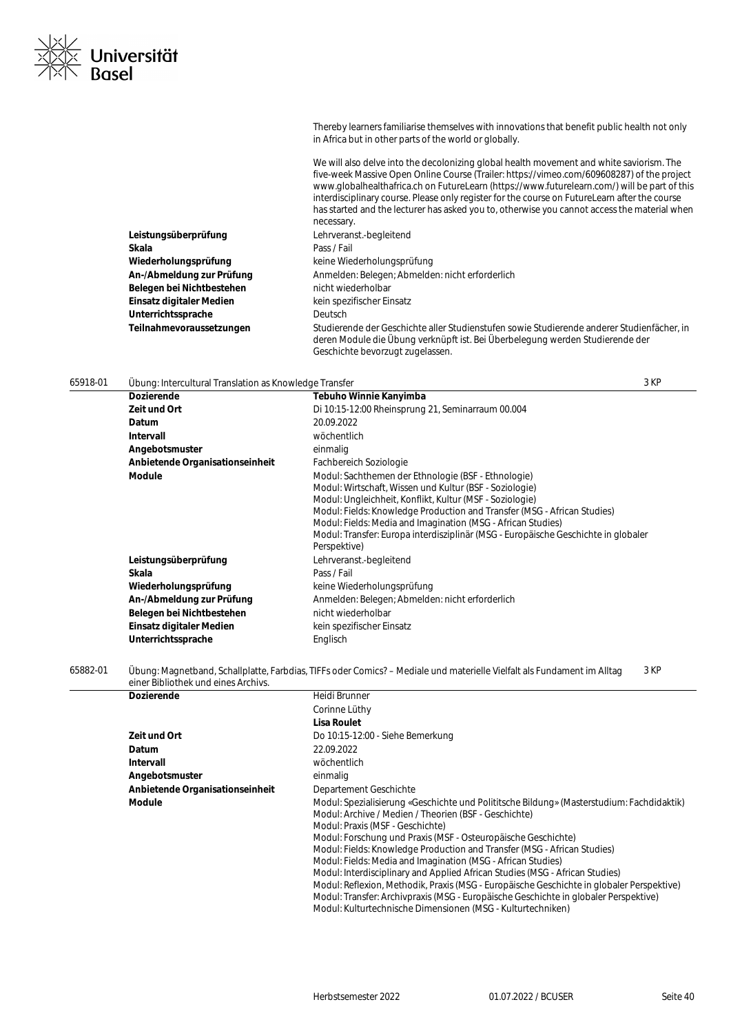Thereby learners familiarise themselves with innovations that benefit public health not only in Africa but in other parts of the world or globally.

We will also delve into the decolonizing global health movement and white saviorism. The five-week Massive Open Online Course (Trailer: https://vimeo.com/609608287) of the project www.globalhealthafrica.ch on FutureLearn (https://www.futurelearn.com/) will be part of this interdisciplinary course. Please only register for the course on FutureLearn after the course has started and the lecturer has asked you to, otherwise you cannot access the material when necessary.

| | |
|---|---|
| **Leistungsüberprüfung** | Lehrveranst.-begleitend |
| **Skala** | Pass / Fail |
| **Wiederholungsprüfung** | keine Wiederholungsprüfung |
| **An-/Abmeldung zur Prüfung** | Anmelden: Belegen; Abmelden: nicht erforderlich |
| **Belegen bei Nichtbestehen** | nicht wiederholbar |
| **Einsatz digitaler Medien** | kein spezifischer Einsatz |
| **Unterrichtssprache** | Deutsch |
| **Teilnahmevoraussetzungen** | Studierende der Geschichte aller Studienstufen sowie Studierende anderer Studienfächer, in deren Module die Übung verknüpft ist. Bei Überbelegung werden Studierende der Geschichte bevorzugt zugelassen. |

## 65918-01 Übung: Intercultural Translation as Knowledge Transfer — 3 KP

| | |
|---|---|
| **Dozierende** | **Tebuho Winnie Kanyimba** |
| **Zeit und Ort** | Di 10:15-12:00 Rheinsprung 21, Seminarraum 00.004 |
| **Datum** | 20.09.2022 |
| **Intervall** | wöchentlich |
| **Angebotsmuster** | einmalig |
| **Anbietende Organisationseinheit** | Fachbereich Soziologie |
| **Module** | Modul: Sachthemen der Ethnologie (BSF - Ethnologie)<br>Modul: Wirtschaft, Wissen und Kultur (BSF - Soziologie)<br>Modul: Ungleichheit, Konflikt, Kultur (MSF - Soziologie)<br>Modul: Fields: Knowledge Production and Transfer (MSG - African Studies)<br>Modul: Fields: Media and Imagination (MSG - African Studies)<br>Modul: Transfer: Europa interdisziplinär (MSG - Europäische Geschichte in globaler Perspektive) |
| **Leistungsüberprüfung** | Lehrveranst.-begleitend |
| **Skala** | Pass / Fail |
| **Wiederholungsprüfung** | keine Wiederholungsprüfung |
| **An-/Abmeldung zur Prüfung** | Anmelden: Belegen; Abmelden: nicht erforderlich |
| **Belegen bei Nichtbestehen** | nicht wiederholbar |
| **Einsatz digitaler Medien** | kein spezifischer Einsatz |
| **Unterrichtssprache** | Englisch |

## 65882-01 Übung: Magnetband, Schallplatte, Farbdias, TIFFs oder Comics? – Mediale und materielle Vielfalt als Fundament im Alltag einer Bibliothek und eines Archivs. — 3 KP

| | |
|---|---|
| **Dozierende** | Heidi Brunner<br>Corinne Lüthy<br>**Lisa Roulet** |
| **Zeit und Ort** | Do 10:15-12:00 - Siehe Bemerkung |
| **Datum** | 22.09.2022 |
| **Intervall** | wöchentlich |
| **Angebotsmuster** | einmalig |
| **Anbietende Organisationseinheit** | Departement Geschichte |
| **Module** | Modul: Spezialisierung «Geschichte und Polititsche Bildung» (Masterstudium: Fachdidaktik)<br>Modul: Archive / Medien / Theorien (BSF - Geschichte)<br>Modul: Praxis (MSF - Geschichte)<br>Modul: Forschung und Praxis (MSF - Osteuropäische Geschichte)<br>Modul: Fields: Knowledge Production and Transfer (MSG - African Studies)<br>Modul: Fields: Media and Imagination (MSG - African Studies)<br>Modul: Interdisciplinary and Applied African Studies (MSG - African Studies)<br>Modul: Reflexion, Methodik, Praxis (MSG - Europäische Geschichte in globaler Perspektive)<br>Modul: Transfer: Archivpraxis (MSG - Europäische Geschichte in globaler Perspektive)<br>Modul: Kulturtechnische Dimensionen (MSG - Kulturtechniken) |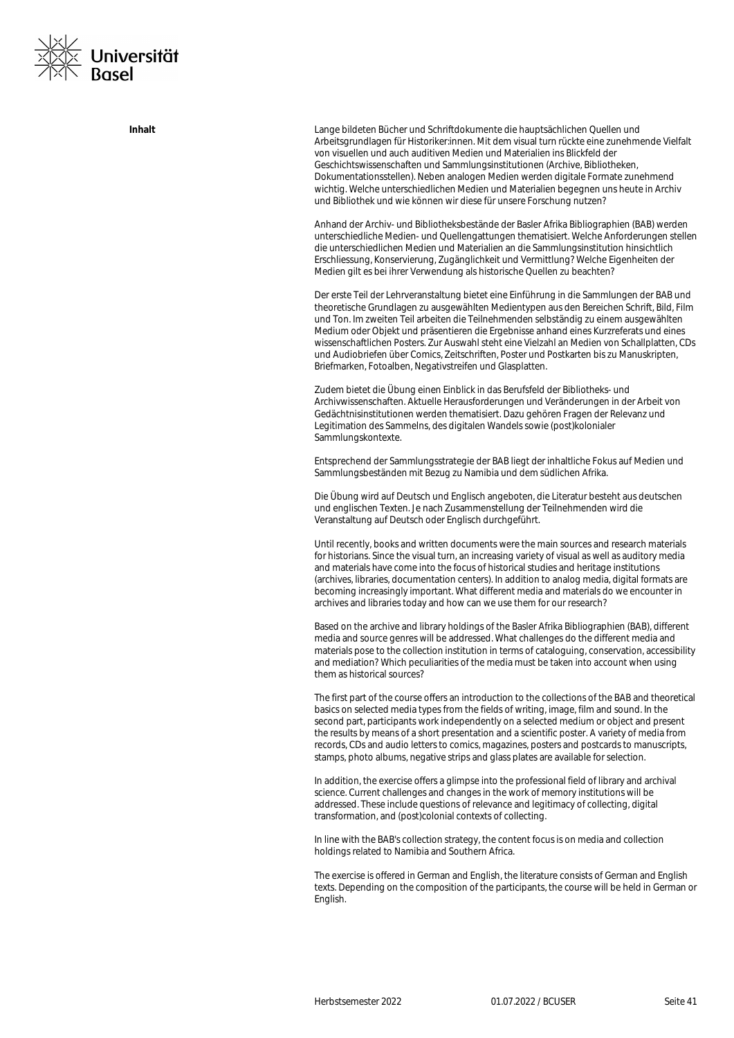**Inhalt**

Lange bildeten Bücher und Schriftdokumente die hauptsächlichen Quellen und Arbeitsgrundlagen für Historiker:innen. Mit dem visual turn rückte eine zunehmende Vielfalt von visuellen und auch auditiven Medien und Materialien ins Blickfeld der Geschichtswissenschaften und Sammlungsinstitutionen (Archive, Bibliotheken, Dokumentationsstellen). Neben analogen Medien werden digitale Formate zunehmend wichtig. Welche unterschiedlichen Medien und Materialien begegnen uns heute in Archiv und Bibliothek und wie können wir diese für unsere Forschung nutzen?

Anhand der Archiv- und Bibliotheksbestände der Basler Afrika Bibliographien (BAB) werden unterschiedliche Medien- und Quellengattungen thematisiert. Welche Anforderungen stellen die unterschiedlichen Medien und Materialien an die Sammlungsinstitution hinsichtlich Erschliessung, Konservierung, Zugänglichkeit und Vermittlung? Welche Eigenheiten der Medien gilt es bei ihrer Verwendung als historische Quellen zu beachten?

Der erste Teil der Lehrveranstaltung bietet eine Einführung in die Sammlungen der BAB und theoretische Grundlagen zu ausgewählten Medientypen aus den Bereichen Schrift, Bild, Film und Ton. Im zweiten Teil arbeiten die Teilnehmenden selbständig zu einem ausgewählten Medium oder Objekt und präsentieren die Ergebnisse anhand eines Kurzreferats und eines wissenschaftlichen Posters. Zur Auswahl steht eine Vielzahl an Medien von Schallplatten, CDs und Audiobriefen über Comics, Zeitschriften, Poster und Postkarten bis zu Manuskripten, Briefmarken, Fotoalben, Negativstreifen und Glasplatten.

Zudem bietet die Übung einen Einblick in das Berufsfeld der Bibliotheks- und Archivwissenschaften. Aktuelle Herausforderungen und Veränderungen in der Arbeit von Gedächtnisinstitutionen werden thematisiert. Dazu gehören Fragen der Relevanz und Legitimation des Sammelns, des digitalen Wandels sowie (post)kolonialer Sammlungskontexte.

Entsprechend der Sammlungsstrategie der BAB liegt der inhaltliche Fokus auf Medien und Sammlungsbeständen mit Bezug zu Namibia und dem südlichen Afrika.

Die Übung wird auf Deutsch und Englisch angeboten, die Literatur besteht aus deutschen und englischen Texten. Je nach Zusammenstellung der Teilnehmenden wird die Veranstaltung auf Deutsch oder Englisch durchgeführt.

Until recently, books and written documents were the main sources and research materials for historians. Since the visual turn, an increasing variety of visual as well as auditory media and materials have come into the focus of historical studies and heritage institutions (archives, libraries, documentation centers). In addition to analog media, digital formats are becoming increasingly important. What different media and materials do we encounter in archives and libraries today and how can we use them for our research?

Based on the archive and library holdings of the Basler Afrika Bibliographien (BAB), different media and source genres will be addressed. What challenges do the different media and materials pose to the collection institution in terms of cataloguing, conservation, accessibility and mediation? Which peculiarities of the media must be taken into account when using them as historical sources?

The first part of the course offers an introduction to the collections of the BAB and theoretical basics on selected media types from the fields of writing, image, film and sound. In the second part, participants work independently on a selected medium or object and present the results by means of a short presentation and a scientific poster. A variety of media from records, CDs and audio letters to comics, magazines, posters and postcards to manuscripts, stamps, photo albums, negative strips and glass plates are available for selection.

In addition, the exercise offers a glimpse into the professional field of library and archival science. Current challenges and changes in the work of memory institutions will be addressed. These include questions of relevance and legitimacy of collecting, digital transformation, and (post)colonial contexts of collecting.

In line with the BAB's collection strategy, the content focus is on media and collection holdings related to Namibia and Southern Africa.

The exercise is offered in German and English, the literature consists of German and English texts. Depending on the composition of the participants, the course will be held in German or English.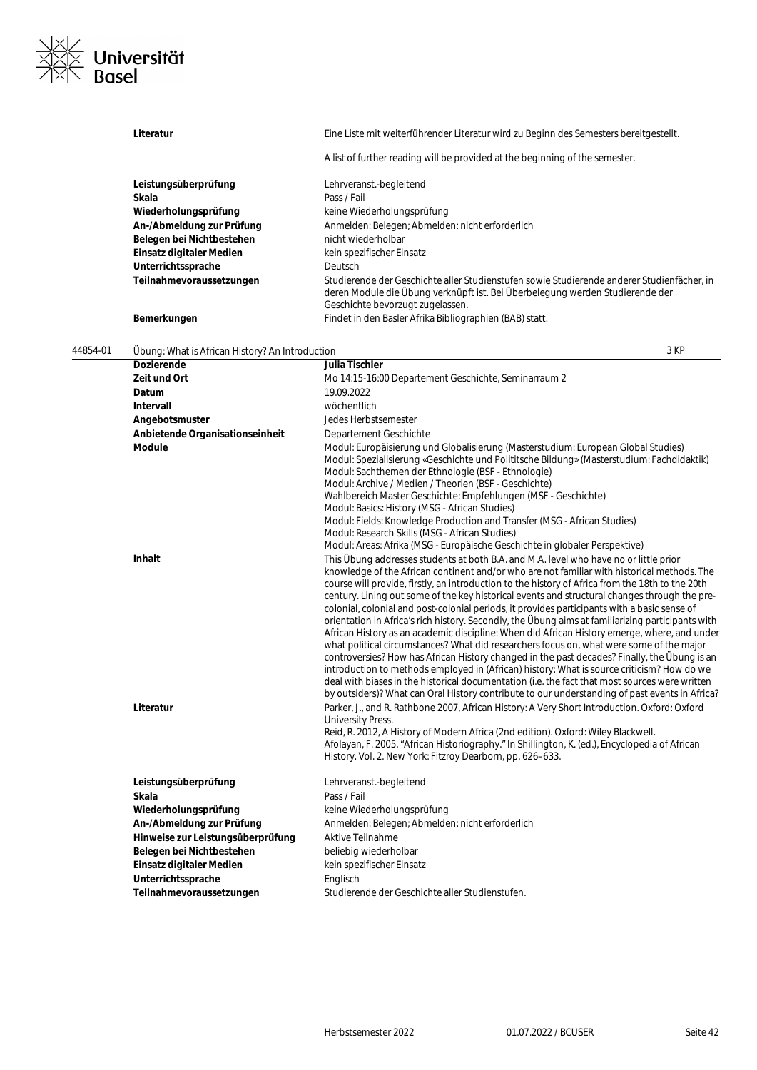| | |
|---|---|
| **Literatur** | Eine Liste mit weiterführender Literatur wird zu Beginn des Semesters bereitgestellt.<br><br>A list of further reading will be provided at the beginning of the semester. |
| **Leistungsüberprüfung** | Lehrveranst.-begleitend |
| **Skala** | Pass / Fail |
| **Wiederholungsprüfung** | keine Wiederholungsprüfung |
| **An-/Abmeldung zur Prüfung** | Anmelden: Belegen; Abmelden: nicht erforderlich |
| **Belegen bei Nichtbestehen** | nicht wiederholbar |
| **Einsatz digitaler Medien** | kein spezifischer Einsatz |
| **Unterrichtssprache** | Deutsch |
| **Teilnahmevoraussetzungen** | Studierende der Geschichte aller Studienstufen sowie Studierende anderer Studienfächer, in deren Module die Übung verknüpft ist. Bei Überbelegung werden Studierende der Geschichte bevorzugt zugelassen. |
| **Bemerkungen** | Findet in den Basler Afrika Bibliographien (BAB) statt. |

## 44854-01 Übung: What is African History? An Introduction — 3 KP

| | |
|---|---|
| **Dozierende** | **Julia Tischler** |
| **Zeit und Ort** | Mo 14:15-16:00 Departement Geschichte, Seminarraum 2 |
| **Datum** | 19.09.2022 |
| **Intervall** | wöchentlich |
| **Angebotsmuster** | Jedes Herbstsemester |
| **Anbietende Organisationseinheit** | Departement Geschichte |
| **Module** | Modul: Europäisierung und Globalisierung (Masterstudium: European Global Studies)<br>Modul: Spezialisierung «Geschichte und Polititsche Bildung» (Masterstudium: Fachdidaktik)<br>Modul: Sachthemen der Ethnologie (BSF - Ethnologie)<br>Modul: Archive / Medien / Theorien (BSF - Geschichte)<br>Wahlbereich Master Geschichte: Empfehlungen (MSF - Geschichte)<br>Modul: Basics: History (MSG - African Studies)<br>Modul: Fields: Knowledge Production and Transfer (MSG - African Studies)<br>Modul: Research Skills (MSG - African Studies)<br>Modul: Areas: Afrika (MSG - Europäische Geschichte in globaler Perspektive) |
| **Inhalt** | This Übung addresses students at both B.A. and M.A. level who have no or little prior knowledge of the African continent and/or who are not familiar with historical methods. The course will provide, firstly, an introduction to the history of Africa from the 18th to the 20th century. Lining out some of the key historical events and structural changes through the pre-colonial, colonial and post-colonial periods, it provides participants with a basic sense of orientation in Africa's rich history. Secondly, the Übung aims at familiarizing participants with African History as an academic discipline: When did African History emerge, where, and under what political circumstances? What did researchers focus on, what were some of the major controversies? How has African History changed in the past decades? Finally, the Übung is an introduction to methods employed in (African) history: What is source criticism? How do we deal with biases in the historical documentation (i.e. the fact that most sources were written by outsiders)? What can Oral History contribute to our understanding of past events in Africa? |
| **Literatur** | Parker, J., and R. Rathbone 2007, African History: A Very Short Introduction. Oxford: Oxford University Press.<br>Reid, R. 2012, A History of Modern Africa (2nd edition). Oxford: Wiley Blackwell.<br>Afolayan, F. 2005, "African Historiography." In Shillington, K. (ed.), Encyclopedia of African History. Vol. 2. New York: Fitzroy Dearborn, pp. 626–633. |
| **Leistungsüberprüfung** | Lehrveranst.-begleitend |
| **Skala** | Pass / Fail |
| **Wiederholungsprüfung** | keine Wiederholungsprüfung |
| **An-/Abmeldung zur Prüfung** | Anmelden: Belegen; Abmelden: nicht erforderlich |
| **Hinweise zur Leistungsüberprüfung** | Aktive Teilnahme |
| **Belegen bei Nichtbestehen** | beliebig wiederholbar |
| **Einsatz digitaler Medien** | kein spezifischer Einsatz |
| **Unterrichtssprache** | Englisch |
| **Teilnahmevoraussetzungen** | Studierende der Geschichte aller Studienstufen. |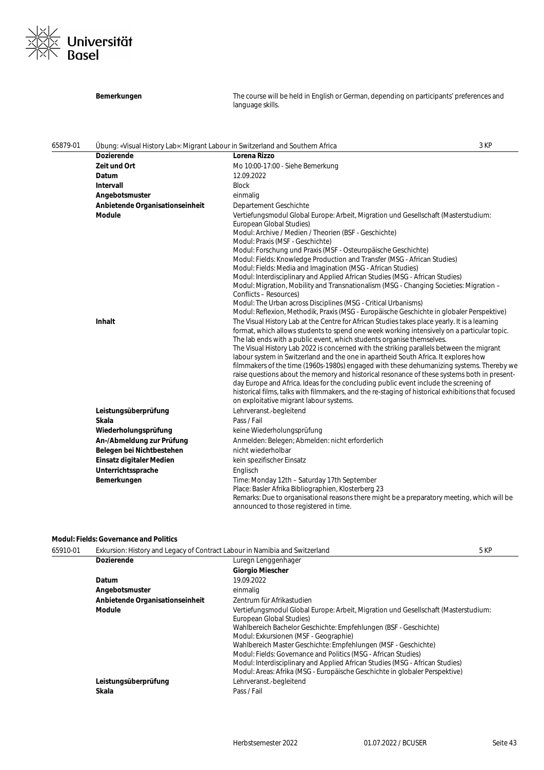| | |
|---|---|
| **Bemerkungen** | The course will be held in English or German, depending on participants' preferences and language skills. |

**65879-01 Übung: «Visual History Lab»: Migrant Labour in Switzerland and Southern Africa** — 3 KP

| | |
|---|---|
| **Dozierende** | **Lorena Rizzo** |
| **Zeit und Ort** | Mo 10:00-17:00 - Siehe Bemerkung |
| **Datum** | 12.09.2022 |
| **Intervall** | Block |
| **Angebotsmuster** | einmalig |
| **Anbietende Organisationseinheit** | Departement Geschichte |
| **Module** | Vertiefungsmodul Global Europe: Arbeit, Migration und Gesellschaft (Masterstudium: European Global Studies)<br>Modul: Archive / Medien / Theorien (BSF - Geschichte)<br>Modul: Praxis (MSF - Geschichte)<br>Modul: Forschung und Praxis (MSF - Osteuropäische Geschichte)<br>Modul: Fields: Knowledge Production and Transfer (MSG - African Studies)<br>Modul: Fields: Media and Imagination (MSG - African Studies)<br>Modul: Interdisciplinary and Applied African Studies (MSG - African Studies)<br>Modul: Migration, Mobility and Transnationalism (MSG - Changing Societies: Migration – Conflicts – Resources)<br>Modul: The Urban across Disciplines (MSG - Critical Urbanisms)<br>Modul: Reflexion, Methodik, Praxis (MSG - Europäische Geschichte in globaler Perspektive) |
| **Inhalt** | The Visual History Lab at the Centre for African Studies takes place yearly. It is a learning format, which allows students to spend one week working intensively on a particular topic. The lab ends with a public event, which students organise themselves.<br>The Visual History Lab 2022 is concerned with the striking parallels between the migrant labour system in Switzerland and the one in apartheid South Africa. It explores how filmmakers of the time (1960s-1980s) engaged with these dehumanizing systems. Thereby we raise questions about the memory and historical resonance of these systems both in present-day Europe and Africa. Ideas for the concluding public event include the screening of historical films, talks with filmmakers, and the re-staging of historical exhibitions that focused on exploitative migrant labour systems. |
| **Leistungsüberprüfung** | Lehrveranst.-begleitend |
| **Skala** | Pass / Fail |
| **Wiederholungsprüfung** | keine Wiederholungsprüfung |
| **An-/Abmeldung zur Prüfung** | Anmelden: Belegen; Abmelden: nicht erforderlich |
| **Belegen bei Nichtbestehen** | nicht wiederholbar |
| **Einsatz digitaler Medien** | kein spezifischer Einsatz |
| **Unterrichtssprache** | Englisch |
| **Bemerkungen** | Time: Monday 12th – Saturday 17th September<br>Place: Basler Afrika Bibliographien, Klosterberg 23<br>Remarks: Due to organisational reasons there might be a preparatory meeting, which will be announced to those registered in time. |

### Modul: Fields: Governance and Politics

**65910-01 Exkursion: History and Legacy of Contract Labour in Namibia and Switzerland** — 5 KP

| | |
|---|---|
| **Dozierende** | Luregn Lenggenhager<br>**Giorgio Miescher** |
| **Datum** | 19.09.2022 |
| **Angebotsmuster** | einmalig |
| **Anbietende Organisationseinheit** | Zentrum für Afrikastudien |
| **Module** | Vertiefungsmodul Global Europe: Arbeit, Migration und Gesellschaft (Masterstudium: European Global Studies)<br>Wahlbereich Bachelor Geschichte: Empfehlungen (BSF - Geschichte)<br>Modul: Exkursionen (MSF - Geographie)<br>Wahlbereich Master Geschichte: Empfehlungen (MSF - Geschichte)<br>Modul: Fields: Governance and Politics (MSG - African Studies)<br>Modul: Interdisciplinary and Applied African Studies (MSG - African Studies)<br>Modul: Areas: Afrika (MSG - Europäische Geschichte in globaler Perspektive) |
| **Leistungsüberprüfung** | Lehrveranst.-begleitend |
| **Skala** | Pass / Fail |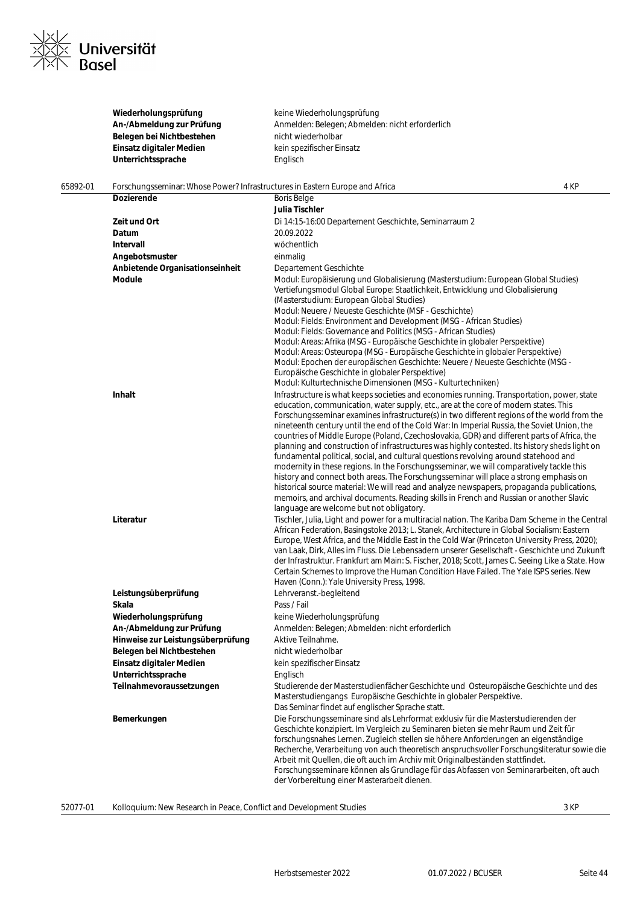| | |
|---|---|
| **Wiederholungsprüfung** | keine Wiederholungsprüfung |
| **An-/Abmeldung zur Prüfung** | Anmelden: Belegen; Abmelden: nicht erforderlich |
| **Belegen bei Nichtbestehen** | nicht wiederholbar |
| **Einsatz digitaler Medien** | kein spezifischer Einsatz |
| **Unterrichtssprache** | Englisch |

## 65892-01 Forschungsseminar: Whose Power? Infrastructures in Eastern Europe and Africa — 4 KP

| | |
|---|---|
| **Dozierende** | Boris Belge<br>**Julia Tischler** |
| **Zeit und Ort** | Di 14:15-16:00 Departement Geschichte, Seminarraum 2 |
| **Datum** | 20.09.2022 |
| **Intervall** | wöchentlich |
| **Angebotsmuster** | einmalig |
| **Anbietende Organisationseinheit** | Departement Geschichte |
| **Module** | Modul: Europäisierung und Globalisierung (Masterstudium: European Global Studies)<br>Vertiefungsmodul Global Europe: Staatlichkeit, Entwicklung und Globalisierung (Masterstudium: European Global Studies)<br>Modul: Neuere / Neueste Geschichte (MSF - Geschichte)<br>Modul: Fields: Environment and Development (MSG - African Studies)<br>Modul: Fields: Governance and Politics (MSG - African Studies)<br>Modul: Areas: Afrika (MSG - Europäische Geschichte in globaler Perspektive)<br>Modul: Areas: Osteuropa (MSG - Europäische Geschichte in globaler Perspektive)<br>Modul: Epochen der europäischen Geschichte: Neuere / Neueste Geschichte (MSG - Europäische Geschichte in globaler Perspektive)<br>Modul: Kulturtechnische Dimensionen (MSG - Kulturtechniken) |
| **Inhalt** | Infrastructure is what keeps societies and economies running. Transportation, power, state education, communication, water supply, etc., are at the core of modern states. This Forschungsseminar examines infrastructure(s) in two different regions of the world from the nineteenth century until the end of the Cold War: In Imperial Russia, the Soviet Union, the countries of Middle Europe (Poland, Czechoslovakia, GDR) and different parts of Africa, the planning and construction of infrastructures was highly contested. Its history sheds light on fundamental political, social, and cultural questions revolving around statehood and modernity in these regions. In the Forschungsseminar, we will comparatively tackle this history and connect both areas. The Forschungsseminar will place a strong emphasis on historical source material: We will read and analyze newspapers, propaganda publications, memoirs, and archival documents. Reading skills in French and Russian or another Slavic language are welcome but not obligatory. |
| **Literatur** | Tischler, Julia, Light and power for a multiracial nation. The Kariba Dam Scheme in the Central African Federation, Basingstoke 2013; L. Stanek, Architecture in Global Socialism: Eastern Europe, West Africa, and the Middle East in the Cold War (Princeton University Press, 2020); van Laak, Dirk, Alles im Fluss. Die Lebensadern unserer Gesellschaft - Geschichte und Zukunft der Infrastruktur. Frankfurt am Main: S. Fischer, 2018; Scott, James C. Seeing Like a State. How Certain Schemes to Improve the Human Condition Have Failed. The Yale ISPS series. New Haven (Conn.): Yale University Press, 1998. |
| **Leistungsüberprüfung** | Lehrveranst.-begleitend |
| **Skala** | Pass / Fail |
| **Wiederholungsprüfung** | keine Wiederholungsprüfung |
| **An-/Abmeldung zur Prüfung** | Anmelden: Belegen; Abmelden: nicht erforderlich |
| **Hinweise zur Leistungsüberprüfung** | Aktive Teilnahme. |
| **Belegen bei Nichtbestehen** | nicht wiederholbar |
| **Einsatz digitaler Medien** | kein spezifischer Einsatz |
| **Unterrichtssprache** | Englisch |
| **Teilnahmevoraussetzungen** | Studierende der Masterstudienfächer Geschichte und Osteuropäische Geschichte und des Masterstudiengangs Europäische Geschichte in globaler Perspektive.<br>Das Seminar findet auf englischer Sprache statt. |
| **Bemerkungen** | Die Forschungsseminare sind als Lehrformat exklusiv für die Masterstudierenden der Geschichte konzipiert. Im Vergleich zu Seminaren bieten sie mehr Raum und Zeit für forschungsnahes Lernen. Zugleich stellen sie höhere Anforderungen an eigenständige Recherche, Verarbeitung von auch theoretisch anspruchsvoller Forschungsliteratur sowie die Arbeit mit Quellen, die oft auch im Archiv mit Originalbeständen stattfindet. Forschungsseminare können als Grundlage für das Abfassen von Seminararbeiten, oft auch der Vorbereitung einer Masterarbeit dienen. |

## 52077-01 Kolloquium: New Research in Peace, Conflict and Development Studies — 3 KP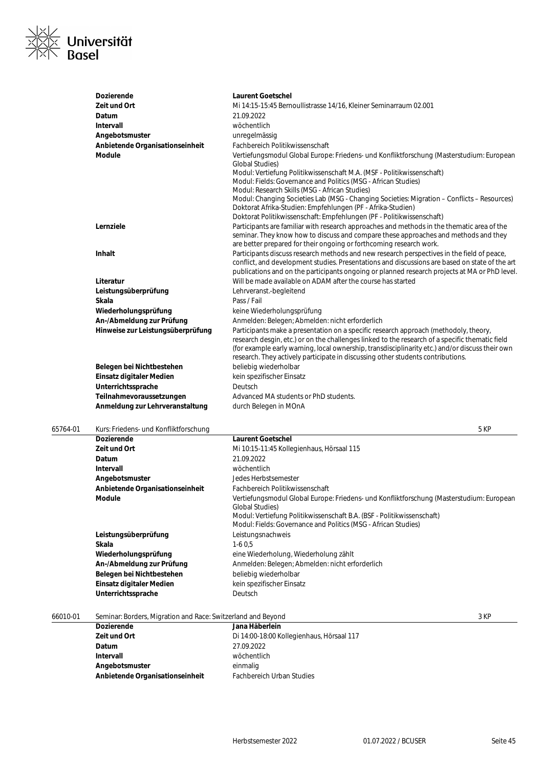| | |
|---|---|
| **Dozierende** | Laurent Goetschel |
| **Zeit und Ort** | Mi 14:15-15:45 Bernoullistrasse 14/16, Kleiner Seminarraum 02.001 |
| **Datum** | 21.09.2022 |
| **Intervall** | wöchentlich |
| **Angebotsmuster** | unregelmässig |
| **Anbietende Organisationseinheit** | Fachbereich Politikwissenschaft |
| **Module** | Vertiefungsmodul Global Europe: Friedens- und Konfliktforschung (Masterstudium: European Global Studies)<br>Modul: Vertiefung Politikwissenschaft M.A. (MSF - Politikwissenschaft)<br>Modul: Fields: Governance and Politics (MSG - African Studies)<br>Modul: Research Skills (MSG - African Studies)<br>Modul: Changing Societies Lab (MSG - Changing Societies: Migration – Conflicts – Resources)<br>Doktorat Afrika-Studien: Empfehlungen (PF - Afrika-Studien)<br>Doktorat Politikwissenschaft: Empfehlungen (PF - Politikwissenschaft) |
| **Lernziele** | Participants are familiar with research approaches and methods in the thematic area of the seminar. They know how to discuss and compare these approaches and methods and they are better prepared for their ongoing or forthcoming research work. |
| **Inhalt** | Participants discuss research methods and new research perspectives in the field of peace, conflict, and development studies. Presentations and discussions are based on state of the art publications and on the participants ongoing or planned research projects at MA or PhD level. |
| **Literatur** | Will be made available on ADAM after the course has started |
| **Leistungsüberprüfung** | Lehrveranst.-begleitend |
| **Skala** | Pass / Fail |
| **Wiederholungsprüfung** | keine Wiederholungsprüfung |
| **An-/Abmeldung zur Prüfung** | Anmelden: Belegen; Abmelden: nicht erforderlich |
| **Hinweise zur Leistungsüberprüfung** | Participants make a presentation on a specific research approach (methodoly, theory, research desgin, etc.) or on the challenges linked to the research of a specific thematic field (for example early warning, local ownership, transdisciplinarity etc.) and/or discuss their own research. They actively participate in discussing other students contributions. |
| **Belegen bei Nichtbestehen** | beliebig wiederholbar |
| **Einsatz digitaler Medien** | kein spezifischer Einsatz |
| **Unterrichtssprache** | Deutsch |
| **Teilnahmevoraussetzungen** | Advanced MA students or PhD students. |
| **Anmeldung zur Lehrveranstaltung** | durch Belegen in MOnA |

## 65764-01 Kurs: Friedens- und Konfliktforschung — 5 KP

| | |
|---|---|
| **Dozierende** | Laurent Goetschel |
| **Zeit und Ort** | Mi 10:15-11:45 Kollegienhaus, Hörsaal 115 |
| **Datum** | 21.09.2022 |
| **Intervall** | wöchentlich |
| **Angebotsmuster** | Jedes Herbstsemester |
| **Anbietende Organisationseinheit** | Fachbereich Politikwissenschaft |
| **Module** | Vertiefungsmodul Global Europe: Friedens- und Konfliktforschung (Masterstudium: European Global Studies)<br>Modul: Vertiefung Politikwissenschaft B.A. (BSF - Politikwissenschaft)<br>Modul: Fields: Governance and Politics (MSG - African Studies) |
| **Leistungsüberprüfung** | Leistungsnachweis |
| **Skala** | 1-6 0,5 |
| **Wiederholungsprüfung** | eine Wiederholung, Wiederholung zählt |
| **An-/Abmeldung zur Prüfung** | Anmelden: Belegen; Abmelden: nicht erforderlich |
| **Belegen bei Nichtbestehen** | beliebig wiederholbar |
| **Einsatz digitaler Medien** | kein spezifischer Einsatz |
| **Unterrichtssprache** | Deutsch |

## 66010-01 Seminar: Borders, Migration and Race: Switzerland and Beyond — 3 KP

| | |
|---|---|
| **Dozierende** | Jana Häberlein |
| **Zeit und Ort** | Di 14:00-18:00 Kollegienhaus, Hörsaal 117 |
| **Datum** | 27.09.2022 |
| **Intervall** | wöchentlich |
| **Angebotsmuster** | einmalig |
| **Anbietende Organisationseinheit** | Fachbereich Urban Studies |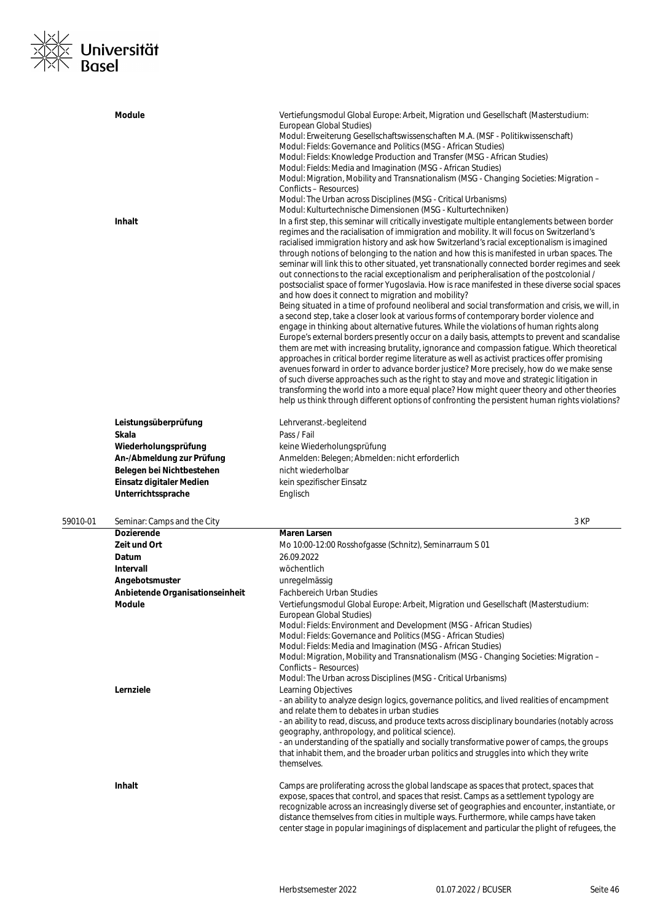| | |
|---|---|
| **Module** | Vertiefungsmodul Global Europe: Arbeit, Migration und Gesellschaft (Masterstudium: European Global Studies)<br>Modul: Erweiterung Gesellschaftswissenschaften M.A. (MSF - Politikwissenschaft)<br>Modul: Fields: Governance and Politics (MSG - African Studies)<br>Modul: Fields: Knowledge Production and Transfer (MSG - African Studies)<br>Modul: Fields: Media and Imagination (MSG - African Studies)<br>Modul: Migration, Mobility and Transnationalism (MSG - Changing Societies: Migration – Conflicts – Resources)<br>Modul: The Urban across Disciplines (MSG - Critical Urbanisms)<br>Modul: Kulturtechnische Dimensionen (MSG - Kulturtechniken) |
| **Inhalt** | In a first step, this seminar will critically investigate multiple entanglements between border regimes and the racialisation of immigration and mobility. It will focus on Switzerland's racialised immigration history and ask how Switzerland's racial exceptionalism is imagined through notions of belonging to the nation and how this is manifested in urban spaces. The seminar will link this to other situated, yet transnationally connected border regimes and seek out connections to the racial exceptionalism and peripheralisation of the postcolonial / postsocialist space of former Yugoslavia. How is race manifested in these diverse social spaces and how does it connect to migration and mobility?<br>Being situated in a time of profound neoliberal and social transformation and crisis, we will, in a second step, take a closer look at various forms of contemporary border violence and engage in thinking about alternative futures. While the violations of human rights along Europe's external borders presently occur on a daily basis, attempts to prevent and scandalise them are met with increasing brutality, ignorance and compassion fatigue. Which theoretical approaches in critical border regime literature as well as activist practices offer promising avenues forward in order to advance border justice? More precisely, how do we make sense of such diverse approaches such as the right to stay and move and strategic litigation in transforming the world into a more equal place? How might queer theory and other theories help us think through different options of confronting the persistent human rights violations? |
| **Leistungsüberprüfung** | Lehrveranst.-begleitend |
| **Skala** | Pass / Fail |
| **Wiederholungsprüfung** | keine Wiederholungsprüfung |
| **An-/Abmeldung zur Prüfung** | Anmelden: Belegen; Abmelden: nicht erforderlich |
| **Belegen bei Nichtbestehen** | nicht wiederholbar |
| **Einsatz digitaler Medien** | kein spezifischer Einsatz |
| **Unterrichtssprache** | Englisch |

## 59010-01 Seminar: Camps and the City — 3 KP

| | |
|---|---|
| **Dozierende** | **Maren Larsen** |
| **Zeit und Ort** | Mo 10:00-12:00 Rosshofgasse (Schnitz), Seminarraum S 01 |
| **Datum** | 26.09.2022 |
| **Intervall** | wöchentlich |
| **Angebotsmuster** | unregelmässig |
| **Anbietende Organisationseinheit** | Fachbereich Urban Studies |
| **Module** | Vertiefungsmodul Global Europe: Arbeit, Migration und Gesellschaft (Masterstudium: European Global Studies)<br>Modul: Fields: Environment and Development (MSG - African Studies)<br>Modul: Fields: Governance and Politics (MSG - African Studies)<br>Modul: Fields: Media and Imagination (MSG - African Studies)<br>Modul: Migration, Mobility and Transnationalism (MSG - Changing Societies: Migration – Conflicts – Resources)<br>Modul: The Urban across Disciplines (MSG - Critical Urbanisms) |
| **Lernziele** | Learning Objectives<br>- an ability to analyze design logics, governance politics, and lived realities of encampment and relate them to debates in urban studies<br>- an ability to read, discuss, and produce texts across disciplinary boundaries (notably across geography, anthropology, and political science).<br>- an understanding of the spatially and socially transformative power of camps, the groups that inhabit them, and the broader urban politics and struggles into which they write themselves. |
| **Inhalt** | Camps are proliferating across the global landscape as spaces that protect, spaces that expose, spaces that control, and spaces that resist. Camps as a settlement typology are recognizable across an increasingly diverse set of geographies and encounter, instantiate, or distance themselves from cities in multiple ways. Furthermore, while camps have taken center stage in popular imaginings of displacement and particular the plight of refugees, the |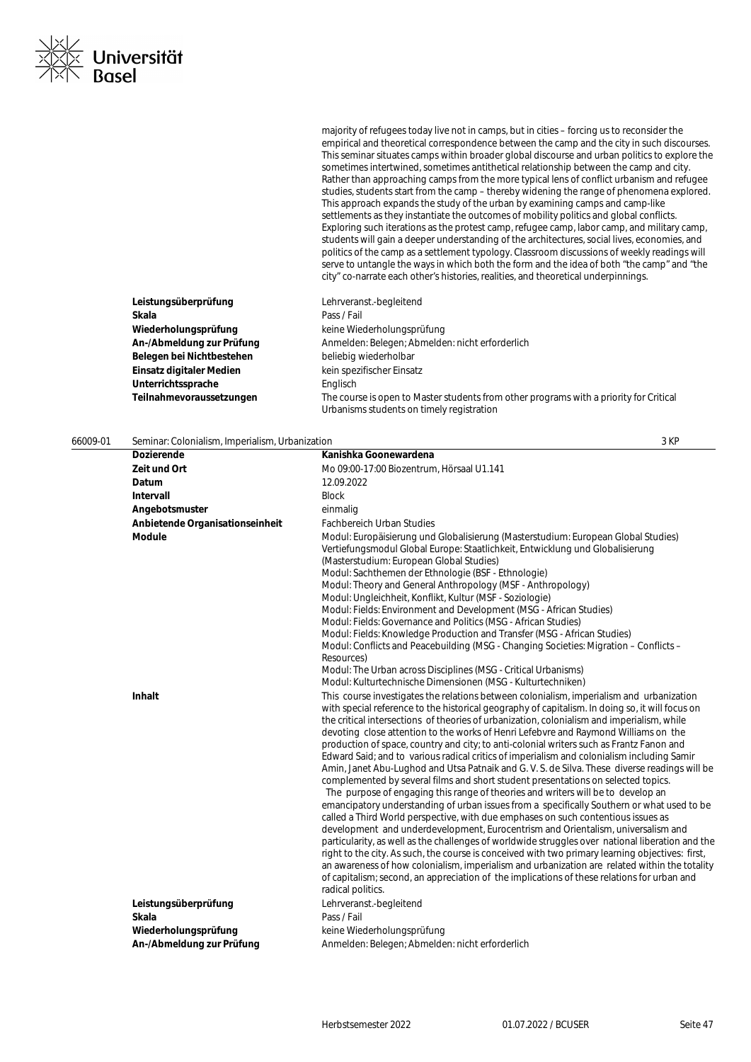majority of refugees today live not in camps, but in cities – forcing us to reconsider the empirical and theoretical correspondence between the camp and the city in such discourses. This seminar situates camps within broader global discourse and urban politics to explore the sometimes intertwined, sometimes antithetical relationship between the camp and city. Rather than approaching camps from the more typical lens of conflict urbanism and refugee studies, students start from the camp – thereby widening the range of phenomena explored. This approach expands the study of the urban by examining camps and camp-like settlements as they instantiate the outcomes of mobility politics and global conflicts. Exploring such iterations as the protest camp, refugee camp, labor camp, and military camp, students will gain a deeper understanding of the architectures, social lives, economies, and politics of the camp as a settlement typology. Classroom discussions of weekly readings will serve to untangle the ways in which both the form and the idea of both "the camp" and "the city" co-narrate each other's histories, realities, and theoretical underpinnings.

| | |
|---|---|
| **Leistungsüberprüfung** | Lehrveranst.-begleitend |
| **Skala** | Pass / Fail |
| **Wiederholungsprüfung** | keine Wiederholungsprüfung |
| **An-/Abmeldung zur Prüfung** | Anmelden: Belegen; Abmelden: nicht erforderlich |
| **Belegen bei Nichtbestehen** | beliebig wiederholbar |
| **Einsatz digitaler Medien** | kein spezifischer Einsatz |
| **Unterrichtssprache** | Englisch |
| **Teilnahmevoraussetzungen** | The course is open to Master students from other programs with a priority for Critical Urbanisms students on timely registration |

## 66009-01 Seminar: Colonialism, Imperialism, Urbanization — 3 KP

| | |
|---|---|
| **Dozierende** | **Kanishka Goonewardena** |
| **Zeit und Ort** | Mo 09:00-17:00 Biozentrum, Hörsaal U1.141 |
| **Datum** | 12.09.2022 |
| **Intervall** | Block |
| **Angebotsmuster** | einmalig |
| **Anbietende Organisationseinheit** | Fachbereich Urban Studies |
| **Module** | Modul: Europäisierung und Globalisierung (Masterstudium: European Global Studies)<br>Vertiefungsmodul Global Europe: Staatlichkeit, Entwicklung und Globalisierung (Masterstudium: European Global Studies)<br>Modul: Sachthemen der Ethnologie (BSF - Ethnologie)<br>Modul: Theory and General Anthropology (MSF - Anthropology)<br>Modul: Ungleichheit, Konflikt, Kultur (MSF - Soziologie)<br>Modul: Fields: Environment and Development (MSG - African Studies)<br>Modul: Fields: Governance and Politics (MSG - African Studies)<br>Modul: Fields: Knowledge Production and Transfer (MSG - African Studies)<br>Modul: Conflicts and Peacebuilding (MSG - Changing Societies: Migration – Conflicts – Resources)<br>Modul: The Urban across Disciplines (MSG - Critical Urbanisms)<br>Modul: Kulturtechnische Dimensionen (MSG - Kulturtechniken) |
| **Inhalt** | This course investigates the relations between colonialism, imperialism and urbanization with special reference to the historical geography of capitalism. In doing so, it will focus on the critical intersections of theories of urbanization, colonialism and imperialism, while devoting close attention to the works of Henri Lefebvre and Raymond Williams on the production of space, country and city; to anti-colonial writers such as Frantz Fanon and Edward Said; and to various radical critics of imperialism and colonialism including Samir Amin, Janet Abu-Lughod and Utsa Patnaik and G. V. S. de Silva. These diverse readings will be complemented by several films and short student presentations on selected topics.<br>The purpose of engaging this range of theories and writers will be to develop an emancipatory understanding of urban issues from a specifically Southern or what used to be called a Third World perspective, with due emphases on such contentious issues as development and underdevelopment, Eurocentrism and Orientalism, universalism and particularity, as well as the challenges of worldwide struggles over national liberation and the right to the city. As such, the course is conceived with two primary learning objectives: first, an awareness of how colonialism, imperialism and urbanization are related within the totality of capitalism; second, an appreciation of the implications of these relations for urban and radical politics. |
| **Leistungsüberprüfung** | Lehrveranst.-begleitend |
| **Skala** | Pass / Fail |
| **Wiederholungsprüfung** | keine Wiederholungsprüfung |
| **An-/Abmeldung zur Prüfung** | Anmelden: Belegen; Abmelden: nicht erforderlich |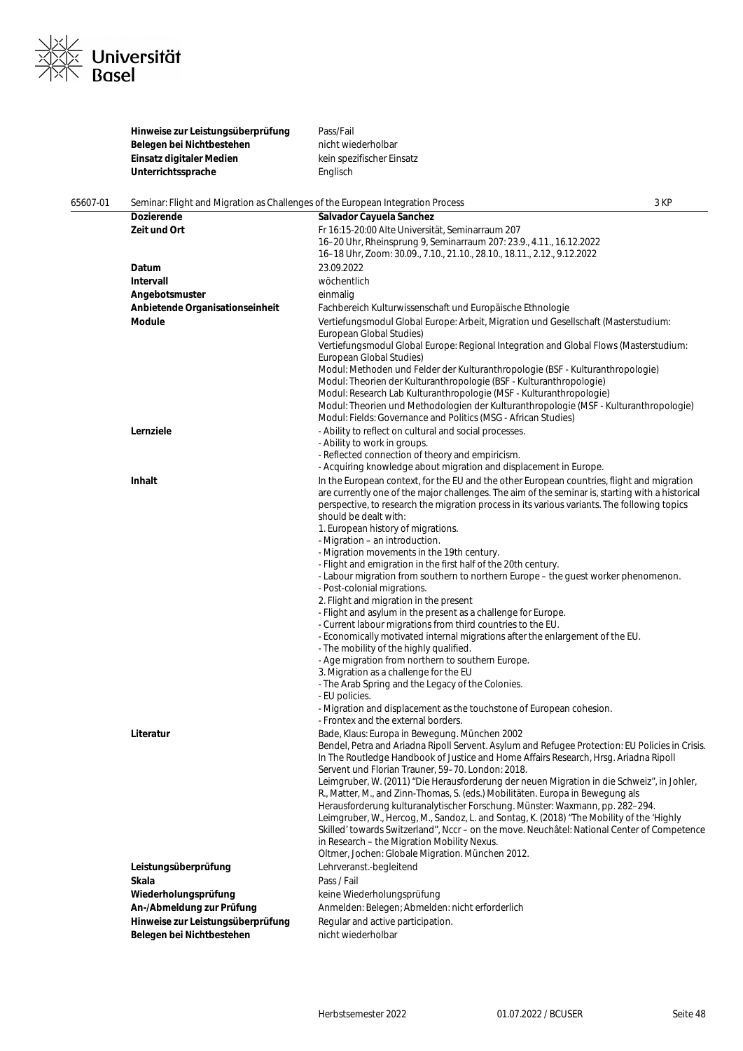| | |
|---|---|
| **Hinweise zur Leistungsüberprüfung** | Pass/Fail |
| **Belegen bei Nichtbestehen** | nicht wiederholbar |
| **Einsatz digitaler Medien** | kein spezifischer Einsatz |
| **Unterrichtssprache** | Englisch |

## 65607-01 Seminar: Flight and Migration as Challenges of the European Integration Process — 3 KP

| | |
|---|---|
| **Dozierende** | **Salvador Cayuela Sanchez** |
| **Zeit und Ort** | Fr 16:15-20:00 Alte Universität, Seminarraum 207<br>16–20 Uhr, Rheinsprung 9, Seminarraum 207: 23.9., 4.11., 16.12.2022<br>16–18 Uhr, Zoom: 30.09., 7.10., 21.10., 28.10., 18.11., 2.12., 9.12.2022 |
| **Datum** | 23.09.2022 |
| **Intervall** | wöchentlich |
| **Angebotsmuster** | einmalig |
| **Anbietende Organisationseinheit** | Fachbereich Kulturwissenschaft und Europäische Ethnologie |
| **Module** | Vertiefungsmodul Global Europe: Arbeit, Migration und Gesellschaft (Masterstudium: European Global Studies)<br>Vertiefungsmodul Global Europe: Regional Integration and Global Flows (Masterstudium: European Global Studies)<br>Modul: Methoden und Felder der Kulturanthropologie (BSF - Kulturanthropologie)<br>Modul: Theorien der Kulturanthropologie (BSF - Kulturanthropologie)<br>Modul: Research Lab Kulturanthropologie (MSF - Kulturanthropologie)<br>Modul: Theorien und Methodologien der Kulturanthropologie (MSF - Kulturanthropologie)<br>Modul: Fields: Governance and Politics (MSG - African Studies) |
| **Lernziele** | - Ability to reflect on cultural and social processes.<br>- Ability to work in groups.<br>- Reflected connection of theory and empiricism.<br>- Acquiring knowledge about migration and displacement in Europe. |
| **Inhalt** | In the European context, for the EU and the other European countries, flight and migration are currently one of the major challenges. The aim of the seminar is, starting with a historical perspective, to research the migration process in its various variants. The following topics should be dealt with:<br>1. European history of migrations.<br>- Migration – an introduction.<br>- Migration movements in the 19th century.<br>- Flight and emigration in the first half of the 20th century.<br>- Labour migration from southern to northern Europe – the guest worker phenomenon.<br>- Post-colonial migrations.<br>2. Flight and migration in the present<br>- Flight and asylum in the present as a challenge for Europe.<br>- Current labour migrations from third countries to the EU.<br>- Economically motivated internal migrations after the enlargement of the EU.<br>- The mobility of the highly qualified.<br>- Age migration from northern to southern Europe.<br>3. Migration as a challenge for the EU<br>- The Arab Spring and the Legacy of the Colonies.<br>- EU policies.<br>- Migration and displacement as the touchstone of European cohesion.<br>- Frontex and the external borders. |
| **Literatur** | Bade, Klaus: Europa in Bewegung. München 2002<br>Bendel, Petra and Ariadna Ripoll Servent. Asylum and Refugee Protection: EU Policies in Crisis. In The Routledge Handbook of Justice and Home Affairs Research, Hrsg. Ariadna Ripoll Servent und Florian Trauner, 59–70. London: 2018.<br>Leimgruber, W. (2011) "Die Herausforderung der neuen Migration in die Schweiz", in Johler, R., Matter, M., and Zinn-Thomas, S. (eds.) Mobilitäten. Europa in Bewegung als Herausforderung kulturanalytischer Forschung. Münster: Waxmann, pp. 282–294.<br>Leimgruber, W., Hercog, M., Sandoz, L. and Sontag, K. (2018) "The Mobility of the 'Highly Skilled' towards Switzerland", Nccr – on the move. Neuchâtel: National Center of Competence in Research – the Migration Mobility Nexus.<br>Oltmer, Jochen: Globale Migration. München 2012. |
| **Leistungsüberprüfung** | Lehrveranst.-begleitend |
| **Skala** | Pass / Fail |
| **Wiederholungsprüfung** | keine Wiederholungsprüfung |
| **An-/Abmeldung zur Prüfung** | Anmelden: Belegen; Abmelden: nicht erforderlich |
| **Hinweise zur Leistungsüberprüfung** | Regular and active participation. |
| **Belegen bei Nichtbestehen** | nicht wiederholbar |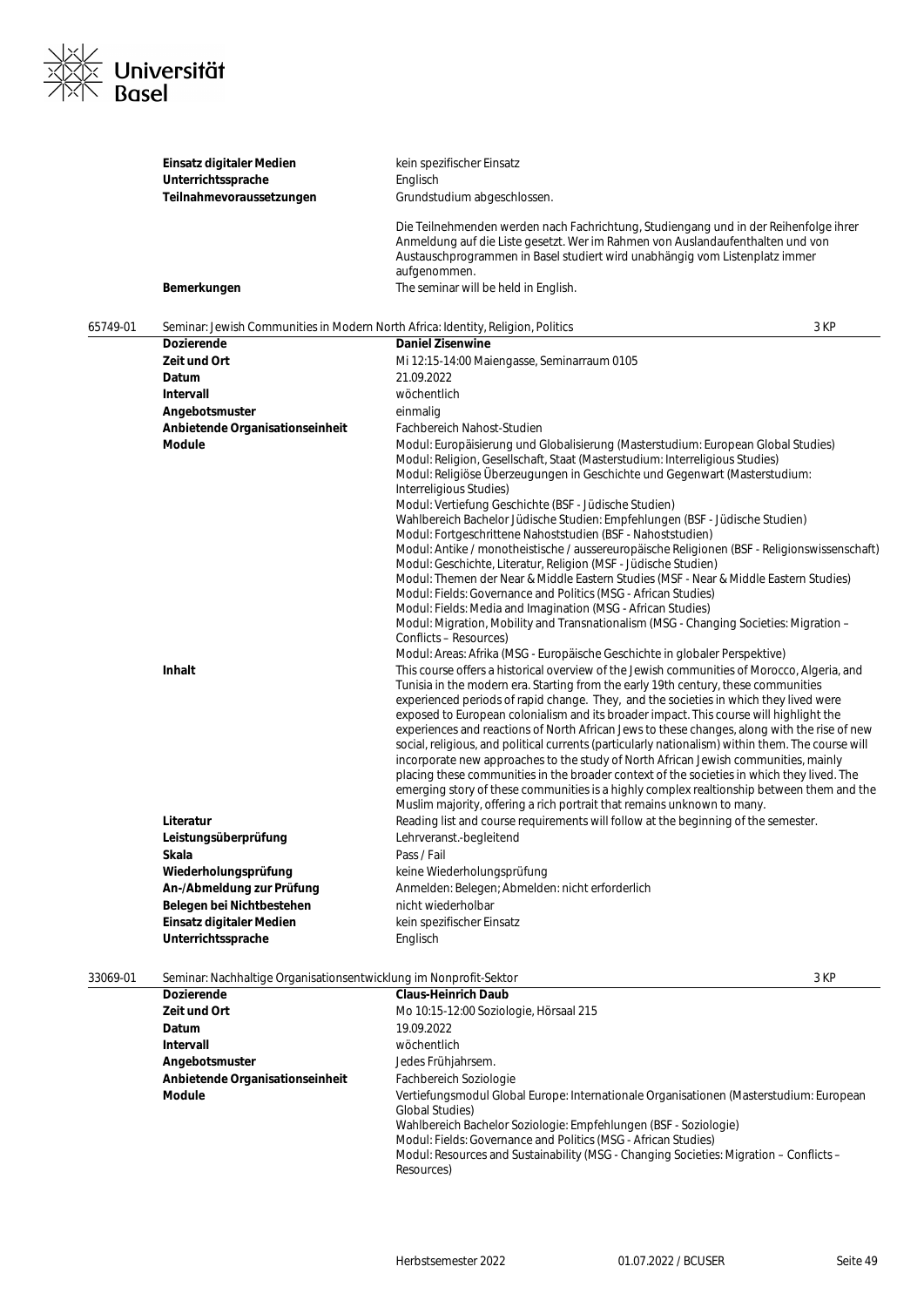| | |
|---|---|
| **Einsatz digitaler Medien** | kein spezifischer Einsatz |
| **Unterrichtssprache** | Englisch |
| **Teilnahmevoraussetzungen** | Grundstudium abgeschlossen.<br><br>Die Teilnehmenden werden nach Fachrichtung, Studiengang und in der Reihenfolge ihrer Anmeldung auf die Liste gesetzt. Wer im Rahmen von Auslandaufenthalten und von Austauschprogrammen in Basel studiert wird unabhängig vom Listenplatz immer aufgenommen. |
| **Bemerkungen** | The seminar will be held in English. |

**65749-01** Seminar: Jewish Communities in Modern North Africa: Identity, Religion, Politics — 3 KP

| | |
|---|---|
| **Dozierende** | **Daniel Zisenwine** |
| **Zeit und Ort** | Mi 12:15-14:00 Maiengasse, Seminarraum 0105 |
| **Datum** | 21.09.2022 |
| **Intervall** | wöchentlich |
| **Angebotsmuster** | einmalig |
| **Anbietende Organisationseinheit** | Fachbereich Nahost-Studien |
| **Module** | Modul: Europäisierung und Globalisierung (Masterstudium: European Global Studies)<br>Modul: Religion, Gesellschaft, Staat (Masterstudium: Interreligious Studies)<br>Modul: Religiöse Überzeugungen in Geschichte und Gegenwart (Masterstudium: Interreligious Studies)<br>Modul: Vertiefung Geschichte (BSF - Jüdische Studien)<br>Wahlbereich Bachelor Jüdische Studien: Empfehlungen (BSF - Jüdische Studien)<br>Modul: Fortgeschrittene Nahoststudien (BSF - Nahoststudien)<br>Modul: Antike / monotheistische / aussereuropäische Religionen (BSF - Religionswissenschaft)<br>Modul: Geschichte, Literatur, Religion (MSF - Jüdische Studien)<br>Modul: Themen der Near & Middle Eastern Studies (MSF - Near & Middle Eastern Studies)<br>Modul: Fields: Governance and Politics (MSG - African Studies)<br>Modul: Fields: Media and Imagination (MSG - African Studies)<br>Modul: Migration, Mobility and Transnationalism (MSG - Changing Societies: Migration – Conflicts – Resources)<br>Modul: Areas: Afrika (MSG - Europäische Geschichte in globaler Perspektive) |
| **Inhalt** | This course offers a historical overview of the Jewish communities of Morocco, Algeria, and Tunisia in the modern era. Starting from the early 19th century, these communities experienced periods of rapid change. They, and the societies in which they lived were exposed to European colonialism and its broader impact. This course will highlight the experiences and reactions of North African Jews to these changes, along with the rise of new social, religious, and political currents (particularly nationalism) within them. The course will incorporate new approaches to the study of North African Jewish communities, mainly placing these communities in the broader context of the societies in which they lived. The emerging story of these communities is a highly complex realtionship between them and the Muslim majority, offering a rich portrait that remains unknown to many. |
| **Literatur** | Reading list and course requirements will follow at the beginning of the semester. |
| **Leistungsüberprüfung** | Lehrveranst.-begleitend |
| **Skala** | Pass / Fail |
| **Wiederholungsprüfung** | keine Wiederholungsprüfung |
| **An-/Abmeldung zur Prüfung** | Anmelden: Belegen; Abmelden: nicht erforderlich |
| **Belegen bei Nichtbestehen** | nicht wiederholbar |
| **Einsatz digitaler Medien** | kein spezifischer Einsatz |
| **Unterrichtssprache** | Englisch |

**33069-01** Seminar: Nachhaltige Organisationsentwicklung im Nonprofit-Sektor — 3 KP

| | |
|---|---|
| **Dozierende** | **Claus-Heinrich Daub** |
| **Zeit und Ort** | Mo 10:15-12:00 Soziologie, Hörsaal 215 |
| **Datum** | 19.09.2022 |
| **Intervall** | wöchentlich |
| **Angebotsmuster** | Jedes Frühjahrsem. |
| **Anbietende Organisationseinheit** | Fachbereich Soziologie |
| **Module** | Vertiefungsmodul Global Europe: Internationale Organisationen (Masterstudium: European Global Studies)<br>Wahlbereich Bachelor Soziologie: Empfehlungen (BSF - Soziologie)<br>Modul: Fields: Governance and Politics (MSG - African Studies)<br>Modul: Resources and Sustainability (MSG - Changing Societies: Migration – Conflicts – Resources) |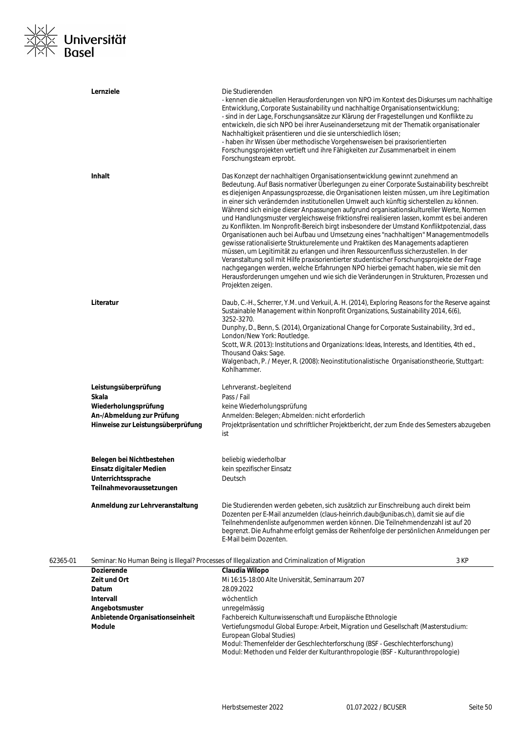| | |
|---|---|
| **Lernziele** | Die Studierenden<br>- kennen die aktuellen Herausforderungen von NPO im Kontext des Diskurses um nachhaltige Entwicklung, Corporate Sustainability und nachhaltige Organisationsentwicklung;<br>- sind in der Lage, Forschungsansätze zur Klärung der Fragestellungen und Konflikte zu entwickeln, die sich NPO bei ihrer Auseinandersetzung mit der Thematik organisationaler Nachhaltigkeit präsentieren und die sie unterschiedlich lösen;<br>- haben ihr Wissen über methodische Vorgehensweisen bei praxisorientierten Forschungsprojekten vertieft und ihre Fähigkeiten zur Zusammenarbeit in einem Forschungsteam erprobt. |
| **Inhalt** | Das Konzept der nachhaltigen Organisationsentwicklung gewinnt zunehmend an Bedeutung. Auf Basis normativer Überlegungen zu einer Corporate Sustainability beschreibt es diejenigen Anpassungsprozesse, die Organisationen leisten müssen, um ihre Legitimation in einer sich verändernden institutionellen Umwelt auch künftig sicherstellen zu können. Während sich einige dieser Anpassungen aufgrund organisationskultureller Werte, Normen und Handlungsmuster vergleichsweise friktionsfrei realisieren lassen, kommt es bei anderen zu Konflikten. Im Nonprofit-Bereich birgt insbesondere der Umstand Konfliktpotenzial, dass Organisationen auch bei Aufbau und Umsetzung eines "nachhaltigen" Managementmodells gewisse rationalisierte Strukturelemente und Praktiken des Managements adaptieren müssen, um Legitimität zu erlangen und ihren Ressourcenfluss sicherzustellen. In der Veranstaltung soll mit Hilfe praxisorientierter studentischer Forschungsprojekte der Frage nachgegangen werden, welche Erfahrungen NPO hierbei gemacht haben, wie sie mit den Herausforderungen umgehen und wie sich die Veränderungen in Strukturen, Prozessen und Projekten zeigen. |
| **Literatur** | Daub, C.-H., Scherrer, Y.M. und Verkuil, A. H. (2014), Exploring Reasons for the Reserve against Sustainable Management within Nonprofit Organizations, Sustainability 2014, 6(6), 3252-3270.<br>Dunphy, D., Benn, S. (2014), Organizational Change for Corporate Sustainability, 3rd ed., London/New York: Routledge.<br>Scott, W.R. (2013): Institutions and Organizations: Ideas, Interests, and Identities, 4th ed., Thousand Oaks: Sage.<br>Walgenbach, P. / Meyer, R. (2008): Neoinstitutionalistische Organisationstheorie, Stuttgart: Kohlhammer. |
| **Leistungsüberprüfung** | Lehrveranst.-begleitend |
| **Skala** | Pass / Fail |
| **Wiederholungsprüfung** | keine Wiederholungsprüfung |
| **An-/Abmeldung zur Prüfung** | Anmelden: Belegen; Abmelden: nicht erforderlich |
| **Hinweise zur Leistungsüberprüfung** | Projektpräsentation und schriftlicher Projektbericht, der zum Ende des Semesters abzugeben ist |
| **Belegen bei Nichtbestehen** | beliebig wiederholbar |
| **Einsatz digitaler Medien** | kein spezifischer Einsatz |
| **Unterrichtssprache** | Deutsch |
| **Teilnahmevoraussetzungen** | |
| **Anmeldung zur Lehrveranstaltung** | Die Studierenden werden gebeten, sich zusätzlich zur Einschreibung auch direkt beim Dozenten per E-Mail anzumelden (claus-heinrich.daub@unibas.ch), damit sie auf die Teilnehmendenliste aufgenommen werden können. Die Teilnehmendenzahl ist auf 20 begrenzt. Die Aufnahme erfolgt gemäss der Reihenfolge der persönlichen Anmeldungen per E-Mail beim Dozenten. |

**62365-01 Seminar: No Human Being is Illegal? Processes of Illegalization and Criminalization of Migration — 3 KP**

| | |
|---|---|
| **Dozierende** | **Claudia Wilopo** |
| **Zeit und Ort** | Mi 16:15-18:00 Alte Universität, Seminarraum 207 |
| **Datum** | 28.09.2022 |
| **Intervall** | wöchentlich |
| **Angebotsmuster** | unregelmässig |
| **Anbietende Organisationseinheit** | Fachbereich Kulturwissenschaft und Europäische Ethnologie |
| **Module** | Vertiefungsmodul Global Europe: Arbeit, Migration und Gesellschaft (Masterstudium: European Global Studies)<br>Modul: Themenfelder der Geschlechterforschung (BSF - Geschlechterforschung)<br>Modul: Methoden und Felder der Kulturanthropologie (BSF - Kulturanthropologie) |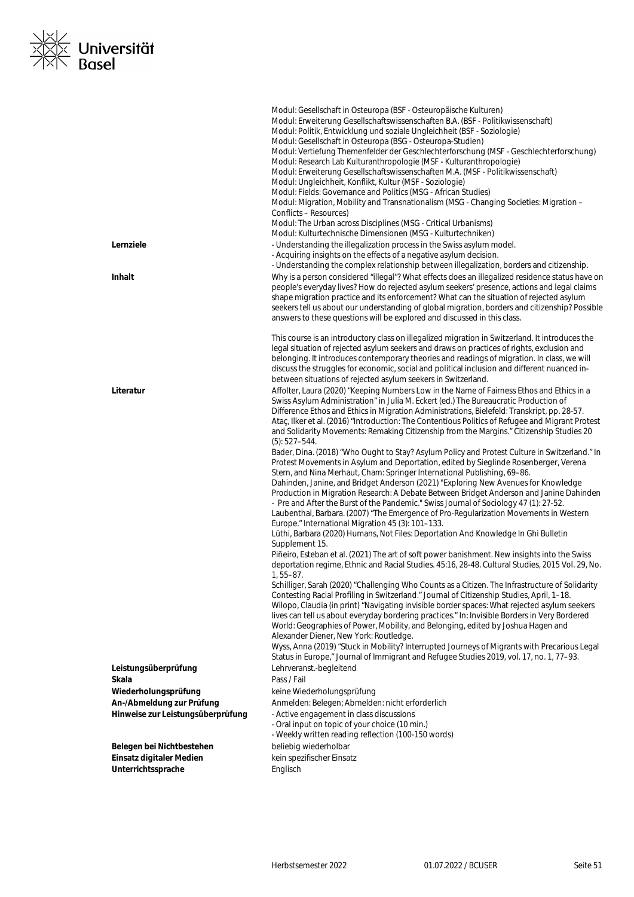Modul: Gesellschaft in Osteuropa (BSF - Osteuropäische Kulturen)
Modul: Erweiterung Gesellschaftswissenschaften B.A. (BSF - Politikwissenschaft)
Modul: Politik, Entwicklung und soziale Ungleichheit (BSF - Soziologie)
Modul: Gesellschaft in Osteuropa (BSG - Osteuropa-Studien)
Modul: Vertiefung Themenfelder der Geschlechterforschung (MSF - Geschlechterforschung)
Modul: Research Lab Kulturanthropologie (MSF - Kulturanthropologie)
Modul: Erweiterung Gesellschaftswissenschaften M.A. (MSF - Politikwissenschaft)
Modul: Ungleichheit, Konflikt, Kultur (MSF - Soziologie)
Modul: Fields: Governance and Politics (MSG - African Studies)
Modul: Migration, Mobility and Transnationalism (MSG - Changing Societies: Migration – Conflicts – Resources)
Modul: The Urban across Disciplines (MSG - Critical Urbanisms)
Modul: Kulturtechnische Dimensionen (MSG - Kulturtechniken)

**Lernziele**

- Understanding the illegalization process in the Swiss asylum model.
- Acquiring insights on the effects of a negative asylum decision.
- Understanding the complex relationship between illegalization, borders and citizenship.

**Inhalt**

Why is a person considered "illegal"? What effects does an illegalized residence status have on people's everyday lives? How do rejected asylum seekers' presence, actions and legal claims shape migration practice and its enforcement? What can the situation of rejected asylum seekers tell us about our understanding of global migration, borders and citizenship? Possible answers to these questions will be explored and discussed in this class.

This course is an introductory class on illegalized migration in Switzerland. It introduces the legal situation of rejected asylum seekers and draws on practices of rights, exclusion and belonging. It introduces contemporary theories and readings of migration. In class, we will discuss the struggles for economic, social and political inclusion and different nuanced in-between situations of rejected asylum seekers in Switzerland.

**Literatur**

Affolter, Laura (2020) "Keeping Numbers Low in the Name of Fairness Ethos and Ethics in a Swiss Asylum Administration" in Julia M. Eckert (ed.) The Bureaucratic Production of Difference Ethos and Ethics in Migration Administrations, Bielefeld: Transkript, pp. 28-57.
Ataç, Ilker et al. (2016) "Introduction: The Contentious Politics of Refugee and Migrant Protest and Solidarity Movements: Remaking Citizenship from the Margins." Citizenship Studies 20 (5): 527–544.
Bader, Dina. (2018) "Who Ought to Stay? Asylum Policy and Protest Culture in Switzerland." In Protest Movements in Asylum and Deportation, edited by Sieglinde Rosenberger, Verena Stern, and Nina Merhaut, Cham: Springer International Publishing, 69–86.
Dahinden, Janine, and Bridget Anderson (2021) "Exploring New Avenues for Knowledge Production in Migration Research: A Debate Between Bridget Anderson and Janine Dahinden - Pre and After the Burst of the Pandemic." Swiss Journal of Sociology 47 (1): 27-52.
Laubenthal, Barbara. (2007) "The Emergence of Pro-Regularization Movements in Western Europe." International Migration 45 (3): 101–133.
Lüthi, Barbara (2020) Humans, Not Files: Deportation And Knowledge In Ghi Bulletin Supplement 15.
Piñeiro, Esteban et al. (2021) The art of soft power banishment. New insights into the Swiss deportation regime, Ethnic and Racial Studies. 45:16, 28-48. Cultural Studies, 2015 Vol. 29, No. 1, 55–87.
Schilliger, Sarah (2020) "Challenging Who Counts as a Citizen. The Infrastructure of Solidarity Contesting Racial Profiling in Switzerland." Journal of Citizenship Studies, April, 1–18.
Wilopo, Claudia (in print) "Navigating invisible border spaces: What rejected asylum seekers lives can tell us about everyday bordering practices." In: Invisible Borders in Very Bordered World: Geographies of Power, Mobility, and Belonging, edited by Joshua Hagen and Alexander Diener, New York: Routledge.
Wyss, Anna (2019) "Stuck in Mobility? Interrupted Journeys of Migrants with Precarious Legal Status in Europe," Journal of Immigrant and Refugee Studies 2019, vol. 17, no. 1, 77–93.

**Leistungsüberprüfung** Lehrveranst.-begleitend

**Skala** Pass / Fail

**Wiederholungsprüfung** keine Wiederholungsprüfung

**An-/Abmeldung zur Prüfung** Anmelden: Belegen; Abmelden: nicht erforderlich

**Hinweise zur Leistungsüberprüfung**

- Active engagement in class discussions
- Oral input on topic of your choice (10 min.)
- Weekly written reading reflection (100-150 words)

**Belegen bei Nichtbestehen** beliebig wiederholbar

**Einsatz digitaler Medien** kein spezifischer Einsatz

**Unterrichtssprache** Englisch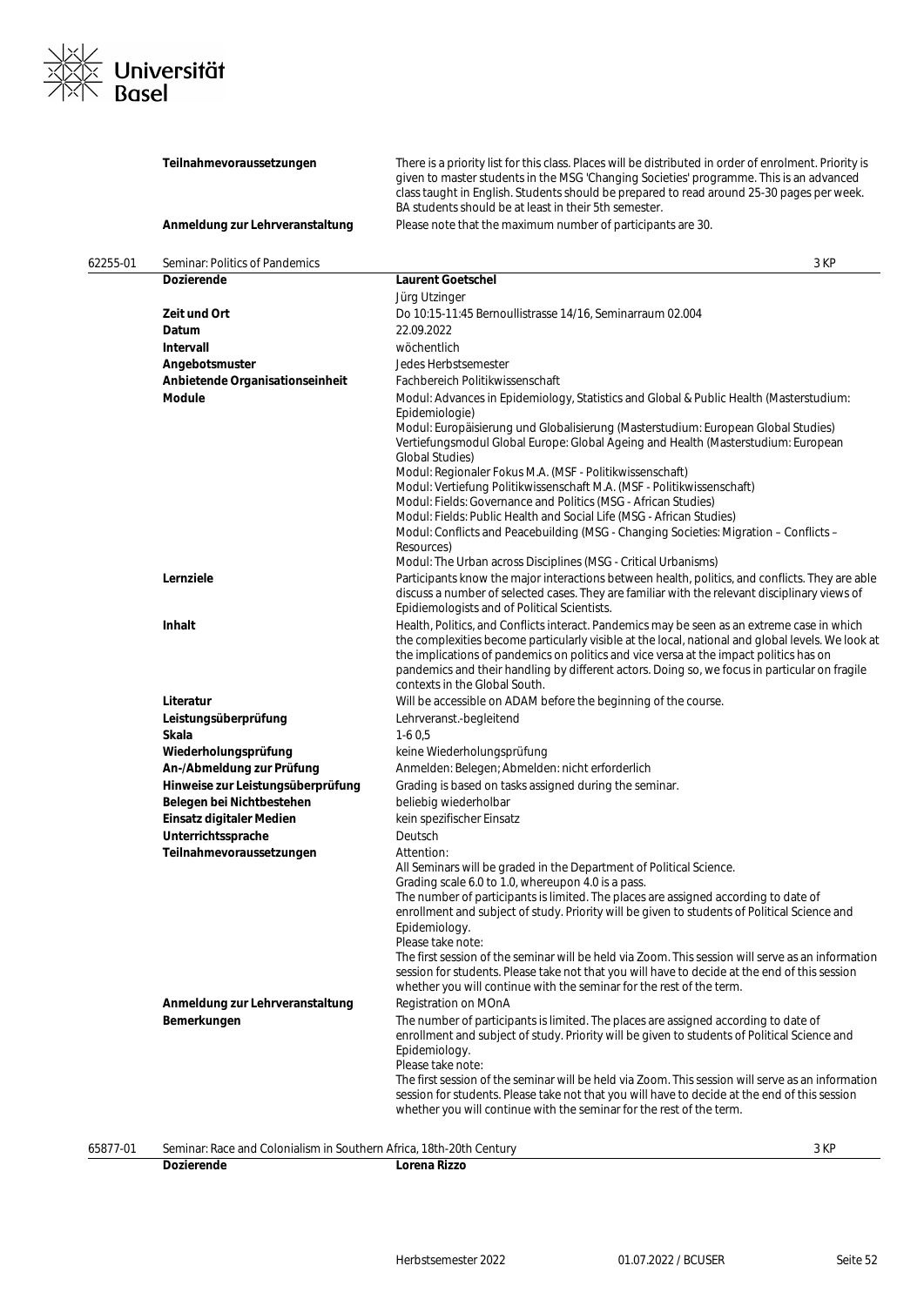| | | |
|---|---|---|
| | **Teilnahmevoraussetzungen** | There is a priority list for this class. Places will be distributed in order of enrolment. Priority is given to master students in the MSG 'Changing Societies' programme. This is an advanced class taught in English. Students should be prepared to read around 25-30 pages per week. BA students should be at least in their 5th semester. |
| | **Anmeldung zur Lehrveranstaltung** | Please note that the maximum number of participants are 30. |

**62255-01 Seminar: Politics of Pandemics — 3 KP**

| | |
|---|---|
| **Dozierende** | **Laurent Goetschel**<br>Jürg Utzinger |
| **Zeit und Ort** | Do 10:15-11:45 Bernoullistrasse 14/16, Seminarraum 02.004 |
| **Datum** | 22.09.2022 |
| **Intervall** | wöchentlich |
| **Angebotsmuster** | Jedes Herbstsemester |
| **Anbietende Organisationseinheit** | Fachbereich Politikwissenschaft |
| **Module** | Modul: Advances in Epidemiology, Statistics and Global & Public Health (Masterstudium: Epidemiologie)<br>Modul: Europäisierung und Globalisierung (Masterstudium: European Global Studies)<br>Vertiefungsmodul Global Europe: Global Ageing and Health (Masterstudium: European Global Studies)<br>Modul: Regionaler Fokus M.A. (MSF - Politikwissenschaft)<br>Modul: Vertiefung Politikwissenschaft M.A. (MSF - Politikwissenschaft)<br>Modul: Fields: Governance and Politics (MSG - African Studies)<br>Modul: Fields: Public Health and Social Life (MSG - African Studies)<br>Modul: Conflicts and Peacebuilding (MSG - Changing Societies: Migration – Conflicts – Resources)<br>Modul: The Urban across Disciplines (MSG - Critical Urbanisms) |
| **Lernziele** | Participants know the major interactions between health, politics, and conflicts. They are able discuss a number of selected cases. They are familiar with the relevant disciplinary views of Epidiemologists and of Political Scientists. |
| **Inhalt** | Health, Politics, and Conflicts interact. Pandemics may be seen as an extreme case in which the complexities become particularly visible at the local, national and global levels. We look at the implications of pandemics on politics and vice versa at the impact politics has on pandemics and their handling by different actors. Doing so, we focus in particular on fragile contexts in the Global South. |
| **Literatur** | Will be accessible on ADAM before the beginning of the course. |
| **Leistungsüberprüfung** | Lehrveranst.-begleitend |
| **Skala** | 1-6 0,5 |
| **Wiederholungsprüfung** | keine Wiederholungsprüfung |
| **An-/Abmeldung zur Prüfung** | Anmelden: Belegen; Abmelden: nicht erforderlich |
| **Hinweise zur Leistungsüberprüfung** | Grading is based on tasks assigned during the seminar. |
| **Belegen bei Nichtbestehen** | beliebig wiederholbar |
| **Einsatz digitaler Medien** | kein spezifischer Einsatz |
| **Unterrichtssprache** | Deutsch |
| **Teilnahmevoraussetzungen** | Attention:<br>All Seminars will be graded in the Department of Political Science.<br>Grading scale 6.0 to 1.0, whereupon 4.0 is a pass.<br>The number of participants is limited. The places are assigned according to date of enrollment and subject of study. Priority will be given to students of Political Science and Epidemiology.<br>Please take note:<br>The first session of the seminar will be held via Zoom. This session will serve as an information session for students. Please take not that you will have to decide at the end of this session whether you will continue with the seminar for the rest of the term. |
| **Anmeldung zur Lehrveranstaltung** | Registration on MOnA |
| **Bemerkungen** | The number of participants is limited. The places are assigned according to date of enrollment and subject of study. Priority will be given to students of Political Science and Epidemiology.<br>Please take note:<br>The first session of the seminar will be held via Zoom. This session will serve as an information session for students. Please take not that you will have to decide at the end of this session whether you will continue with the seminar for the rest of the term. |

**65877-01 Seminar: Race and Colonialism in Southern Africa, 18th-20th Century — 3 KP**

| | |
|---|---|
| **Dozierende** | **Lorena Rizzo** |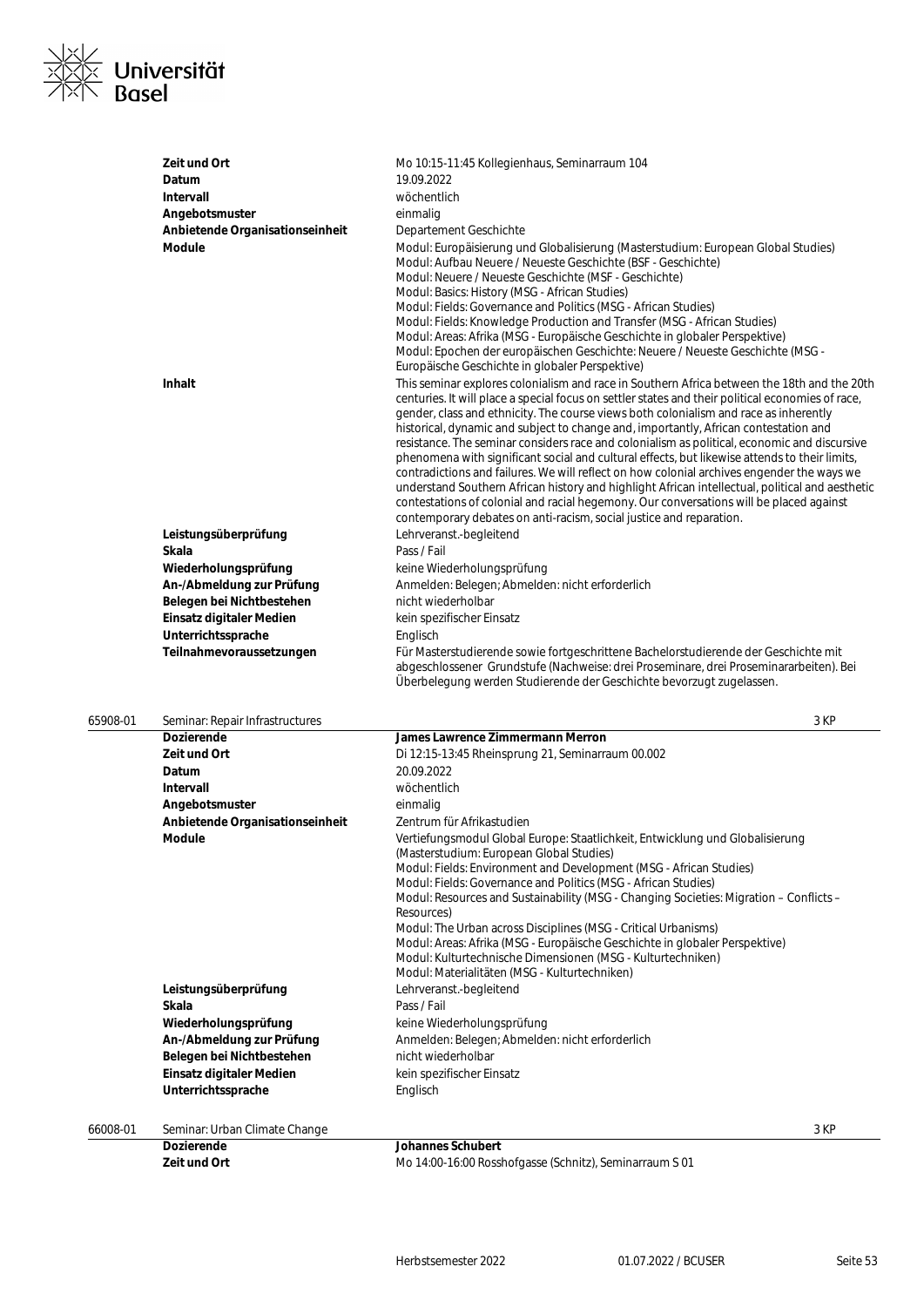| | |
|---|---|
| **Zeit und Ort** | Mo 10:15-11:45 Kollegienhaus, Seminarraum 104 |
| **Datum** | 19.09.2022 |
| **Intervall** | wöchentlich |
| **Angebotsmuster** | einmalig |
| **Anbietende Organisationseinheit** | Departement Geschichte |
| **Module** | Modul: Europäisierung und Globalisierung (Masterstudium: European Global Studies)<br>Modul: Aufbau Neuere / Neueste Geschichte (BSF - Geschichte)<br>Modul: Neuere / Neueste Geschichte (MSF - Geschichte)<br>Modul: Basics: History (MSG - African Studies)<br>Modul: Fields: Governance and Politics (MSG - African Studies)<br>Modul: Fields: Knowledge Production and Transfer (MSG - African Studies)<br>Modul: Areas: Afrika (MSG - Europäische Geschichte in globaler Perspektive)<br>Modul: Epochen der europäischen Geschichte: Neuere / Neueste Geschichte (MSG - Europäische Geschichte in globaler Perspektive) |
| **Inhalt** | This seminar explores colonialism and race in Southern Africa between the 18th and the 20th centuries. It will place a special focus on settler states and their political economies of race, gender, class and ethnicity. The course views both colonialism and race as inherently historical, dynamic and subject to change and, importantly, African contestation and resistance. The seminar considers race and colonialism as political, economic and discursive phenomena with significant social and cultural effects, but likewise attends to their limits, contradictions and failures. We will reflect on how colonial archives engender the ways we understand Southern African history and highlight African intellectual, political and aesthetic contestations of colonial and racial hegemony. Our conversations will be placed against contemporary debates on anti-racism, social justice and reparation. |
| **Leistungsüberprüfung** | Lehrveranst.-begleitend |
| **Skala** | Pass / Fail |
| **Wiederholungsprüfung** | keine Wiederholungsprüfung |
| **An-/Abmeldung zur Prüfung** | Anmelden: Belegen; Abmelden: nicht erforderlich |
| **Belegen bei Nichtbestehen** | nicht wiederholbar |
| **Einsatz digitaler Medien** | kein spezifischer Einsatz |
| **Unterrichtssprache** | Englisch |
| **Teilnahmevoraussetzungen** | Für Masterstudierende sowie fortgeschrittene Bachelorstudierende der Geschichte mit abgeschlossener Grundstufe (Nachweise: drei Proseminare, drei Proseminararbeiten). Bei Überbelegung werden Studierende der Geschichte bevorzugt zugelassen. |

## 65908-01 Seminar: Repair Infrastructures — 3 KP

| | |
|---|---|
| **Dozierende** | **James Lawrence Zimmermann Merron** |
| **Zeit und Ort** | Di 12:15-13:45 Rheinsprung 21, Seminarraum 00.002 |
| **Datum** | 20.09.2022 |
| **Intervall** | wöchentlich |
| **Angebotsmuster** | einmalig |
| **Anbietende Organisationseinheit** | Zentrum für Afrikastudien |
| **Module** | Vertiefungsmodul Global Europe: Staatlichkeit, Entwicklung und Globalisierung (Masterstudium: European Global Studies)<br>Modul: Fields: Environment and Development (MSG - African Studies)<br>Modul: Fields: Governance and Politics (MSG - African Studies)<br>Modul: Resources and Sustainability (MSG - Changing Societies: Migration – Conflicts – Resources)<br>Modul: The Urban across Disciplines (MSG - Critical Urbanisms)<br>Modul: Areas: Afrika (MSG - Europäische Geschichte in globaler Perspektive)<br>Modul: Kulturtechnische Dimensionen (MSG - Kulturtechniken)<br>Modul: Materialitäten (MSG - Kulturtechniken) |
| **Leistungsüberprüfung** | Lehrveranst.-begleitend |
| **Skala** | Pass / Fail |
| **Wiederholungsprüfung** | keine Wiederholungsprüfung |
| **An-/Abmeldung zur Prüfung** | Anmelden: Belegen; Abmelden: nicht erforderlich |
| **Belegen bei Nichtbestehen** | nicht wiederholbar |
| **Einsatz digitaler Medien** | kein spezifischer Einsatz |
| **Unterrichtssprache** | Englisch |

## 66008-01 Seminar: Urban Climate Change — 3 KP

| | |
|---|---|
| **Dozierende** | **Johannes Schubert** |
| **Zeit und Ort** | Mo 14:00-16:00 Rosshofgasse (Schnitz), Seminarraum S 01 |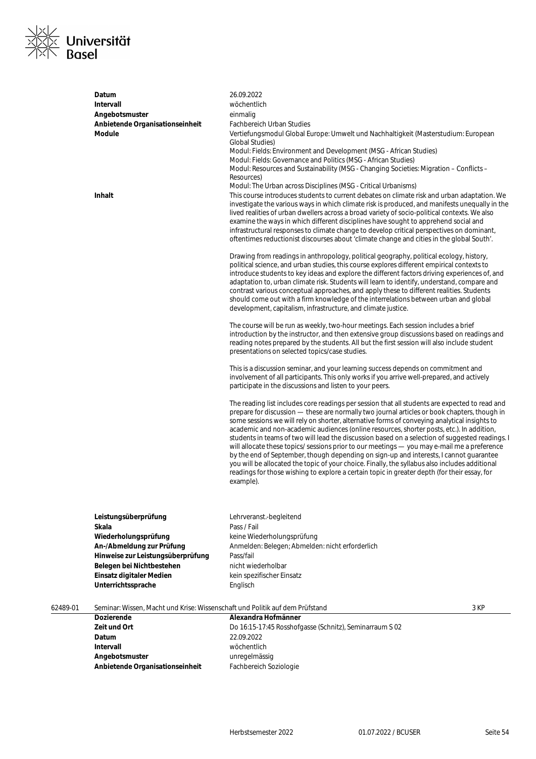| | |
|---|---|
| **Datum** | 26.09.2022 |
| **Intervall** | wöchentlich |
| **Angebotsmuster** | einmalig |
| **Anbietende Organisationseinheit** | Fachbereich Urban Studies |
| **Module** | Vertiefungsmodul Global Europe: Umwelt und Nachhaltigkeit (Masterstudium: European Global Studies)<br>Modul: Fields: Environment and Development (MSG - African Studies)<br>Modul: Fields: Governance and Politics (MSG - African Studies)<br>Modul: Resources and Sustainability (MSG - Changing Societies: Migration – Conflicts – Resources)<br>Modul: The Urban across Disciplines (MSG - Critical Urbanisms) |

**Inhalt**

This course introduces students to current debates on climate risk and urban adaptation. We investigate the various ways in which climate risk is produced, and manifests unequally in the lived realities of urban dwellers across a broad variety of socio-political contexts. We also examine the ways in which different disciplines have sought to apprehend social and infrastructural responses to climate change to develop critical perspectives on dominant, oftentimes reductionist discourses about 'climate change and cities in the global South'.

Drawing from readings in anthropology, political geography, political ecology, history, political science, and urban studies, this course explores different empirical contexts to introduce students to key ideas and explore the different factors driving experiences of, and adaptation to, urban climate risk. Students will learn to identify, understand, compare and contrast various conceptual approaches, and apply these to different realities. Students should come out with a firm knowledge of the interrelations between urban and global development, capitalism, infrastructure, and climate justice.

The course will be run as weekly, two-hour meetings. Each session includes a brief introduction by the instructor, and then extensive group discussions based on readings and reading notes prepared by the students. All but the first session will also include student presentations on selected topics/case studies.

This is a discussion seminar, and your learning success depends on commitment and involvement of all participants. This only works if you arrive well-prepared, and actively participate in the discussions and listen to your peers.

The reading list includes core readings per session that all students are expected to read and prepare for discussion — these are normally two journal articles or book chapters, though in some sessions we will rely on shorter, alternative forms of conveying analytical insights to academic and non-academic audiences (online resources, shorter posts, etc.). In addition, students in teams of two will lead the discussion based on a selection of suggested readings. I will allocate these topics/ sessions prior to our meetings — you may e-mail me a preference by the end of September, though depending on sign-up and interests, I cannot guarantee you will be allocated the topic of your choice. Finally, the syllabus also includes additional readings for those wishing to explore a certain topic in greater depth (for their essay, for example).

| | |
|---|---|
| **Leistungsüberprüfung** | Lehrveranst.-begleitend |
| **Skala** | Pass / Fail |
| **Wiederholungsprüfung** | keine Wiederholungsprüfung |
| **An-/Abmeldung zur Prüfung** | Anmelden: Belegen; Abmelden: nicht erforderlich |
| **Hinweise zur Leistungsüberprüfung** | Pass/fail |
| **Belegen bei Nichtbestehen** | nicht wiederholbar |
| **Einsatz digitaler Medien** | kein spezifischer Einsatz |
| **Unterrichtssprache** | Englisch |

**62489-01 Seminar: Wissen, Macht und Krise: Wissenschaft und Politik auf dem Prüfstand — 3 KP**

| | |
|---|---|
| **Dozierende** | **Alexandra Hofmänner** |
| **Zeit und Ort** | Do 16:15-17:45 Rosshofgasse (Schnitz), Seminarraum S 02 |
| **Datum** | 22.09.2022 |
| **Intervall** | wöchentlich |
| **Angebotsmuster** | unregelmässig |
| **Anbietende Organisationseinheit** | Fachbereich Soziologie |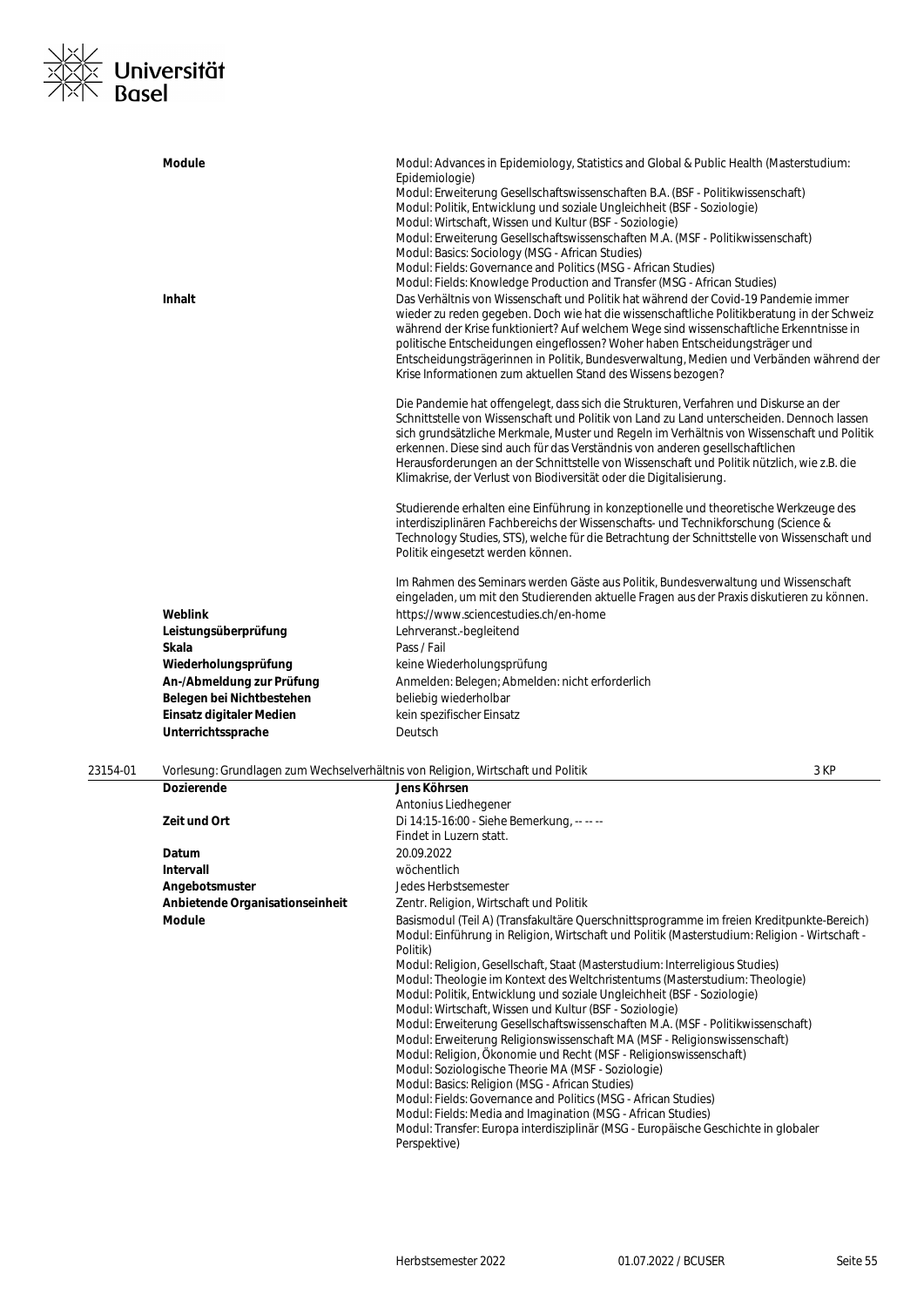| | |
|---|---|
| **Module** | Modul: Advances in Epidemiology, Statistics and Global & Public Health (Masterstudium: Epidemiologie)<br>Modul: Erweiterung Gesellschaftswissenschaften B.A. (BSF - Politikwissenschaft)<br>Modul: Politik, Entwicklung und soziale Ungleichheit (BSF - Soziologie)<br>Modul: Wirtschaft, Wissen und Kultur (BSF - Soziologie)<br>Modul: Erweiterung Gesellschaftswissenschaften M.A. (MSF - Politikwissenschaft)<br>Modul: Basics: Sociology (MSG - African Studies)<br>Modul: Fields: Governance and Politics (MSG - African Studies)<br>Modul: Fields: Knowledge Production and Transfer (MSG - African Studies) |
| **Inhalt** | Das Verhältnis von Wissenschaft und Politik hat während der Covid-19 Pandemie immer wieder zu reden gegeben. Doch wie hat die wissenschaftliche Politikberatung in der Schweiz während der Krise funktioniert? Auf welchem Wege sind wissenschaftliche Erkenntnisse in politische Entscheidungen eingeflossen? Woher haben Entscheidungsträger und Entscheidungsträgerinnen in Politik, Bundesverwaltung, Medien und Verbänden während der Krise Informationen zum aktuellen Stand des Wissens bezogen?<br><br>Die Pandemie hat offengelegt, dass sich die Strukturen, Verfahren und Diskurse an der Schnittstelle von Wissenschaft und Politik von Land zu Land unterscheiden. Dennoch lassen sich grundsätzliche Merkmale, Muster und Regeln im Verhältnis von Wissenschaft und Politik erkennen. Diese sind auch für das Verständnis von anderen gesellschaftlichen Herausforderungen an der Schnittstelle von Wissenschaft und Politik nützlich, wie z.B. die Klimakrise, der Verlust von Biodiversität oder die Digitalisierung.<br><br>Studierende erhalten eine Einführung in konzeptionelle und theoretische Werkzeuge des interdisziplinären Fachbereichs der Wissenschafts- und Technikforschung (Science & Technology Studies, STS), welche für die Betrachtung der Schnittstelle von Wissenschaft und Politik eingesetzt werden können.<br><br>Im Rahmen des Seminars werden Gäste aus Politik, Bundesverwaltung und Wissenschaft eingeladen, um mit den Studierenden aktuelle Fragen aus der Praxis diskutieren zu können. |
| **Weblink** | https://www.sciencestudies.ch/en-home |
| **Leistungsüberprüfung** | Lehrveranst.-begleitend |
| **Skala** | Pass / Fail |
| **Wiederholungsprüfung** | keine Wiederholungsprüfung |
| **An-/Abmeldung zur Prüfung** | Anmelden: Belegen; Abmelden: nicht erforderlich |
| **Belegen bei Nichtbestehen** | beliebig wiederholbar |
| **Einsatz digitaler Medien** | kein spezifischer Einsatz |
| **Unterrichtssprache** | Deutsch |

**23154-01 Vorlesung: Grundlagen zum Wechselverhältnis von Religion, Wirtschaft und Politik** — 3 KP

| | |
|---|---|
| **Dozierende** | **Jens Köhrsen**<br>Antonius Liedhegener |
| **Zeit und Ort** | Di 14:15-16:00 - Siehe Bemerkung, -- -- --<br>Findet in Luzern statt. |
| **Datum** | 20.09.2022 |
| **Intervall** | wöchentlich |
| **Angebotsmuster** | Jedes Herbstsemester |
| **Anbietende Organisationseinheit** | Zentr. Religion, Wirtschaft und Politik |
| **Module** | Basismodul (Teil A) (Transfakultäre Querschnittsprogramme im freien Kreditpunkte-Bereich)<br>Modul: Einführung in Religion, Wirtschaft und Politik (Masterstudium: Religion - Wirtschaft - Politik)<br>Modul: Religion, Gesellschaft, Staat (Masterstudium: Interreligious Studies)<br>Modul: Theologie im Kontext des Weltchristentums (Masterstudium: Theologie)<br>Modul: Politik, Entwicklung und soziale Ungleichheit (BSF - Soziologie)<br>Modul: Wirtschaft, Wissen und Kultur (BSF - Soziologie)<br>Modul: Erweiterung Gesellschaftswissenschaften M.A. (MSF - Politikwissenschaft)<br>Modul: Erweiterung Religionswissenschaft MA (MSF - Religionswissenschaft)<br>Modul: Religion, Ökonomie und Recht (MSF - Religionswissenschaft)<br>Modul: Soziologische Theorie MA (MSF - Soziologie)<br>Modul: Basics: Religion (MSG - African Studies)<br>Modul: Fields: Governance and Politics (MSG - African Studies)<br>Modul: Fields: Media and Imagination (MSG - African Studies)<br>Modul: Transfer: Europa interdisziplinär (MSG - Europäische Geschichte in globaler Perspektive) |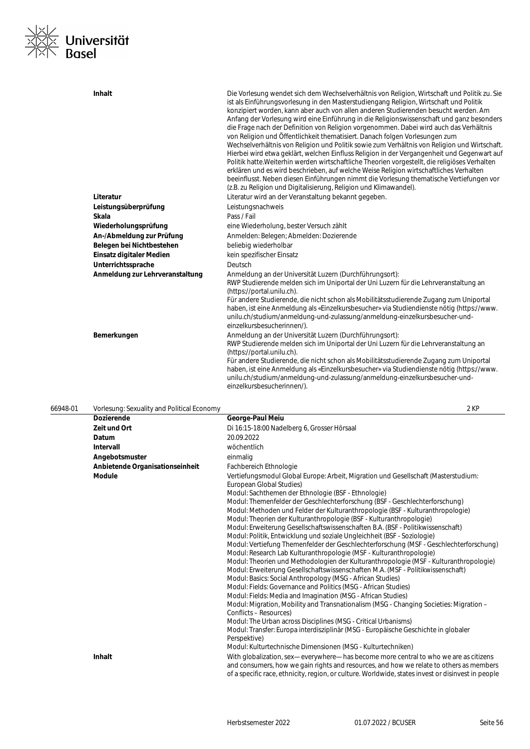| | |
|---|---|
| **Inhalt** | Die Vorlesung wendet sich dem Wechselverhältnis von Religion, Wirtschaft und Politik zu. Sie ist als Einführungsvorlesung in den Masterstudiengang Religion, Wirtschaft und Politik konzipiert worden, kann aber auch von allen anderen Studierenden besucht werden. Am Anfang der Vorlesung wird eine Einführung in die Religionswissenschaft und ganz besonders die Frage nach der Definition von Religion vorgenommen. Dabei wird auch das Verhältnis von Religion und Öffentlichkeit thematisiert. Danach folgen Vorlesungen zum Wechselverhältnis von Religion und Politik sowie zum Verhältnis von Religion und Wirtschaft. Hierbei wird etwa geklärt, welchen Einfluss Religion in der Vergangenheit und Gegenwart auf Politik hatte.Weiterhin werden wirtschaftliche Theorien vorgestellt, die religiöses Verhalten erklären und es wird beschrieben, auf welche Weise Religion wirtschaftliches Verhalten beeinflusst. Neben diesen Einführungen nimmt die Vorlesung thematische Vertiefungen vor (z.B. zu Religion und Digitalisierung, Religion und Klimawandel). |
| **Literatur** | Literatur wird an der Veranstaltung bekannt gegeben. |
| **Leistungsüberprüfung** | Leistungsnachweis |
| **Skala** | Pass / Fail |
| **Wiederholungsprüfung** | eine Wiederholung, bester Versuch zählt |
| **An-/Abmeldung zur Prüfung** | Anmelden: Belegen; Abmelden: Dozierende |
| **Belegen bei Nichtbestehen** | beliebig wiederholbar |
| **Einsatz digitaler Medien** | kein spezifischer Einsatz |
| **Unterrichtssprache** | Deutsch |
| **Anmeldung zur Lehrveranstaltung** | Anmeldung an der Universität Luzern (Durchführungsort):<br>RWP Studierende melden sich im Uniportal der Uni Luzern für die Lehrveranstaltung an (https://portal.unilu.ch).<br>Für andere Studierende, die nicht schon als Mobilitätsstudierende Zugang zum Uniportal haben, ist eine Anmeldung als «Einzelkursbesucher» via Studiendienste nötig (https://www.unilu.ch/studium/anmeldung-und-zulassung/anmeldung-einzelkursbesucher-und-einzelkursbesucherinnen/). |
| **Bemerkungen** | Anmeldung an der Universität Luzern (Durchführungsort):<br>RWP Studierende melden sich im Uniportal der Uni Luzern für die Lehrveranstaltung an (https://portal.unilu.ch).<br>Für andere Studierende, die nicht schon als Mobilitätsstudierende Zugang zum Uniportal haben, ist eine Anmeldung als «Einzelkursbesucher» via Studiendienste nötig (https://www.unilu.ch/studium/anmeldung-und-zulassung/anmeldung-einzelkursbesucher-und-einzelkursbesucherinnen/). |

## 66948-01 Vorlesung: Sexuality and Political Economy — 2 KP

| | |
|---|---|
| **Dozierende** | **George-Paul Meiu** |
| **Zeit und Ort** | Di 16:15-18:00 Nadelberg 6, Grosser Hörsaal |
| **Datum** | 20.09.2022 |
| **Intervall** | wöchentlich |
| **Angebotsmuster** | einmalig |
| **Anbietende Organisationseinheit** | Fachbereich Ethnologie |
| **Module** | Vertiefungsmodul Global Europe: Arbeit, Migration und Gesellschaft (Masterstudium: European Global Studies)<br>Modul: Sachthemen der Ethnologie (BSF - Ethnologie)<br>Modul: Themenfelder der Geschlechterforschung (BSF - Geschlechterforschung)<br>Modul: Methoden und Felder der Kulturanthropologie (BSF - Kulturanthropologie)<br>Modul: Theorien der Kulturanthropologie (BSF - Kulturanthropologie)<br>Modul: Erweiterung Gesellschaftswissenschaften B.A. (BSF - Politikwissenschaft)<br>Modul: Politik, Entwicklung und soziale Ungleichheit (BSF - Soziologie)<br>Modul: Vertiefung Themenfelder der Geschlechterforschung (MSF - Geschlechterforschung)<br>Modul: Research Lab Kulturanthropologie (MSF - Kulturanthropologie)<br>Modul: Theorien und Methodologien der Kulturanthropologie (MSF - Kulturanthropologie)<br>Modul: Erweiterung Gesellschaftswissenschaften M.A. (MSF - Politikwissenschaft)<br>Modul: Basics: Social Anthropology (MSG - African Studies)<br>Modul: Fields: Governance and Politics (MSG - African Studies)<br>Modul: Fields: Media and Imagination (MSG - African Studies)<br>Modul: Migration, Mobility and Transnationalism (MSG - Changing Societies: Migration – Conflicts – Resources)<br>Modul: The Urban across Disciplines (MSG - Critical Urbanisms)<br>Modul: Transfer: Europa interdisziplinär (MSG - Europäische Geschichte in globaler Perspektive)<br>Modul: Kulturtechnische Dimensionen (MSG - Kulturtechniken) |
| **Inhalt** | With globalization, sex— everywhere— has become more central to who we are as citizens and consumers, how we gain rights and resources, and how we relate to others as members of a specific race, ethnicity, region, or culture. Worldwide, states invest or disinvest in people |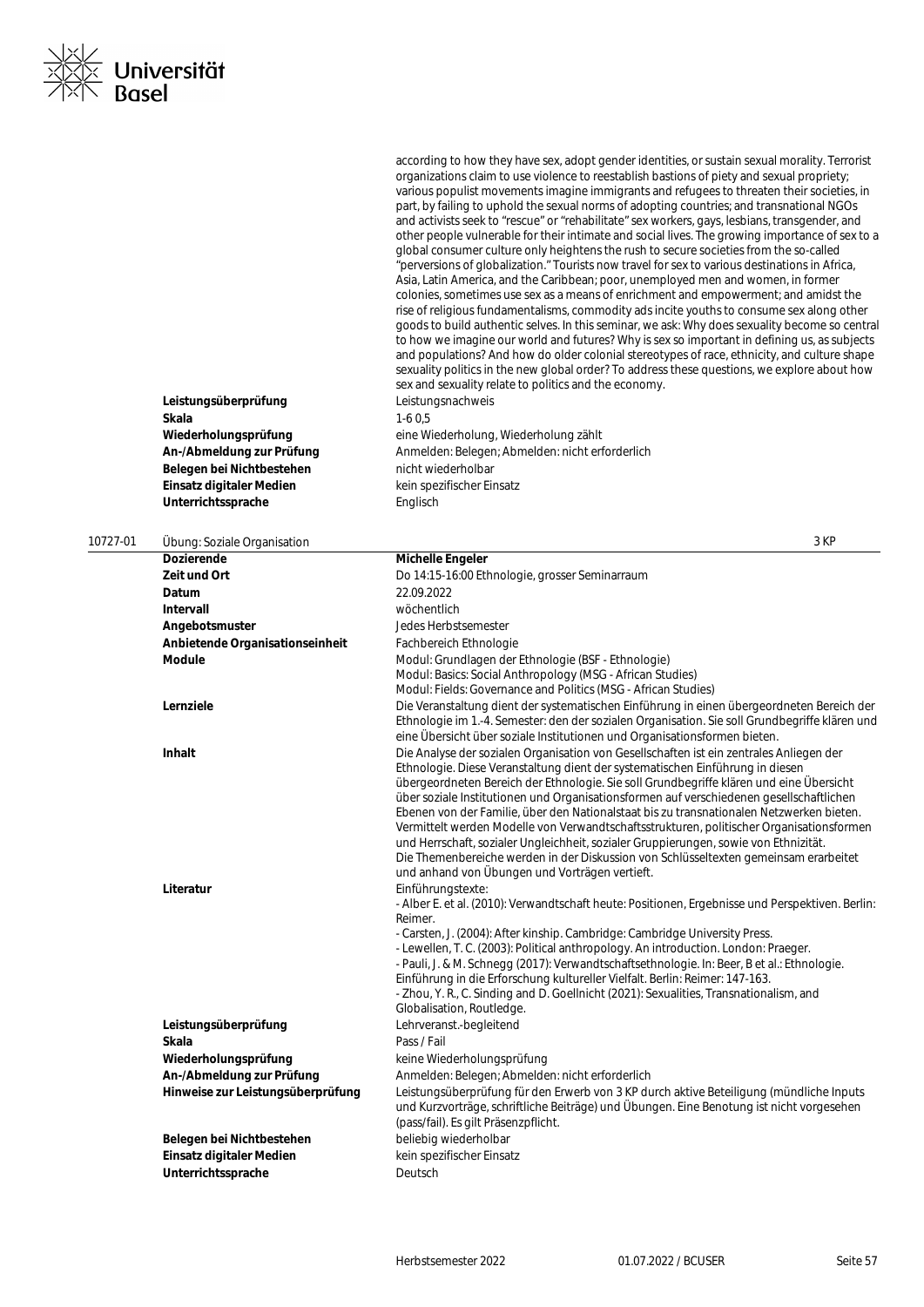according to how they have sex, adopt gender identities, or sustain sexual morality. Terrorist organizations claim to use violence to reestablish bastions of piety and sexual propriety; various populist movements imagine immigrants and refugees to threaten their societies, in part, by failing to uphold the sexual norms of adopting countries; and transnational NGOs and activists seek to "rescue" or "rehabilitate" sex workers, gays, lesbians, transgender, and other people vulnerable for their intimate and social lives. The growing importance of sex to a global consumer culture only heightens the rush to secure societies from the so-called "perversions of globalization." Tourists now travel for sex to various destinations in Africa, Asia, Latin America, and the Caribbean; poor, unemployed men and women, in former colonies, sometimes use sex as a means of enrichment and empowerment; and amidst the rise of religious fundamentalisms, commodity ads incite youths to consume sex along other goods to build authentic selves. In this seminar, we ask: Why does sexuality become so central to how we imagine our world and futures? Why is sex so important in defining us, as subjects and populations? And how do older colonial stereotypes of race, ethnicity, and culture shape sexuality politics in the new global order? To address these questions, we explore about how sex and sexuality relate to politics and the economy.

| | |
|---|---|
| **Leistungsüberprüfung** | Leistungsnachweis |
| **Skala** | 1-6 0,5 |
| **Wiederholungsprüfung** | eine Wiederholung, Wiederholung zählt |
| **An-/Abmeldung zur Prüfung** | Anmelden: Belegen; Abmelden: nicht erforderlich |
| **Belegen bei Nichtbestehen** | nicht wiederholbar |
| **Einsatz digitaler Medien** | kein spezifischer Einsatz |
| **Unterrichtssprache** | Englisch |

## 10727-01 Übung: Soziale Organisation — 3 KP

| | |
|---|---|
| **Dozierende** | **Michelle Engeler** |
| **Zeit und Ort** | Do 14:15-16:00 Ethnologie, grosser Seminarraum |
| **Datum** | 22.09.2022 |
| **Intervall** | wöchentlich |
| **Angebotsmuster** | Jedes Herbstsemester |
| **Anbietende Organisationseinheit** | Fachbereich Ethnologie |
| **Module** | Modul: Grundlagen der Ethnologie (BSF - Ethnologie)<br>Modul: Basics: Social Anthropology (MSG - African Studies)<br>Modul: Fields: Governance and Politics (MSG - African Studies) |
| **Lernziele** | Die Veranstaltung dient der systematischen Einführung in einen übergeordneten Bereich der Ethnologie im 1.-4. Semester: den der sozialen Organisation. Sie soll Grundbegriffe klären und eine Übersicht über soziale Institutionen und Organisationsformen bieten. |
| **Inhalt** | Die Analyse der sozialen Organisation von Gesellschaften ist ein zentrales Anliegen der Ethnologie. Diese Veranstaltung dient der systematischen Einführung in diesen übergeordneten Bereich der Ethnologie. Sie soll Grundbegriffe klären und eine Übersicht über soziale Institutionen und Organisationsformen auf verschiedenen gesellschaftlichen Ebenen von der Familie, über den Nationalstaat bis zu transnationalen Netzwerken bieten. Vermittelt werden Modelle von Verwandtschaftsstrukturen, politischer Organisationsformen und Herrschaft, sozialer Ungleichheit, sozialer Gruppierungen, sowie von Ethnizität. Die Themenbereiche werden in der Diskussion von Schlüsseltexten gemeinsam erarbeitet und anhand von Übungen und Vorträgen vertieft. |
| **Literatur** | Einführungstexte:<br>- Alber E. et al. (2010): Verwandtschaft heute: Positionen, Ergebnisse und Perspektiven. Berlin: Reimer.<br>- Carsten, J. (2004): After kinship. Cambridge: Cambridge University Press.<br>- Lewellen, T. C. (2003): Political anthropology. An introduction. London: Praeger.<br>- Pauli, J. & M. Schnegg (2017): Verwandtschaftsethnologie. In: Beer, B et al.: Ethnologie. Einführung in die Erforschung kultureller Vielfalt. Berlin: Reimer: 147-163.<br>- Zhou, Y. R., C. Sinding and D. Goellnicht (2021): Sexualities, Transnationalism, and Globalisation, Routledge. |
| **Leistungsüberprüfung** | Lehrveranst.-begleitend |
| **Skala** | Pass / Fail |
| **Wiederholungsprüfung** | keine Wiederholungsprüfung |
| **An-/Abmeldung zur Prüfung** | Anmelden: Belegen; Abmelden: nicht erforderlich |
| **Hinweise zur Leistungsüberprüfung** | Leistungsüberprüfung für den Erwerb von 3 KP durch aktive Beteiligung (mündliche Inputs und Kurzvorträge, schriftliche Beiträge) und Übungen. Eine Benotung ist nicht vorgesehen (pass/fail). Es gilt Präsenzpflicht. |
| **Belegen bei Nichtbestehen** | beliebig wiederholbar |
| **Einsatz digitaler Medien** | kein spezifischer Einsatz |
| **Unterrichtssprache** | Deutsch |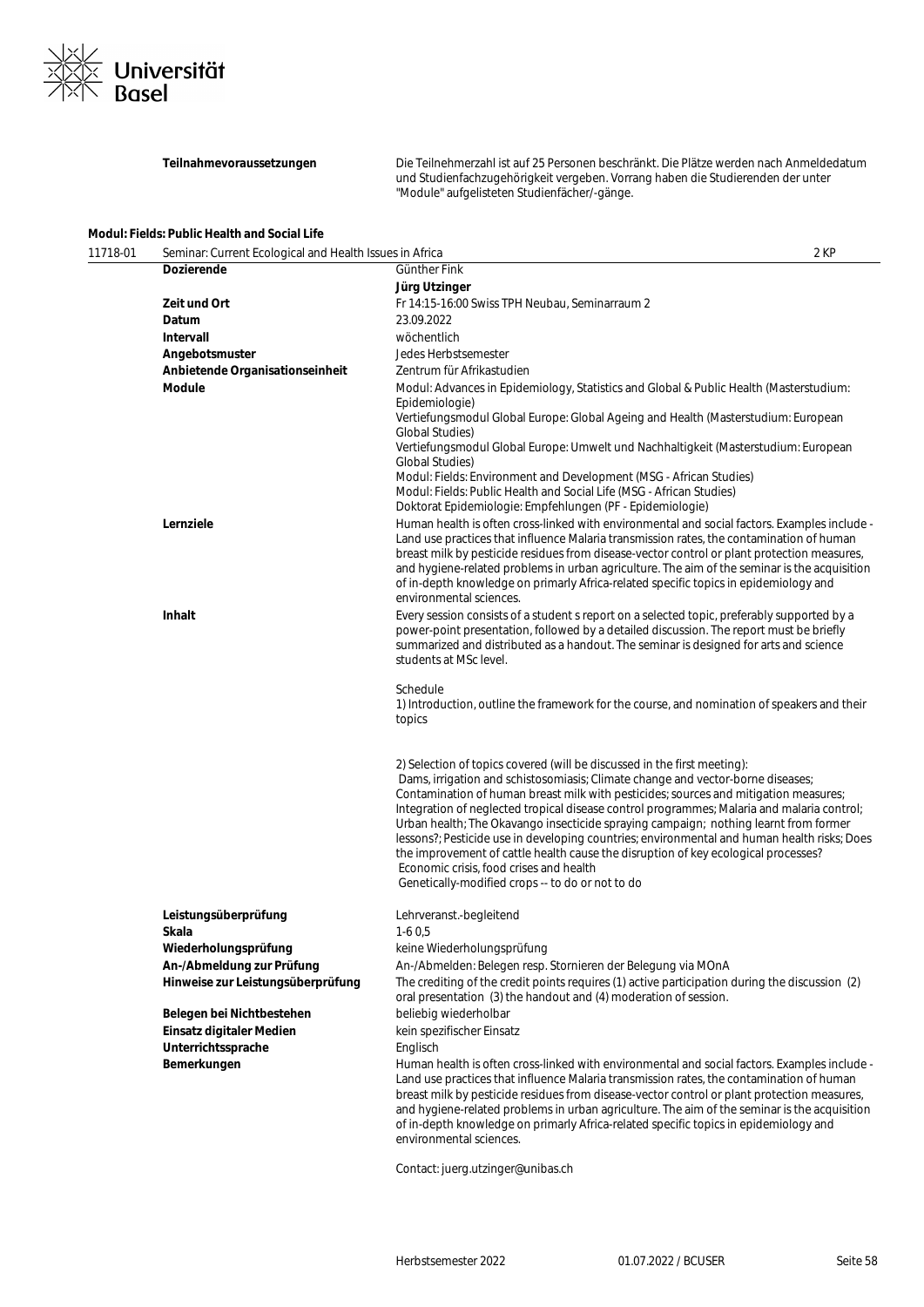| | |
|---|---|
| **Teilnahmevoraussetzungen** | Die Teilnehmerzahl ist auf 25 Personen beschränkt. Die Plätze werden nach Anmeldedatum und Studienfachzugehörigkeit vergeben. Vorrang haben die Studierenden der unter "Module" aufgelisteten Studienfächer/-gänge. |

### Modul: Fields: Public Health and Social Life

**11718-01** Seminar: Current Ecological and Health Issues in Africa — 2 KP

| | |
|---|---|
| **Dozierende** | Günther Fink<br>**Jürg Utzinger** |
| **Zeit und Ort** | Fr 14:15-16:00 Swiss TPH Neubau, Seminarraum 2 |
| **Datum** | 23.09.2022 |
| **Intervall** | wöchentlich |
| **Angebotsmuster** | Jedes Herbstsemester |
| **Anbietende Organisationseinheit** | Zentrum für Afrikastudien |
| **Module** | Modul: Advances in Epidemiology, Statistics and Global & Public Health (Masterstudium: Epidemiologie)<br>Vertiefungsmodul Global Europe: Global Ageing and Health (Masterstudium: European Global Studies)<br>Vertiefungsmodul Global Europe: Umwelt und Nachhaltigkeit (Masterstudium: European Global Studies)<br>Modul: Fields: Environment and Development (MSG - African Studies)<br>Modul: Fields: Public Health and Social Life (MSG - African Studies)<br>Doktorat Epidemiologie: Empfehlungen (PF - Epidemiologie) |
| **Lernziele** | Human health is often cross-linked with environmental and social factors. Examples include - Land use practices that influence Malaria transmission rates, the contamination of human breast milk by pesticide residues from disease-vector control or plant protection measures, and hygiene-related problems in urban agriculture. The aim of the seminar is the acquisition of in-depth knowledge on primarly Africa-related specific topics in epidemiology and environmental sciences. |
| **Inhalt** | Every session consists of a student s report on a selected topic, preferably supported by a power-point presentation, followed by a detailed discussion. The report must be briefly summarized and distributed as a handout. The seminar is designed for arts and science students at MSc level.<br><br>Schedule<br>1) Introduction, outline the framework for the course, and nomination of speakers and their topics<br><br>2) Selection of topics covered (will be discussed in the first meeting):<br>Dams, irrigation and schistosomiasis; Climate change and vector-borne diseases; Contamination of human breast milk with pesticides; sources and mitigation measures; Integration of neglected tropical disease control programmes; Malaria and malaria control; Urban health; The Okavango insecticide spraying campaign; nothing learnt from former lessons?; Pesticide use in developing countries; environmental and human health risks; Does the improvement of cattle health cause the disruption of key ecological processes?<br>Economic crisis, food crises and health<br>Genetically-modified crops -- to do or not to do |
| **Leistungsüberprüfung** | Lehrveranst.-begleitend |
| **Skala** | 1-6 0,5 |
| **Wiederholungsprüfung** | keine Wiederholungsprüfung |
| **An-/Abmeldung zur Prüfung** | An-/Abmelden: Belegen resp. Stornieren der Belegung via MOnA |
| **Hinweise zur Leistungsüberprüfung** | The crediting of the credit points requires (1) active participation during the discussion (2) oral presentation (3) the handout and (4) moderation of session. |
| **Belegen bei Nichtbestehen** | beliebig wiederholbar |
| **Einsatz digitaler Medien** | kein spezifischer Einsatz |
| **Unterrichtssprache** | Englisch |
| **Bemerkungen** | Human health is often cross-linked with environmental and social factors. Examples include - Land use practices that influence Malaria transmission rates, the contamination of human breast milk by pesticide residues from disease-vector control or plant protection measures, and hygiene-related problems in urban agriculture. The aim of the seminar is the acquisition of in-depth knowledge on primarly Africa-related specific topics in epidemiology and environmental sciences.<br><br>Contact: juerg.utzinger@unibas.ch |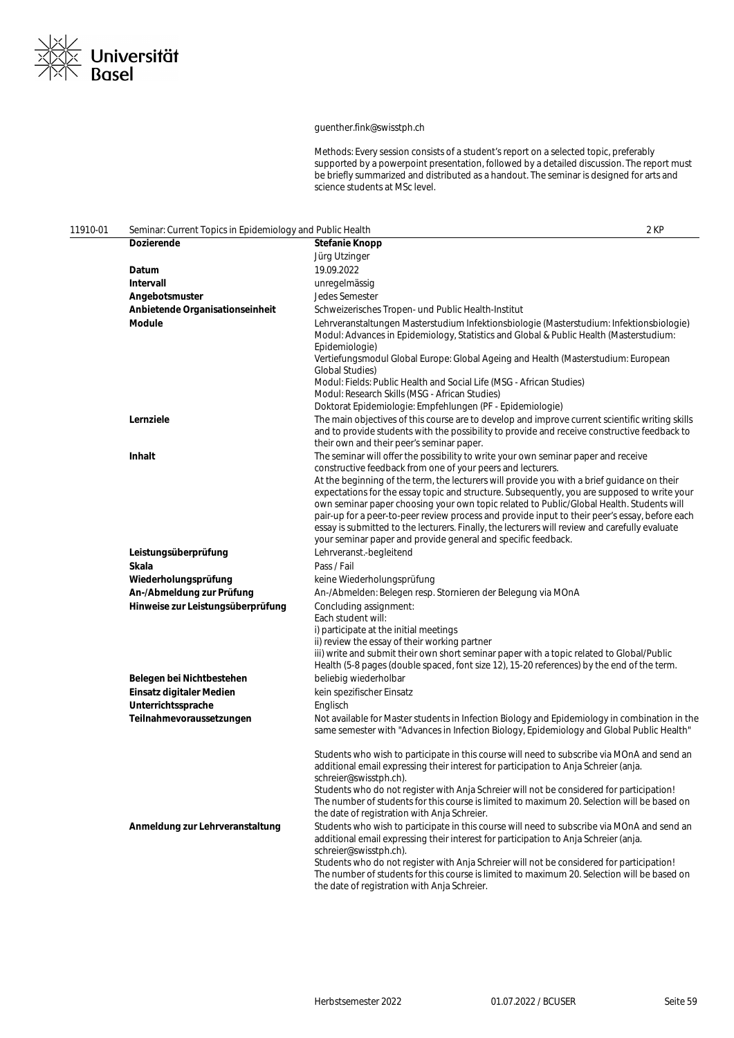guenther.fink@swisstph.ch

Methods: Every session consists of a student's report on a selected topic, preferably supported by a powerpoint presentation, followed by a detailed discussion. The report must be briefly summarized and distributed as a handout. The seminar is designed for arts and science students at MSc level.

| 11910-01 | Seminar: Current Topics in Epidemiology and Public Health | 2 KP |
|---|---|---|
| | **Dozierende** | **Stefanie Knopp**<br>Jürg Utzinger |
| | **Datum** | 19.09.2022 |
| | **Intervall** | unregelmässig |
| | **Angebotsmuster** | Jedes Semester |
| | **Anbietende Organisationseinheit** | Schweizerisches Tropen- und Public Health-Institut |
| | **Module** | Lehrveranstaltungen Masterstudium Infektionsbiologie (Masterstudium: Infektionsbiologie)<br>Modul: Advances in Epidemiology, Statistics and Global & Public Health (Masterstudium: Epidemiologie)<br>Vertiefungsmodul Global Europe: Global Ageing and Health (Masterstudium: European Global Studies)<br>Modul: Fields: Public Health and Social Life (MSG - African Studies)<br>Modul: Research Skills (MSG - African Studies)<br>Doktorat Epidemiologie: Empfehlungen (PF - Epidemiologie) |
| | **Lernziele** | The main objectives of this course are to develop and improve current scientific writing skills and to provide students with the possibility to provide and receive constructive feedback to their own and their peer's seminar paper. |
| | **Inhalt** | The seminar will offer the possibility to write your own seminar paper and receive constructive feedback from one of your peers and lecturers.<br>At the beginning of the term, the lecturers will provide you with a brief guidance on their expectations for the essay topic and structure. Subsequently, you are supposed to write your own seminar paper choosing your own topic related to Public/Global Health. Students will pair-up for a peer-to-peer review process and provide input to their peer's essay, before each essay is submitted to the lecturers. Finally, the lecturers will review and carefully evaluate your seminar paper and provide general and specific feedback. |
| | **Leistungsüberprüfung** | Lehrveranst.-begleitend |
| | **Skala** | Pass / Fail |
| | **Wiederholungsprüfung** | keine Wiederholungsprüfung |
| | **An-/Abmeldung zur Prüfung** | An-/Abmelden: Belegen resp. Stornieren der Belegung via MOnA |
| | **Hinweise zur Leistungsüberprüfung** | Concluding assignment:<br>Each student will:<br>i) participate at the initial meetings<br>ii) review the essay of their working partner<br>iii) write and submit their own short seminar paper with a topic related to Global/Public Health (5-8 pages (double spaced, font size 12), 15-20 references) by the end of the term. |
| | **Belegen bei Nichtbestehen** | beliebig wiederholbar |
| | **Einsatz digitaler Medien** | kein spezifischer Einsatz |
| | **Unterrichtssprache** | Englisch |
| | **Teilnahmevoraussetzungen** | Not available for Master students in Infection Biology and Epidemiology in combination in the same semester with "Advances in Infection Biology, Epidemiology and Global Public Health"<br><br>Students who wish to participate in this course will need to subscribe via MOnA and send an additional email expressing their interest for participation to Anja Schreier (anja.schreier@swisstph.ch).<br>Students who do not register with Anja Schreier will not be considered for participation!<br>The number of students for this course is limited to maximum 20. Selection will be based on the date of registration with Anja Schreier. |
| | **Anmeldung zur Lehrveranstaltung** | Students who wish to participate in this course will need to subscribe via MOnA and send an additional email expressing their interest for participation to Anja Schreier (anja.schreier@swisstph.ch).<br>Students who do not register with Anja Schreier will not be considered for participation!<br>The number of students for this course is limited to maximum 20. Selection will be based on the date of registration with Anja Schreier. |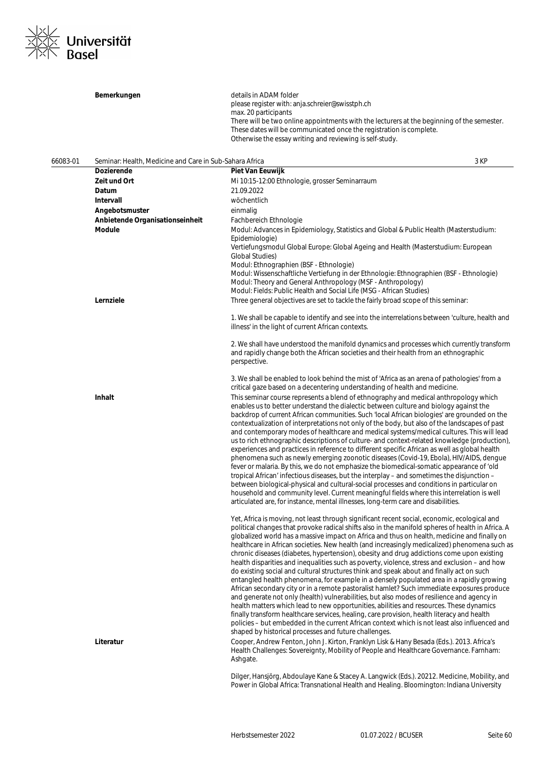| | |
|---|---|
| **Bemerkungen** | details in ADAM folder<br>please register with: anja.schreier@swisstph.ch<br>max. 20 participants<br>There will be two online appointments with the lecturers at the beginning of the semester. These dates will be communicated once the registration is complete.<br>Otherwise the essay writing and reviewing is self-study. |

**66083-01 Seminar: Health, Medicine and Care in Sub-Sahara Africa — 3 KP**

| | |
|---|---|
| **Dozierende** | **Piet Van Eeuwijk** |
| **Zeit und Ort** | Mi 10:15-12:00 Ethnologie, grosser Seminarraum |
| **Datum** | 21.09.2022 |
| **Intervall** | wöchentlich |
| **Angebotsmuster** | einmalig |
| **Anbietende Organisationseinheit** | Fachbereich Ethnologie |
| **Module** | Modul: Advances in Epidemiology, Statistics and Global & Public Health (Masterstudium: Epidemiologie)<br>Vertiefungsmodul Global Europe: Global Ageing and Health (Masterstudium: European Global Studies)<br>Modul: Ethnographien (BSF - Ethnologie)<br>Modul: Wissenschaftliche Vertiefung in der Ethnologie: Ethnographien (BSF - Ethnologie)<br>Modul: Theory and General Anthropology (MSF - Anthropology)<br>Modul: Fields: Public Health and Social Life (MSG - African Studies) |

**Lernziele**

Three general objectives are set to tackle the fairly broad scope of this seminar:

1. We shall be capable to identify and see into the interrelations between 'culture, health and illness' in the light of current African contexts.

2. We shall have understood the manifold dynamics and processes which currently transform and rapidly change both the African societies and their health from an ethnographic perspective.

3. We shall be enabled to look behind the mist of 'Africa as an arena of pathologies' from a critical gaze based on a decentering understanding of health and medicine.

**Inhalt**

This seminar course represents a blend of ethnography and medical anthropology which enables us to better understand the dialectic between culture and biology against the backdrop of current African communities. Such 'local African biologies' are grounded on the contextualization of interpretations not only of the body, but also of the landscapes of past and contemporary modes of healthcare and medical systems/medical cultures. This will lead us to rich ethnographic descriptions of culture- and context-related knowledge (production), experiences and practices in reference to different specific African as well as global health phenomena such as newly emerging zoonotic diseases (Covid-19, Ebola), HIV/AIDS, dengue fever or malaria. By this, we do not emphasize the biomedical-somatic appearance of 'old tropical African' infectious diseases, but the interplay – and sometimes the disjunction – between biological-physical and cultural-social processes and conditions in particular on household and community level. Current meaningful fields where this interrelation is well articulated are, for instance, mental illnesses, long-term care and disabilities.

Yet, Africa is moving, not least through significant recent social, economic, ecological and political changes that provoke radical shifts also in the manifold spheres of health in Africa. A globalized world has a massive impact on Africa and thus on health, medicine and finally on healthcare in African societies. New health (and increasingly medicalized) phenomena such as chronic diseases (diabetes, hypertension), obesity and drug addictions come upon existing health disparities and inequalities such as poverty, violence, stress and exclusion – and how do existing social and cultural structures think and speak about and finally act on such entangled health phenomena, for example in a densely populated area in a rapidly growing African secondary city or in a remote pastoralist hamlet? Such immediate exposures produce and generate not only (health) vulnerabilities, but also modes of resilience and agency in health matters which lead to new opportunities, abilities and resources. These dynamics finally transform healthcare services, healing, care provision, health literacy and health policies – but embedded in the current African context which is not least also influenced and shaped by historical processes and future challenges.

**Literatur**

Cooper, Andrew Fenton, John J. Kirton, Franklyn Lisk & Hany Besada (Eds.). 2013. Africa's Health Challenges: Sovereignty, Mobility of People and Healthcare Governance. Farnham: Ashgate.

Dilger, Hansjörg, Abdoulaye Kane & Stacey A. Langwick (Eds.). 20212. Medicine, Mobility, and Power in Global Africa: Transnational Health and Healing. Bloomington: Indiana University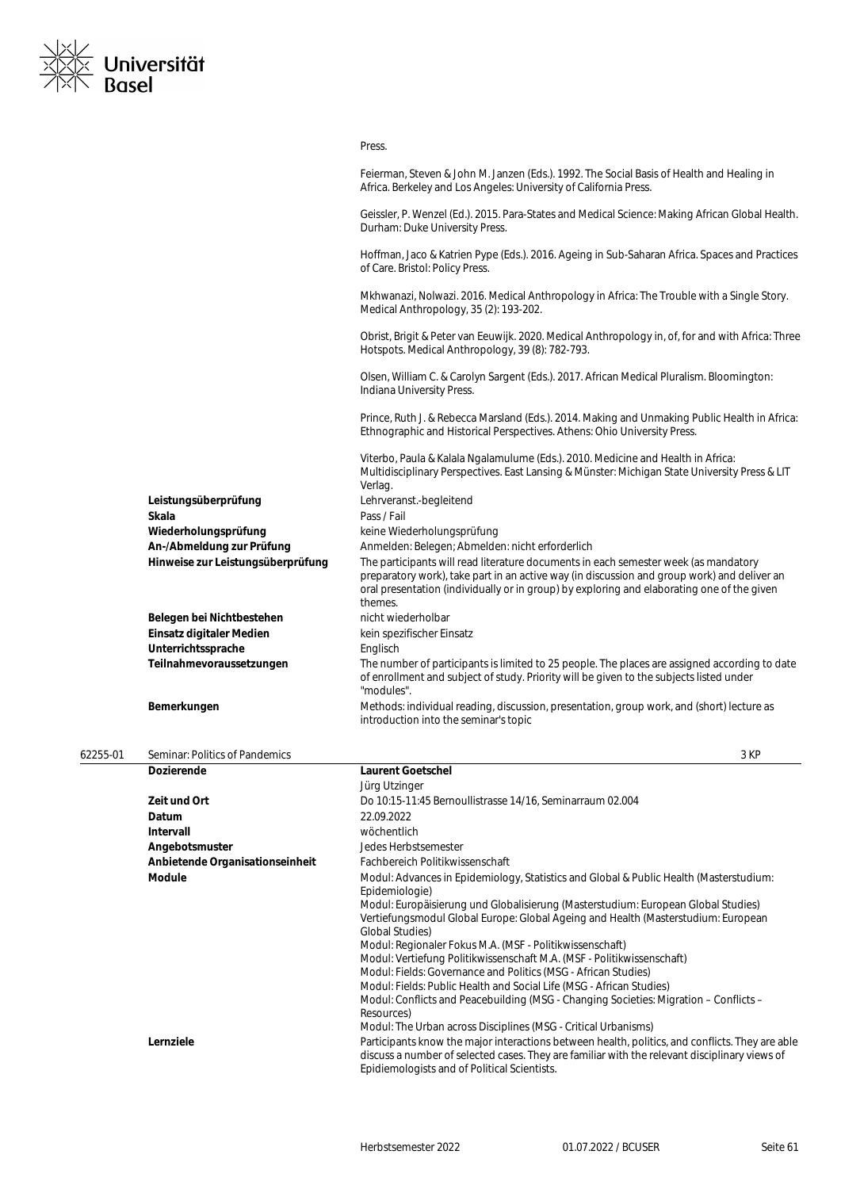Press.

Feierman, Steven & John M. Janzen (Eds.). 1992. The Social Basis of Health and Healing in Africa. Berkeley and Los Angeles: University of California Press.

Geissler, P. Wenzel (Ed.). 2015. Para-States and Medical Science: Making African Global Health. Durham: Duke University Press.

Hoffman, Jaco & Katrien Pype (Eds.). 2016. Ageing in Sub-Saharan Africa. Spaces and Practices of Care. Bristol: Policy Press.

Mkhwanazi, Nolwazi. 2016. Medical Anthropology in Africa: The Trouble with a Single Story. Medical Anthropology, 35 (2): 193-202.

Obrist, Brigit & Peter van Eeuwijk. 2020. Medical Anthropology in, of, for and with Africa: Three Hotspots. Medical Anthropology, 39 (8): 782-793.

Olsen, William C. & Carolyn Sargent (Eds.). 2017. African Medical Pluralism. Bloomington: Indiana University Press.

Prince, Ruth J. & Rebecca Marsland (Eds.). 2014. Making and Unmaking Public Health in Africa: Ethnographic and Historical Perspectives. Athens: Ohio University Press.

Viterbo, Paula & Kalala Ngalamulume (Eds.). 2010. Medicine and Health in Africa: Multidisciplinary Perspectives. East Lansing & Münster: Michigan State University Press & LIT Verlag.

| | |
|---|---|
| **Leistungsüberprüfung** | Lehrveranst.-begleitend |
| **Skala** | Pass / Fail |
| **Wiederholungsprüfung** | keine Wiederholungsprüfung |
| **An-/Abmeldung zur Prüfung** | Anmelden: Belegen; Abmelden: nicht erforderlich |
| **Hinweise zur Leistungsüberprüfung** | The participants will read literature documents in each semester week (as mandatory preparatory work), take part in an active way (in discussion and group work) and deliver an oral presentation (individually or in group) by exploring and elaborating one of the given themes. |
| **Belegen bei Nichtbestehen** | nicht wiederholbar |
| **Einsatz digitaler Medien** | kein spezifischer Einsatz |
| **Unterrichtssprache** | Englisch |
| **Teilnahmevoraussetzungen** | The number of participants is limited to 25 people. The places are assigned according to date of enrollment and subject of study. Priority will be given to the subjects listed under "modules". |
| **Bemerkungen** | Methods: individual reading, discussion, presentation, group work, and (short) lecture as introduction into the seminar's topic |

## 62255-01 Seminar: Politics of Pandemics — 3 KP

| | |
|---|---|
| **Dozierende** | **Laurent Goetschel**<br>Jürg Utzinger |
| **Zeit und Ort** | Do 10:15-11:45 Bernoullistrasse 14/16, Seminarraum 02.004 |
| **Datum** | 22.09.2022 |
| **Intervall** | wöchentlich |
| **Angebotsmuster** | Jedes Herbstsemester |
| **Anbietende Organisationseinheit** | Fachbereich Politikwissenschaft |
| **Module** | Modul: Advances in Epidemiology, Statistics and Global & Public Health (Masterstudium: Epidemiologie)<br>Modul: Europäisierung und Globalisierung (Masterstudium: European Global Studies)<br>Vertiefungsmodul Global Europe: Global Ageing and Health (Masterstudium: European Global Studies)<br>Modul: Regionaler Fokus M.A. (MSF - Politikwissenschaft)<br>Modul: Vertiefung Politikwissenschaft M.A. (MSF - Politikwissenschaft)<br>Modul: Fields: Governance and Politics (MSG - African Studies)<br>Modul: Fields: Public Health and Social Life (MSG - African Studies)<br>Modul: Conflicts and Peacebuilding (MSG - Changing Societies: Migration – Conflicts – Resources)<br>Modul: The Urban across Disciplines (MSG - Critical Urbanisms) |
| **Lernziele** | Participants know the major interactions between health, politics, and conflicts. They are able discuss a number of selected cases. They are familiar with the relevant disciplinary views of Epidiemologists and of Political Scientists. |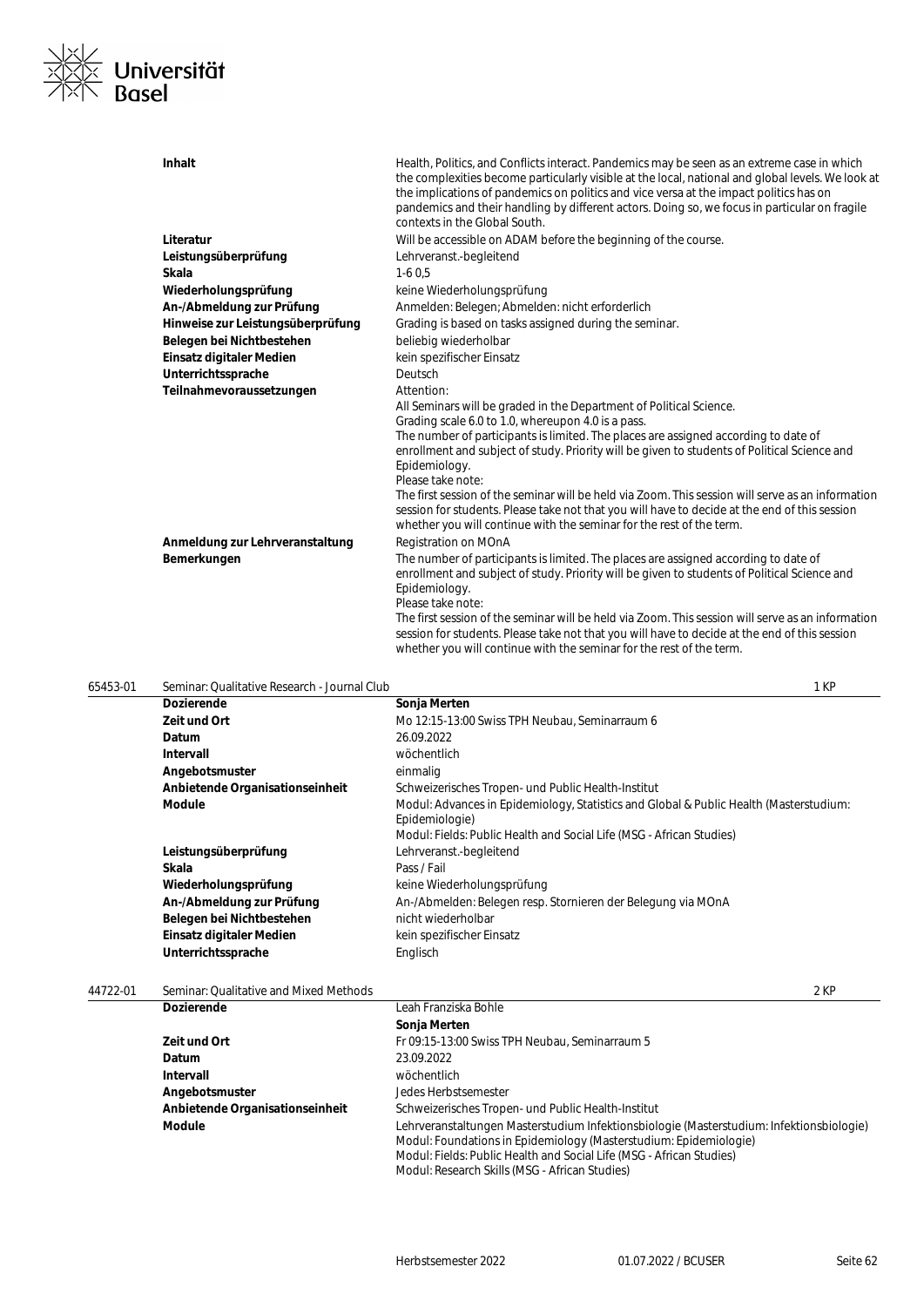| | |
|---|---|
| **Inhalt** | Health, Politics, and Conflicts interact. Pandemics may be seen as an extreme case in which the complexities become particularly visible at the local, national and global levels. We look at the implications of pandemics on politics and vice versa at the impact politics has on pandemics and their handling by different actors. Doing so, we focus in particular on fragile contexts in the Global South. |
| **Literatur** | Will be accessible on ADAM before the beginning of the course. |
| **Leistungsüberprüfung** | Lehrveranst.-begleitend |
| **Skala** | 1-6 0,5 |
| **Wiederholungsprüfung** | keine Wiederholungsprüfung |
| **An-/Abmeldung zur Prüfung** | Anmelden: Belegen; Abmelden: nicht erforderlich |
| **Hinweise zur Leistungsüberprüfung** | Grading is based on tasks assigned during the seminar. |
| **Belegen bei Nichtbestehen** | beliebig wiederholbar |
| **Einsatz digitaler Medien** | kein spezifischer Einsatz |
| **Unterrichtssprache** | Deutsch |
| **Teilnahmevoraussetzungen** | Attention:<br>All Seminars will be graded in the Department of Political Science.<br>Grading scale 6.0 to 1.0, whereupon 4.0 is a pass.<br>The number of participants is limited. The places are assigned according to date of enrollment and subject of study. Priority will be given to students of Political Science and Epidemiology.<br>Please take note:<br>The first session of the seminar will be held via Zoom. This session will serve as an information session for students. Please take not that you will have to decide at the end of this session whether you will continue with the seminar for the rest of the term. |
| **Anmeldung zur Lehrveranstaltung** | Registration on MOnA |
| **Bemerkungen** | The number of participants is limited. The places are assigned according to date of enrollment and subject of study. Priority will be given to students of Political Science and Epidemiology.<br>Please take note:<br>The first session of the seminar will be held via Zoom. This session will serve as an information session for students. Please take not that you will have to decide at the end of this session whether you will continue with the seminar for the rest of the term. |

## 65453-01 Seminar: Qualitative Research - Journal Club — 1 KP

| | |
|---|---|
| **Dozierende** | **Sonja Merten** |
| **Zeit und Ort** | Mo 12:15-13:00 Swiss TPH Neubau, Seminarraum 6 |
| **Datum** | 26.09.2022 |
| **Intervall** | wöchentlich |
| **Angebotsmuster** | einmalig |
| **Anbietende Organisationseinheit** | Schweizerisches Tropen- und Public Health-Institut |
| **Module** | Modul: Advances in Epidemiology, Statistics and Global & Public Health (Masterstudium: Epidemiologie)<br>Modul: Fields: Public Health and Social Life (MSG - African Studies) |
| **Leistungsüberprüfung** | Lehrveranst.-begleitend |
| **Skala** | Pass / Fail |
| **Wiederholungsprüfung** | keine Wiederholungsprüfung |
| **An-/Abmeldung zur Prüfung** | An-/Abmelden: Belegen resp. Stornieren der Belegung via MOnA |
| **Belegen bei Nichtbestehen** | nicht wiederholbar |
| **Einsatz digitaler Medien** | kein spezifischer Einsatz |
| **Unterrichtssprache** | Englisch |

## 44722-01 Seminar: Qualitative and Mixed Methods — 2 KP

| | |
|---|---|
| **Dozierende** | Leah Franziska Bohle<br>**Sonja Merten** |
| **Zeit und Ort** | Fr 09:15-13:00 Swiss TPH Neubau, Seminarraum 5 |
| **Datum** | 23.09.2022 |
| **Intervall** | wöchentlich |
| **Angebotsmuster** | Jedes Herbstsemester |
| **Anbietende Organisationseinheit** | Schweizerisches Tropen- und Public Health-Institut |
| **Module** | Lehrveranstaltungen Masterstudium Infektionsbiologie (Masterstudium: Infektionsbiologie)<br>Modul: Foundations in Epidemiology (Masterstudium: Epidemiologie)<br>Modul: Fields: Public Health and Social Life (MSG - African Studies)<br>Modul: Research Skills (MSG - African Studies) |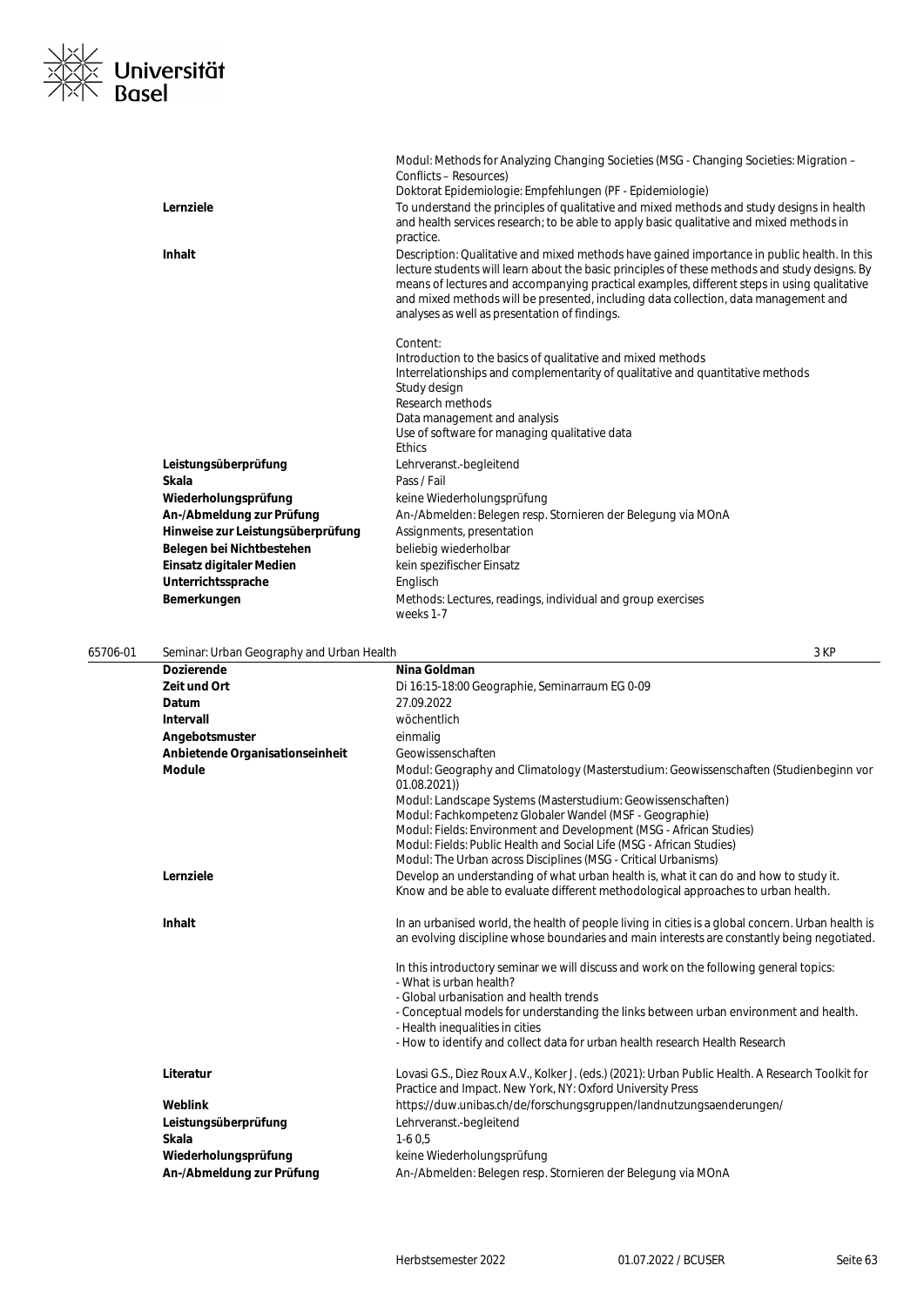| | |
|---|---|
| | Modul: Methods for Analyzing Changing Societies (MSG - Changing Societies: Migration – Conflicts – Resources)<br>Doktorat Epidemiologie: Empfehlungen (PF - Epidemiologie) |
| **Lernziele** | To understand the principles of qualitative and mixed methods and study designs in health and health services research; to be able to apply basic qualitative and mixed methods in practice. |
| **Inhalt** | Description: Qualitative and mixed methods have gained importance in public health. In this lecture students will learn about the basic principles of these methods and study designs. By means of lectures and accompanying practical examples, different steps in using qualitative and mixed methods will be presented, including data collection, data management and analyses as well as presentation of findings.<br><br>Content:<br>Introduction to the basics of qualitative and mixed methods<br>Interrelationships and complementarity of qualitative and quantitative methods<br>Study design<br>Research methods<br>Data management and analysis<br>Use of software for managing qualitative data<br>Ethics |
| **Leistungsüberprüfung** | Lehrveranst.-begleitend |
| **Skala** | Pass / Fail |
| **Wiederholungsprüfung** | keine Wiederholungsprüfung |
| **An-/Abmeldung zur Prüfung** | An-/Abmelden: Belegen resp. Stornieren der Belegung via MOnA |
| **Hinweise zur Leistungsüberprüfung** | Assignments, presentation |
| **Belegen bei Nichtbestehen** | beliebig wiederholbar |
| **Einsatz digitaler Medien** | kein spezifischer Einsatz |
| **Unterrichtssprache** | Englisch |
| **Bemerkungen** | Methods: Lectures, readings, individual and group exercises<br>weeks 1-7 |

## 65706-01 Seminar: Urban Geography and Urban Health — 3 KP

| | |
|---|---|
| **Dozierende** | **Nina Goldman** |
| **Zeit und Ort** | Di 16:15-18:00 Geographie, Seminarraum EG 0-09 |
| **Datum** | 27.09.2022 |
| **Intervall** | wöchentlich |
| **Angebotsmuster** | einmalig |
| **Anbietende Organisationseinheit** | Geowissenschaften |
| **Module** | Modul: Geography and Climatology (Masterstudium: Geowissenschaften (Studienbeginn vor 01.08.2021))<br>Modul: Landscape Systems (Masterstudium: Geowissenschaften)<br>Modul: Fachkompetenz Globaler Wandel (MSF - Geographie)<br>Modul: Fields: Environment and Development (MSG - African Studies)<br>Modul: Fields: Public Health and Social Life (MSG - African Studies)<br>Modul: The Urban across Disciplines (MSG - Critical Urbanisms) |
| **Lernziele** | Develop an understanding of what urban health is, what it can do and how to study it.<br>Know and be able to evaluate different methodological approaches to urban health. |
| **Inhalt** | In an urbanised world, the health of people living in cities is a global concern. Urban health is an evolving discipline whose boundaries and main interests are constantly being negotiated.<br><br>In this introductory seminar we will discuss and work on the following general topics:<br>- What is urban health?<br>- Global urbanisation and health trends<br>- Conceptual models for understanding the links between urban environment and health.<br>- Health inequalities in cities<br>- How to identify and collect data for urban health research Health Research |
| **Literatur** | Lovasi G.S., Diez Roux A.V., Kolker J. (eds.) (2021): Urban Public Health. A Research Toolkit for Practice and Impact. New York, NY: Oxford University Press |
| **Weblink** | https://duw.unibas.ch/de/forschungsgruppen/landnutzungsaenderungen/ |
| **Leistungsüberprüfung** | Lehrveranst.-begleitend |
| **Skala** | 1-6 0,5 |
| **Wiederholungsprüfung** | keine Wiederholungsprüfung |
| **An-/Abmeldung zur Prüfung** | An-/Abmelden: Belegen resp. Stornieren der Belegung via MOnA |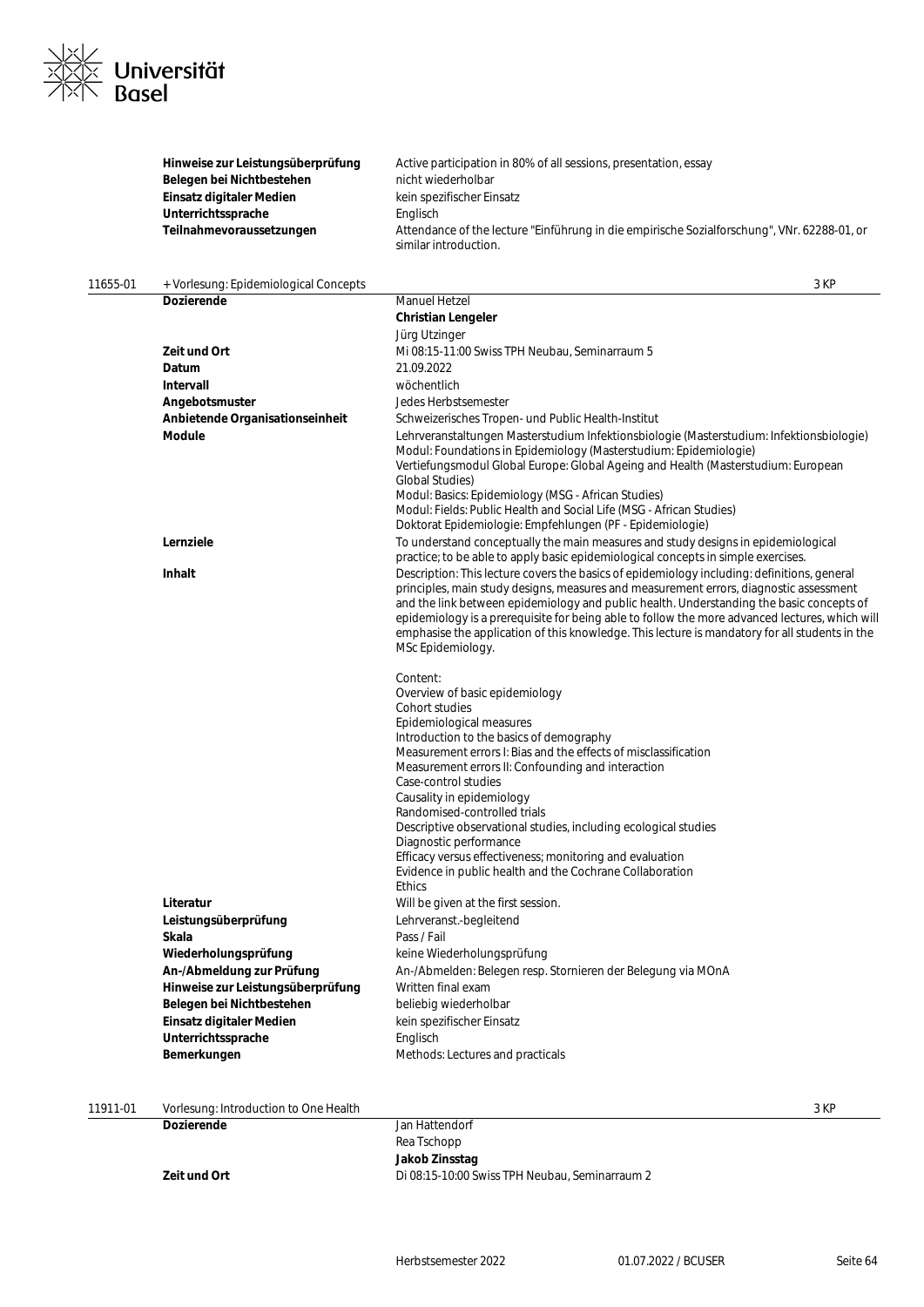| | |
|---|---|
| **Hinweise zur Leistungsüberprüfung** | Active participation in 80% of all sessions, presentation, essay |
| **Belegen bei Nichtbestehen** | nicht wiederholbar |
| **Einsatz digitaler Medien** | kein spezifischer Einsatz |
| **Unterrichtssprache** | Englisch |
| **Teilnahmevoraussetzungen** | Attendance of the lecture "Einführung in die empirische Sozialforschung", VNr. 62288-01, or similar introduction. |

## 11655-01 + Vorlesung: Epidemiological Concepts — 3 KP

| | |
|---|---|
| **Dozierende** | Manuel Hetzel<br>**Christian Lengeler**<br>Jürg Utzinger |
| **Zeit und Ort** | Mi 08:15-11:00 Swiss TPH Neubau, Seminarraum 5 |
| **Datum** | 21.09.2022 |
| **Intervall** | wöchentlich |
| **Angebotsmuster** | Jedes Herbstsemester |
| **Anbietende Organisationseinheit** | Schweizerisches Tropen- und Public Health-Institut |
| **Module** | Lehrveranstaltungen Masterstudium Infektionsbiologie (Masterstudium: Infektionsbiologie)<br>Modul: Foundations in Epidemiology (Masterstudium: Epidemiologie)<br>Vertiefungsmodul Global Europe: Global Ageing and Health (Masterstudium: European Global Studies)<br>Modul: Basics: Epidemiology (MSG - African Studies)<br>Modul: Fields: Public Health and Social Life (MSG - African Studies)<br>Doktorat Epidemiologie: Empfehlungen (PF - Epidemiologie) |
| **Lernziele** | To understand conceptually the main measures and study designs in epidemiological practice; to be able to apply basic epidemiological concepts in simple exercises. |
| **Inhalt** | Description: This lecture covers the basics of epidemiology including: definitions, general principles, main study designs, measures and measurement errors, diagnostic assessment and the link between epidemiology and public health. Understanding the basic concepts of epidemiology is a prerequisite for being able to follow the more advanced lectures, which will emphasise the application of this knowledge. This lecture is mandatory for all students in the MSc Epidemiology.<br><br>Content:<br>Overview of basic epidemiology<br>Cohort studies<br>Epidemiological measures<br>Introduction to the basics of demography<br>Measurement errors I: Bias and the effects of misclassification<br>Measurement errors II: Confounding and interaction<br>Case-control studies<br>Causality in epidemiology<br>Randomised-controlled trials<br>Descriptive observational studies, including ecological studies<br>Diagnostic performance<br>Efficacy versus effectiveness; monitoring and evaluation<br>Evidence in public health and the Cochrane Collaboration<br>Ethics |
| **Literatur** | Will be given at the first session. |
| **Leistungsüberprüfung** | Lehrveranst.-begleitend |
| **Skala** | Pass / Fail |
| **Wiederholungsprüfung** | keine Wiederholungsprüfung |
| **An-/Abmeldung zur Prüfung** | An-/Abmelden: Belegen resp. Stornieren der Belegung via MOnA |
| **Hinweise zur Leistungsüberprüfung** | Written final exam |
| **Belegen bei Nichtbestehen** | beliebig wiederholbar |
| **Einsatz digitaler Medien** | kein spezifischer Einsatz |
| **Unterrichtssprache** | Englisch |
| **Bemerkungen** | Methods: Lectures and practicals |

## 11911-01 Vorlesung: Introduction to One Health — 3 KP

| | |
|---|---|
| **Dozierende** | Jan Hattendorf<br>Rea Tschopp<br>**Jakob Zinsstag** |
| **Zeit und Ort** | Di 08:15-10:00 Swiss TPH Neubau, Seminarraum 2 |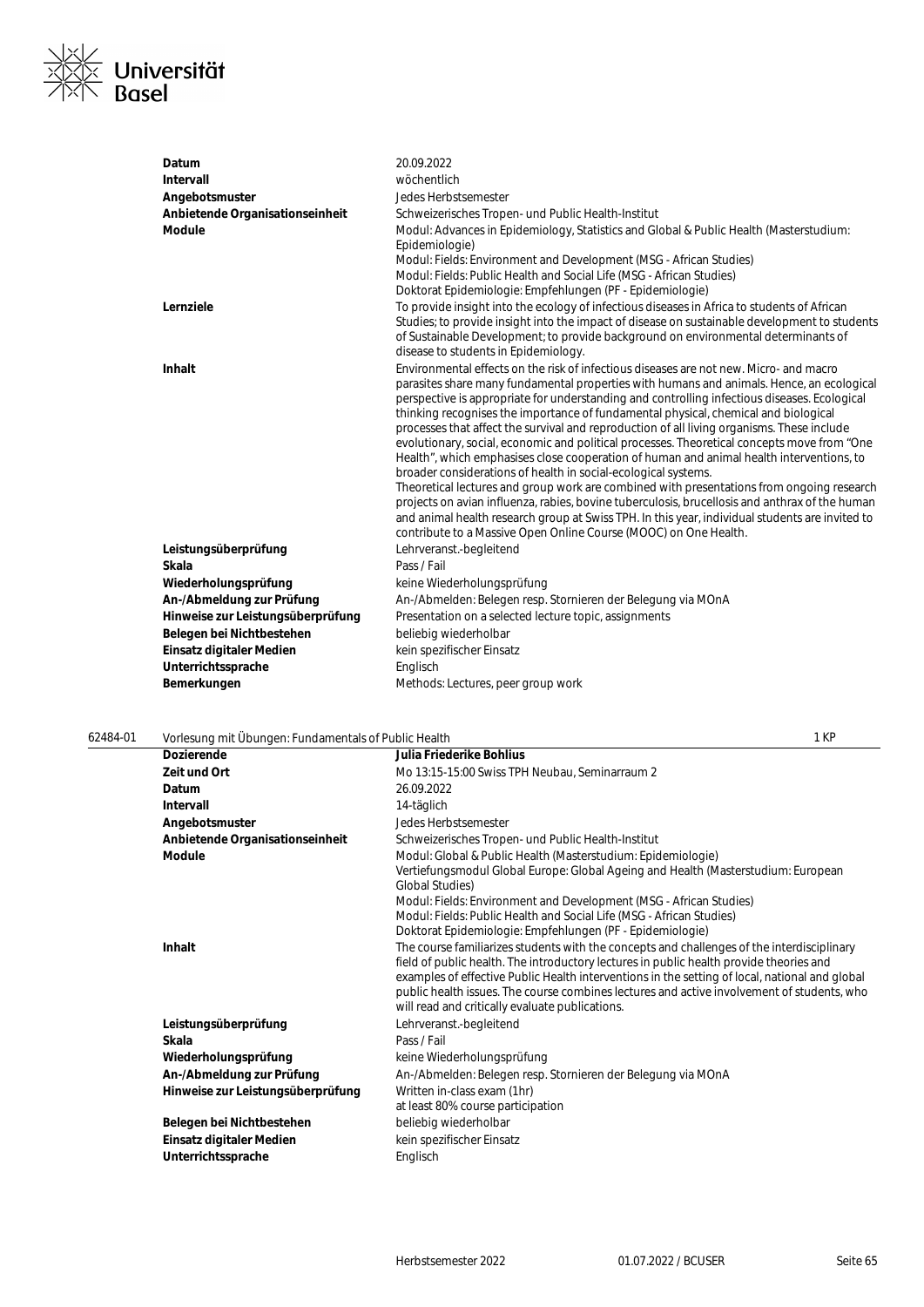| | |
|---|---|
| **Datum** | 20.09.2022 |
| **Intervall** | wöchentlich |
| **Angebotsmuster** | Jedes Herbstsemester |
| **Anbietende Organisationseinheit** | Schweizerisches Tropen- und Public Health-Institut |
| **Module** | Modul: Advances in Epidemiology, Statistics and Global & Public Health (Masterstudium: Epidemiologie)<br>Modul: Fields: Environment and Development (MSG - African Studies)<br>Modul: Fields: Public Health and Social Life (MSG - African Studies)<br>Doktorat Epidemiologie: Empfehlungen (PF - Epidemiologie) |
| **Lernziele** | To provide insight into the ecology of infectious diseases in Africa to students of African Studies; to provide insight into the impact of disease on sustainable development to students of Sustainable Development; to provide background on environmental determinants of disease to students in Epidemiology. |
| **Inhalt** | Environmental effects on the risk of infectious diseases are not new. Micro- and macro parasites share many fundamental properties with humans and animals. Hence, an ecological perspective is appropriate for understanding and controlling infectious diseases. Ecological thinking recognises the importance of fundamental physical, chemical and biological processes that affect the survival and reproduction of all living organisms. These include evolutionary, social, economic and political processes. Theoretical concepts move from "One Health", which emphasises close cooperation of human and animal health interventions, to broader considerations of health in social-ecological systems.<br>Theoretical lectures and group work are combined with presentations from ongoing research projects on avian influenza, rabies, bovine tuberculosis, brucellosis and anthrax of the human and animal health research group at Swiss TPH. In this year, individual students are invited to contribute to a Massive Open Online Course (MOOC) on One Health. |
| **Leistungsüberprüfung** | Lehrveranst.-begleitend |
| **Skala** | Pass / Fail |
| **Wiederholungsprüfung** | keine Wiederholungsprüfung |
| **An-/Abmeldung zur Prüfung** | An-/Abmelden: Belegen resp. Stornieren der Belegung via MOnA |
| **Hinweise zur Leistungsüberprüfung** | Presentation on a selected lecture topic, assignments |
| **Belegen bei Nichtbestehen** | beliebig wiederholbar |
| **Einsatz digitaler Medien** | kein spezifischer Einsatz |
| **Unterrichtssprache** | Englisch |
| **Bemerkungen** | Methods: Lectures, peer group work |

**62484-01** Vorlesung mit Übungen: Fundamentals of Public Health — 1 KP

| | |
|---|---|
| **Dozierende** | **Julia Friederike Bohlius** |
| **Zeit und Ort** | Mo 13:15-15:00 Swiss TPH Neubau, Seminarraum 2 |
| **Datum** | 26.09.2022 |
| **Intervall** | 14-täglich |
| **Angebotsmuster** | Jedes Herbstsemester |
| **Anbietende Organisationseinheit** | Schweizerisches Tropen- und Public Health-Institut |
| **Module** | Modul: Global & Public Health (Masterstudium: Epidemiologie)<br>Vertiefungsmodul Global Europe: Global Ageing and Health (Masterstudium: European Global Studies)<br>Modul: Fields: Environment and Development (MSG - African Studies)<br>Modul: Fields: Public Health and Social Life (MSG - African Studies)<br>Doktorat Epidemiologie: Empfehlungen (PF - Epidemiologie) |
| **Inhalt** | The course familiarizes students with the concepts and challenges of the interdisciplinary field of public health. The introductory lectures in public health provide theories and examples of effective Public Health interventions in the setting of local, national and global public health issues. The course combines lectures and active involvement of students, who will read and critically evaluate publications. |
| **Leistungsüberprüfung** | Lehrveranst.-begleitend |
| **Skala** | Pass / Fail |
| **Wiederholungsprüfung** | keine Wiederholungsprüfung |
| **An-/Abmeldung zur Prüfung** | An-/Abmelden: Belegen resp. Stornieren der Belegung via MOnA |
| **Hinweise zur Leistungsüberprüfung** | Written in-class exam (1hr)<br>at least 80% course participation |
| **Belegen bei Nichtbestehen** | beliebig wiederholbar |
| **Einsatz digitaler Medien** | kein spezifischer Einsatz |
| **Unterrichtssprache** | Englisch |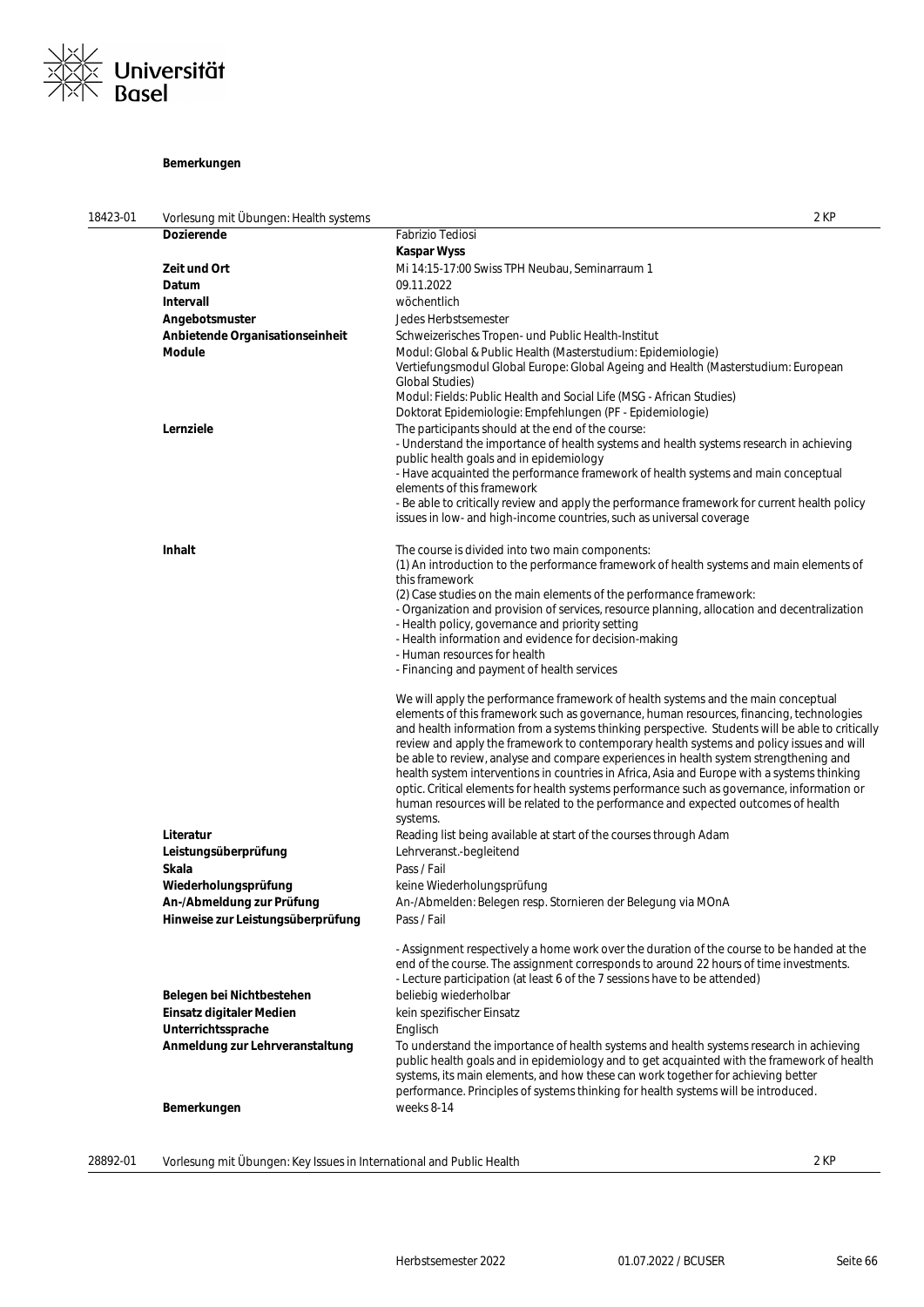**Bemerkungen**

| 18423-01 | Vorlesung mit Übungen: Health systems | 2 KP |
|---|---|---|

| | |
|---|---|
| **Dozierende** | Fabrizio Tediosi<br>**Kaspar Wyss** |
| **Zeit und Ort** | Mi 14:15-17:00 Swiss TPH Neubau, Seminarraum 1 |
| **Datum** | 09.11.2022 |
| **Intervall** | wöchentlich |
| **Angebotsmuster** | Jedes Herbstsemester |
| **Anbietende Organisationseinheit** | Schweizerisches Tropen- und Public Health-Institut |
| **Module** | Modul: Global & Public Health (Masterstudium: Epidemiologie)<br>Vertiefungsmodul Global Europe: Global Ageing and Health (Masterstudium: European Global Studies)<br>Modul: Fields: Public Health and Social Life (MSG - African Studies)<br>Doktorat Epidemiologie: Empfehlungen (PF - Epidemiologie) |
| **Lernziele** | The participants should at the end of the course:<br>- Understand the importance of health systems and health systems research in achieving public health goals and in epidemiology<br>- Have acquainted the performance framework of health systems and main conceptual elements of this framework<br>- Be able to critically review and apply the performance framework for current health policy issues in low- and high-income countries, such as universal coverage |
| **Inhalt** | The course is divided into two main components:<br>(1) An introduction to the performance framework of health systems and main elements of this framework<br>(2) Case studies on the main elements of the performance framework:<br>- Organization and provision of services, resource planning, allocation and decentralization<br>- Health policy, governance and priority setting<br>- Health information and evidence for decision-making<br>- Human resources for health<br>- Financing and payment of health services<br><br>We will apply the performance framework of health systems and the main conceptual elements of this framework such as governance, human resources, financing, technologies and health information from a systems thinking perspective. Students will be able to critically review and apply the framework to contemporary health systems and policy issues and will be able to review, analyse and compare experiences in health system strengthening and health system interventions in countries in Africa, Asia and Europe with a systems thinking optic. Critical elements for health systems performance such as governance, information or human resources will be related to the performance and expected outcomes of health systems. |
| **Literatur** | Reading list being available at start of the courses through Adam |
| **Leistungsüberprüfung** | Lehrveranst.-begleitend |
| **Skala** | Pass / Fail |
| **Wiederholungsprüfung** | keine Wiederholungsprüfung |
| **An-/Abmeldung zur Prüfung** | An-/Abmelden: Belegen resp. Stornieren der Belegung via MOnA |
| **Hinweise zur Leistungsüberprüfung** | Pass / Fail<br><br>- Assignment respectively a home work over the duration of the course to be handed at the end of the course. The assignment corresponds to around 22 hours of time investments.<br>- Lecture participation (at least 6 of the 7 sessions have to be attended) |
| **Belegen bei Nichtbestehen** | beliebig wiederholbar |
| **Einsatz digitaler Medien** | kein spezifischer Einsatz |
| **Unterrichtssprache** | Englisch |
| **Anmeldung zur Lehrveranstaltung** | To understand the importance of health systems and health systems research in achieving public health goals and in epidemiology and to get acquainted with the framework of health systems, its main elements, and how these can work together for achieving better performance. Principles of systems thinking for health systems will be introduced. |
| **Bemerkungen** | weeks 8-14 |

| 28892-01 | Vorlesung mit Übungen: Key Issues in International and Public Health | 2 KP |
|---|---|---|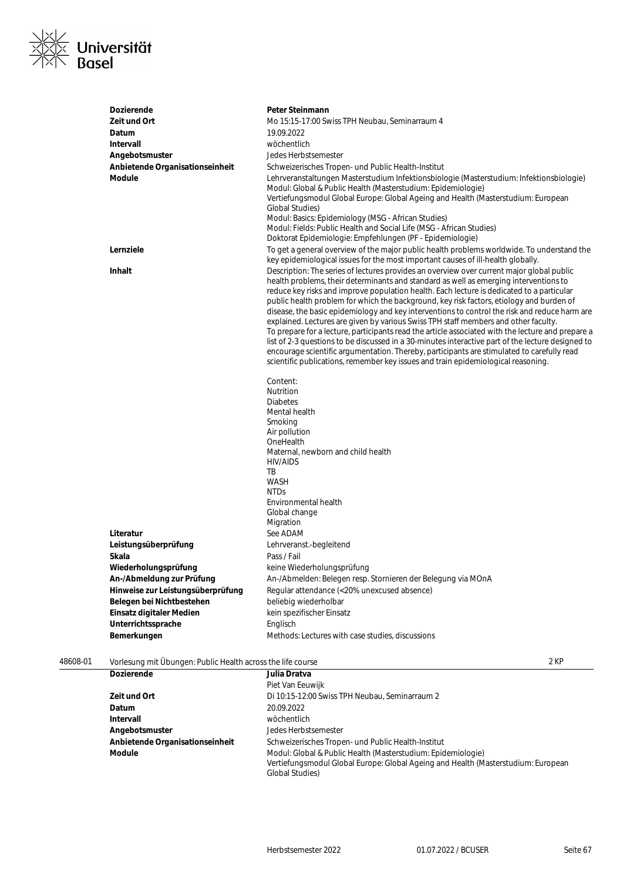| | |
|---|---|
| **Dozierende** | **Peter Steinmann** |
| **Zeit und Ort** | Mo 15:15-17:00 Swiss TPH Neubau, Seminarraum 4 |
| **Datum** | 19.09.2022 |
| **Intervall** | wöchentlich |
| **Angebotsmuster** | Jedes Herbstsemester |
| **Anbietende Organisationseinheit** | Schweizerisches Tropen- und Public Health-Institut |
| **Module** | Lehrveranstaltungen Masterstudium Infektionsbiologie (Masterstudium: Infektionsbiologie)<br>Modul: Global & Public Health (Masterstudium: Epidemiologie)<br>Vertiefungsmodul Global Europe: Global Ageing and Health (Masterstudium: European Global Studies)<br>Modul: Basics: Epidemiology (MSG - African Studies)<br>Modul: Fields: Public Health and Social Life (MSG - African Studies)<br>Doktorat Epidemiologie: Empfehlungen (PF - Epidemiologie) |
| **Lernziele** | To get a general overview of the major public health problems worldwide. To understand the key epidemiological issues for the most important causes of ill-health globally. |
| **Inhalt** | Description: The series of lectures provides an overview over current major global public health problems, their determinants and standard as well as emerging interventions to reduce key risks and improve population health. Each lecture is dedicated to a particular public health problem for which the background, key risk factors, etiology and burden of disease, the basic epidemiology and key interventions to control the risk and reduce harm are explained. Lectures are given by various Swiss TPH staff members and other faculty.<br>To prepare for a lecture, participants read the article associated with the lecture and prepare a list of 2-3 questions to be discussed in a 30-minutes interactive part of the lecture designed to encourage scientific argumentation. Thereby, participants are stimulated to carefully read scientific publications, remember key issues and train epidemiological reasoning.<br><br>Content:<br>Nutrition<br>Diabetes<br>Mental health<br>Smoking<br>Air pollution<br>OneHealth<br>Maternal, newborn and child health<br>HIV/AIDS<br>TB<br>WASH<br>NTDs<br>Environmental health<br>Global change<br>Migration |
| **Literatur** | See ADAM |
| **Leistungsüberprüfung** | Lehrveranst.-begleitend |
| **Skala** | Pass / Fail |
| **Wiederholungsprüfung** | keine Wiederholungsprüfung |
| **An-/Abmeldung zur Prüfung** | An-/Abmelden: Belegen resp. Stornieren der Belegung via MOnA |
| **Hinweise zur Leistungsüberprüfung** | Regular attendance (<20% unexcused absence) |
| **Belegen bei Nichtbestehen** | beliebig wiederholbar |
| **Einsatz digitaler Medien** | kein spezifischer Einsatz |
| **Unterrichtssprache** | Englisch |
| **Bemerkungen** | Methods: Lectures with case studies, discussions |

48608-01 Vorlesung mit Übungen: Public Health across the life course — 2 KP

| | |
|---|---|
| **Dozierende** | **Julia Dratva**<br>Piet Van Eeuwijk |
| **Zeit und Ort** | Di 10:15-12:00 Swiss TPH Neubau, Seminarraum 2 |
| **Datum** | 20.09.2022 |
| **Intervall** | wöchentlich |
| **Angebotsmuster** | Jedes Herbstsemester |
| **Anbietende Organisationseinheit** | Schweizerisches Tropen- und Public Health-Institut |
| **Module** | Modul: Global & Public Health (Masterstudium: Epidemiologie)<br>Vertiefungsmodul Global Europe: Global Ageing and Health (Masterstudium: European Global Studies) |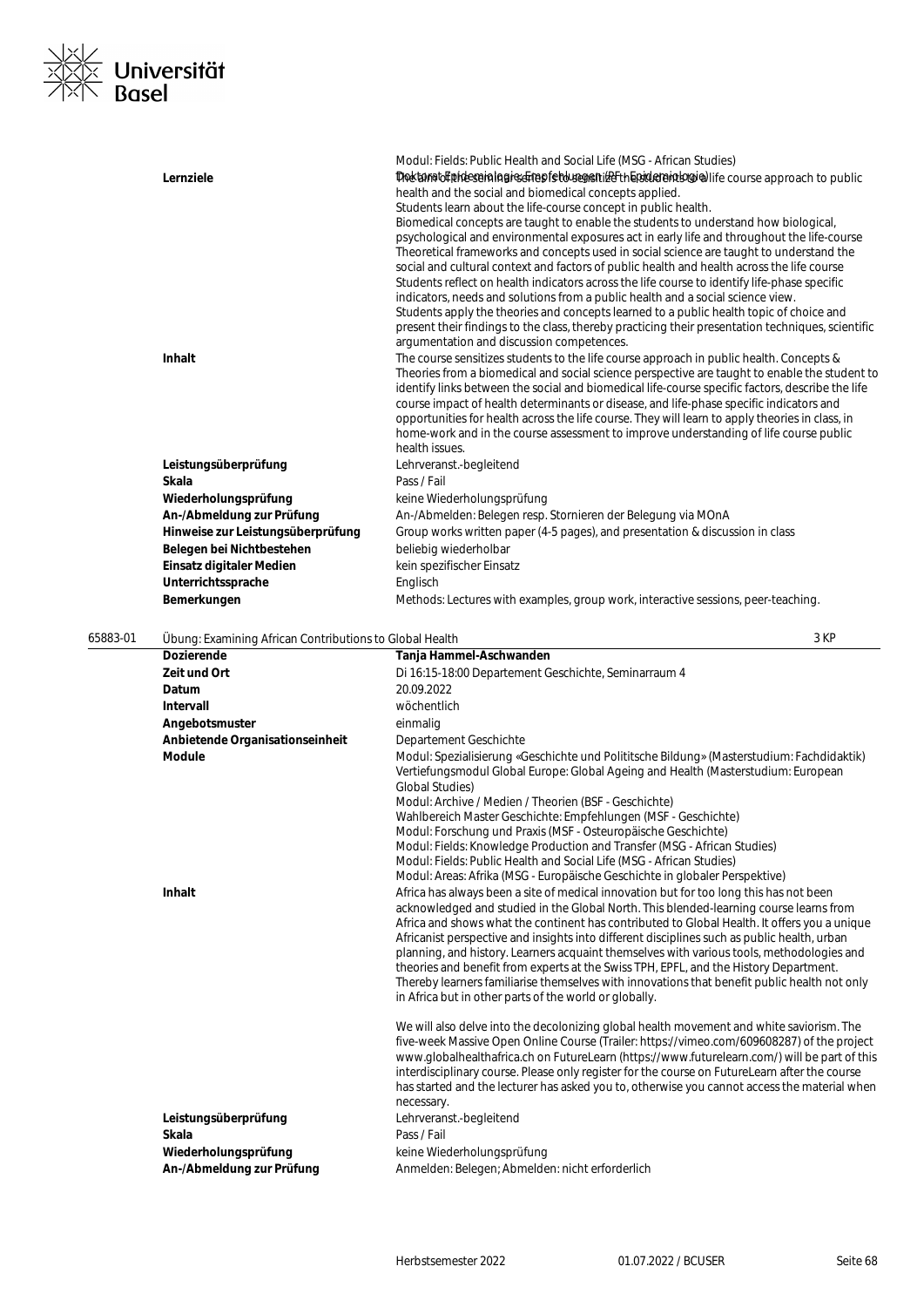| | |
|---|---|
| | Modul: Fields: Public Health and Social Life (MSG - African Studies) |
| **Lernziele** | Doktorat Epidemiologie: Empfehlungen (PF - Epidemiologie) The aim of the seminar series is to sensitize the students to a life course approach to public health and the social and biomedical concepts applied. Students learn about the life-course concept in public health. Biomedical concepts are taught to enable the students to understand how biological, psychological and environmental exposures act in early life and throughout the life-course Theoretical frameworks and concepts used in social science are taught to understand the social and cultural context and factors of public health and health across the life course Students reflect on health indicators across the life course to identify life-phase specific indicators, needs and solutions from a public health and a social science view. Students apply the theories and concepts learned to a public health topic of choice and present their findings to the class, thereby practicing their presentation techniques, scientific argumentation and discussion competences. |
| **Inhalt** | The course sensitizes students to the life course approach in public health. Concepts & Theories from a biomedical and social science perspective are taught to enable the student to identify links between the social and biomedical life-course specific factors, describe the life course impact of health determinants or disease, and life-phase specific indicators and opportunities for health across the life course. They will learn to apply theories in class, in home-work and in the course assessment to improve understanding of life course public health issues. |
| **Leistungsüberprüfung** | Lehrveranst.-begleitend |
| **Skala** | Pass / Fail |
| **Wiederholungsprüfung** | keine Wiederholungsprüfung |
| **An-/Abmeldung zur Prüfung** | An-/Abmelden: Belegen resp. Stornieren der Belegung via MOnA |
| **Hinweise zur Leistungsüberprüfung** | Group works written paper (4-5 pages), and presentation & discussion in class |
| **Belegen bei Nichtbestehen** | beliebig wiederholbar |
| **Einsatz digitaler Medien** | kein spezifischer Einsatz |
| **Unterrichtssprache** | Englisch |
| **Bemerkungen** | Methods: Lectures with examples, group work, interactive sessions, peer-teaching. |

## 65883-01 Übung: Examining African Contributions to Global Health — 3 KP

| | |
|---|---|
| **Dozierende** | **Tanja Hammel-Aschwanden** |
| **Zeit und Ort** | Di 16:15-18:00 Departement Geschichte, Seminarraum 4 |
| **Datum** | 20.09.2022 |
| **Intervall** | wöchentlich |
| **Angebotsmuster** | einmalig |
| **Anbietende Organisationseinheit** | Departement Geschichte |
| **Module** | Modul: Spezialisierung «Geschichte und Polititsche Bildung» (Masterstudium: Fachdidaktik)<br>Vertiefungsmodul Global Europe: Global Ageing and Health (Masterstudium: European Global Studies)<br>Modul: Archive / Medien / Theorien (BSF - Geschichte)<br>Wahlbereich Master Geschichte: Empfehlungen (MSF - Geschichte)<br>Modul: Forschung und Praxis (MSF - Osteuropäische Geschichte)<br>Modul: Fields: Knowledge Production and Transfer (MSG - African Studies)<br>Modul: Fields: Public Health and Social Life (MSG - African Studies)<br>Modul: Areas: Afrika (MSG - Europäische Geschichte in globaler Perspektive) |
| **Inhalt** | Africa has always been a site of medical innovation but for too long this has not been acknowledged and studied in the Global North. This blended-learning course learns from Africa and shows what the continent has contributed to Global Health. It offers you a unique Africanist perspective and insights into different disciplines such as public health, urban planning, and history. Learners acquaint themselves with various tools, methodologies and theories and benefit from experts at the Swiss TPH, EPFL, and the History Department. Thereby learners familiarise themselves with innovations that benefit public health not only in Africa but in other parts of the world or globally.<br><br>We will also delve into the decolonizing global health movement and white saviorism. The five-week Massive Open Online Course (Trailer: https://vimeo.com/609608287) of the project www.globalhealthafrica.ch on FutureLearn (https://www.futurelearn.com/) will be part of this interdisciplinary course. Please only register for the course on FutureLearn after the course has started and the lecturer has asked you to, otherwise you cannot access the material when necessary. |
| **Leistungsüberprüfung** | Lehrveranst.-begleitend |
| **Skala** | Pass / Fail |
| **Wiederholungsprüfung** | keine Wiederholungsprüfung |
| **An-/Abmeldung zur Prüfung** | Anmelden: Belegen; Abmelden: nicht erforderlich |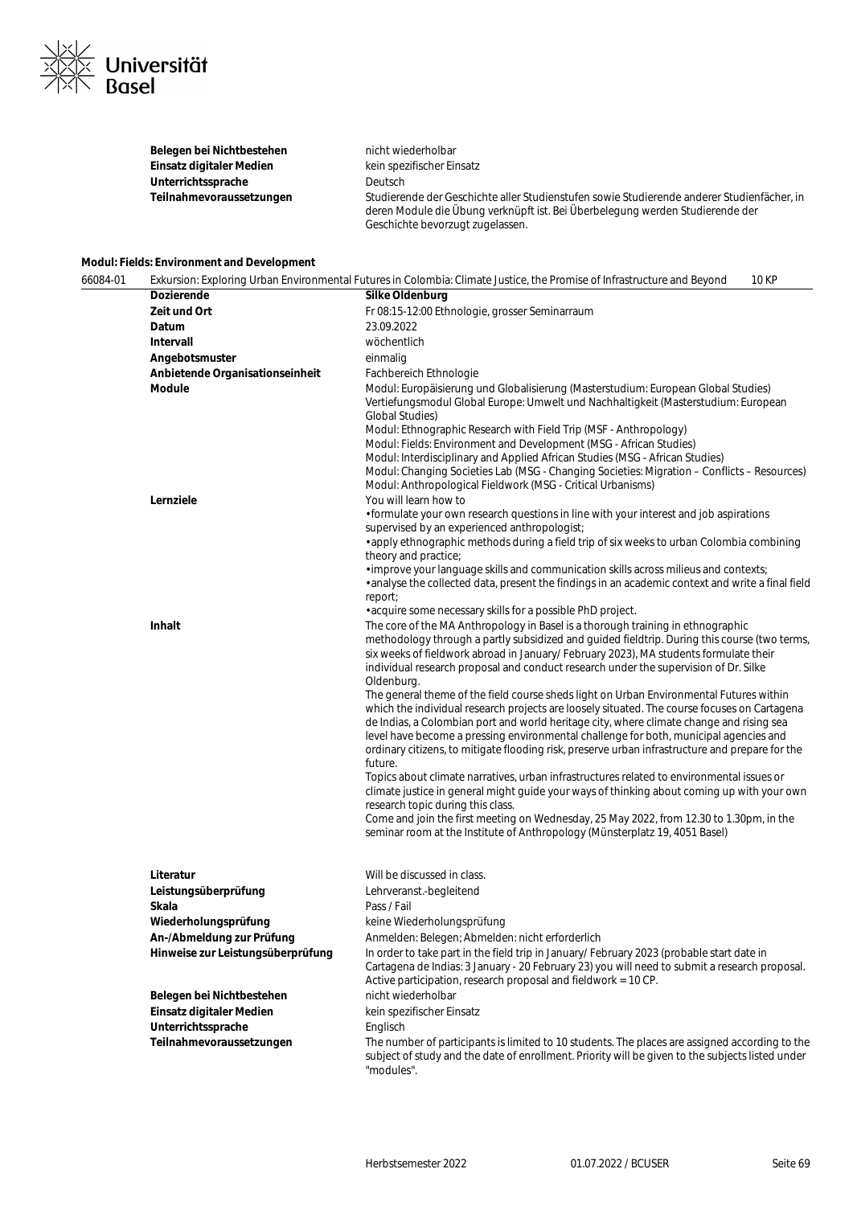| | |
|---|---|
| **Belegen bei Nichtbestehen** | nicht wiederholbar |
| **Einsatz digitaler Medien** | kein spezifischer Einsatz |
| **Unterrichtssprache** | Deutsch |
| **Teilnahmevoraussetzungen** | Studierende der Geschichte aller Studienstufen sowie Studierende anderer Studienfächer, in deren Module die Übung verknüpft ist. Bei Überbelegung werden Studierende der Geschichte bevorzugt zugelassen. |

### Modul: Fields: Environment and Development

**66084-01** Exkursion: Exploring Urban Environmental Futures in Colombia: Climate Justice, the Promise of Infrastructure and Beyond — 10 KP

| | |
|---|---|
| **Dozierende** | **Silke Oldenburg** |
| **Zeit und Ort** | Fr 08:15-12:00 Ethnologie, grosser Seminarraum |
| **Datum** | 23.09.2022 |
| **Intervall** | wöchentlich |
| **Angebotsmuster** | einmalig |
| **Anbietende Organisationseinheit** | Fachbereich Ethnologie |
| **Module** | Modul: Europäisierung und Globalisierung (Masterstudium: European Global Studies)<br>Vertiefungsmodul Global Europe: Umwelt und Nachhaltigkeit (Masterstudium: European Global Studies)<br>Modul: Ethnographic Research with Field Trip (MSF - Anthropology)<br>Modul: Fields: Environment and Development (MSG - African Studies)<br>Modul: Interdisciplinary and Applied African Studies (MSG - African Studies)<br>Modul: Changing Societies Lab (MSG - Changing Societies: Migration – Conflicts – Resources)<br>Modul: Anthropological Fieldwork (MSG - Critical Urbanisms) |
| **Lernziele** | You will learn how to<br>• formulate your own research questions in line with your interest and job aspirations supervised by an experienced anthropologist;<br>• apply ethnographic methods during a field trip of six weeks to urban Colombia combining theory and practice;<br>• improve your language skills and communication skills across milieus and contexts;<br>• analyse the collected data, present the findings in an academic context and write a final field report;<br>• acquire some necessary skills for a possible PhD project. |
| **Inhalt** | The core of the MA Anthropology in Basel is a thorough training in ethnographic methodology through a partly subsidized and guided fieldtrip. During this course (two terms, six weeks of fieldwork abroad in January/ February 2023), MA students formulate their individual research proposal and conduct research under the supervision of Dr. Silke Oldenburg.<br>The general theme of the field course sheds light on Urban Environmental Futures within which the individual research projects are loosely situated. The course focuses on Cartagena de Indias, a Colombian port and world heritage city, where climate change and rising sea level have become a pressing environmental challenge for both, municipal agencies and ordinary citizens, to mitigate flooding risk, preserve urban infrastructure and prepare for the future.<br>Topics about climate narratives, urban infrastructures related to environmental issues or climate justice in general might guide your ways of thinking about coming up with your own research topic during this class.<br>Come and join the first meeting on Wednesday, 25 May 2022, from 12.30 to 1.30pm, in the seminar room at the Institute of Anthropology (Münsterplatz 19, 4051 Basel) |
| **Literatur** | Will be discussed in class. |
| **Leistungsüberprüfung** | Lehrveranst.-begleitend |
| **Skala** | Pass / Fail |
| **Wiederholungsprüfung** | keine Wiederholungsprüfung |
| **An-/Abmeldung zur Prüfung** | Anmelden: Belegen; Abmelden: nicht erforderlich |
| **Hinweise zur Leistungsüberprüfung** | In order to take part in the field trip in January/ February 2023 (probable start date in Cartagena de Indias: 3 January - 20 February 23) you will need to submit a research proposal. Active participation, research proposal and fieldwork = 10 CP. |
| **Belegen bei Nichtbestehen** | nicht wiederholbar |
| **Einsatz digitaler Medien** | kein spezifischer Einsatz |
| **Unterrichtssprache** | Englisch |
| **Teilnahmevoraussetzungen** | The number of participants is limited to 10 students. The places are assigned according to the subject of study and the date of enrollment. Priority will be given to the subjects listed under "modules". |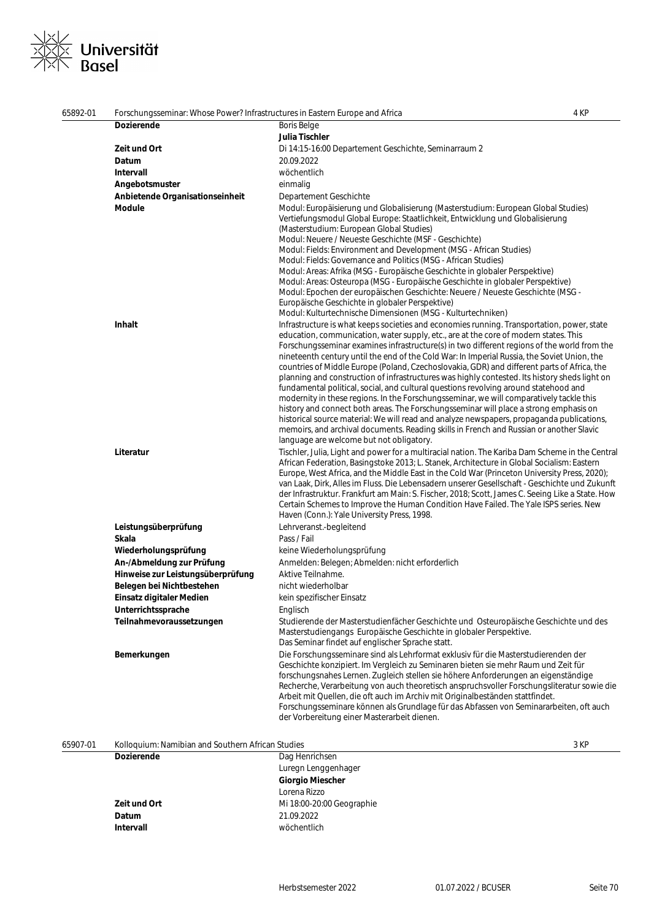## 65892-01 Forschungsseminar: Whose Power? Infrastructures in Eastern Europe and Africa — 4 KP

| | |
|---|---|
| **Dozierende** | Boris Belge<br>**Julia Tischler** |
| **Zeit und Ort** | Di 14:15-16:00 Departement Geschichte, Seminarraum 2 |
| **Datum** | 20.09.2022 |
| **Intervall** | wöchentlich |
| **Angebotsmuster** | einmalig |
| **Anbietende Organisationseinheit** | Departement Geschichte |
| **Module** | Modul: Europäisierung und Globalisierung (Masterstudium: European Global Studies)<br>Vertiefungsmodul Global Europe: Staatlichkeit, Entwicklung und Globalisierung (Masterstudium: European Global Studies)<br>Modul: Neuere / Neueste Geschichte (MSF - Geschichte)<br>Modul: Fields: Environment and Development (MSG - African Studies)<br>Modul: Fields: Governance and Politics (MSG - African Studies)<br>Modul: Areas: Afrika (MSG - Europäische Geschichte in globaler Perspektive)<br>Modul: Areas: Osteuropa (MSG - Europäische Geschichte in globaler Perspektive)<br>Modul: Epochen der europäischen Geschichte: Neuere / Neueste Geschichte (MSG - Europäische Geschichte in globaler Perspektive)<br>Modul: Kulturtechnische Dimensionen (MSG - Kulturtechniken) |
| **Inhalt** | Infrastructure is what keeps societies and economies running. Transportation, power, state education, communication, water supply, etc., are at the core of modern states. This Forschungsseminar examines infrastructure(s) in two different regions of the world from the nineteenth century until the end of the Cold War: In Imperial Russia, the Soviet Union, the countries of Middle Europe (Poland, Czechoslovakia, GDR) and different parts of Africa, the planning and construction of infrastructures was highly contested. Its history sheds light on fundamental political, social, and cultural questions revolving around statehood and modernity in these regions. In the Forschungsseminar, we will comparatively tackle this history and connect both areas. The Forschungsseminar will place a strong emphasis on historical source material: We will read and analyze newspapers, propaganda publications, memoirs, and archival documents. Reading skills in French and Russian or another Slavic language are welcome but not obligatory. |
| **Literatur** | Tischler, Julia, Light and power for a multiracial nation. The Kariba Dam Scheme in the Central African Federation, Basingstoke 2013; L. Stanek, Architecture in Global Socialism: Eastern Europe, West Africa, and the Middle East in the Cold War (Princeton University Press, 2020); van Laak, Dirk, Alles im Fluss. Die Lebensadern unserer Gesellschaft - Geschichte und Zukunft der Infrastruktur. Frankfurt am Main: S. Fischer, 2018; Scott, James C. Seeing Like a State. How Certain Schemes to Improve the Human Condition Have Failed. The Yale ISPS series. New Haven (Conn.): Yale University Press, 1998. |
| **Leistungsüberprüfung** | Lehrveranst.-begleitend |
| **Skala** | Pass / Fail |
| **Wiederholungsprüfung** | keine Wiederholungsprüfung |
| **An-/Abmeldung zur Prüfung** | Anmelden: Belegen; Abmelden: nicht erforderlich |
| **Hinweise zur Leistungsüberprüfung** | Aktive Teilnahme. |
| **Belegen bei Nichtbestehen** | nicht wiederholbar |
| **Einsatz digitaler Medien** | kein spezifischer Einsatz |
| **Unterrichtssprache** | Englisch |
| **Teilnahmevoraussetzungen** | Studierende der Masterstudienfächer Geschichte und Osteuropäische Geschichte und des Masterstudiengangs Europäische Geschichte in globaler Perspektive.<br>Das Seminar findet auf englischer Sprache statt. |
| **Bemerkungen** | Die Forschungsseminare sind als Lehrformat exklusiv für die Masterstudierenden der Geschichte konzipiert. Im Vergleich zu Seminaren bieten sie mehr Raum und Zeit für forschungsnahes Lernen. Zugleich stellen sie höhere Anforderungen an eigenständige Recherche, Verarbeitung von auch theoretisch anspruchsvoller Forschungsliteratur sowie die Arbeit mit Quellen, die oft auch im Archiv mit Originalbeständen stattfindet. Forschungsseminare können als Grundlage für das Abfassen von Seminararbeiten, oft auch der Vorbereitung einer Masterarbeit dienen. |

## 65907-01 Kolloquium: Namibian and Southern African Studies — 3 KP

| | |
|---|---|
| **Dozierende** | Dag Henrichsen<br>Luregn Lenggenhager<br>**Giorgio Miescher**<br>Lorena Rizzo |
| **Zeit und Ort** | Mi 18:00-20:00 Geographie |
| **Datum** | 21.09.2022 |
| **Intervall** | wöchentlich |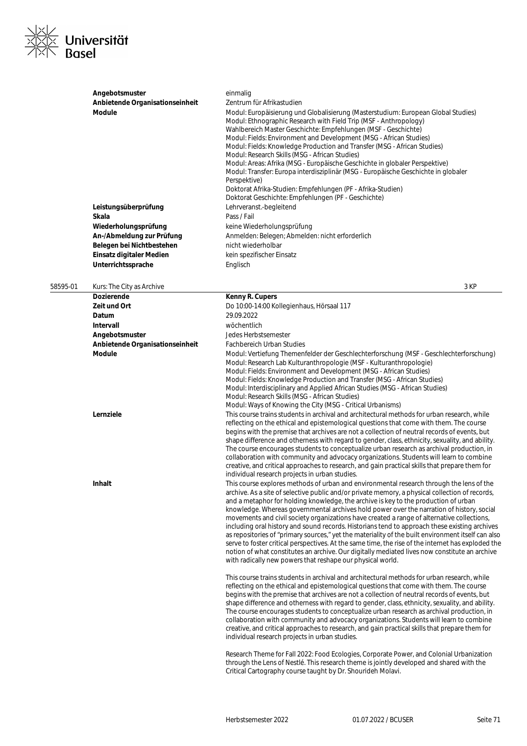| | |
|---|---|
| **Angebotsmuster** | einmalig |
| **Anbietende Organisationseinheit** | Zentrum für Afrikastudien |
| **Module** | Modul: Europäisierung und Globalisierung (Masterstudium: European Global Studies)<br>Modul: Ethnographic Research with Field Trip (MSF - Anthropology)<br>Wahlbereich Master Geschichte: Empfehlungen (MSF - Geschichte)<br>Modul: Fields: Environment and Development (MSG - African Studies)<br>Modul: Fields: Knowledge Production and Transfer (MSG - African Studies)<br>Modul: Research Skills (MSG - African Studies)<br>Modul: Areas: Afrika (MSG - Europäische Geschichte in globaler Perspektive)<br>Modul: Transfer: Europa interdisziplinär (MSG - Europäische Geschichte in globaler Perspektive)<br>Doktorat Afrika-Studien: Empfehlungen (PF - Afrika-Studien)<br>Doktorat Geschichte: Empfehlungen (PF - Geschichte) |
| **Leistungsüberprüfung** | Lehrveranst.-begleitend |
| **Skala** | Pass / Fail |
| **Wiederholungsprüfung** | keine Wiederholungsprüfung |
| **An-/Abmeldung zur Prüfung** | Anmelden: Belegen; Abmelden: nicht erforderlich |
| **Belegen bei Nichtbestehen** | nicht wiederholbar |
| **Einsatz digitaler Medien** | kein spezifischer Einsatz |
| **Unterrichtssprache** | Englisch |

## 58595-01 Kurs: The City as Archive — 3 KP

| | |
|---|---|
| **Dozierende** | **Kenny R. Cupers** |
| **Zeit und Ort** | Do 10:00-14:00 Kollegienhaus, Hörsaal 117 |
| **Datum** | 29.09.2022 |
| **Intervall** | wöchentlich |
| **Angebotsmuster** | Jedes Herbstsemester |
| **Anbietende Organisationseinheit** | Fachbereich Urban Studies |
| **Module** | Modul: Vertiefung Themenfelder der Geschlechterforschung (MSF - Geschlechterforschung)<br>Modul: Research Lab Kulturanthropologie (MSF - Kulturanthropologie)<br>Modul: Fields: Environment and Development (MSG - African Studies)<br>Modul: Fields: Knowledge Production and Transfer (MSG - African Studies)<br>Modul: Interdisciplinary and Applied African Studies (MSG - African Studies)<br>Modul: Research Skills (MSG - African Studies)<br>Modul: Ways of Knowing the City (MSG - Critical Urbanisms) |
| **Lernziele** | This course trains students in archival and architectural methods for urban research, while reflecting on the ethical and epistemological questions that come with them. The course begins with the premise that archives are not a collection of neutral records of events, but shape difference and otherness with regard to gender, class, ethnicity, sexuality, and ability. The course encourages students to conceptualize urban research as archival production, in collaboration with community and advocacy organizations. Students will learn to combine creative, and critical approaches to research, and gain practical skills that prepare them for individual research projects in urban studies. |
| **Inhalt** | This course explores methods of urban and environmental research through the lens of the archive. As a site of selective public and/or private memory, a physical collection of records, and a metaphor for holding knowledge, the archive is key to the production of urban knowledge. Whereas governmental archives hold power over the narration of history, social movements and civil society organizations have created a range of alternative collections, including oral history and sound records. Historians tend to approach these existing archives as repositories of "primary sources," yet the materiality of the built environment itself can also serve to foster critical perspectives. At the same time, the rise of the internet has exploded the notion of what constitutes an archive. Our digitally mediated lives now constitute an archive with radically new powers that reshape our physical world.<br><br>This course trains students in archival and architectural methods for urban research, while reflecting on the ethical and epistemological questions that come with them. The course begins with the premise that archives are not a collection of neutral records of events, but shape difference and otherness with regard to gender, class, ethnicity, sexuality, and ability. The course encourages students to conceptualize urban research as archival production, in collaboration with community and advocacy organizations. Students will learn to combine creative, and critical approaches to research, and gain practical skills that prepare them for individual research projects in urban studies.<br><br>Research Theme for Fall 2022: Food Ecologies, Corporate Power, and Colonial Urbanization through the Lens of Nestlé. This research theme is jointly developed and shared with the Critical Cartography course taught by Dr. Shourideh Molavi. |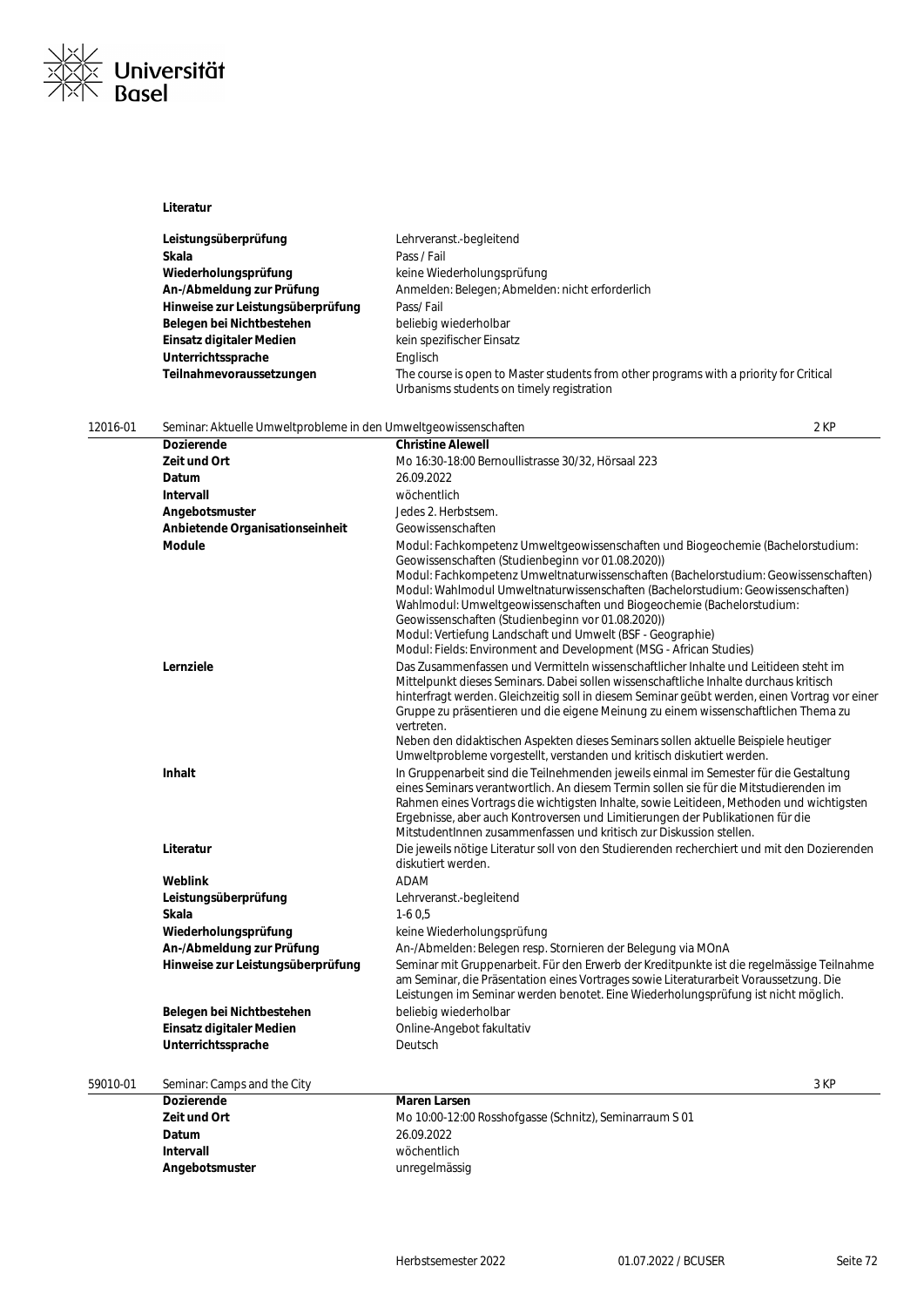**Literatur**

| | |
|---|---|
| **Leistungsüberprüfung** | Lehrveranst.-begleitend |
| **Skala** | Pass / Fail |
| **Wiederholungsprüfung** | keine Wiederholungsprüfung |
| **An-/Abmeldung zur Prüfung** | Anmelden: Belegen; Abmelden: nicht erforderlich |
| **Hinweise zur Leistungsüberprüfung** | Pass/ Fail |
| **Belegen bei Nichtbestehen** | beliebig wiederholbar |
| **Einsatz digitaler Medien** | kein spezifischer Einsatz |
| **Unterrichtssprache** | Englisch |
| **Teilnahmevoraussetzungen** | The course is open to Master students from other programs with a priority for Critical Urbanisms students on timely registration |

## 12016-01 Seminar: Aktuelle Umweltprobleme in den Umweltgeowissenschaften — 2 KP

| | |
|---|---|
| **Dozierende** | **Christine Alewell** |
| **Zeit und Ort** | Mo 16:30-18:00 Bernoullistrasse 30/32, Hörsaal 223 |
| **Datum** | 26.09.2022 |
| **Intervall** | wöchentlich |
| **Angebotsmuster** | Jedes 2. Herbstsem. |
| **Anbietende Organisationseinheit** | Geowissenschaften |
| **Module** | Modul: Fachkompetenz Umweltgeowissenschaften und Biogeochemie (Bachelorstudium: Geowissenschaften (Studienbeginn vor 01.08.2020))<br>Modul: Fachkompetenz Umweltnaturwissenschaften (Bachelorstudium: Geowissenschaften)<br>Modul: Wahlmodul Umweltnaturwissenschaften (Bachelorstudium: Geowissenschaften)<br>Wahlmodul: Umweltgeowissenschaften und Biogeochemie (Bachelorstudium: Geowissenschaften (Studienbeginn vor 01.08.2020))<br>Modul: Vertiefung Landschaft und Umwelt (BSF - Geographie)<br>Modul: Fields: Environment and Development (MSG - African Studies) |
| **Lernziele** | Das Zusammenfassen und Vermitteln wissenschaftlicher Inhalte und Leitideen steht im Mittelpunkt dieses Seminars. Dabei sollen wissenschaftliche Inhalte durchaus kritisch hinterfragt werden. Gleichzeitig soll in diesem Seminar geübt werden, einen Vortrag vor einer Gruppe zu präsentieren und die eigene Meinung zu einem wissenschaftlichen Thema zu vertreten.<br>Neben den didaktischen Aspekten dieses Seminars sollen aktuelle Beispiele heutiger Umweltprobleme vorgestellt, verstanden und kritisch diskutiert werden. |
| **Inhalt** | In Gruppenarbeit sind die Teilnehmenden jeweils einmal im Semester für die Gestaltung eines Seminars verantwortlich. An diesem Termin sollen sie für die Mitstudierenden im Rahmen eines Vortrags die wichtigsten Inhalte, sowie Leitideen, Methoden und wichtigsten Ergebnisse, aber auch Kontroversen und Limitierungen der Publikationen für die MitstudentInnen zusammenfassen und kritisch zur Diskussion stellen. |
| **Literatur** | Die jeweils nötige Literatur soll von den Studierenden recherchiert und mit den Dozierenden diskutiert werden. |
| **Weblink** | ADAM |
| **Leistungsüberprüfung** | Lehrveranst.-begleitend |
| **Skala** | 1-6 0,5 |
| **Wiederholungsprüfung** | keine Wiederholungsprüfung |
| **An-/Abmeldung zur Prüfung** | An-/Abmelden: Belegen resp. Stornieren der Belegung via MOnA |
| **Hinweise zur Leistungsüberprüfung** | Seminar mit Gruppenarbeit. Für den Erwerb der Kreditpunkte ist die regelmässige Teilnahme am Seminar, die Präsentation eines Vortrages sowie Literaturarbeit Voraussetzung. Die Leistungen im Seminar werden benotet. Eine Wiederholungsprüfung ist nicht möglich. |
| **Belegen bei Nichtbestehen** | beliebig wiederholbar |
| **Einsatz digitaler Medien** | Online-Angebot fakultativ |
| **Unterrichtssprache** | Deutsch |

## 59010-01 Seminar: Camps and the City — 3 KP

| | |
|---|---|
| **Dozierende** | **Maren Larsen** |
| **Zeit und Ort** | Mo 10:00-12:00 Rosshofgasse (Schnitz), Seminarraum S 01 |
| **Datum** | 26.09.2022 |
| **Intervall** | wöchentlich |
| **Angebotsmuster** | unregelmässig |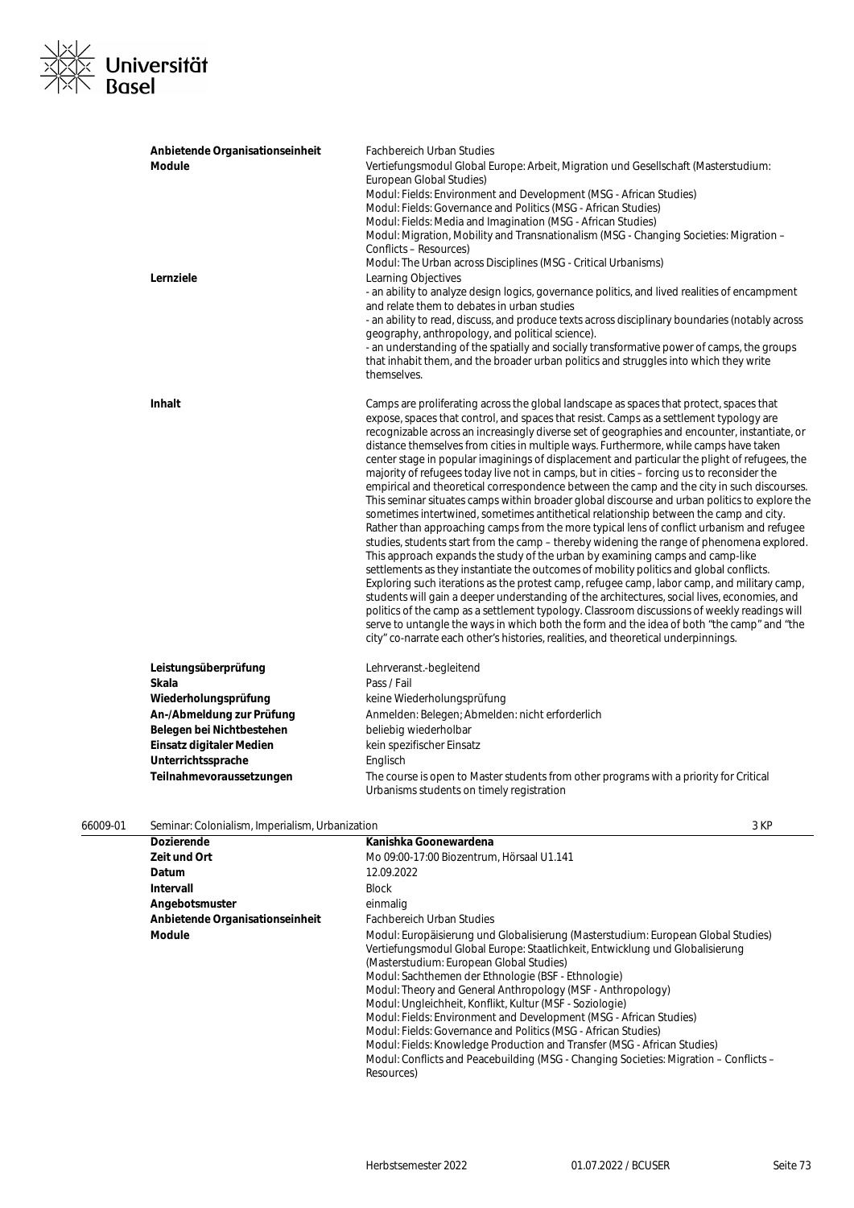| | |
|---|---|
| **Anbietende Organisationseinheit** | Fachbereich Urban Studies |
| **Module** | Vertiefungsmodul Global Europe: Arbeit, Migration und Gesellschaft (Masterstudium: European Global Studies)<br>Modul: Fields: Environment and Development (MSG - African Studies)<br>Modul: Fields: Governance and Politics (MSG - African Studies)<br>Modul: Fields: Media and Imagination (MSG - African Studies)<br>Modul: Migration, Mobility and Transnationalism (MSG - Changing Societies: Migration – Conflicts – Resources)<br>Modul: The Urban across Disciplines (MSG - Critical Urbanisms) |
| **Lernziele** | Learning Objectives<br>- an ability to analyze design logics, governance politics, and lived realities of encampment and relate them to debates in urban studies<br>- an ability to read, discuss, and produce texts across disciplinary boundaries (notably across geography, anthropology, and political science).<br>- an understanding of the spatially and socially transformative power of camps, the groups that inhabit them, and the broader urban politics and struggles into which they write themselves. |
| **Inhalt** | Camps are proliferating across the global landscape as spaces that protect, spaces that expose, spaces that control, and spaces that resist. Camps as a settlement typology are recognizable across an increasingly diverse set of geographies and encounter, instantiate, or distance themselves from cities in multiple ways. Furthermore, while camps have taken center stage in popular imaginings of displacement and particular the plight of refugees, the majority of refugees today live not in camps, but in cities – forcing us to reconsider the empirical and theoretical correspondence between the camp and the city in such discourses. This seminar situates camps within broader global discourse and urban politics to explore the sometimes intertwined, sometimes antithetical relationship between the camp and city. Rather than approaching camps from the more typical lens of conflict urbanism and refugee studies, students start from the camp – thereby widening the range of phenomena explored. This approach expands the study of the urban by examining camps and camp-like settlements as they instantiate the outcomes of mobility politics and global conflicts. Exploring such iterations as the protest camp, refugee camp, labor camp, and military camp, students will gain a deeper understanding of the architectures, social lives, economies, and politics of the camp as a settlement typology. Classroom discussions of weekly readings will serve to untangle the ways in which both the form and the idea of both "the camp" and "the city" co-narrate each other's histories, realities, and theoretical underpinnings. |
| **Leistungsüberprüfung** | Lehrveranst.-begleitend |
| **Skala** | Pass / Fail |
| **Wiederholungsprüfung** | keine Wiederholungsprüfung |
| **An-/Abmeldung zur Prüfung** | Anmelden: Belegen; Abmelden: nicht erforderlich |
| **Belegen bei Nichtbestehen** | beliebig wiederholbar |
| **Einsatz digitaler Medien** | kein spezifischer Einsatz |
| **Unterrichtssprache** | Englisch |
| **Teilnahmevoraussetzungen** | The course is open to Master students from other programs with a priority for Critical Urbanisms students on timely registration |

**66009-01** Seminar: Colonialism, Imperialism, Urbanization — 3 KP

| | |
|---|---|
| **Dozierende** | **Kanishka Goonewardena** |
| **Zeit und Ort** | Mo 09:00-17:00 Biozentrum, Hörsaal U1.141 |
| **Datum** | 12.09.2022 |
| **Intervall** | Block |
| **Angebotsmuster** | einmalig |
| **Anbietende Organisationseinheit** | Fachbereich Urban Studies |
| **Module** | Modul: Europäisierung und Globalisierung (Masterstudium: European Global Studies)<br>Vertiefungsmodul Global Europe: Staatlichkeit, Entwicklung und Globalisierung (Masterstudium: European Global Studies)<br>Modul: Sachthemen der Ethnologie (BSF - Ethnologie)<br>Modul: Theory and General Anthropology (MSF - Anthropology)<br>Modul: Ungleichheit, Konflikt, Kultur (MSF - Soziologie)<br>Modul: Fields: Environment and Development (MSG - African Studies)<br>Modul: Fields: Governance and Politics (MSG - African Studies)<br>Modul: Fields: Knowledge Production and Transfer (MSG - African Studies)<br>Modul: Conflicts and Peacebuilding (MSG - Changing Societies: Migration – Conflicts – Resources) |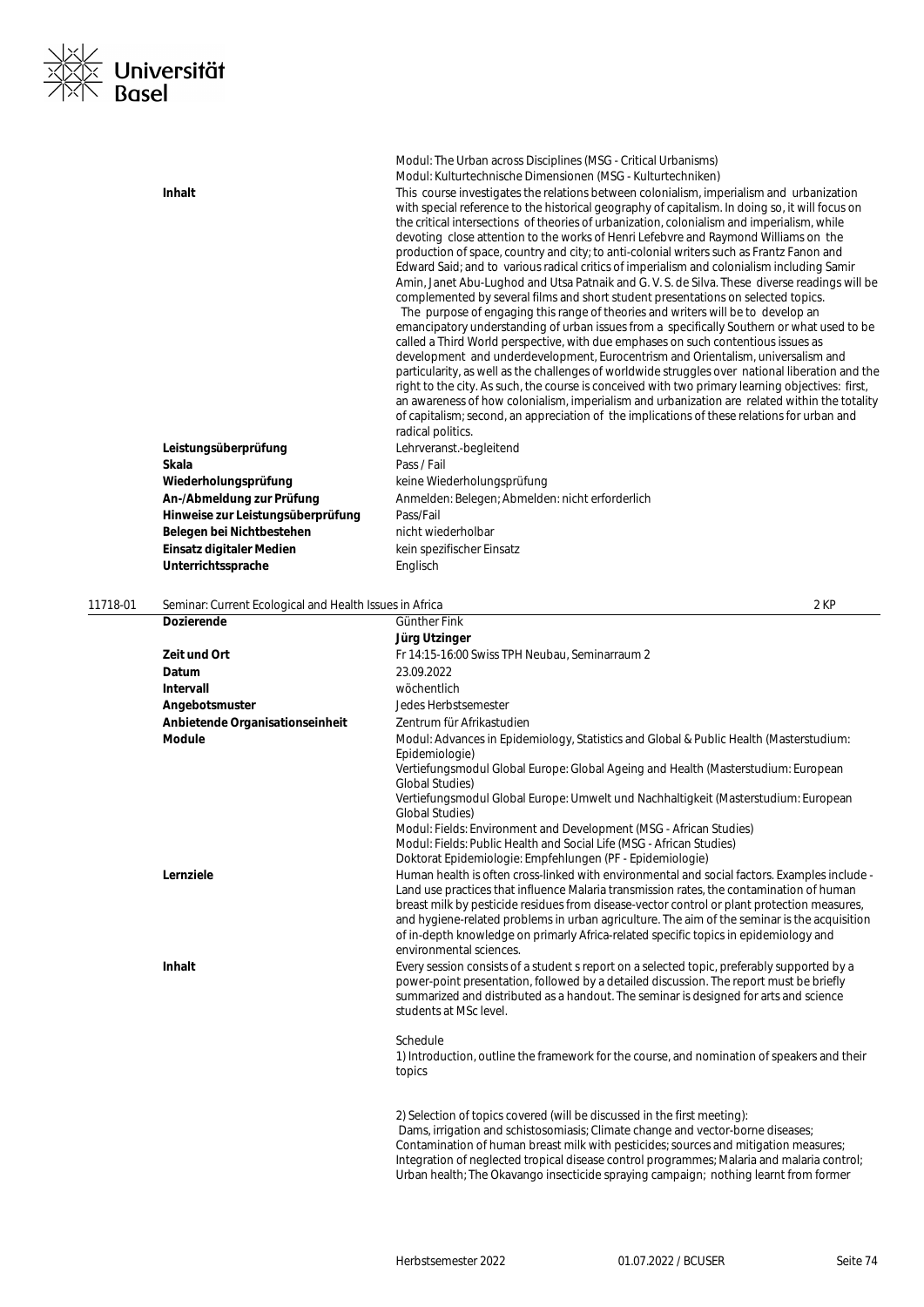| | |
|---|---|
| | Modul: The Urban across Disciplines (MSG - Critical Urbanisms)<br>Modul: Kulturtechnische Dimensionen (MSG - Kulturtechniken) |
| **Inhalt** | This course investigates the relations between colonialism, imperialism and urbanization with special reference to the historical geography of capitalism. In doing so, it will focus on the critical intersections of theories of urbanization, colonialism and imperialism, while devoting close attention to the works of Henri Lefebvre and Raymond Williams on the production of space, country and city; to anti-colonial writers such as Frantz Fanon and Edward Said; and to various radical critics of imperialism and colonialism including Samir Amin, Janet Abu-Lughod and Utsa Patnaik and G. V. S. de Silva. These diverse readings will be complemented by several films and short student presentations on selected topics.<br>The purpose of engaging this range of theories and writers will be to develop an emancipatory understanding of urban issues from a specifically Southern or what used to be called a Third World perspective, with due emphases on such contentious issues as development and underdevelopment, Eurocentrism and Orientalism, universalism and particularity, as well as the challenges of worldwide struggles over national liberation and the right to the city. As such, the course is conceived with two primary learning objectives: first, an awareness of how colonialism, imperialism and urbanization are related within the totality of capitalism; second, an appreciation of the implications of these relations for urban and radical politics. |
| **Leistungsüberprüfung** | Lehrveranst.-begleitend |
| **Skala** | Pass / Fail |
| **Wiederholungsprüfung** | keine Wiederholungsprüfung |
| **An-/Abmeldung zur Prüfung** | Anmelden: Belegen; Abmelden: nicht erforderlich |
| **Hinweise zur Leistungsüberprüfung** | Pass/Fail |
| **Belegen bei Nichtbestehen** | nicht wiederholbar |
| **Einsatz digitaler Medien** | kein spezifischer Einsatz |
| **Unterrichtssprache** | Englisch |

## 11718-01 Seminar: Current Ecological and Health Issues in Africa — 2 KP

| | |
|---|---|
| **Dozierende** | Günther Fink<br>**Jürg Utzinger** |
| **Zeit und Ort** | Fr 14:15-16:00 Swiss TPH Neubau, Seminarraum 2 |
| **Datum** | 23.09.2022 |
| **Intervall** | wöchentlich |
| **Angebotsmuster** | Jedes Herbstsemester |
| **Anbietende Organisationseinheit** | Zentrum für Afrikastudien |
| **Module** | Modul: Advances in Epidemiology, Statistics and Global & Public Health (Masterstudium: Epidemiologie)<br>Vertiefungsmodul Global Europe: Global Ageing and Health (Masterstudium: European Global Studies)<br>Vertiefungsmodul Global Europe: Umwelt und Nachhaltigkeit (Masterstudium: European Global Studies)<br>Modul: Fields: Environment and Development (MSG - African Studies)<br>Modul: Fields: Public Health and Social Life (MSG - African Studies)<br>Doktorat Epidemiologie: Empfehlungen (PF - Epidemiologie) |
| **Lernziele** | Human health is often cross-linked with environmental and social factors. Examples include - Land use practices that influence Malaria transmission rates, the contamination of human breast milk by pesticide residues from disease-vector control or plant protection measures, and hygiene-related problems in urban agriculture. The aim of the seminar is the acquisition of in-depth knowledge on primarly Africa-related specific topics in epidemiology and environmental sciences. |
| **Inhalt** | Every session consists of a student s report on a selected topic, preferably supported by a power-point presentation, followed by a detailed discussion. The report must be briefly summarized and distributed as a handout. The seminar is designed for arts and science students at MSc level.<br><br>Schedule<br>1) Introduction, outline the framework for the course, and nomination of speakers and their topics<br><br>2) Selection of topics covered (will be discussed in the first meeting):<br>Dams, irrigation and schistosomiasis; Climate change and vector-borne diseases; Contamination of human breast milk with pesticides; sources and mitigation measures; Integration of neglected tropical disease control programmes; Malaria and malaria control; Urban health; The Okavango insecticide spraying campaign; nothing learnt from former |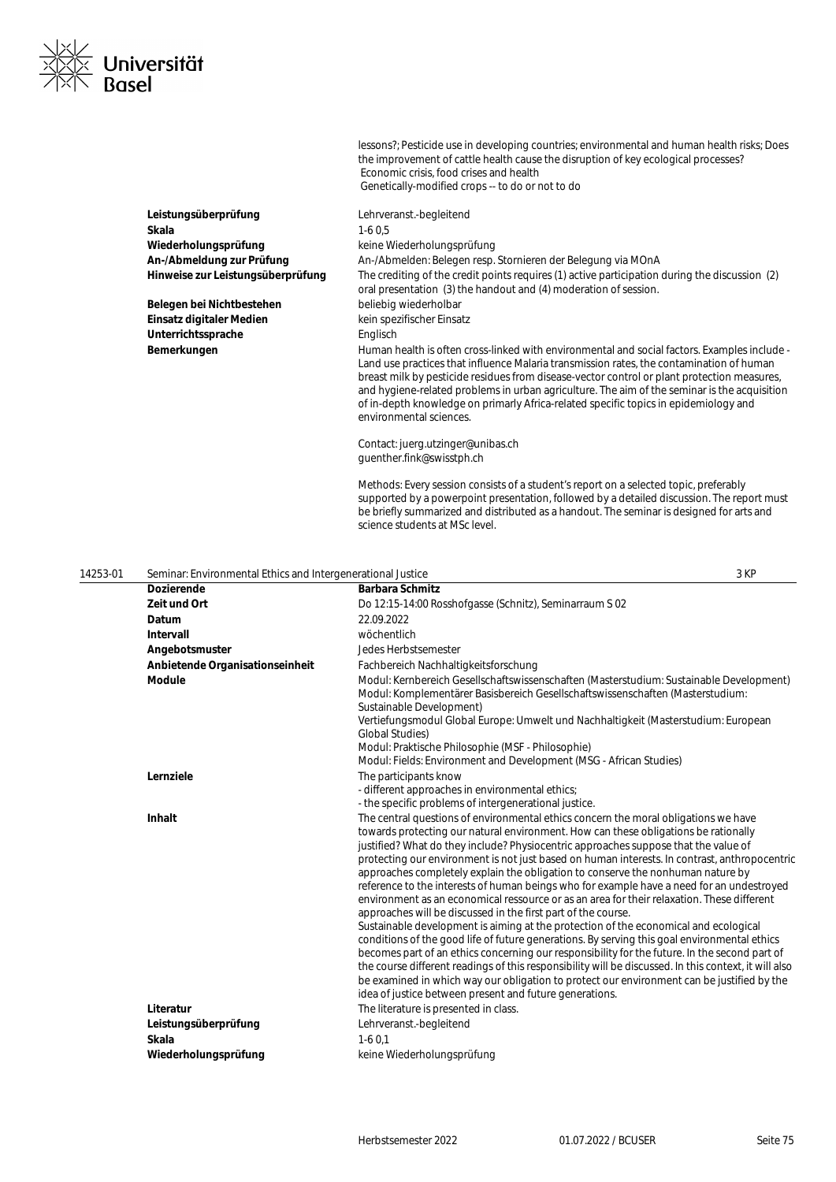lessons?; Pesticide use in developing countries; environmental and human health risks; Does the improvement of cattle health cause the disruption of key ecological processes?
Economic crisis, food crises and health
Genetically-modified crops -- to do or not to do

| | |
|---|---|
| **Leistungsüberprüfung** | Lehrveranst.-begleitend |
| **Skala** | 1-6 0,5 |
| **Wiederholungsprüfung** | keine Wiederholungsprüfung |
| **An-/Abmeldung zur Prüfung** | An-/Abmelden: Belegen resp. Stornieren der Belegung via MOnA |
| **Hinweise zur Leistungsüberprüfung** | The crediting of the credit points requires (1) active participation during the discussion (2) oral presentation (3) the handout and (4) moderation of session. |
| **Belegen bei Nichtbestehen** | beliebig wiederholbar |
| **Einsatz digitaler Medien** | kein spezifischer Einsatz |
| **Unterrichtssprache** | Englisch |
| **Bemerkungen** | Human health is often cross-linked with environmental and social factors. Examples include - Land use practices that influence Malaria transmission rates, the contamination of human breast milk by pesticide residues from disease-vector control or plant protection measures, and hygiene-related problems in urban agriculture. The aim of the seminar is the acquisition of in-depth knowledge on primarly Africa-related specific topics in epidemiology and environmental sciences.<br><br>Contact: juerg.utzinger@unibas.ch<br>guenther.fink@swisstph.ch<br><br>Methods: Every session consists of a student's report on a selected topic, preferably supported by a powerpoint presentation, followed by a detailed discussion. The report must be briefly summarized and distributed as a handout. The seminar is designed for arts and science students at MSc level. |

## 14253-01 Seminar: Environmental Ethics and Intergenerational Justice — 3 KP

| | |
|---|---|
| **Dozierende** | **Barbara Schmitz** |
| **Zeit und Ort** | Do 12:15-14:00 Rosshofgasse (Schnitz), Seminarraum S 02 |
| **Datum** | 22.09.2022 |
| **Intervall** | wöchentlich |
| **Angebotsmuster** | Jedes Herbstsemester |
| **Anbietende Organisationseinheit** | Fachbereich Nachhaltigkeitsforschung |
| **Module** | Modul: Kernbereich Gesellschaftswissenschaften (Masterstudium: Sustainable Development)<br>Modul: Komplementärer Basisbereich Gesellschaftswissenschaften (Masterstudium: Sustainable Development)<br>Vertiefungsmodul Global Europe: Umwelt und Nachhaltigkeit (Masterstudium: European Global Studies)<br>Modul: Praktische Philosophie (MSF - Philosophie)<br>Modul: Fields: Environment and Development (MSG - African Studies) |
| **Lernziele** | The participants know<br>- different approaches in environmental ethics;<br>- the specific problems of intergenerational justice. |
| **Inhalt** | The central questions of environmental ethics concern the moral obligations we have towards protecting our natural environment. How can these obligations be rationally justified? What do they include? Physiocentric approaches suppose that the value of protecting our environment is not just based on human interests. In contrast, anthropocentric approaches completely explain the obligation to conserve the nonhuman nature by reference to the interests of human beings who for example have a need for an undestroyed environment as an economical ressource or as an area for their relaxation. These different approaches will be discussed in the first part of the course.<br>Sustainable development is aiming at the protection of the economical and ecological conditions of the good life of future generations. By serving this goal environmental ethics becomes part of an ethics concerning our responsibility for the future. In the second part of the course different readings of this responsibility will be discussed. In this context, it will also be examined in which way our obligation to protect our environment can be justified by the idea of justice between present and future generations. |
| **Literatur** | The literature is presented in class. |
| **Leistungsüberprüfung** | Lehrveranst.-begleitend |
| **Skala** | 1-6 0,1 |
| **Wiederholungsprüfung** | keine Wiederholungsprüfung |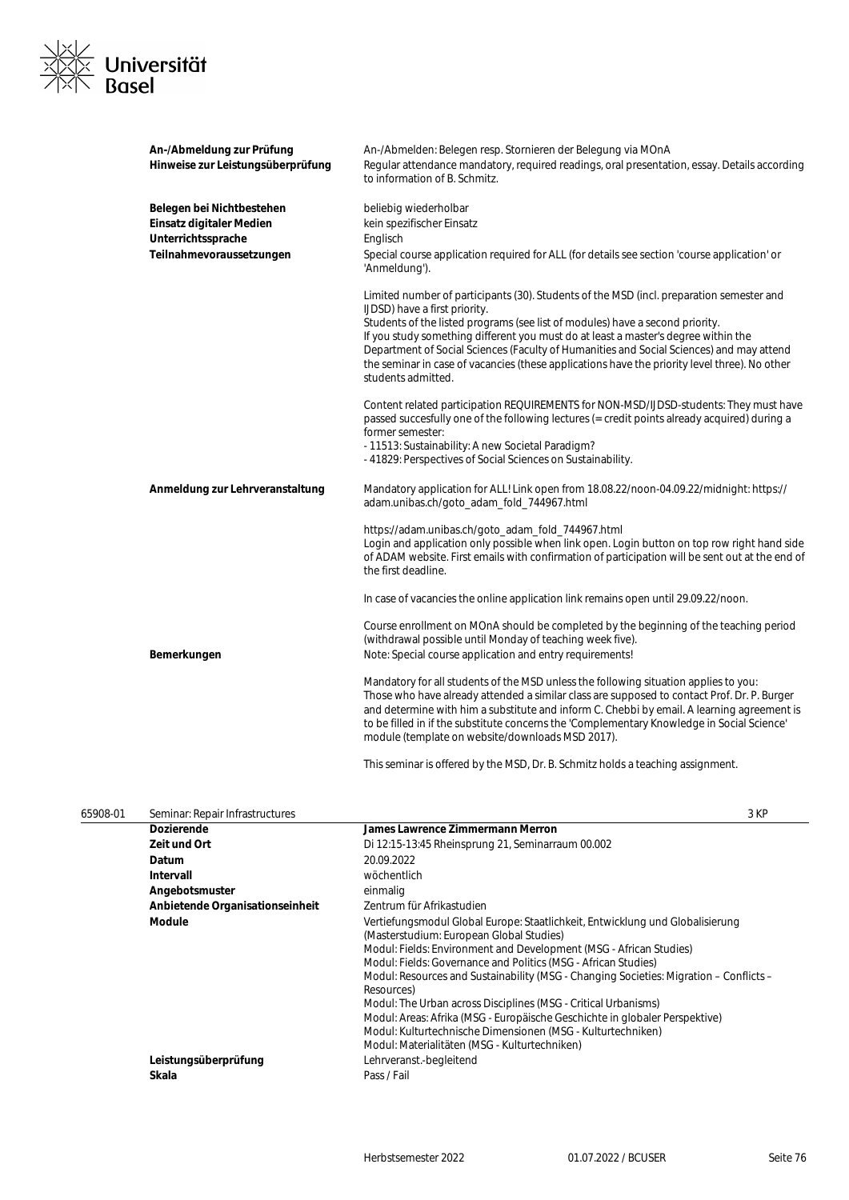| | |
|---|---|
| **An-/Abmeldung zur Prüfung** | An-/Abmelden: Belegen resp. Stornieren der Belegung via MOnA |
| **Hinweise zur Leistungsüberprüfung** | Regular attendance mandatory, required readings, oral presentation, essay. Details according to information of B. Schmitz. |
| **Belegen bei Nichtbestehen** | beliebig wiederholbar |
| **Einsatz digitaler Medien** | kein spezifischer Einsatz |
| **Unterrichtssprache** | Englisch |
| **Teilnahmevoraussetzungen** | Special course application required for ALL (for details see section 'course application' or 'Anmeldung').<br><br>Limited number of participants (30). Students of the MSD (incl. preparation semester and IJDSD) have a first priority.<br>Students of the listed programs (see list of modules) have a second priority.<br>If you study something different you must do at least a master's degree within the Department of Social Sciences (Faculty of Humanities and Social Sciences) and may attend the seminar in case of vacancies (these applications have the priority level three). No other students admitted.<br><br>Content related participation REQUIREMENTS for NON-MSD/IJDSD-students: They must have passed succesfully one of the following lectures (= credit points already acquired) during a former semester:<br>- 11513: Sustainability: A new Societal Paradigm?<br>- 41829: Perspectives of Social Sciences on Sustainability. |
| **Anmeldung zur Lehrveranstaltung** | Mandatory application for ALL! Link open from 18.08.22/noon-04.09.22/midnight: https://adam.unibas.ch/goto_adam_fold_744967.html<br><br>https://adam.unibas.ch/goto_adam_fold_744967.html<br>Login and application only possible when link open. Login button on top row right hand side of ADAM website. First emails with confirmation of participation will be sent out at the end of the first deadline.<br><br>In case of vacancies the online application link remains open until 29.09.22/noon.<br><br>Course enrollment on MOnA should be completed by the beginning of the teaching period (withdrawal possible until Monday of teaching week five). |
| **Bemerkungen** | Note: Special course application and entry requirements!<br><br>Mandatory for all students of the MSD unless the following situation applies to you:<br>Those who have already attended a similar class are supposed to contact Prof. Dr. P. Burger and determine with him a substitute and inform C. Chebbi by email. A learning agreement is to be filled in if the substitute concerns the 'Complementary Knowledge in Social Science' module (template on website/downloads MSD 2017).<br><br>This seminar is offered by the MSD, Dr. B. Schmitz holds a teaching assignment. |

**65908-01** Seminar: Repair Infrastructures — 3 KP

| | |
|---|---|
| **Dozierende** | **James Lawrence Zimmermann Merron** |
| **Zeit und Ort** | Di 12:15-13:45 Rheinsprung 21, Seminarraum 00.002 |
| **Datum** | 20.09.2022 |
| **Intervall** | wöchentlich |
| **Angebotsmuster** | einmalig |
| **Anbietende Organisationseinheit** | Zentrum für Afrikastudien |
| **Module** | Vertiefungsmodul Global Europe: Staatlichkeit, Entwicklung und Globalisierung (Masterstudium: European Global Studies)<br>Modul: Fields: Environment and Development (MSG - African Studies)<br>Modul: Fields: Governance and Politics (MSG - African Studies)<br>Modul: Resources and Sustainability (MSG - Changing Societies: Migration – Conflicts – Resources)<br>Modul: The Urban across Disciplines (MSG - Critical Urbanisms)<br>Modul: Areas: Afrika (MSG - Europäische Geschichte in globaler Perspektive)<br>Modul: Kulturtechnische Dimensionen (MSG - Kulturtechniken)<br>Modul: Materialitäten (MSG - Kulturtechniken) |
| **Leistungsüberprüfung** | Lehrveranst.-begleitend |
| **Skala** | Pass / Fail |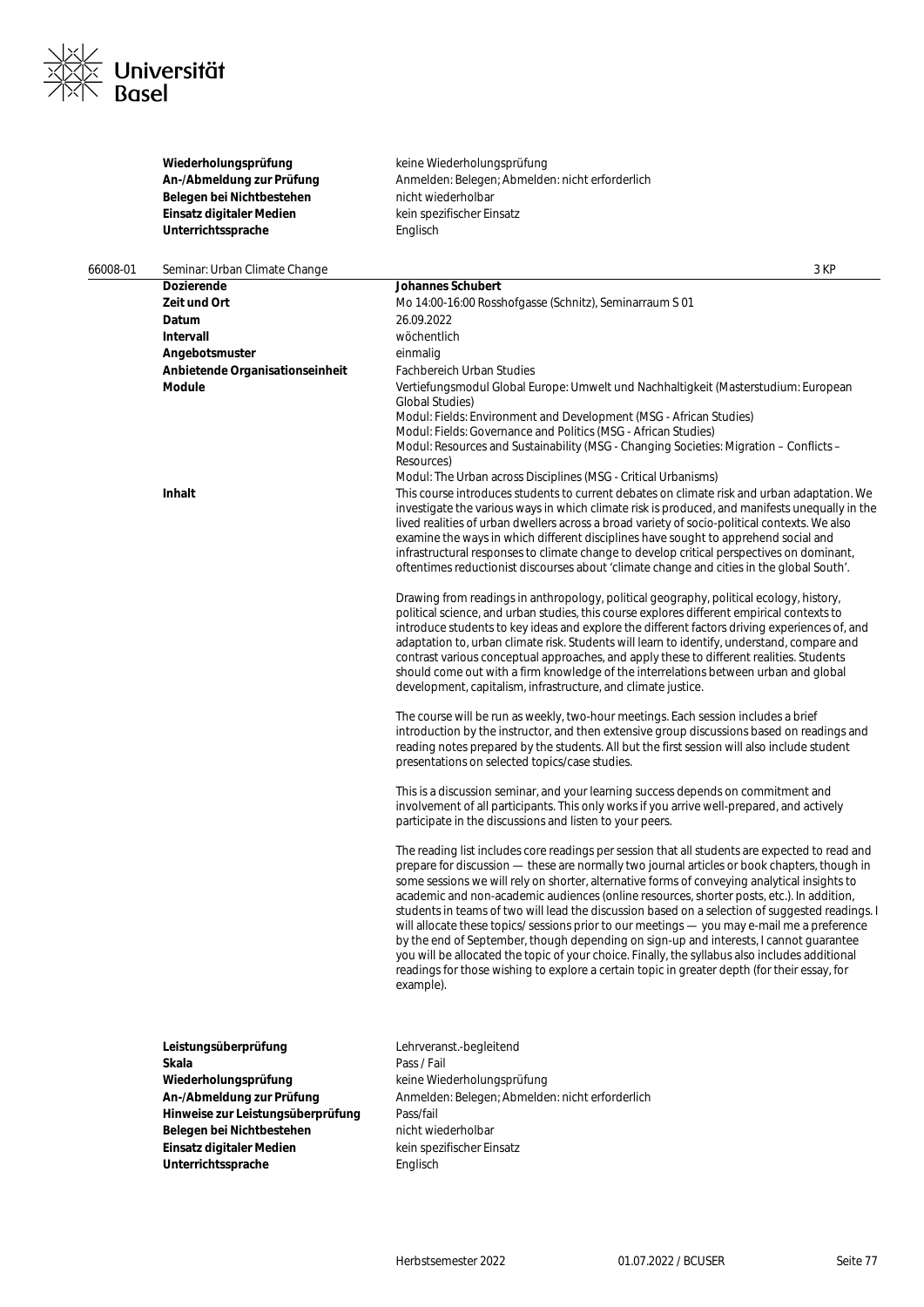| | |
|---|---|
| **Wiederholungsprüfung** | keine Wiederholungsprüfung |
| **An-/Abmeldung zur Prüfung** | Anmelden: Belegen; Abmelden: nicht erforderlich |
| **Belegen bei Nichtbestehen** | nicht wiederholbar |
| **Einsatz digitaler Medien** | kein spezifischer Einsatz |
| **Unterrichtssprache** | Englisch |

## 66008-01 Seminar: Urban Climate Change — 3 KP

| | |
|---|---|
| **Dozierende** | **Johannes Schubert** |
| **Zeit und Ort** | Mo 14:00-16:00 Rosshofgasse (Schnitz), Seminarraum S 01 |
| **Datum** | 26.09.2022 |
| **Intervall** | wöchentlich |
| **Angebotsmuster** | einmalig |
| **Anbietende Organisationseinheit** | Fachbereich Urban Studies |
| **Module** | Vertiefungsmodul Global Europe: Umwelt und Nachhaltigkeit (Masterstudium: European Global Studies)<br>Modul: Fields: Environment and Development (MSG - African Studies)<br>Modul: Fields: Governance and Politics (MSG - African Studies)<br>Modul: Resources and Sustainability (MSG - Changing Societies: Migration – Conflicts – Resources)<br>Modul: The Urban across Disciplines (MSG - Critical Urbanisms) |

**Inhalt**

This course introduces students to current debates on climate risk and urban adaptation. We investigate the various ways in which climate risk is produced, and manifests unequally in the lived realities of urban dwellers across a broad variety of socio-political contexts. We also examine the ways in which different disciplines have sought to apprehend social and infrastructural responses to climate change to develop critical perspectives on dominant, oftentimes reductionist discourses about 'climate change and cities in the global South'.

Drawing from readings in anthropology, political geography, political ecology, history, political science, and urban studies, this course explores different empirical contexts to introduce students to key ideas and explore the different factors driving experiences of, and adaptation to, urban climate risk. Students will learn to identify, understand, compare and contrast various conceptual approaches, and apply these to different realities. Students should come out with a firm knowledge of the interrelations between urban and global development, capitalism, infrastructure, and climate justice.

The course will be run as weekly, two-hour meetings. Each session includes a brief introduction by the instructor, and then extensive group discussions based on readings and reading notes prepared by the students. All but the first session will also include student presentations on selected topics/case studies.

This is a discussion seminar, and your learning success depends on commitment and involvement of all participants. This only works if you arrive well-prepared, and actively participate in the discussions and listen to your peers.

The reading list includes core readings per session that all students are expected to read and prepare for discussion — these are normally two journal articles or book chapters, though in some sessions we will rely on shorter, alternative forms of conveying analytical insights to academic and non-academic audiences (online resources, shorter posts, etc.). In addition, students in teams of two will lead the discussion based on a selection of suggested readings. I will allocate these topics/ sessions prior to our meetings — you may e-mail me a preference by the end of September, though depending on sign-up and interests, I cannot guarantee you will be allocated the topic of your choice. Finally, the syllabus also includes additional readings for those wishing to explore a certain topic in greater depth (for their essay, for example).

| | |
|---|---|
| **Leistungsüberprüfung** | Lehrveranst.-begleitend |
| **Skala** | Pass / Fail |
| **Wiederholungsprüfung** | keine Wiederholungsprüfung |
| **An-/Abmeldung zur Prüfung** | Anmelden: Belegen; Abmelden: nicht erforderlich |
| **Hinweise zur Leistungsüberprüfung** | Pass/fail |
| **Belegen bei Nichtbestehen** | nicht wiederholbar |
| **Einsatz digitaler Medien** | kein spezifischer Einsatz |
| **Unterrichtssprache** | Englisch |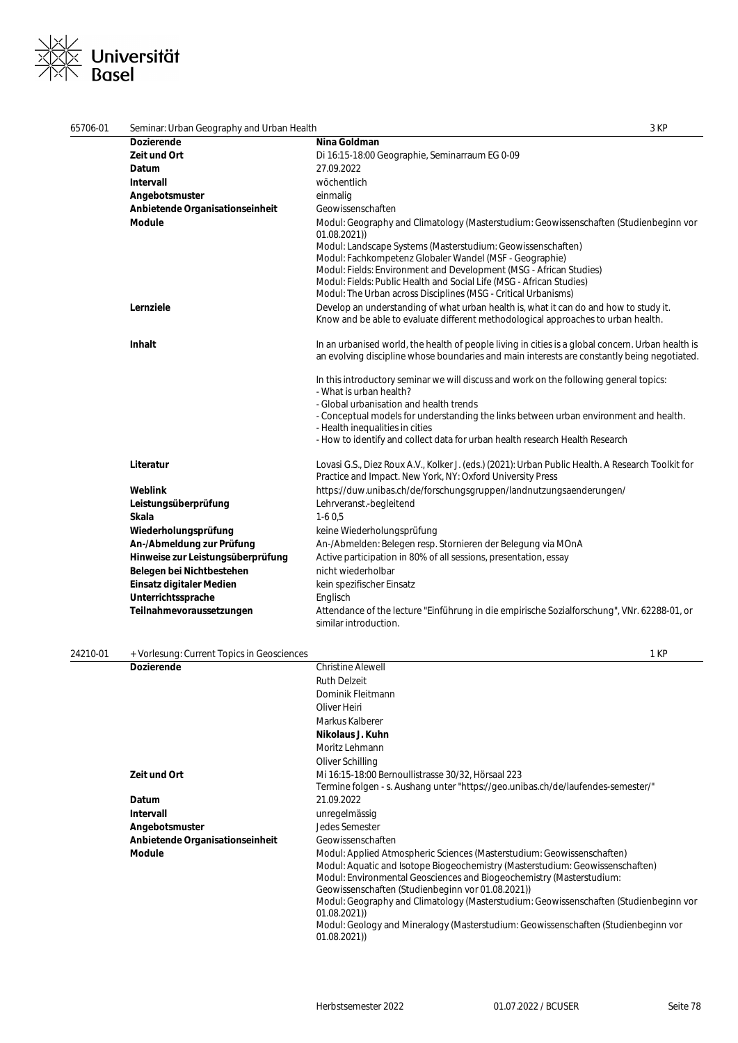## 65706-01 Seminar: Urban Geography and Urban Health — 3 KP

| | |
|---|---|
| **Dozierende** | **Nina Goldman** |
| **Zeit und Ort** | Di 16:15-18:00 Geographie, Seminarraum EG 0-09 |
| **Datum** | 27.09.2022 |
| **Intervall** | wöchentlich |
| **Angebotsmuster** | einmalig |
| **Anbietende Organisationseinheit** | Geowissenschaften |
| **Module** | Modul: Geography and Climatology (Masterstudium: Geowissenschaften (Studienbeginn vor 01.08.2021))<br>Modul: Landscape Systems (Masterstudium: Geowissenschaften)<br>Modul: Fachkompetenz Globaler Wandel (MSF - Geographie)<br>Modul: Fields: Environment and Development (MSG - African Studies)<br>Modul: Fields: Public Health and Social Life (MSG - African Studies)<br>Modul: The Urban across Disciplines (MSG - Critical Urbanisms) |
| **Lernziele** | Develop an understanding of what urban health is, what it can do and how to study it.<br>Know and be able to evaluate different methodological approaches to urban health. |
| **Inhalt** | In an urbanised world, the health of people living in cities is a global concern. Urban health is an evolving discipline whose boundaries and main interests are constantly being negotiated.<br><br>In this introductory seminar we will discuss and work on the following general topics:<br>- What is urban health?<br>- Global urbanisation and health trends<br>- Conceptual models for understanding the links between urban environment and health.<br>- Health inequalities in cities<br>- How to identify and collect data for urban health research Health Research |
| **Literatur** | Lovasi G.S., Diez Roux A.V., Kolker J. (eds.) (2021): Urban Public Health. A Research Toolkit for Practice and Impact. New York, NY: Oxford University Press |
| **Weblink** | https://duw.unibas.ch/de/forschungsgruppen/landnutzungsaenderungen/ |
| **Leistungsüberprüfung** | Lehrveranst.-begleitend |
| **Skala** | 1-6 0,5 |
| **Wiederholungsprüfung** | keine Wiederholungsprüfung |
| **An-/Abmeldung zur Prüfung** | An-/Abmelden: Belegen resp. Stornieren der Belegung via MOnA |
| **Hinweise zur Leistungsüberprüfung** | Active participation in 80% of all sessions, presentation, essay |
| **Belegen bei Nichtbestehen** | nicht wiederholbar |
| **Einsatz digitaler Medien** | kein spezifischer Einsatz |
| **Unterrichtssprache** | Englisch |
| **Teilnahmevoraussetzungen** | Attendance of the lecture "Einführung in die empirische Sozialforschung", VNr. 62288-01, or similar introduction. |

## 24210-01 + Vorlesung: Current Topics in Geosciences — 1 KP

| | |
|---|---|
| **Dozierende** | Christine Alewell<br>Ruth Delzeit<br>Dominik Fleitmann<br>Oliver Heiri<br>Markus Kalberer<br>**Nikolaus J. Kuhn**<br>Moritz Lehmann<br>Oliver Schilling |
| **Zeit und Ort** | Mi 16:15-18:00 Bernoullistrasse 30/32, Hörsaal 223<br>Termine folgen - s. Aushang unter "https://geo.unibas.ch/de/laufendes-semester/" |
| **Datum** | 21.09.2022 |
| **Intervall** | unregelmässig |
| **Angebotsmuster** | Jedes Semester |
| **Anbietende Organisationseinheit** | Geowissenschaften |
| **Module** | Modul: Applied Atmospheric Sciences (Masterstudium: Geowissenschaften)<br>Modul: Aquatic and Isotope Biogeochemistry (Masterstudium: Geowissenschaften)<br>Modul: Environmental Geosciences and Biogeochemistry (Masterstudium: Geowissenschaften (Studienbeginn vor 01.08.2021))<br>Modul: Geography and Climatology (Masterstudium: Geowissenschaften (Studienbeginn vor 01.08.2021))<br>Modul: Geology and Mineralogy (Masterstudium: Geowissenschaften (Studienbeginn vor 01.08.2021)) |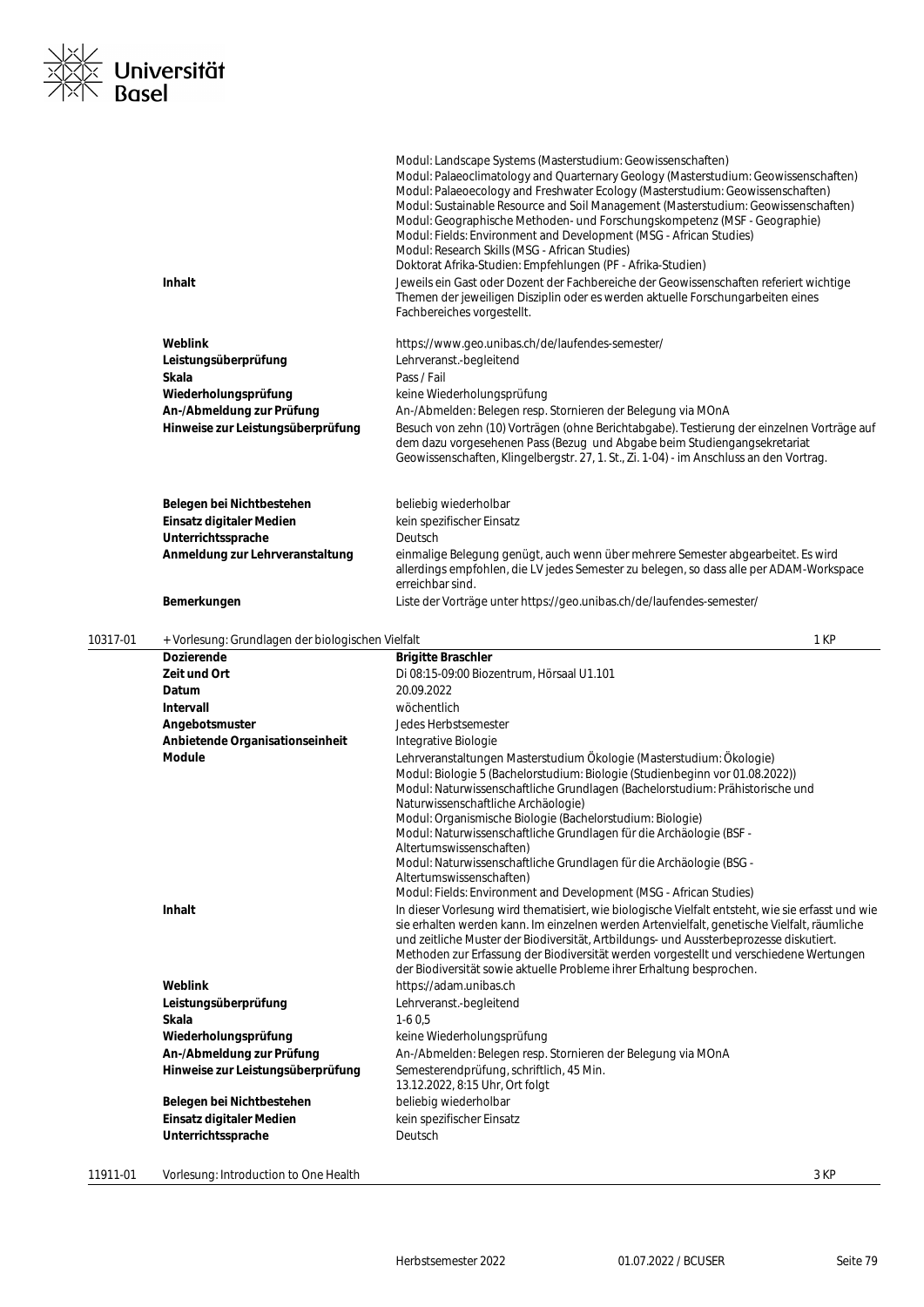| | |
|---|---|
| | Modul: Landscape Systems (Masterstudium: Geowissenschaften)<br>Modul: Palaeoclimatology and Quarternary Geology (Masterstudium: Geowissenschaften)<br>Modul: Palaeoecology and Freshwater Ecology (Masterstudium: Geowissenschaften)<br>Modul: Sustainable Resource and Soil Management (Masterstudium: Geowissenschaften)<br>Modul: Geographische Methoden- und Forschungskompetenz (MSF - Geographie)<br>Modul: Fields: Environment and Development (MSG - African Studies)<br>Modul: Research Skills (MSG - African Studies)<br>Doktorat Afrika-Studien: Empfehlungen (PF - Afrika-Studien) |
| **Inhalt** | Jeweils ein Gast oder Dozent der Fachbereiche der Geowissenschaften referiert wichtige Themen der jeweiligen Disziplin oder es werden aktuelle Forschungarbeiten eines Fachbereiches vorgestellt. |
| **Weblink** | https://www.geo.unibas.ch/de/laufendes-semester/ |
| **Leistungsüberprüfung** | Lehrveranst.-begleitend |
| **Skala** | Pass / Fail |
| **Wiederholungsprüfung** | keine Wiederholungsprüfung |
| **An-/Abmeldung zur Prüfung** | An-/Abmelden: Belegen resp. Stornieren der Belegung via MOnA |
| **Hinweise zur Leistungsüberprüfung** | Besuch von zehn (10) Vorträgen (ohne Berichtabgabe). Testierung der einzelnen Vorträge auf dem dazu vorgesehenen Pass (Bezug und Abgabe beim Studiengangsekretariat Geowissenschaften, Klingelbergstr. 27, 1. St., Zi. 1-04) - im Anschluss an den Vortrag. |
| **Belegen bei Nichtbestehen** | beliebig wiederholbar |
| **Einsatz digitaler Medien** | kein spezifischer Einsatz |
| **Unterrichtssprache** | Deutsch |
| **Anmeldung zur Lehrveranstaltung** | einmalige Belegung genügt, auch wenn über mehrere Semester abgearbeitet. Es wird allerdings empfohlen, die LV jedes Semester zu belegen, so dass alle per ADAM-Workspace erreichbar sind. |
| **Bemerkungen** | Liste der Vorträge unter https://geo.unibas.ch/de/laufendes-semester/ |

**10317-01** + Vorlesung: Grundlagen der biologischen Vielfalt — 1 KP

| | |
|---|---|
| **Dozierende** | **Brigitte Braschler** |
| **Zeit und Ort** | Di 08:15-09:00 Biozentrum, Hörsaal U1.101 |
| **Datum** | 20.09.2022 |
| **Intervall** | wöchentlich |
| **Angebotsmuster** | Jedes Herbstsemester |
| **Anbietende Organisationseinheit** | Integrative Biologie |
| **Module** | Lehrveranstaltungen Masterstudium Ökologie (Masterstudium: Ökologie)<br>Modul: Biologie 5 (Bachelorstudium: Biologie (Studienbeginn vor 01.08.2022))<br>Modul: Naturwissenschaftliche Grundlagen (Bachelorstudium: Prähistorische und Naturwissenschaftliche Archäologie)<br>Modul: Organismische Biologie (Bachelorstudium: Biologie)<br>Modul: Naturwissenschaftliche Grundlagen für die Archäologie (BSF - Altertumswissenschaften)<br>Modul: Naturwissenschaftliche Grundlagen für die Archäologie (BSG - Altertumswissenschaften)<br>Modul: Fields: Environment and Development (MSG - African Studies) |
| **Inhalt** | In dieser Vorlesung wird thematisiert, wie biologische Vielfalt entsteht, wie sie erfasst und wie sie erhalten werden kann. Im einzelnen werden Artenvielfalt, genetische Vielfalt, räumliche und zeitliche Muster der Biodiversität, Artbildungs- und Aussterbeprozesse diskutiert. Methoden zur Erfassung der Biodiversität werden vorgestellt und verschiedene Wertungen der Biodiversität sowie aktuelle Probleme ihrer Erhaltung besprochen. |
| **Weblink** | https://adam.unibas.ch |
| **Leistungsüberprüfung** | Lehrveranst.-begleitend |
| **Skala** | 1-6 0,5 |
| **Wiederholungsprüfung** | keine Wiederholungsprüfung |
| **An-/Abmeldung zur Prüfung** | An-/Abmelden: Belegen resp. Stornieren der Belegung via MOnA |
| **Hinweise zur Leistungsüberprüfung** | Semesterendprüfung, schriftlich, 45 Min.<br>13.12.2022, 8:15 Uhr, Ort folgt |
| **Belegen bei Nichtbestehen** | beliebig wiederholbar |
| **Einsatz digitaler Medien** | kein spezifischer Einsatz |
| **Unterrichtssprache** | Deutsch |

**11911-01** Vorlesung: Introduction to One Health — 3 KP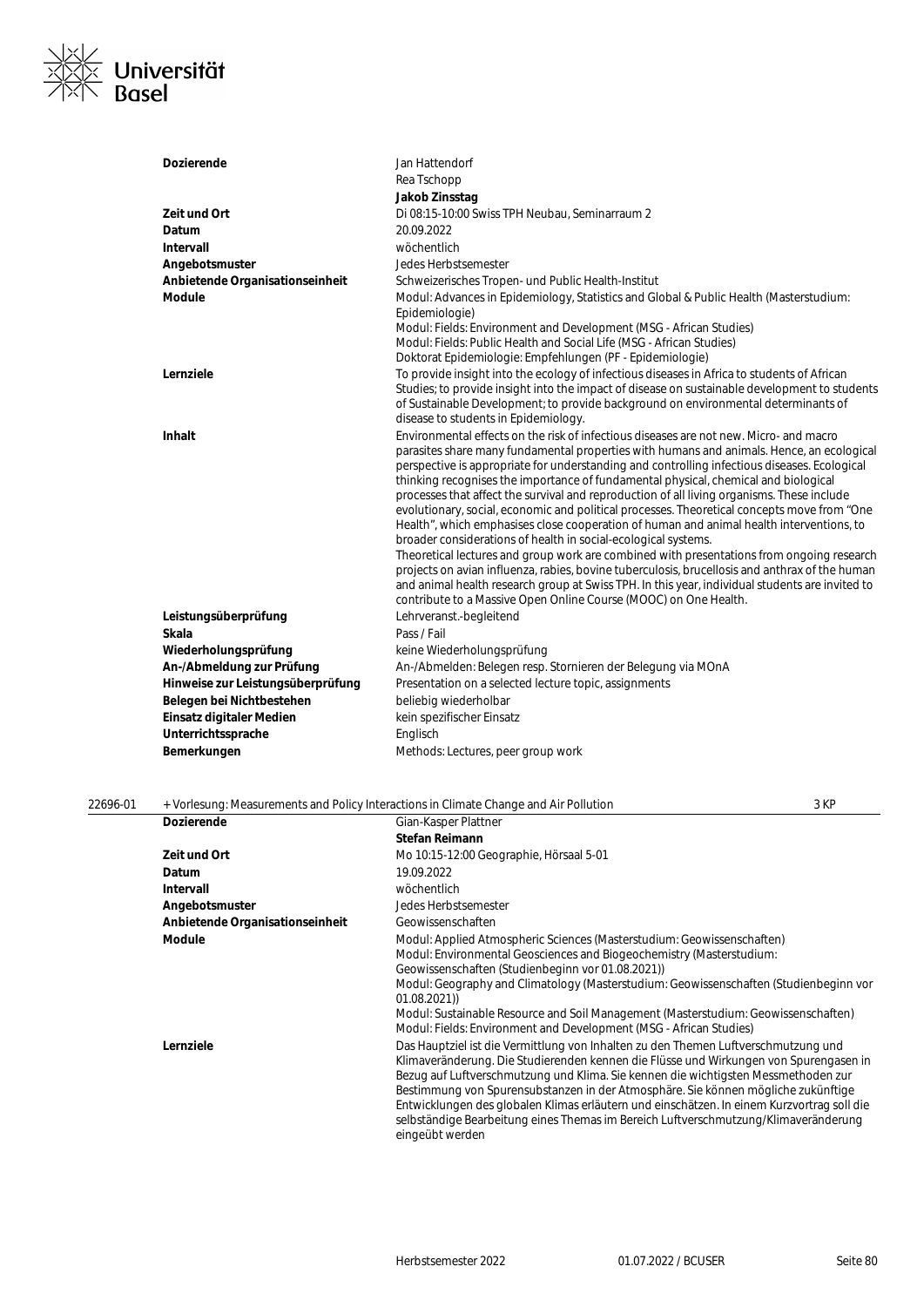| | |
|---|---|
| **Dozierende** | Jan Hattendorf<br>Rea Tschopp<br>**Jakob Zinsstag** |
| **Zeit und Ort** | Di 08:15-10:00 Swiss TPH Neubau, Seminarraum 2 |
| **Datum** | 20.09.2022 |
| **Intervall** | wöchentlich |
| **Angebotsmuster** | Jedes Herbstsemester |
| **Anbietende Organisationseinheit** | Schweizerisches Tropen- und Public Health-Institut |
| **Module** | Modul: Advances in Epidemiology, Statistics and Global & Public Health (Masterstudium: Epidemiologie)<br>Modul: Fields: Environment and Development (MSG - African Studies)<br>Modul: Fields: Public Health and Social Life (MSG - African Studies)<br>Doktorat Epidemiologie: Empfehlungen (PF - Epidemiologie) |
| **Lernziele** | To provide insight into the ecology of infectious diseases in Africa to students of African Studies; to provide insight into the impact of disease on sustainable development to students of Sustainable Development; to provide background on environmental determinants of disease to students in Epidemiology. |
| **Inhalt** | Environmental effects on the risk of infectious diseases are not new. Micro- and macro parasites share many fundamental properties with humans and animals. Hence, an ecological perspective is appropriate for understanding and controlling infectious diseases. Ecological thinking recognises the importance of fundamental physical, chemical and biological processes that affect the survival and reproduction of all living organisms. These include evolutionary, social, economic and political processes. Theoretical concepts move from "One Health", which emphasises close cooperation of human and animal health interventions, to broader considerations of health in social-ecological systems.<br>Theoretical lectures and group work are combined with presentations from ongoing research projects on avian influenza, rabies, bovine tuberculosis, brucellosis and anthrax of the human and animal health research group at Swiss TPH. In this year, individual students are invited to contribute to a Massive Open Online Course (MOOC) on One Health. |
| **Leistungsüberprüfung** | Lehrveranst.-begleitend |
| **Skala** | Pass / Fail |
| **Wiederholungsprüfung** | keine Wiederholungsprüfung |
| **An-/Abmeldung zur Prüfung** | An-/Abmelden: Belegen resp. Stornieren der Belegung via MOnA |
| **Hinweise zur Leistungsüberprüfung** | Presentation on a selected lecture topic, assignments |
| **Belegen bei Nichtbestehen** | beliebig wiederholbar |
| **Einsatz digitaler Medien** | kein spezifischer Einsatz |
| **Unterrichtssprache** | Englisch |
| **Bemerkungen** | Methods: Lectures, peer group work |

22696-01 + Vorlesung: Measurements and Policy Interactions in Climate Change and Air Pollution — 3 KP

| | |
|---|---|
| **Dozierende** | Gian-Kasper Plattner<br>**Stefan Reimann** |
| **Zeit und Ort** | Mo 10:15-12:00 Geographie, Hörsaal 5-01 |
| **Datum** | 19.09.2022 |
| **Intervall** | wöchentlich |
| **Angebotsmuster** | Jedes Herbstsemester |
| **Anbietende Organisationseinheit** | Geowissenschaften |
| **Module** | Modul: Applied Atmospheric Sciences (Masterstudium: Geowissenschaften)<br>Modul: Environmental Geosciences and Biogeochemistry (Masterstudium: Geowissenschaften (Studienbeginn vor 01.08.2021))<br>Modul: Geography and Climatology (Masterstudium: Geowissenschaften (Studienbeginn vor 01.08.2021))<br>Modul: Sustainable Resource and Soil Management (Masterstudium: Geowissenschaften)<br>Modul: Fields: Environment and Development (MSG - African Studies) |
| **Lernziele** | Das Hauptziel ist die Vermittlung von Inhalten zu den Themen Luftverschmutzung und Klimaveränderung. Die Studierenden kennen die Flüsse und Wirkungen von Spurengasen in Bezug auf Luftverschmutzung und Klima. Sie kennen die wichtigsten Messmethoden zur Bestimmung von Spurensubstanzen in der Atmosphäre. Sie können mögliche zukünftige Entwicklungen des globalen Klimas erläutern und einschätzen. In einem Kurzvortrag soll die selbständige Bearbeitung eines Themas im Bereich Luftverschmutzung/Klimaveränderung eingeübt werden |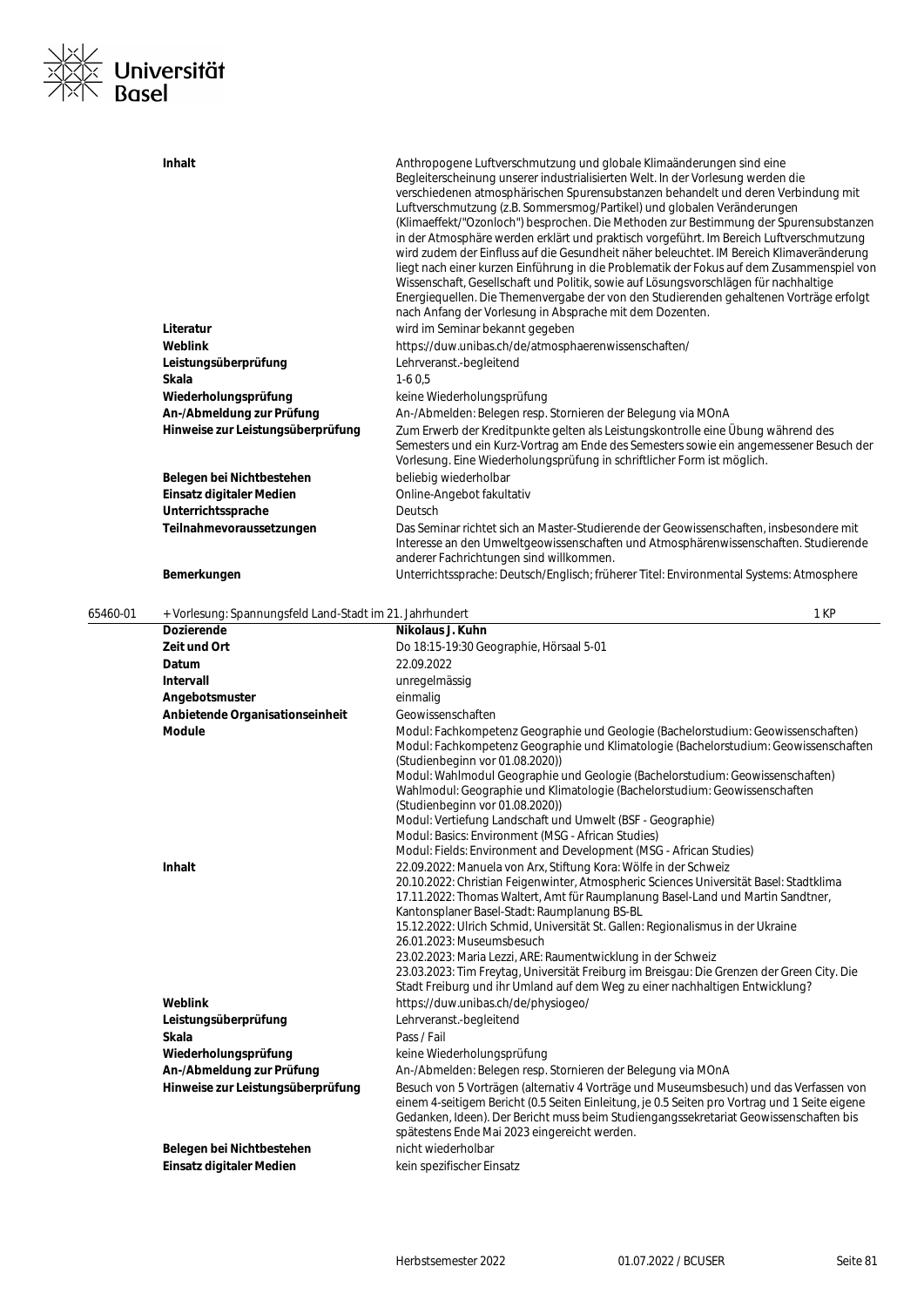| | |
|---|---|
| **Inhalt** | Anthropogene Luftverschmutzung und globale Klimaänderungen sind eine Begleiterscheinung unserer industrialisierten Welt. In der Vorlesung werden die verschiedenen atmosphärischen Spurensubstanzen behandelt und deren Verbindung mit Luftverschmutzung (z.B. Sommersmog/Partikel) und globalen Veränderungen (Klimaeffekt/"Ozonloch") besprochen. Die Methoden zur Bestimmung der Spurensubstanzen in der Atmosphäre werden erklärt und praktisch vorgeführt. Im Bereich Luftverschmutzung wird zudem der Einfluss auf die Gesundheit näher beleuchtet. IM Bereich Klimaveränderung liegt nach einer kurzen Einführung in die Problematik der Fokus auf dem Zusammenspiel von Wissenschaft, Gesellschaft und Politik, sowie auf Lösungsvorschlägen für nachhaltige Energiequellen. Die Themenvergabe der von den Studierenden gehaltenen Vorträge erfolgt nach Anfang der Vorlesung in Absprache mit dem Dozenten. |
| **Literatur** | wird im Seminar bekannt gegeben |
| **Weblink** | https://duw.unibas.ch/de/atmosphaerenwissenschaften/ |
| **Leistungsüberprüfung** | Lehrveranst.-begleitend |
| **Skala** | 1-6 0,5 |
| **Wiederholungsprüfung** | keine Wiederholungsprüfung |
| **An-/Abmeldung zur Prüfung** | An-/Abmelden: Belegen resp. Stornieren der Belegung via MOnA |
| **Hinweise zur Leistungsüberprüfung** | Zum Erwerb der Kreditpunkte gelten als Leistungskontrolle eine Übung während des Semesters und ein Kurz-Vortrag am Ende des Semesters sowie ein angemessener Besuch der Vorlesung. Eine Wiederholungsprüfung in schriftlicher Form ist möglich. |
| **Belegen bei Nichtbestehen** | beliebig wiederholbar |
| **Einsatz digitaler Medien** | Online-Angebot fakultativ |
| **Unterrichtssprache** | Deutsch |
| **Teilnahmevoraussetzungen** | Das Seminar richtet sich an Master-Studierende der Geowissenschaften, insbesondere mit Interesse an den Umweltgeowissenschaften und Atmosphärenwissenschaften. Studierende anderer Fachrichtungen sind willkommen. |
| **Bemerkungen** | Unterrichtssprache: Deutsch/Englisch; früherer Titel: Environmental Systems: Atmosphere |

**65460-01** + Vorlesung: Spannungsfeld Land-Stadt im 21. Jahrhundert — 1 KP

| | |
|---|---|
| **Dozierende** | **Nikolaus J. Kuhn** |
| **Zeit und Ort** | Do 18:15-19:30 Geographie, Hörsaal 5-01 |
| **Datum** | 22.09.2022 |
| **Intervall** | unregelmässig |
| **Angebotsmuster** | einmalig |
| **Anbietende Organisationseinheit** | Geowissenschaften |
| **Module** | Modul: Fachkompetenz Geographie und Geologie (Bachelorstudium: Geowissenschaften)<br>Modul: Fachkompetenz Geographie und Klimatologie (Bachelorstudium: Geowissenschaften (Studienbeginn vor 01.08.2020))<br>Modul: Wahlmodul Geographie und Geologie (Bachelorstudium: Geowissenschaften)<br>Wahlmodul: Geographie und Klimatologie (Bachelorstudium: Geowissenschaften (Studienbeginn vor 01.08.2020))<br>Modul: Vertiefung Landschaft und Umwelt (BSF - Geographie)<br>Modul: Basics: Environment (MSG - African Studies)<br>Modul: Fields: Environment and Development (MSG - African Studies) |
| **Inhalt** | 22.09.2022: Manuela von Arx, Stiftung Kora: Wölfe in der Schweiz<br>20.10.2022: Christian Feigenwinter, Atmospheric Sciences Universität Basel: Stadtklima<br>17.11.2022: Thomas Waltert, Amt für Raumplanung Basel-Land und Martin Sandtner, Kantonsplaner Basel-Stadt: Raumplanung BS-BL<br>15.12.2022: Ulrich Schmid, Universität St. Gallen: Regionalismus in der Ukraine<br>26.01.2023: Museumsbesuch<br>23.02.2023: Maria Lezzi, ARE: Raumentwicklung in der Schweiz<br>23.03.2023: Tim Freytag, Universität Freiburg im Breisgau: Die Grenzen der Green City. Die Stadt Freiburg und ihr Umland auf dem Weg zu einer nachhaltigen Entwicklung? |
| **Weblink** | https://duw.unibas.ch/de/physiogeo/ |
| **Leistungsüberprüfung** | Lehrveranst.-begleitend |
| **Skala** | Pass / Fail |
| **Wiederholungsprüfung** | keine Wiederholungsprüfung |
| **An-/Abmeldung zur Prüfung** | An-/Abmelden: Belegen resp. Stornieren der Belegung via MOnA |
| **Hinweise zur Leistungsüberprüfung** | Besuch von 5 Vorträgen (alternativ 4 Vorträge und Museumsbesuch) und das Verfassen von einem 4-seitigem Bericht (0.5 Seiten Einleitung, je 0.5 Seiten pro Vortrag und 1 Seite eigene Gedanken, Ideen). Der Bericht muss beim Studiengangssekretariat Geowissenschaften bis spätestens Ende Mai 2023 eingereicht werden. |
| **Belegen bei Nichtbestehen** | nicht wiederholbar |
| **Einsatz digitaler Medien** | kein spezifischer Einsatz |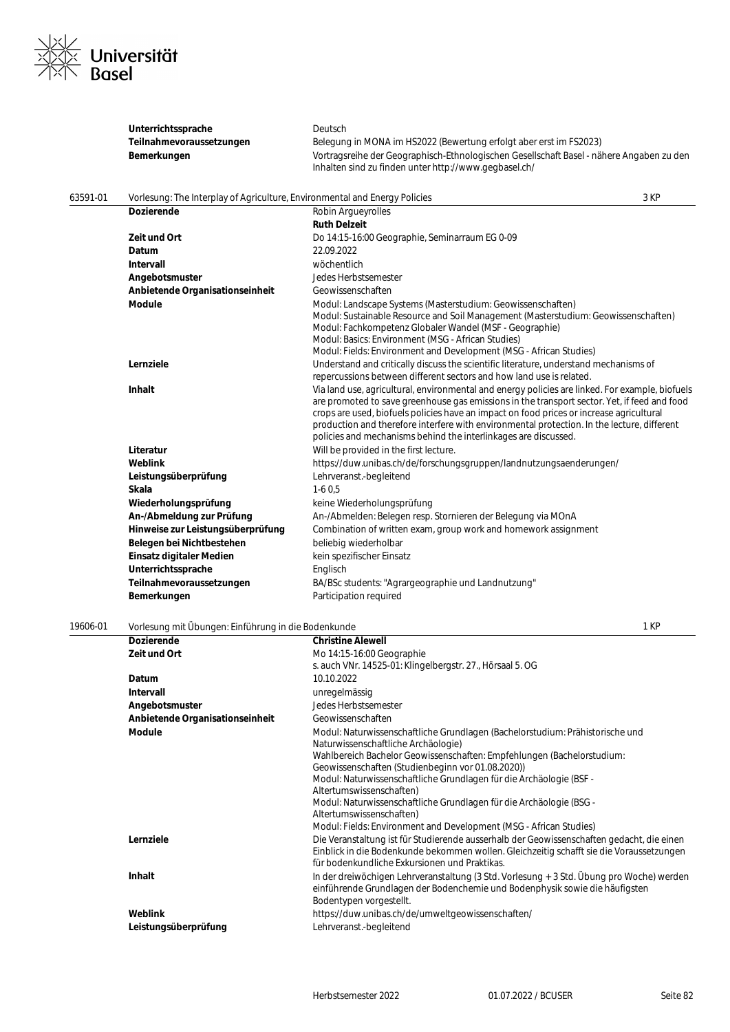| | |
|---|---|
| **Unterrichtssprache** | Deutsch |
| **Teilnahmevoraussetzungen** | Belegung in MONA im HS2022 (Bewertung erfolgt aber erst im FS2023) |
| **Bemerkungen** | Vortragsreihe der Geographisch-Ethnologischen Gesellschaft Basel - nähere Angaben zu den Inhalten sind zu finden unter http://www.gegbasel.ch/ |

## 63591-01 Vorlesung: The Interplay of Agriculture, Environmental and Energy Policies — 3 KP

| | |
|---|---|
| **Dozierende** | Robin Argueyrolles<br>**Ruth Delzeit** |
| **Zeit und Ort** | Do 14:15-16:00 Geographie, Seminarraum EG 0-09 |
| **Datum** | 22.09.2022 |
| **Intervall** | wöchentlich |
| **Angebotsmuster** | Jedes Herbstsemester |
| **Anbietende Organisationseinheit** | Geowissenschaften |
| **Module** | Modul: Landscape Systems (Masterstudium: Geowissenschaften)<br>Modul: Sustainable Resource and Soil Management (Masterstudium: Geowissenschaften)<br>Modul: Fachkompetenz Globaler Wandel (MSF - Geographie)<br>Modul: Basics: Environment (MSG - African Studies)<br>Modul: Fields: Environment and Development (MSG - African Studies) |
| **Lernziele** | Understand and critically discuss the scientific literature, understand mechanisms of repercussions between different sectors and how land use is related. |
| **Inhalt** | Via land use, agricultural, environmental and energy policies are linked. For example, biofuels are promoted to save greenhouse gas emissions in the transport sector. Yet, if feed and food crops are used, biofuels policies have an impact on food prices or increase agricultural production and therefore interfere with environmental protection. In the lecture, different policies and mechanisms behind the interlinkages are discussed. |
| **Literatur** | Will be provided in the first lecture. |
| **Weblink** | https://duw.unibas.ch/de/forschungsgruppen/landnutzungsaenderungen/ |
| **Leistungsüberprüfung** | Lehrveranst.-begleitend |
| **Skala** | 1-6 0,5 |
| **Wiederholungsprüfung** | keine Wiederholungsprüfung |
| **An-/Abmeldung zur Prüfung** | An-/Abmelden: Belegen resp. Stornieren der Belegung via MOnA |
| **Hinweise zur Leistungsüberprüfung** | Combination of written exam, group work and homework assignment |
| **Belegen bei Nichtbestehen** | beliebig wiederholbar |
| **Einsatz digitaler Medien** | kein spezifischer Einsatz |
| **Unterrichtssprache** | Englisch |
| **Teilnahmevoraussetzungen** | BA/BSc students: "Agrargeographie und Landnutzung" |
| **Bemerkungen** | Participation required |

## 19606-01 Vorlesung mit Übungen: Einführung in die Bodenkunde — 1 KP

| | |
|---|---|
| **Dozierende** | **Christine Alewell** |
| **Zeit und Ort** | Mo 14:15-16:00 Geographie<br>s. auch VNr. 14525-01: Klingelbergstr. 27., Hörsaal 5. OG |
| **Datum** | 10.10.2022 |
| **Intervall** | unregelmässig |
| **Angebotsmuster** | Jedes Herbstsemester |
| **Anbietende Organisationseinheit** | Geowissenschaften |
| **Module** | Modul: Naturwissenschaftliche Grundlagen (Bachelorstudium: Prähistorische und Naturwissenschaftliche Archäologie)<br>Wahlbereich Bachelor Geowissenschaften: Empfehlungen (Bachelorstudium: Geowissenschaften (Studienbeginn vor 01.08.2020))<br>Modul: Naturwissenschaftliche Grundlagen für die Archäologie (BSF - Altertumswissenschaften)<br>Modul: Naturwissenschaftliche Grundlagen für die Archäologie (BSG - Altertumswissenschaften)<br>Modul: Fields: Environment and Development (MSG - African Studies) |
| **Lernziele** | Die Veranstaltung ist für Studierende ausserhalb der Geowissenschaften gedacht, die einen Einblick in die Bodenkunde bekommen wollen. Gleichzeitig schafft sie die Voraussetzungen für bodenkundliche Exkursionen und Praktikas. |
| **Inhalt** | In der dreiwöchigen Lehrveranstaltung (3 Std. Vorlesung + 3 Std. Übung pro Woche) werden einführende Grundlagen der Bodenchemie und Bodenphysik sowie die häufigsten Bodentypen vorgestellt. |
| **Weblink** | https://duw.unibas.ch/de/umweltgeowissenschaften/ |
| **Leistungsüberprüfung** | Lehrveranst.-begleitend |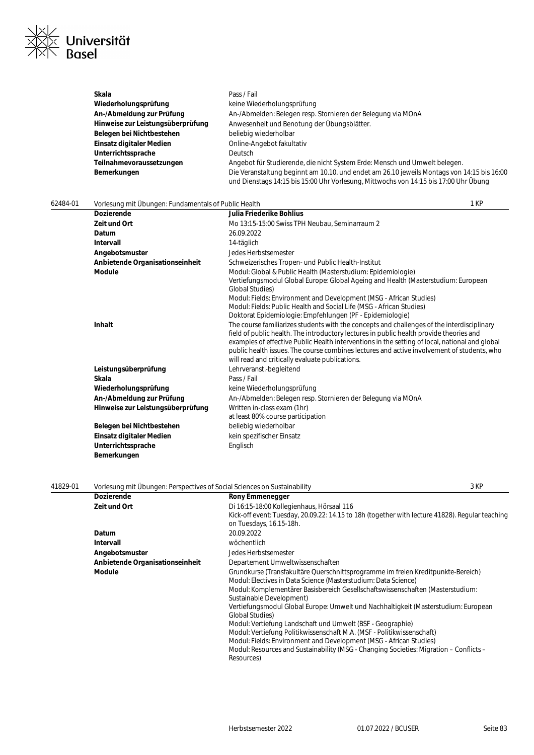| | |
|---|---|
| **Skala** | Pass / Fail |
| **Wiederholungsprüfung** | keine Wiederholungsprüfung |
| **An-/Abmeldung zur Prüfung** | An-/Abmelden: Belegen resp. Stornieren der Belegung via MOnA |
| **Hinweise zur Leistungsüberprüfung** | Anwesenheit und Benotung der Übungsblätter. |
| **Belegen bei Nichtbestehen** | beliebig wiederholbar |
| **Einsatz digitaler Medien** | Online-Angebot fakultativ |
| **Unterrichtssprache** | Deutsch |
| **Teilnahmevoraussetzungen** | Angebot für Studierende, die nicht System Erde: Mensch und Umwelt belegen. |
| **Bemerkungen** | Die Veranstaltung beginnt am 10.10. und endet am 26.10 jeweils Montags von 14:15 bis 16:00 und Dienstags 14:15 bis 15:00 Uhr Vorlesung, Mittwochs von 14:15 bis 17:00 Uhr Übung |

**62484-01** Vorlesung mit Übungen: Fundamentals of Public Health — 1 KP

| | |
|---|---|
| **Dozierende** | **Julia Friederike Bohlius** |
| **Zeit und Ort** | Mo 13:15-15:00 Swiss TPH Neubau, Seminarraum 2 |
| **Datum** | 26.09.2022 |
| **Intervall** | 14-täglich |
| **Angebotsmuster** | Jedes Herbstsemester |
| **Anbietende Organisationseinheit** | Schweizerisches Tropen- und Public Health-Institut |
| **Module** | Modul: Global & Public Health (Masterstudium: Epidemiologie)<br>Vertiefungsmodul Global Europe: Global Ageing and Health (Masterstudium: European Global Studies)<br>Modul: Fields: Environment and Development (MSG - African Studies)<br>Modul: Fields: Public Health and Social Life (MSG - African Studies)<br>Doktorat Epidemiologie: Empfehlungen (PF - Epidemiologie) |
| **Inhalt** | The course familiarizes students with the concepts and challenges of the interdisciplinary field of public health. The introductory lectures in public health provide theories and examples of effective Public Health interventions in the setting of local, national and global public health issues. The course combines lectures and active involvement of students, who will read and critically evaluate publications. |
| **Leistungsüberprüfung** | Lehrveranst.-begleitend |
| **Skala** | Pass / Fail |
| **Wiederholungsprüfung** | keine Wiederholungsprüfung |
| **An-/Abmeldung zur Prüfung** | An-/Abmelden: Belegen resp. Stornieren der Belegung via MOnA |
| **Hinweise zur Leistungsüberprüfung** | Written in-class exam (1hr)<br>at least 80% course participation |
| **Belegen bei Nichtbestehen** | beliebig wiederholbar |
| **Einsatz digitaler Medien** | kein spezifischer Einsatz |
| **Unterrichtssprache** | Englisch |
| **Bemerkungen** | |

**41829-01** Vorlesung mit Übungen: Perspectives of Social Sciences on Sustainability — 3 KP

| | |
|---|---|
| **Dozierende** | **Rony Emmenegger** |
| **Zeit und Ort** | Di 16:15-18:00 Kollegienhaus, Hörsaal 116<br>Kick-off event: Tuesday, 20.09.22: 14.15 to 18h (together with lecture 41828). Regular teaching on Tuesdays, 16.15-18h. |
| **Datum** | 20.09.2022 |
| **Intervall** | wöchentlich |
| **Angebotsmuster** | Jedes Herbstsemester |
| **Anbietende Organisationseinheit** | Departement Umweltwissenschaften |
| **Module** | Grundkurse (Transfakultäre Querschnittsprogramme im freien Kreditpunkte-Bereich)<br>Modul: Electives in Data Science (Masterstudium: Data Science)<br>Modul: Komplementärer Basisbereich Gesellschaftswissenschaften (Masterstudium: Sustainable Development)<br>Vertiefungsmodul Global Europe: Umwelt und Nachhaltigkeit (Masterstudium: European Global Studies)<br>Modul: Vertiefung Landschaft und Umwelt (BSF - Geographie)<br>Modul: Vertiefung Politikwissenschaft M.A. (MSF - Politikwissenschaft)<br>Modul: Fields: Environment and Development (MSG - African Studies)<br>Modul: Resources and Sustainability (MSG - Changing Societies: Migration – Conflicts – Resources) |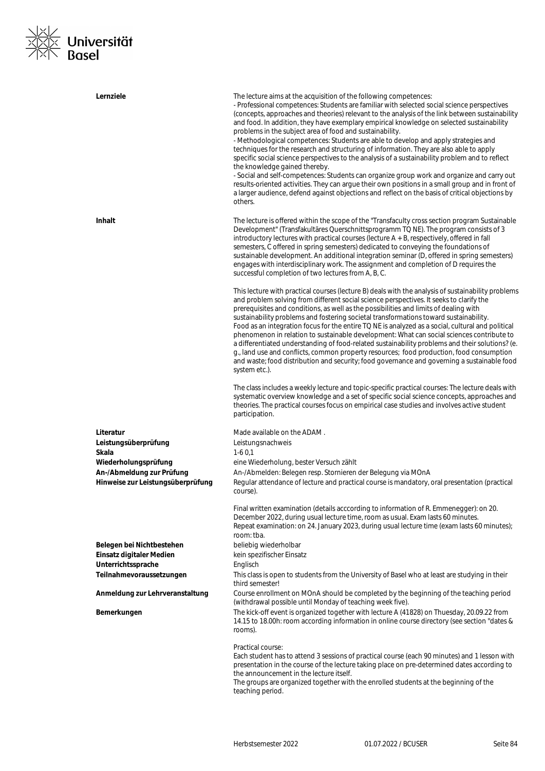**Lernziele**

The lecture aims at the acquisition of the following competences:
- Professional competences: Students are familiar with selected social science perspectives (concepts, approaches and theories) relevant to the analysis of the link between sustainability and food. In addition, they have exemplary empirical knowledge on selected sustainability problems in the subject area of food and sustainability.
- Methodological competences: Students are able to develop and apply strategies and techniques for the research and structuring of information. They are also able to apply specific social science perspectives to the analysis of a sustainability problem and to reflect the knowledge gained thereby.
- Social and self-competences: Students can organize group work and organize and carry out results-oriented activities. They can argue their own positions in a small group and in front of a larger audience, defend against objections and reflect on the basis of critical objections by others.

**Inhalt**

The lecture is offered within the scope of the "Transfaculty cross section program Sustainable Development" (Transfakultäres Querschnittsprogramm TQ NE). The program consists of 3 introductory lectures with practical courses (lecture A + B, respectively, offered in fall semesters, C offered in spring semesters) dedicated to conveying the foundations of sustainable development. An additional integration seminar (D, offered in spring semesters) engages with interdisciplinary work. The assignment and completion of D requires the successful completion of two lectures from A, B, C.

This lecture with practical courses (lecture B) deals with the analysis of sustainability problems and problem solving from different social science perspectives. It seeks to clarify the prerequisites and conditions, as well as the possibilities and limits of dealing with sustainability problems and fostering societal transformations toward sustainability.
Food as an integration focus for the entire TQ NE is analyzed as a social, cultural and political phenomenon in relation to sustainable development: What can social sciences contribute to a differentiated understanding of food-related sustainability problems and their solutions? (e. g., land use and conflicts, common property resources; food production, food consumption and waste; food distribution and security; food governance and governing a sustainable food system etc.).

The class includes a weekly lecture and topic-specific practical courses: The lecture deals with systematic overview knowledge and a set of specific social science concepts, approaches and theories. The practical courses focus on empirical case studies and involves active student participation.

**Literatur**
Made available on the ADAM .

**Leistungsüberprüfung**
Leistungsnachweis

**Skala**
1-6 0,1

**Wiederholungsprüfung**
eine Wiederholung, bester Versuch zählt

**An-/Abmeldung zur Prüfung**
An-/Abmelden: Belegen resp. Stornieren der Belegung via MOnA

**Hinweise zur Leistungsüberprüfung**

Regular attendance of lecture and practical course is mandatory, oral presentation (practical course).

Final written examination (details acccording to information of R. Emmenegger): on 20. December 2022, during usual lecture time, room as usual. Exam lasts 60 minutes.
Repeat examination: on 24. January 2023, during usual lecture time (exam lasts 60 minutes); room: tba.

**Belegen bei Nichtbestehen**
beliebig wiederholbar

**Einsatz digitaler Medien**
kein spezifischer Einsatz

**Unterrichtssprache**
Englisch

**Teilnahmevoraussetzungen**
This class is open to students from the University of Basel who at least are studying in their third semester!

**Anmeldung zur Lehrveranstaltung**
Course enrollment on MOnA should be completed by the beginning of the teaching period (withdrawal possible until Monday of teaching week five).

**Bemerkungen**

The kick-off event is organized together with lecture A (41828) on Thuesday, 20.09.22 from 14.15 to 18.00h: room according information in online course directory (see section "dates & rooms).

Practical course:
Each student has to attend 3 sessions of practical course (each 90 minutes) and 1 lesson with presentation in the course of the lecture taking place on pre-determined dates according to the announcement in the lecture itself.
The groups are organized together with the enrolled students at the beginning of the teaching period.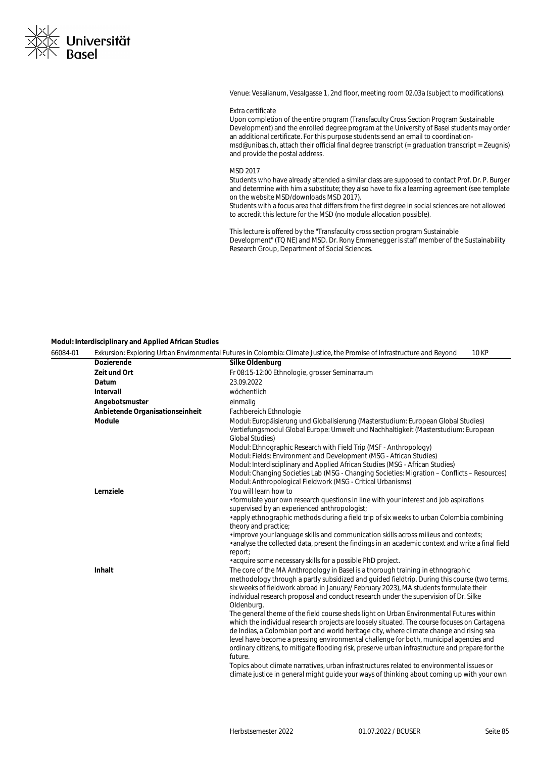Venue: Vesalianum, Vesalgasse 1, 2nd floor, meeting room 02.03a (subject to modifications).

Extra certificate
Upon completion of the entire program (Transfaculty Cross Section Program Sustainable Development) and the enrolled degree program at the University of Basel students may order an additional certificate. For this purpose students send an email to coordination-msd@unibas.ch, attach their official final degree transcript (= graduation transcript = Zeugnis) and provide the postal address.

MSD 2017
Students who have already attended a similar class are supposed to contact Prof. Dr. P. Burger and determine with him a substitute; they also have to fix a learning agreement (see template on the website MSD/downloads MSD 2017).
Students with a focus area that differs from the first degree in social sciences are not allowed to accredit this lecture for the MSD (no module allocation possible).

This lecture is offered by the "Transfaculty cross section program Sustainable Development" (TQ NE) and MSD. Dr. Rony Emmenegger is staff member of the Sustainability Research Group, Department of Social Sciences.

**Modul: Interdisciplinary and Applied African Studies**

66084-01 Exkursion: Exploring Urban Environmental Futures in Colombia: Climate Justice, the Promise of Infrastructure and Beyond — 10 KP

| | |
|---|---|
| **Dozierende** | **Silke Oldenburg** |
| **Zeit und Ort** | Fr 08:15-12:00 Ethnologie, grosser Seminarraum |
| **Datum** | 23.09.2022 |
| **Intervall** | wöchentlich |
| **Angebotsmuster** | einmalig |
| **Anbietende Organisationseinheit** | Fachbereich Ethnologie |
| **Module** | Modul: Europäisierung und Globalisierung (Masterstudium: European Global Studies)<br>Vertiefungsmodul Global Europe: Umwelt und Nachhaltigkeit (Masterstudium: European Global Studies)<br>Modul: Ethnographic Research with Field Trip (MSF - Anthropology)<br>Modul: Fields: Environment and Development (MSG - African Studies)<br>Modul: Interdisciplinary and Applied African Studies (MSG - African Studies)<br>Modul: Changing Societies Lab (MSG - Changing Societies: Migration – Conflicts – Resources)<br>Modul: Anthropological Fieldwork (MSG - Critical Urbanisms) |
| **Lernziele** | You will learn how to<br>• formulate your own research questions in line with your interest and job aspirations supervised by an experienced anthropologist;<br>• apply ethnographic methods during a field trip of six weeks to urban Colombia combining theory and practice;<br>• improve your language skills and communication skills across milieus and contexts;<br>• analyse the collected data, present the findings in an academic context and write a final field report;<br>• acquire some necessary skills for a possible PhD project. |
| **Inhalt** | The core of the MA Anthropology in Basel is a thorough training in ethnographic methodology through a partly subsidized and guided fieldtrip. During this course (two terms, six weeks of fieldwork abroad in January/ February 2023), MA students formulate their individual research proposal and conduct research under the supervision of Dr. Silke Oldenburg.<br>The general theme of the field course sheds light on Urban Environmental Futures within which the individual research projects are loosely situated. The course focuses on Cartagena de Indias, a Colombian port and world heritage city, where climate change and rising sea level have become a pressing environmental challenge for both, municipal agencies and ordinary citizens, to mitigate flooding risk, preserve urban infrastructure and prepare for the future.<br>Topics about climate narratives, urban infrastructures related to environmental issues or climate justice in general might guide your ways of thinking about coming up with your own |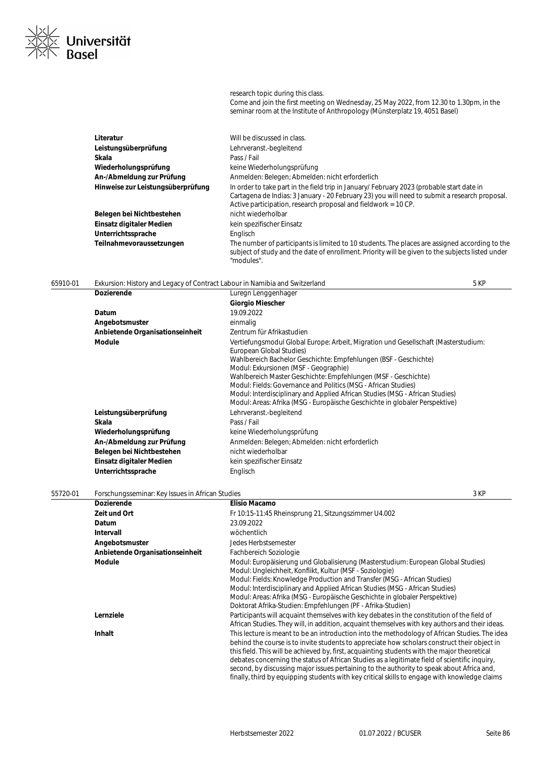research topic during this class.
Come and join the first meeting on Wednesday, 25 May 2022, from 12.30 to 1.30pm, in the seminar room at the Institute of Anthropology (Münsterplatz 19, 4051 Basel)

| | |
|---|---|
| **Literatur** | Will be discussed in class. |
| **Leistungsüberprüfung** | Lehrveranst.-begleitend |
| **Skala** | Pass / Fail |
| **Wiederholungsprüfung** | keine Wiederholungsprüfung |
| **An-/Abmeldung zur Prüfung** | Anmelden: Belegen; Abmelden: nicht erforderlich |
| **Hinweise zur Leistungsüberprüfung** | In order to take part in the field trip in January/ February 2023 (probable start date in Cartagena de Indias: 3 January - 20 February 23) you will need to submit a research proposal. Active participation, research proposal and fieldwork = 10 CP. |
| **Belegen bei Nichtbestehen** | nicht wiederholbar |
| **Einsatz digitaler Medien** | kein spezifischer Einsatz |
| **Unterrichtssprache** | Englisch |
| **Teilnahmevoraussetzungen** | The number of participants is limited to 10 students. The places are assigned according to the subject of study and the date of enrollment. Priority will be given to the subjects listed under "modules". |

## 65910-01 Exkursion: History and Legacy of Contract Labour in Namibia and Switzerland — 5 KP

| | |
|---|---|
| **Dozierende** | Luregn Lenggenhager<br>**Giorgio Miescher** |
| **Datum** | 19.09.2022 |
| **Angebotsmuster** | einmalig |
| **Anbietende Organisationseinheit** | Zentrum für Afrikastudien |
| **Module** | Vertiefungsmodul Global Europe: Arbeit, Migration und Gesellschaft (Masterstudium: European Global Studies)<br>Wahlbereich Bachelor Geschichte: Empfehlungen (BSF - Geschichte)<br>Modul: Exkursionen (MSF - Geographie)<br>Wahlbereich Master Geschichte: Empfehlungen (MSF - Geschichte)<br>Modul: Fields: Governance and Politics (MSG - African Studies)<br>Modul: Interdisciplinary and Applied African Studies (MSG - African Studies)<br>Modul: Areas: Afrika (MSG - Europäische Geschichte in globaler Perspektive) |
| **Leistungsüberprüfung** | Lehrveranst.-begleitend |
| **Skala** | Pass / Fail |
| **Wiederholungsprüfung** | keine Wiederholungsprüfung |
| **An-/Abmeldung zur Prüfung** | Anmelden: Belegen; Abmelden: nicht erforderlich |
| **Belegen bei Nichtbestehen** | nicht wiederholbar |
| **Einsatz digitaler Medien** | kein spezifischer Einsatz |
| **Unterrichtssprache** | Englisch |

## 55720-01 Forschungsseminar: Key Issues in African Studies — 3 KP

| | |
|---|---|
| **Dozierende** | **Elisio Macamo** |
| **Zeit und Ort** | Fr 10:15-11:45 Rheinsprung 21, Sitzungszimmer U4.002 |
| **Datum** | 23.09.2022 |
| **Intervall** | wöchentlich |
| **Angebotsmuster** | Jedes Herbstsemester |
| **Anbietende Organisationseinheit** | Fachbereich Soziologie |
| **Module** | Modul: Europäisierung und Globalisierung (Masterstudium: European Global Studies)<br>Modul: Ungleichheit, Konflikt, Kultur (MSF - Soziologie)<br>Modul: Fields: Knowledge Production and Transfer (MSG - African Studies)<br>Modul: Interdisciplinary and Applied African Studies (MSG - African Studies)<br>Modul: Areas: Afrika (MSG - Europäische Geschichte in globaler Perspektive)<br>Doktorat Afrika-Studien: Empfehlungen (PF - Afrika-Studien) |
| **Lernziele** | Participants will acquaint themselves with key debates in the constitution of the field of African Studies. They will, in addition, acquaint themselves with key authors and their ideas. |
| **Inhalt** | This lecture is meant to be an introduction into the methodology of African Studies. The idea behind the course is to invite students to appreciate how scholars construct their object in this field. This will be achieved by, first, acquainting students with the major theoretical debates concerning the status of African Studies as a legitimate field of scientific inquiry, second, by discussing major issues pertaining to the authority to speak about Africa and, finally, third by equipping students with key critical skills to engage with knowledge claims |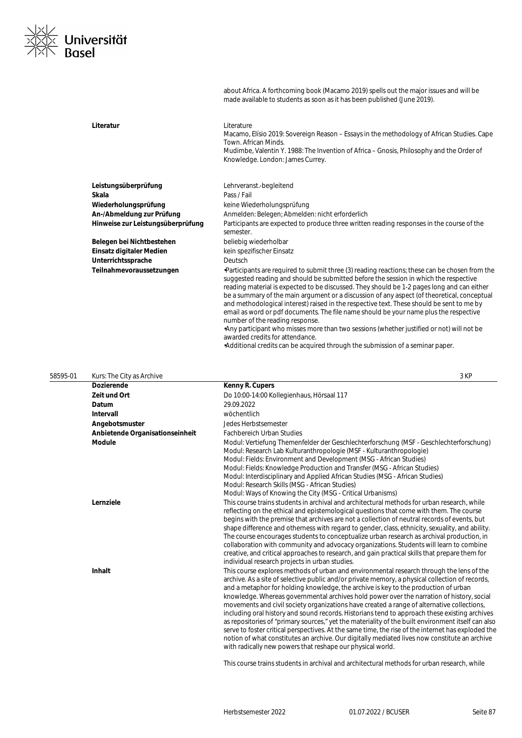about Africa. A forthcoming book (Macamo 2019) spells out the major issues and will be made available to students as soon as it has been published (June 2019).

| | |
|---|---|
| **Literatur** | Literature<br>Macamo, Elísio 2019: Sovereign Reason – Essays in the methodology of African Studies. Cape Town. African Minds.<br>Mudimbe, Valentin Y. 1988: The Invention of Africa – Gnosis, Philosophy and the Order of Knowledge. London: James Currey. |
| **Leistungsüberprüfung** | Lehrveranst.-begleitend |
| **Skala** | Pass / Fail |
| **Wiederholungsprüfung** | keine Wiederholungsprüfung |
| **An-/Abmeldung zur Prüfung** | Anmelden: Belegen; Abmelden: nicht erforderlich |
| **Hinweise zur Leistungsüberprüfung** | Participants are expected to produce three written reading responses in the course of the semester. |
| **Belegen bei Nichtbestehen** | beliebig wiederholbar |
| **Einsatz digitaler Medien** | kein spezifischer Einsatz |
| **Unterrichtssprache** | Deutsch |
| **Teilnahmevoraussetzungen** | •Participants are required to submit three (3) reading reactions; these can be chosen from the suggested reading and should be submitted before the session in which the respective reading material is expected to be discussed. They should be 1-2 pages long and can either be a summary of the main argument or a discussion of any aspect (of theoretical, conceptual and methodological interest) raised in the respective text. These should be sent to me by email as word or pdf documents. The file name should be your name plus the respective number of the reading response.<br>•Any participant who misses more than two sessions (whether justified or not) will not be awarded credits for attendance.<br>•Additional credits can be acquired through the submission of a seminar paper. |

## 58595-01 Kurs: The City as Archive — 3 KP

| | |
|---|---|
| **Dozierende** | **Kenny R. Cupers** |
| **Zeit und Ort** | Do 10:00-14:00 Kollegienhaus, Hörsaal 117 |
| **Datum** | 29.09.2022 |
| **Intervall** | wöchentlich |
| **Angebotsmuster** | Jedes Herbstsemester |
| **Anbietende Organisationseinheit** | Fachbereich Urban Studies |
| **Module** | Modul: Vertiefung Themenfelder der Geschlechterforschung (MSF - Geschlechterforschung)<br>Modul: Research Lab Kulturanthropologie (MSF - Kulturanthropologie)<br>Modul: Fields: Environment and Development (MSG - African Studies)<br>Modul: Fields: Knowledge Production and Transfer (MSG - African Studies)<br>Modul: Interdisciplinary and Applied African Studies (MSG - African Studies)<br>Modul: Research Skills (MSG - African Studies)<br>Modul: Ways of Knowing the City (MSG - Critical Urbanisms) |
| **Lernziele** | This course trains students in archival and architectural methods for urban research, while reflecting on the ethical and epistemological questions that come with them. The course begins with the premise that archives are not a collection of neutral records of events, but shape difference and otherness with regard to gender, class, ethnicity, sexuality, and ability. The course encourages students to conceptualize urban research as archival production, in collaboration with community and advocacy organizations. Students will learn to combine creative, and critical approaches to research, and gain practical skills that prepare them for individual research projects in urban studies. |
| **Inhalt** | This course explores methods of urban and environmental research through the lens of the archive. As a site of selective public and/or private memory, a physical collection of records, and a metaphor for holding knowledge, the archive is key to the production of urban knowledge. Whereas governmental archives hold power over the narration of history, social movements and civil society organizations have created a range of alternative collections, including oral history and sound records. Historians tend to approach these existing archives as repositories of "primary sources," yet the materiality of the built environment itself can also serve to foster critical perspectives. At the same time, the rise of the internet has exploded the notion of what constitutes an archive. Our digitally mediated lives now constitute an archive with radically new powers that reshape our physical world.<br><br>This course trains students in archival and architectural methods for urban research, while |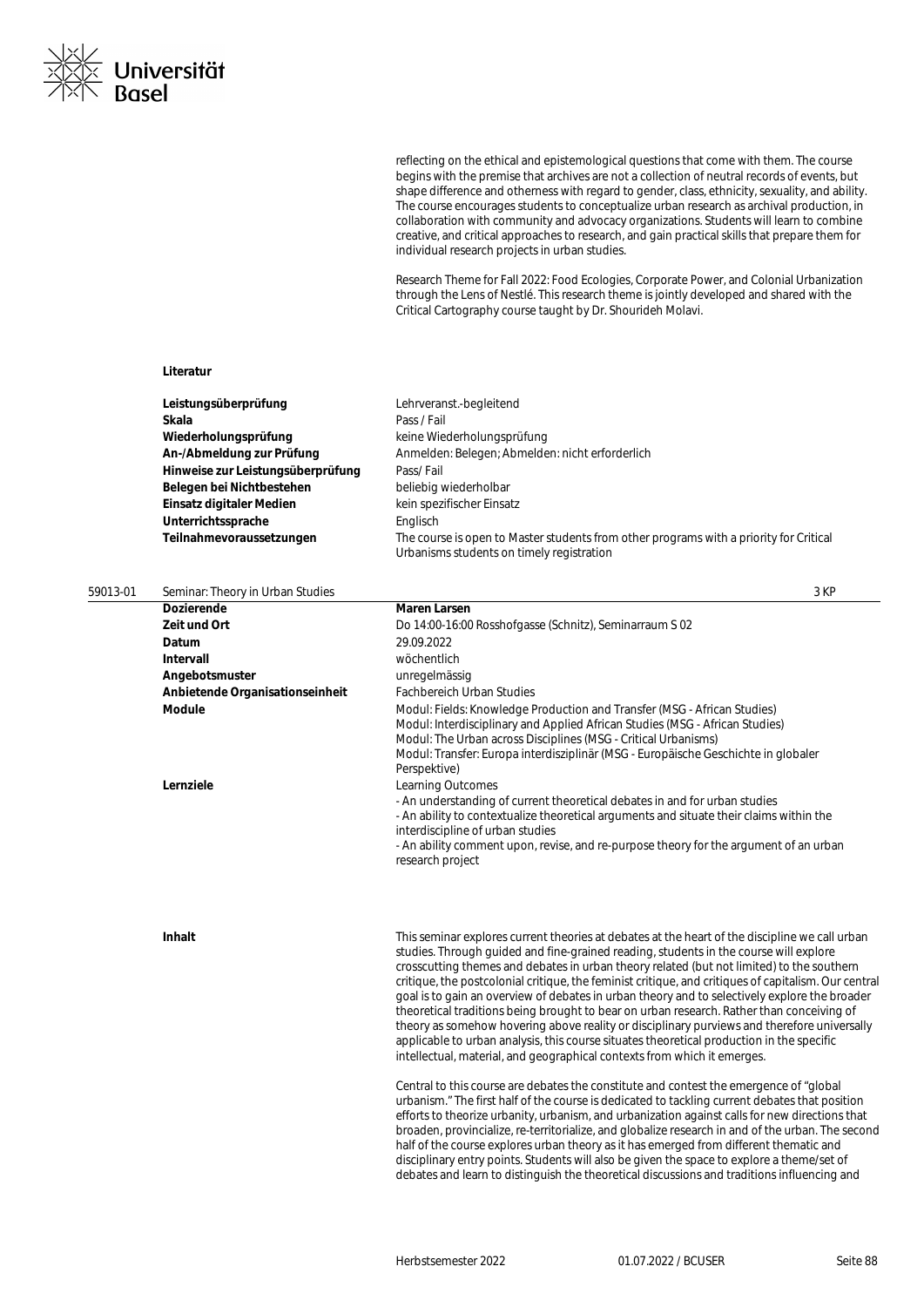reflecting on the ethical and epistemological questions that come with them. The course begins with the premise that archives are not a collection of neutral records of events, but shape difference and otherness with regard to gender, class, ethnicity, sexuality, and ability. The course encourages students to conceptualize urban research as archival production, in collaboration with community and advocacy organizations. Students will learn to combine creative, and critical approaches to research, and gain practical skills that prepare them for individual research projects in urban studies.

Research Theme for Fall 2022: Food Ecologies, Corporate Power, and Colonial Urbanization through the Lens of Nestlé. This research theme is jointly developed and shared with the Critical Cartography course taught by Dr. Shourideh Molavi.

| | |
|---|---|
| **Literatur** | |
| **Leistungsüberprüfung** | Lehrveranst.-begleitend |
| **Skala** | Pass / Fail |
| **Wiederholungsprüfung** | keine Wiederholungsprüfung |
| **An-/Abmeldung zur Prüfung** | Anmelden: Belegen; Abmelden: nicht erforderlich |
| **Hinweise zur Leistungsüberprüfung** | Pass/ Fail |
| **Belegen bei Nichtbestehen** | beliebig wiederholbar |
| **Einsatz digitaler Medien** | kein spezifischer Einsatz |
| **Unterrichtssprache** | Englisch |
| **Teilnahmevoraussetzungen** | The course is open to Master students from other programs with a priority for Critical Urbanisms students on timely registration |

## 59013-01 Seminar: Theory in Urban Studies — 3 KP

| | |
|---|---|
| **Dozierende** | **Maren Larsen** |
| **Zeit und Ort** | Do 14:00-16:00 Rosshofgasse (Schnitz), Seminarraum S 02 |
| **Datum** | 29.09.2022 |
| **Intervall** | wöchentlich |
| **Angebotsmuster** | unregelmässig |
| **Anbietende Organisationseinheit** | Fachbereich Urban Studies |
| **Module** | Modul: Fields: Knowledge Production and Transfer (MSG - African Studies)<br>Modul: Interdisciplinary and Applied African Studies (MSG - African Studies)<br>Modul: The Urban across Disciplines (MSG - Critical Urbanisms)<br>Modul: Transfer: Europa interdisziplinär (MSG - Europäische Geschichte in globaler Perspektive) |
| **Lernziele** | Learning Outcomes<br>- An understanding of current theoretical debates in and for urban studies<br>- An ability to contextualize theoretical arguments and situate their claims within the interdiscipline of urban studies<br>- An ability comment upon, revise, and re-purpose theory for the argument of an urban research project |

**Inhalt**

This seminar explores current theories at debates at the heart of the discipline we call urban studies. Through guided and fine-grained reading, students in the course will explore crosscutting themes and debates in urban theory related (but not limited) to the southern critique, the postcolonial critique, the feminist critique, and critiques of capitalism. Our central goal is to gain an overview of debates in urban theory and to selectively explore the broader theoretical traditions being brought to bear on urban research. Rather than conceiving of theory as somehow hovering above reality or disciplinary purviews and therefore universally applicable to urban analysis, this course situates theoretical production in the specific intellectual, material, and geographical contexts from which it emerges.

Central to this course are debates the constitute and contest the emergence of "global urbanism." The first half of the course is dedicated to tackling current debates that position efforts to theorize urbanity, urbanism, and urbanization against calls for new directions that broaden, provincialize, re-territorialize, and globalize research in and of the urban. The second half of the course explores urban theory as it has emerged from different thematic and disciplinary entry points. Students will also be given the space to explore a theme/set of debates and learn to distinguish the theoretical discussions and traditions influencing and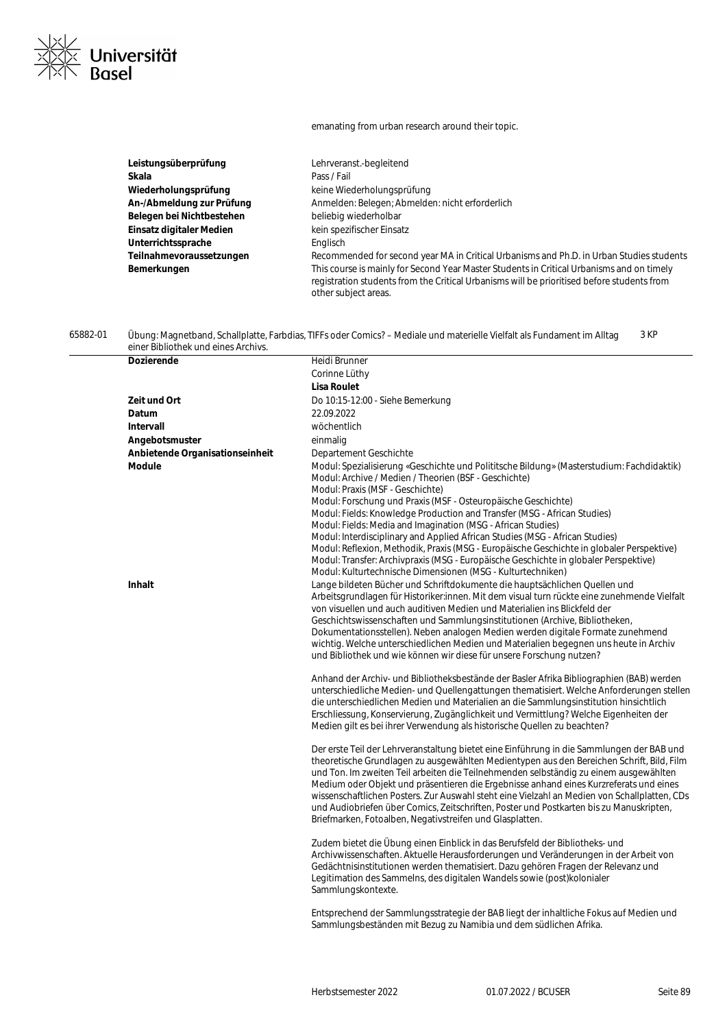emanating from urban research around their topic.

| | |
|---|---|
| **Leistungsüberprüfung** | Lehrveranst.-begleitend |
| **Skala** | Pass / Fail |
| **Wiederholungsprüfung** | keine Wiederholungsprüfung |
| **An-/Abmeldung zur Prüfung** | Anmelden: Belegen; Abmelden: nicht erforderlich |
| **Belegen bei Nichtbestehen** | beliebig wiederholbar |
| **Einsatz digitaler Medien** | kein spezifischer Einsatz |
| **Unterrichtssprache** | Englisch |
| **Teilnahmevoraussetzungen** | Recommended for second year MA in Critical Urbanisms and Ph.D. in Urban Studies students |
| **Bemerkungen** | This course is mainly for Second Year Master Students in Critical Urbanisms and on timely registration students from the Critical Urbanisms will be prioritised before students from other subject areas. |

65882-01 Übung: Magnetband, Schallplatte, Farbdias, TIFFs oder Comics? – Mediale und materielle Vielfalt als Fundament im Alltag einer Bibliothek und eines Archivs. 3 KP

| | |
|---|---|
| **Dozierende** | Heidi Brunner<br>Corinne Lüthy<br>**Lisa Roulet** |
| **Zeit und Ort** | Do 10:15-12:00 - Siehe Bemerkung |
| **Datum** | 22.09.2022 |
| **Intervall** | wöchentlich |
| **Angebotsmuster** | einmalig |
| **Anbietende Organisationseinheit** | Departement Geschichte |
| **Module** | Modul: Spezialisierung «Geschichte und Polititsche Bildung» (Masterstudium: Fachdidaktik)<br>Modul: Archive / Medien / Theorien (BSF - Geschichte)<br>Modul: Praxis (MSF - Geschichte)<br>Modul: Forschung und Praxis (MSF - Osteuropäische Geschichte)<br>Modul: Fields: Knowledge Production and Transfer (MSG - African Studies)<br>Modul: Fields: Media and Imagination (MSG - African Studies)<br>Modul: Interdisciplinary and Applied African Studies (MSG - African Studies)<br>Modul: Reflexion, Methodik, Praxis (MSG - Europäische Geschichte in globaler Perspektive)<br>Modul: Transfer: Archivpraxis (MSG - Europäische Geschichte in globaler Perspektive)<br>Modul: Kulturtechnische Dimensionen (MSG - Kulturtechniken) |

**Inhalt**

Lange bildeten Bücher und Schriftdokumente die hauptsächlichen Quellen und Arbeitsgrundlagen für Historiker:innen. Mit dem visual turn rückte eine zunehmende Vielfalt von visuellen und auch auditiven Medien und Materialien ins Blickfeld der Geschichtswissenschaften und Sammlungsinstitutionen (Archive, Bibliotheken, Dokumentationsstellen). Neben analogen Medien werden digitale Formate zunehmend wichtig. Welche unterschiedlichen Medien und Materialien begegnen uns heute in Archiv und Bibliothek und wie können wir diese für unsere Forschung nutzen?

Anhand der Archiv- und Bibliotheksbestände der Basler Afrika Bibliographien (BAB) werden unterschiedliche Medien- und Quellengattungen thematisiert. Welche Anforderungen stellen die unterschiedlichen Medien und Materialien an die Sammlungsinstitution hinsichtlich Erschliessung, Konservierung, Zugänglichkeit und Vermittlung? Welche Eigenheiten der Medien gilt es bei ihrer Verwendung als historische Quellen zu beachten?

Der erste Teil der Lehrveranstaltung bietet eine Einführung in die Sammlungen der BAB und theoretische Grundlagen zu ausgewählten Medientypen aus den Bereichen Schrift, Bild, Film und Ton. Im zweiten Teil arbeiten die Teilnehmenden selbständig zu einem ausgewählten Medium oder Objekt und präsentieren die Ergebnisse anhand eines Kurzreferats und eines wissenschaftlichen Posters. Zur Auswahl steht eine Vielzahl an Medien von Schallplatten, CDs und Audiobriefen über Comics, Zeitschriften, Poster und Postkarten bis zu Manuskripten, Briefmarken, Fotoalben, Negativstreifen und Glasplatten.

Zudem bietet die Übung einen Einblick in das Berufsfeld des Bibliotheks- und Archivwissenschaften. Aktuelle Herausforderungen und Veränderungen in der Arbeit von Gedächtnisinstitutionen werden thematisiert. Dazu gehören Fragen der Relevanz und Legitimation des Sammelns, des digitalen Wandels sowie (post)kolonialer Sammlungskontexte.

Entsprechend der Sammlungsstrategie der BAB liegt der inhaltliche Fokus auf Medien und Sammlungsbeständen mit Bezug zu Namibia und dem südlichen Afrika.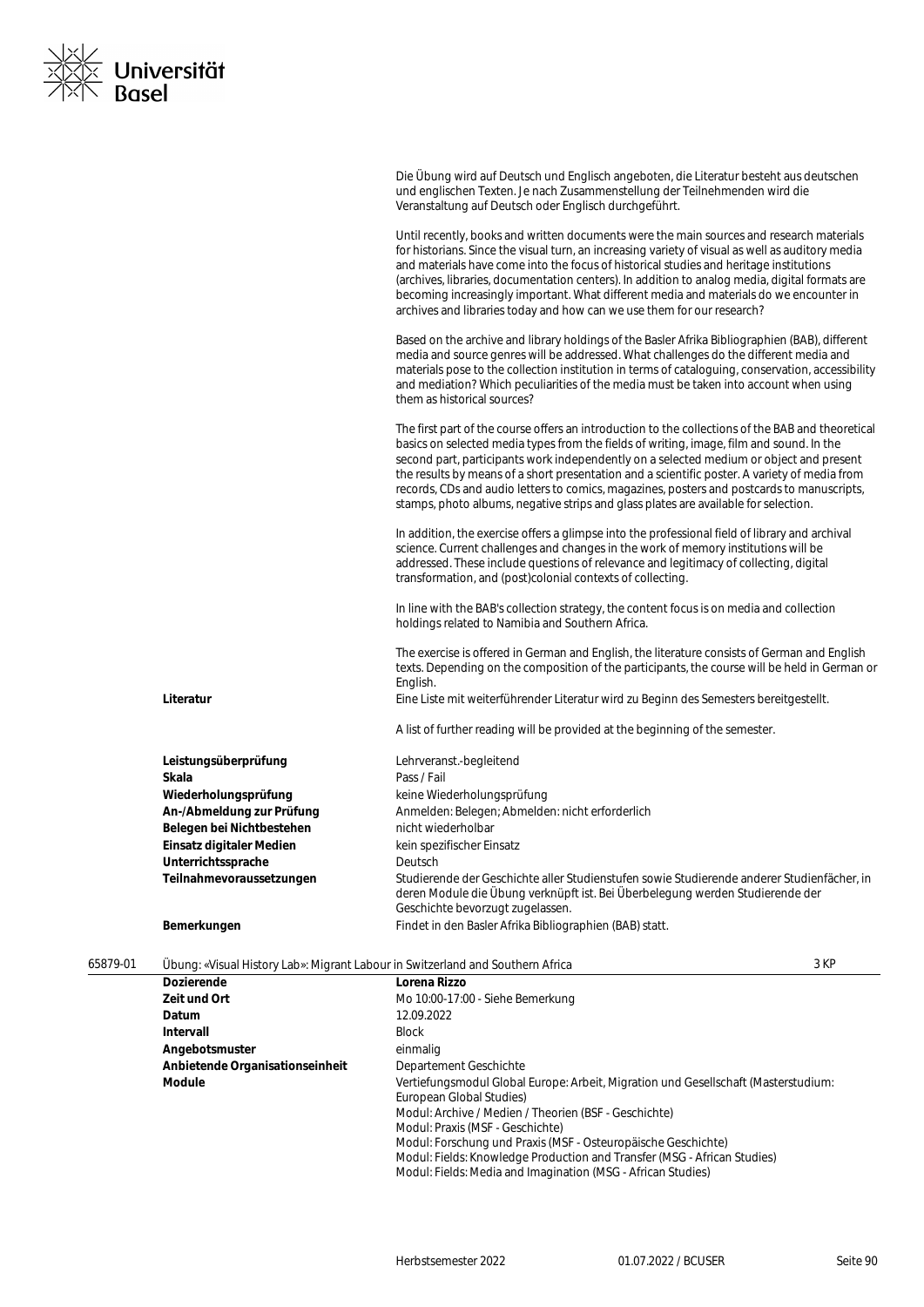Die Übung wird auf Deutsch und Englisch angeboten, die Literatur besteht aus deutschen und englischen Texten. Je nach Zusammenstellung der Teilnehmenden wird die Veranstaltung auf Deutsch oder Englisch durchgeführt.

Until recently, books and written documents were the main sources and research materials for historians. Since the visual turn, an increasing variety of visual as well as auditory media and materials have come into the focus of historical studies and heritage institutions (archives, libraries, documentation centers). In addition to analog media, digital formats are becoming increasingly important. What different media and materials do we encounter in archives and libraries today and how can we use them for our research?

Based on the archive and library holdings of the Basler Afrika Bibliographien (BAB), different media and source genres will be addressed. What challenges do the different media and materials pose to the collection institution in terms of cataloguing, conservation, accessibility and mediation? Which peculiarities of the media must be taken into account when using them as historical sources?

The first part of the course offers an introduction to the collections of the BAB and theoretical basics on selected media types from the fields of writing, image, film and sound. In the second part, participants work independently on a selected medium or object and present the results by means of a short presentation and a scientific poster. A variety of media from records, CDs and audio letters to comics, magazines, posters and postcards to manuscripts, stamps, photo albums, negative strips and glass plates are available for selection.

In addition, the exercise offers a glimpse into the professional field of library and archival science. Current challenges and changes in the work of memory institutions will be addressed. These include questions of relevance and legitimacy of collecting, digital transformation, and (post)colonial contexts of collecting.

In line with the BAB's collection strategy, the content focus is on media and collection holdings related to Namibia and Southern Africa.

The exercise is offered in German and English, the literature consists of German and English texts. Depending on the composition of the participants, the course will be held in German or English.

| | |
|---|---|
| **Literatur** | Eine Liste mit weiterführender Literatur wird zu Beginn des Semesters bereitgestellt.<br><br>A list of further reading will be provided at the beginning of the semester. |
| **Leistungsüberprüfung** | Lehrveranst.-begleitend |
| **Skala** | Pass / Fail |
| **Wiederholungsprüfung** | keine Wiederholungsprüfung |
| **An-/Abmeldung zur Prüfung** | Anmelden: Belegen; Abmelden: nicht erforderlich |
| **Belegen bei Nichtbestehen** | nicht wiederholbar |
| **Einsatz digitaler Medien** | kein spezifischer Einsatz |
| **Unterrichtssprache** | Deutsch |
| **Teilnahmevoraussetzungen** | Studierende der Geschichte aller Studienstufen sowie Studierende anderer Studienfächer, in deren Module die Übung verknüpft ist. Bei Überbelegung werden Studierende der Geschichte bevorzugt zugelassen. |
| **Bemerkungen** | Findet in den Basler Afrika Bibliographien (BAB) statt. |

## 65879-01 Übung: «Visual History Lab»: Migrant Labour in Switzerland and Southern Africa — 3 KP

| | |
|---|---|
| **Dozierende** | **Lorena Rizzo** |
| **Zeit und Ort** | Mo 10:00-17:00 - Siehe Bemerkung |
| **Datum** | 12.09.2022 |
| **Intervall** | Block |
| **Angebotsmuster** | einmalig |
| **Anbietende Organisationseinheit** | Departement Geschichte |
| **Module** | Vertiefungsmodul Global Europe: Arbeit, Migration und Gesellschaft (Masterstudium: European Global Studies)<br>Modul: Archive / Medien / Theorien (BSF - Geschichte)<br>Modul: Praxis (MSF - Geschichte)<br>Modul: Forschung und Praxis (MSF - Osteuropäische Geschichte)<br>Modul: Fields: Knowledge Production and Transfer (MSG - African Studies)<br>Modul: Fields: Media and Imagination (MSG - African Studies) |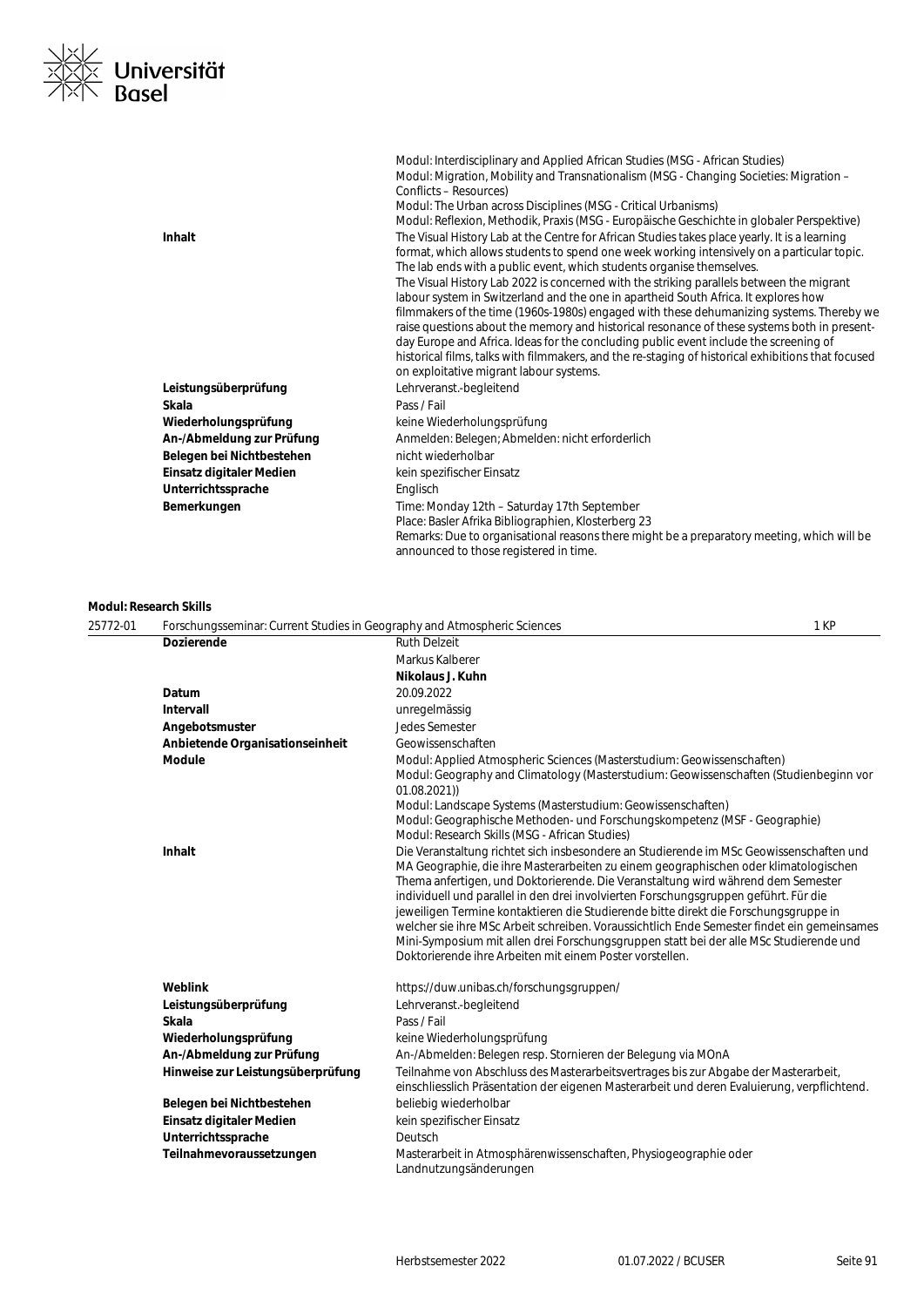| | |
|---|---|
| | Modul: Interdisciplinary and Applied African Studies (MSG - African Studies)<br>Modul: Migration, Mobility and Transnationalism (MSG - Changing Societies: Migration – Conflicts – Resources)<br>Modul: The Urban across Disciplines (MSG - Critical Urbanisms)<br>Modul: Reflexion, Methodik, Praxis (MSG - Europäische Geschichte in globaler Perspektive) |
| **Inhalt** | The Visual History Lab at the Centre for African Studies takes place yearly. It is a learning format, which allows students to spend one week working intensively on a particular topic. The lab ends with a public event, which students organise themselves.<br>The Visual History Lab 2022 is concerned with the striking parallels between the migrant labour system in Switzerland and the one in apartheid South Africa. It explores how filmmakers of the time (1960s-1980s) engaged with these dehumanizing systems. Thereby we raise questions about the memory and historical resonance of these systems both in present-day Europe and Africa. Ideas for the concluding public event include the screening of historical films, talks with filmmakers, and the re-staging of historical exhibitions that focused on exploitative migrant labour systems. |
| **Leistungsüberprüfung** | Lehrveranst.-begleitend |
| **Skala** | Pass / Fail |
| **Wiederholungsprüfung** | keine Wiederholungsprüfung |
| **An-/Abmeldung zur Prüfung** | Anmelden: Belegen; Abmelden: nicht erforderlich |
| **Belegen bei Nichtbestehen** | nicht wiederholbar |
| **Einsatz digitaler Medien** | kein spezifischer Einsatz |
| **Unterrichtssprache** | Englisch |
| **Bemerkungen** | Time: Monday 12th – Saturday 17th September<br>Place: Basler Afrika Bibliographien, Klosterberg 23<br>Remarks: Due to organisational reasons there might be a preparatory meeting, which will be announced to those registered in time. |

**Modul: Research Skills**

**25772-01** Forschungsseminar: Current Studies in Geography and Atmospheric Sciences — 1 KP

| | |
|---|---|
| **Dozierende** | Ruth Delzeit<br>Markus Kalberer<br>**Nikolaus J. Kuhn** |
| **Datum** | 20.09.2022 |
| **Intervall** | unregelmässig |
| **Angebotsmuster** | Jedes Semester |
| **Anbietende Organisationseinheit** | Geowissenschaften |
| **Module** | Modul: Applied Atmospheric Sciences (Masterstudium: Geowissenschaften)<br>Modul: Geography and Climatology (Masterstudium: Geowissenschaften (Studienbeginn vor 01.08.2021))<br>Modul: Landscape Systems (Masterstudium: Geowissenschaften)<br>Modul: Geographische Methoden- und Forschungskompetenz (MSF - Geographie)<br>Modul: Research Skills (MSG - African Studies) |
| **Inhalt** | Die Veranstaltung richtet sich insbesondere an Studierende im MSc Geowissenschaften und MA Geographie, die ihre Masterarbeiten zu einem geographischen oder klimatologischen Thema anfertigen, und Doktorierende. Die Veranstaltung wird während dem Semester individuell und parallel in den drei involvierten Forschungsgruppen geführt. Für die jeweiligen Termine kontaktieren die Studierende bitte direkt die Forschungsgruppe in welcher sie ihre MSc Arbeit schreiben. Voraussichtlich Ende Semester findet ein gemeinsames Mini-Symposium mit allen drei Forschungsgruppen statt bei der alle MSc Studierende und Doktorierende ihre Arbeiten mit einem Poster vorstellen. |
| **Weblink** | https://duw.unibas.ch/forschungsgruppen/ |
| **Leistungsüberprüfung** | Lehrveranst.-begleitend |
| **Skala** | Pass / Fail |
| **Wiederholungsprüfung** | keine Wiederholungsprüfung |
| **An-/Abmeldung zur Prüfung** | An-/Abmelden: Belegen resp. Stornieren der Belegung via MOnA |
| **Hinweise zur Leistungsüberprüfung** | Teilnahme von Abschluss des Masterarbeitsvertrages bis zur Abgabe der Masterarbeit, einschliesslich Präsentation der eigenen Masterarbeit und deren Evaluierung, verpflichtend. |
| **Belegen bei Nichtbestehen** | beliebig wiederholbar |
| **Einsatz digitaler Medien** | kein spezifischer Einsatz |
| **Unterrichtssprache** | Deutsch |
| **Teilnahmevoraussetzungen** | Masterarbeit in Atmosphärenwissenschaften, Physiogeographie oder Landnutzungsänderungen |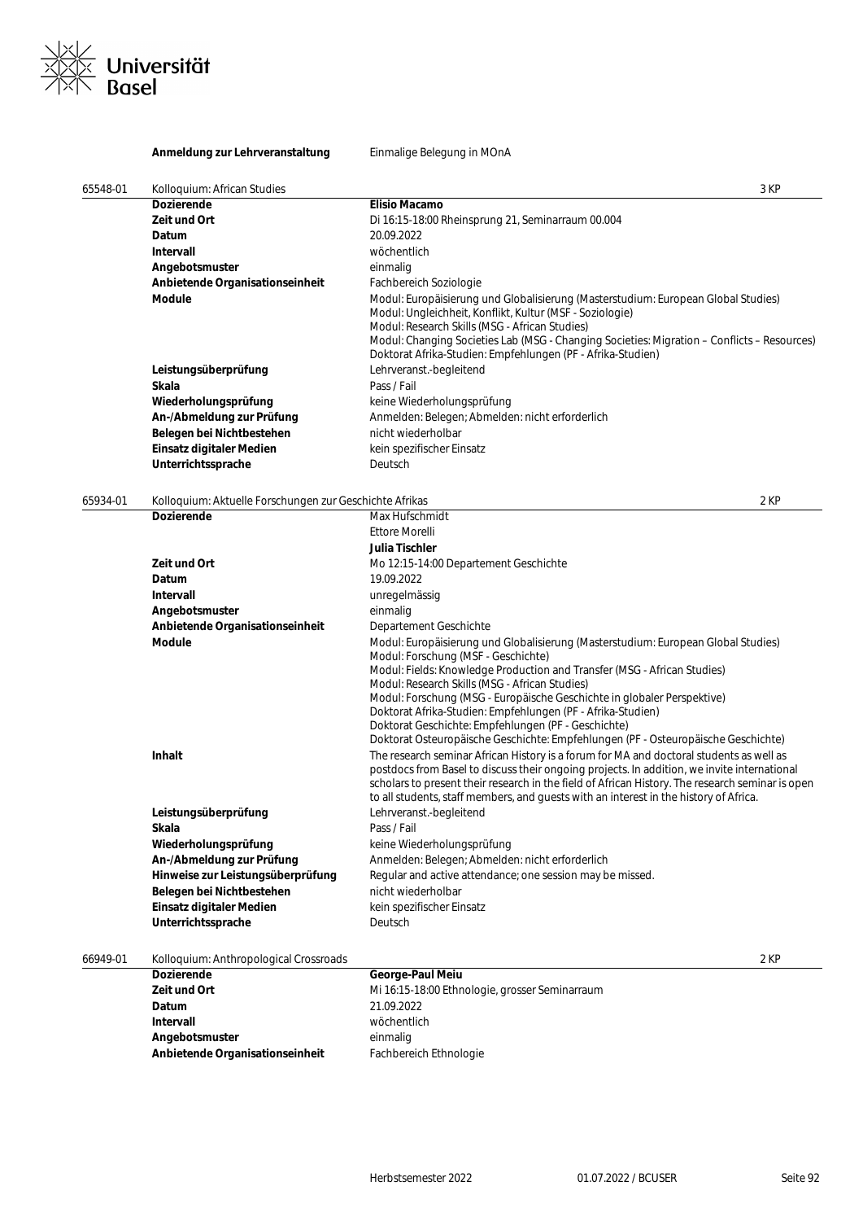| | | |
|---|---|---|
| **Anmeldung zur Lehrveranstaltung** | Einmalige Belegung in MOnA | |

**65548-01 Kolloquium: African Studies** — 3 KP

| | |
|---|---|
| **Dozierende** | **Elisio Macamo** |
| **Zeit und Ort** | Di 16:15-18:00 Rheinsprung 21, Seminarraum 00.004 |
| **Datum** | 20.09.2022 |
| **Intervall** | wöchentlich |
| **Angebotsmuster** | einmalig |
| **Anbietende Organisationseinheit** | Fachbereich Soziologie |
| **Module** | Modul: Europäisierung und Globalisierung (Masterstudium: European Global Studies)<br>Modul: Ungleichheit, Konflikt, Kultur (MSF - Soziologie)<br>Modul: Research Skills (MSG - African Studies)<br>Modul: Changing Societies Lab (MSG - Changing Societies: Migration – Conflicts – Resources)<br>Doktorat Afrika-Studien: Empfehlungen (PF - Afrika-Studien) |
| **Leistungsüberprüfung** | Lehrveranst.-begleitend |
| **Skala** | Pass / Fail |
| **Wiederholungsprüfung** | keine Wiederholungsprüfung |
| **An-/Abmeldung zur Prüfung** | Anmelden: Belegen; Abmelden: nicht erforderlich |
| **Belegen bei Nichtbestehen** | nicht wiederholbar |
| **Einsatz digitaler Medien** | kein spezifischer Einsatz |
| **Unterrichtssprache** | Deutsch |

**65934-01 Kolloquium: Aktuelle Forschungen zur Geschichte Afrikas** — 2 KP

| | |
|---|---|
| **Dozierende** | Max Hufschmidt<br>Ettore Morelli<br>**Julia Tischler** |
| **Zeit und Ort** | Mo 12:15-14:00 Departement Geschichte |
| **Datum** | 19.09.2022 |
| **Intervall** | unregelmässig |
| **Angebotsmuster** | einmalig |
| **Anbietende Organisationseinheit** | Departement Geschichte |
| **Module** | Modul: Europäisierung und Globalisierung (Masterstudium: European Global Studies)<br>Modul: Forschung (MSF - Geschichte)<br>Modul: Fields: Knowledge Production and Transfer (MSG - African Studies)<br>Modul: Research Skills (MSG - African Studies)<br>Modul: Forschung (MSG - Europäische Geschichte in globaler Perspektive)<br>Doktorat Afrika-Studien: Empfehlungen (PF - Afrika-Studien)<br>Doktorat Geschichte: Empfehlungen (PF - Geschichte)<br>Doktorat Osteuropäische Geschichte: Empfehlungen (PF - Osteuropäische Geschichte) |
| **Inhalt** | The research seminar African History is a forum for MA and doctoral students as well as postdocs from Basel to discuss their ongoing projects. In addition, we invite international scholars to present their research in the field of African History. The research seminar is open to all students, staff members, and guests with an interest in the history of Africa. |
| **Leistungsüberprüfung** | Lehrveranst.-begleitend |
| **Skala** | Pass / Fail |
| **Wiederholungsprüfung** | keine Wiederholungsprüfung |
| **An-/Abmeldung zur Prüfung** | Anmelden: Belegen; Abmelden: nicht erforderlich |
| **Hinweise zur Leistungsüberprüfung** | Regular and active attendance; one session may be missed. |
| **Belegen bei Nichtbestehen** | nicht wiederholbar |
| **Einsatz digitaler Medien** | kein spezifischer Einsatz |
| **Unterrichtssprache** | Deutsch |

**66949-01 Kolloquium: Anthropological Crossroads** — 2 KP

| | |
|---|---|
| **Dozierende** | **George-Paul Meiu** |
| **Zeit und Ort** | Mi 16:15-18:00 Ethnologie, grosser Seminarraum |
| **Datum** | 21.09.2022 |
| **Intervall** | wöchentlich |
| **Angebotsmuster** | einmalig |
| **Anbietende Organisationseinheit** | Fachbereich Ethnologie |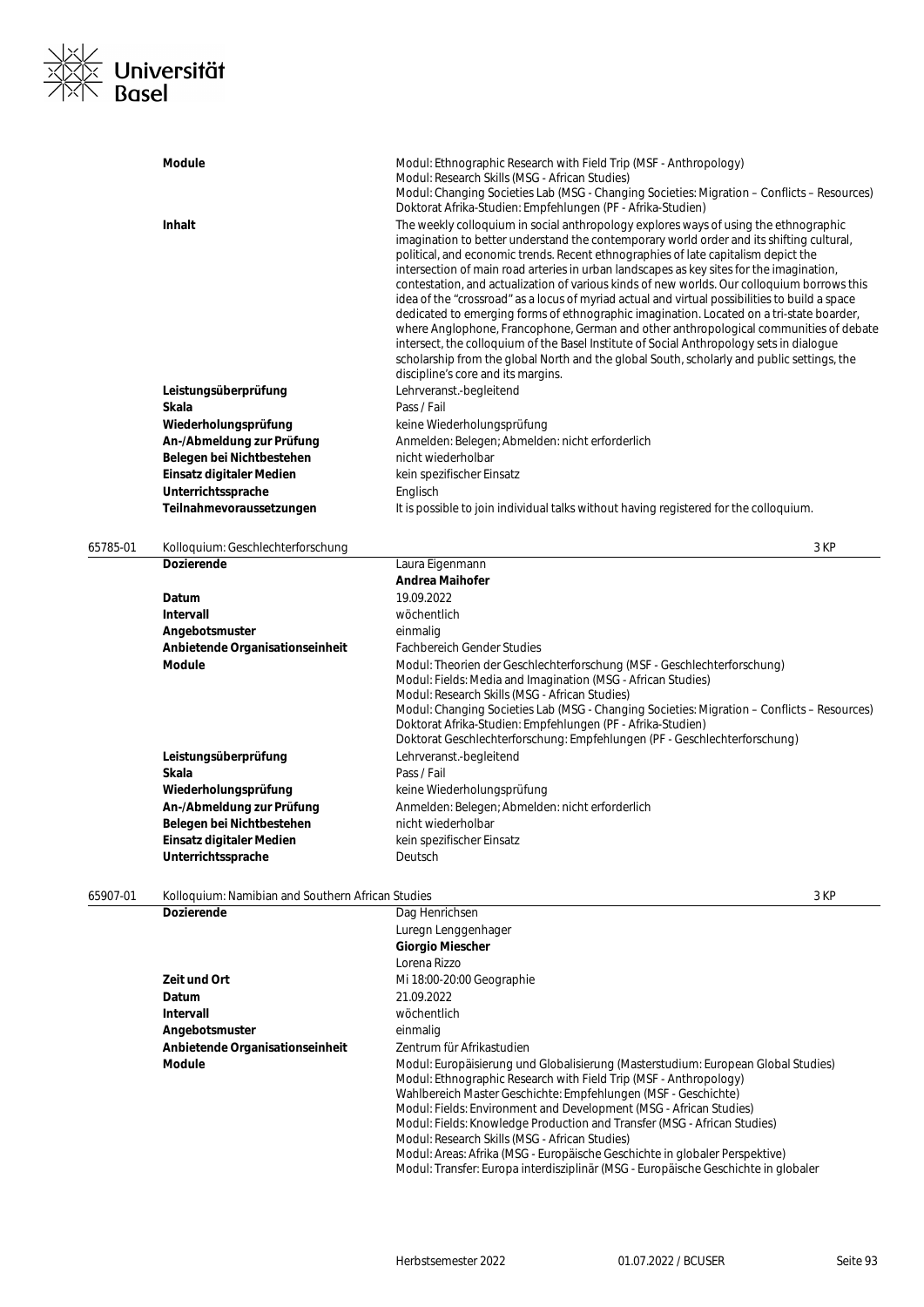| | |
|---|---|
| **Module** | Modul: Ethnographic Research with Field Trip (MSF - Anthropology)<br>Modul: Research Skills (MSG - African Studies)<br>Modul: Changing Societies Lab (MSG - Changing Societies: Migration – Conflicts – Resources)<br>Doktorat Afrika-Studien: Empfehlungen (PF - Afrika-Studien) |
| **Inhalt** | The weekly colloquium in social anthropology explores ways of using the ethnographic imagination to better understand the contemporary world order and its shifting cultural, political, and economic trends. Recent ethnographies of late capitalism depict the intersection of main road arteries in urban landscapes as key sites for the imagination, contestation, and actualization of various kinds of new worlds. Our colloquium borrows this idea of the "crossroad" as a locus of myriad actual and virtual possibilities to build a space dedicated to emerging forms of ethnographic imagination. Located on a tri-state boarder, where Anglophone, Francophone, German and other anthropological communities of debate intersect, the colloquium of the Basel Institute of Social Anthropology sets in dialogue scholarship from the global North and the global South, scholarly and public settings, the discipline's core and its margins. |
| **Leistungsüberprüfung** | Lehrveranst.-begleitend |
| **Skala** | Pass / Fail |
| **Wiederholungsprüfung** | keine Wiederholungsprüfung |
| **An-/Abmeldung zur Prüfung** | Anmelden: Belegen; Abmelden: nicht erforderlich |
| **Belegen bei Nichtbestehen** | nicht wiederholbar |
| **Einsatz digitaler Medien** | kein spezifischer Einsatz |
| **Unterrichtssprache** | Englisch |
| **Teilnahmevoraussetzungen** | It is possible to join individual talks without having registered for the colloquium. |

## 65785-01 Kolloquium: Geschlechterforschung — 3 KP

| | |
|---|---|
| **Dozierende** | Laura Eigenmann<br>**Andrea Maihofer** |
| **Datum** | 19.09.2022 |
| **Intervall** | wöchentlich |
| **Angebotsmuster** | einmalig |
| **Anbietende Organisationseinheit** | Fachbereich Gender Studies |
| **Module** | Modul: Theorien der Geschlechterforschung (MSF - Geschlechterforschung)<br>Modul: Fields: Media and Imagination (MSG - African Studies)<br>Modul: Research Skills (MSG - African Studies)<br>Modul: Changing Societies Lab (MSG - Changing Societies: Migration – Conflicts – Resources)<br>Doktorat Afrika-Studien: Empfehlungen (PF - Afrika-Studien)<br>Doktorat Geschlechterforschung: Empfehlungen (PF - Geschlechterforschung) |
| **Leistungsüberprüfung** | Lehrveranst.-begleitend |
| **Skala** | Pass / Fail |
| **Wiederholungsprüfung** | keine Wiederholungsprüfung |
| **An-/Abmeldung zur Prüfung** | Anmelden: Belegen; Abmelden: nicht erforderlich |
| **Belegen bei Nichtbestehen** | nicht wiederholbar |
| **Einsatz digitaler Medien** | kein spezifischer Einsatz |
| **Unterrichtssprache** | Deutsch |

## 65907-01 Kolloquium: Namibian and Southern African Studies — 3 KP

| | |
|---|---|
| **Dozierende** | Dag Henrichsen<br>Luregn Lenggenhager<br>**Giorgio Miescher**<br>Lorena Rizzo |
| **Zeit und Ort** | Mi 18:00-20:00 Geographie |
| **Datum** | 21.09.2022 |
| **Intervall** | wöchentlich |
| **Angebotsmuster** | einmalig |
| **Anbietende Organisationseinheit** | Zentrum für Afrikastudien |
| **Module** | Modul: Europäisierung und Globalisierung (Masterstudium: European Global Studies)<br>Modul: Ethnographic Research with Field Trip (MSF - Anthropology)<br>Wahlbereich Master Geschichte: Empfehlungen (MSF - Geschichte)<br>Modul: Fields: Environment and Development (MSG - African Studies)<br>Modul: Fields: Knowledge Production and Transfer (MSG - African Studies)<br>Modul: Research Skills (MSG - African Studies)<br>Modul: Areas: Afrika (MSG - Europäische Geschichte in globaler Perspektive)<br>Modul: Transfer: Europa interdisziplinär (MSG - Europäische Geschichte in globaler |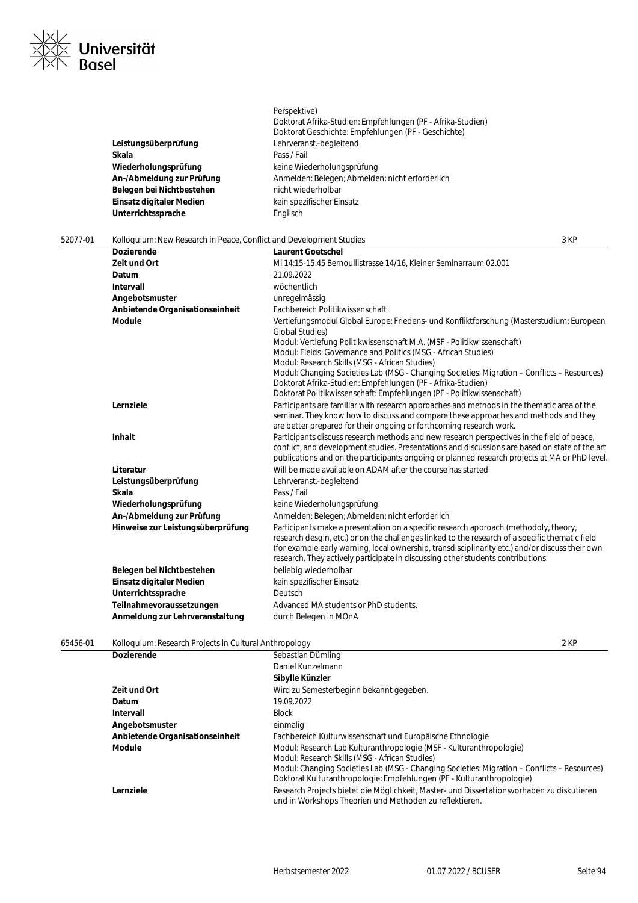| | |
|---|---|
| | Perspektive) |
| | Doktorat Afrika-Studien: Empfehlungen (PF - Afrika-Studien) |
| | Doktorat Geschichte: Empfehlungen (PF - Geschichte) |
| **Leistungsüberprüfung** | Lehrveranst.-begleitend |
| **Skala** | Pass / Fail |
| **Wiederholungsprüfung** | keine Wiederholungsprüfung |
| **An-/Abmeldung zur Prüfung** | Anmelden: Belegen; Abmelden: nicht erforderlich |
| **Belegen bei Nichtbestehen** | nicht wiederholbar |
| **Einsatz digitaler Medien** | kein spezifischer Einsatz |
| **Unterrichtssprache** | Englisch |

## 52077-01 Kolloquium: New Research in Peace, Conflict and Development Studies — 3 KP

| | |
|---|---|
| **Dozierende** | **Laurent Goetschel** |
| **Zeit und Ort** | Mi 14:15-15:45 Bernoullistrasse 14/16, Kleiner Seminarraum 02.001 |
| **Datum** | 21.09.2022 |
| **Intervall** | wöchentlich |
| **Angebotsmuster** | unregelmässig |
| **Anbietende Organisationseinheit** | Fachbereich Politikwissenschaft |
| **Module** | Vertiefungsmodul Global Europe: Friedens- und Konfliktforschung (Masterstudium: European Global Studies)<br>Modul: Vertiefung Politikwissenschaft M.A. (MSF - Politikwissenschaft)<br>Modul: Fields: Governance and Politics (MSG - African Studies)<br>Modul: Research Skills (MSG - African Studies)<br>Modul: Changing Societies Lab (MSG - Changing Societies: Migration – Conflicts – Resources)<br>Doktorat Afrika-Studien: Empfehlungen (PF - Afrika-Studien)<br>Doktorat Politikwissenschaft: Empfehlungen (PF - Politikwissenschaft) |
| **Lernziele** | Participants are familiar with research approaches and methods in the thematic area of the seminar. They know how to discuss and compare these approaches and methods and they are better prepared for their ongoing or forthcoming research work. |
| **Inhalt** | Participants discuss research methods and new research perspectives in the field of peace, conflict, and development studies. Presentations and discussions are based on state of the art publications and on the participants ongoing or planned research projects at MA or PhD level. |
| **Literatur** | Will be made available on ADAM after the course has started |
| **Leistungsüberprüfung** | Lehrveranst.-begleitend |
| **Skala** | Pass / Fail |
| **Wiederholungsprüfung** | keine Wiederholungsprüfung |
| **An-/Abmeldung zur Prüfung** | Anmelden: Belegen; Abmelden: nicht erforderlich |
| **Hinweise zur Leistungsüberprüfung** | Participants make a presentation on a specific research approach (methodoly, theory, research desgin, etc.) or on the challenges linked to the research of a specific thematic field (for example early warning, local ownership, transdisciplinarity etc.) and/or discuss their own research. They actively participate in discussing other students contributions. |
| **Belegen bei Nichtbestehen** | beliebig wiederholbar |
| **Einsatz digitaler Medien** | kein spezifischer Einsatz |
| **Unterrichtssprache** | Deutsch |
| **Teilnahmevoraussetzungen** | Advanced MA students or PhD students. |
| **Anmeldung zur Lehrveranstaltung** | durch Belegen in MOnA |

## 65456-01 Kolloquium: Research Projects in Cultural Anthropology — 2 KP

| | |
|---|---|
| **Dozierende** | Sebastian Dümling<br>Daniel Kunzelmann<br>**Sibylle Künzler** |
| **Zeit und Ort** | Wird zu Semesterbeginn bekannt gegeben. |
| **Datum** | 19.09.2022 |
| **Intervall** | Block |
| **Angebotsmuster** | einmalig |
| **Anbietende Organisationseinheit** | Fachbereich Kulturwissenschaft und Europäische Ethnologie |
| **Module** | Modul: Research Lab Kulturanthropologie (MSF - Kulturanthropologie)<br>Modul: Research Skills (MSG - African Studies)<br>Modul: Changing Societies Lab (MSG - Changing Societies: Migration – Conflicts – Resources)<br>Doktorat Kulturanthropologie: Empfehlungen (PF - Kulturanthropologie) |
| **Lernziele** | Research Projects bietet die Möglichkeit, Master- und Dissertationsvorhaben zu diskutieren und in Workshops Theorien und Methoden zu reflektieren. |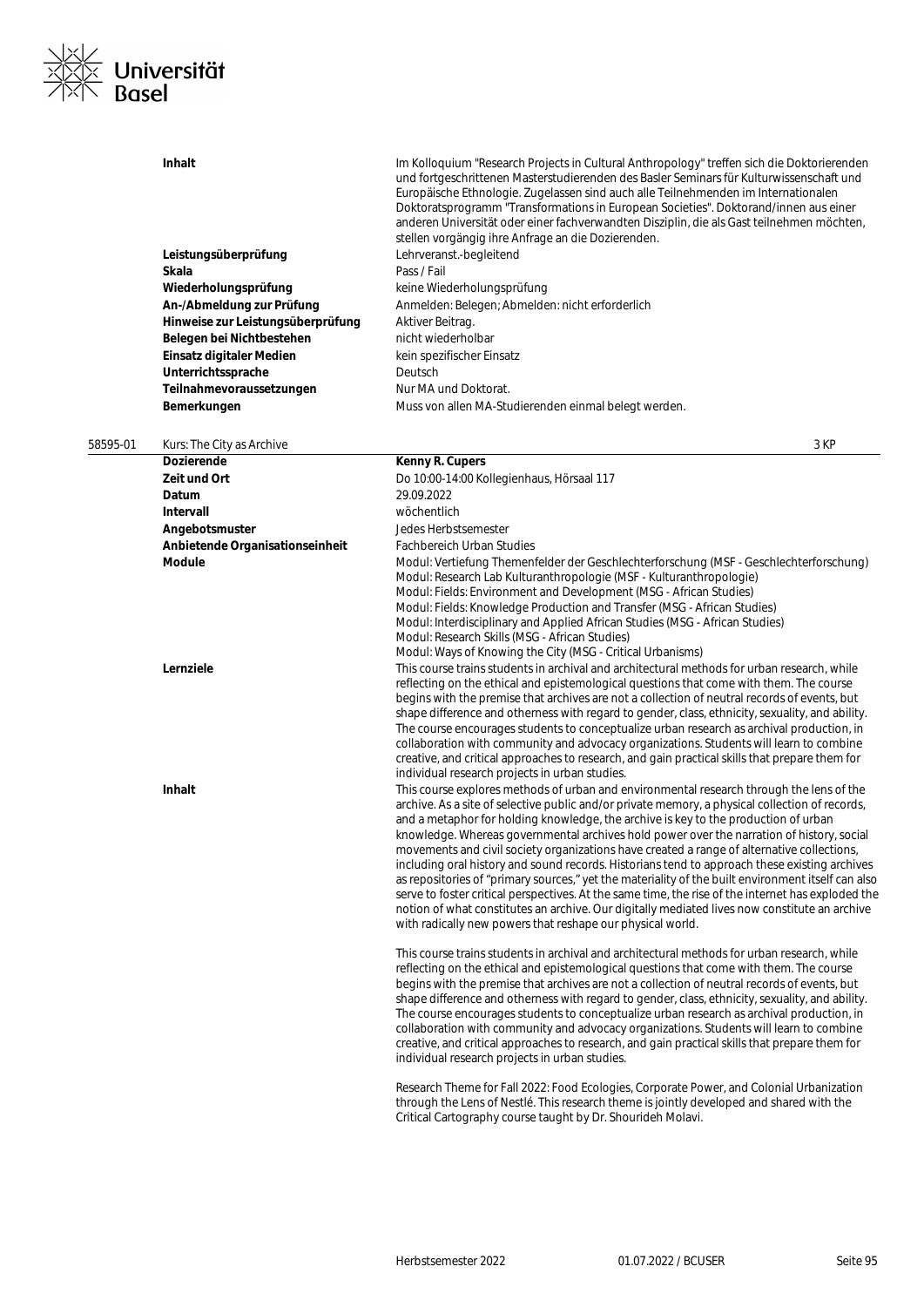| | |
|---|---|
| **Inhalt** | Im Kolloquium "Research Projects in Cultural Anthropology" treffen sich die Doktorierenden und fortgeschrittenen Masterstudierenden des Basler Seminars für Kulturwissenschaft und Europäische Ethnologie. Zugelassen sind auch alle Teilnehmenden im Internationalen Doktoratsprogramm "Transformations in European Societies". Doktorand/innen aus einer anderen Universität oder einer fachverwandten Disziplin, die als Gast teilnehmen möchten, stellen vorgängig ihre Anfrage an die Dozierenden. |
| **Leistungsüberprüfung** | Lehrveranst.-begleitend |
| **Skala** | Pass / Fail |
| **Wiederholungsprüfung** | keine Wiederholungsprüfung |
| **An-/Abmeldung zur Prüfung** | Anmelden: Belegen; Abmelden: nicht erforderlich |
| **Hinweise zur Leistungsüberprüfung** | Aktiver Beitrag. |
| **Belegen bei Nichtbestehen** | nicht wiederholbar |
| **Einsatz digitaler Medien** | kein spezifischer Einsatz |
| **Unterrichtssprache** | Deutsch |
| **Teilnahmevoraussetzungen** | Nur MA und Doktorat. |
| **Bemerkungen** | Muss von allen MA-Studierenden einmal belegt werden. |

## 58595-01 Kurs: The City as Archive — 3 KP

| | |
|---|---|
| **Dozierende** | **Kenny R. Cupers** |
| **Zeit und Ort** | Do 10:00-14:00 Kollegienhaus, Hörsaal 117 |
| **Datum** | 29.09.2022 |
| **Intervall** | wöchentlich |
| **Angebotsmuster** | Jedes Herbstsemester |
| **Anbietende Organisationseinheit** | Fachbereich Urban Studies |
| **Module** | Modul: Vertiefung Themenfelder der Geschlechterforschung (MSF - Geschlechterforschung)<br>Modul: Research Lab Kulturanthropologie (MSF - Kulturanthropologie)<br>Modul: Fields: Environment and Development (MSG - African Studies)<br>Modul: Fields: Knowledge Production and Transfer (MSG - African Studies)<br>Modul: Interdisciplinary and Applied African Studies (MSG - African Studies)<br>Modul: Research Skills (MSG - African Studies)<br>Modul: Ways of Knowing the City (MSG - Critical Urbanisms) |
| **Lernziele** | This course trains students in archival and architectural methods for urban research, while reflecting on the ethical and epistemological questions that come with them. The course begins with the premise that archives are not a collection of neutral records of events, but shape difference and otherness with regard to gender, class, ethnicity, sexuality, and ability. The course encourages students to conceptualize urban research as archival production, in collaboration with community and advocacy organizations. Students will learn to combine creative, and critical approaches to research, and gain practical skills that prepare them for individual research projects in urban studies. |
| **Inhalt** | This course explores methods of urban and environmental research through the lens of the archive. As a site of selective public and/or private memory, a physical collection of records, and a metaphor for holding knowledge, the archive is key to the production of urban knowledge. Whereas governmental archives hold power over the narration of history, social movements and civil society organizations have created a range of alternative collections, including oral history and sound records. Historians tend to approach these existing archives as repositories of "primary sources," yet the materiality of the built environment itself can also serve to foster critical perspectives. At the same time, the rise of the internet has exploded the notion of what constitutes an archive. Our digitally mediated lives now constitute an archive with radically new powers that reshape our physical world.<br><br>This course trains students in archival and architectural methods for urban research, while reflecting on the ethical and epistemological questions that come with them. The course begins with the premise that archives are not a collection of neutral records of events, but shape difference and otherness with regard to gender, class, ethnicity, sexuality, and ability. The course encourages students to conceptualize urban research as archival production, in collaboration with community and advocacy organizations. Students will learn to combine creative, and critical approaches to research, and gain practical skills that prepare them for individual research projects in urban studies.<br><br>Research Theme for Fall 2022: Food Ecologies, Corporate Power, and Colonial Urbanization through the Lens of Nestlé. This research theme is jointly developed and shared with the Critical Cartography course taught by Dr. Shourideh Molavi. |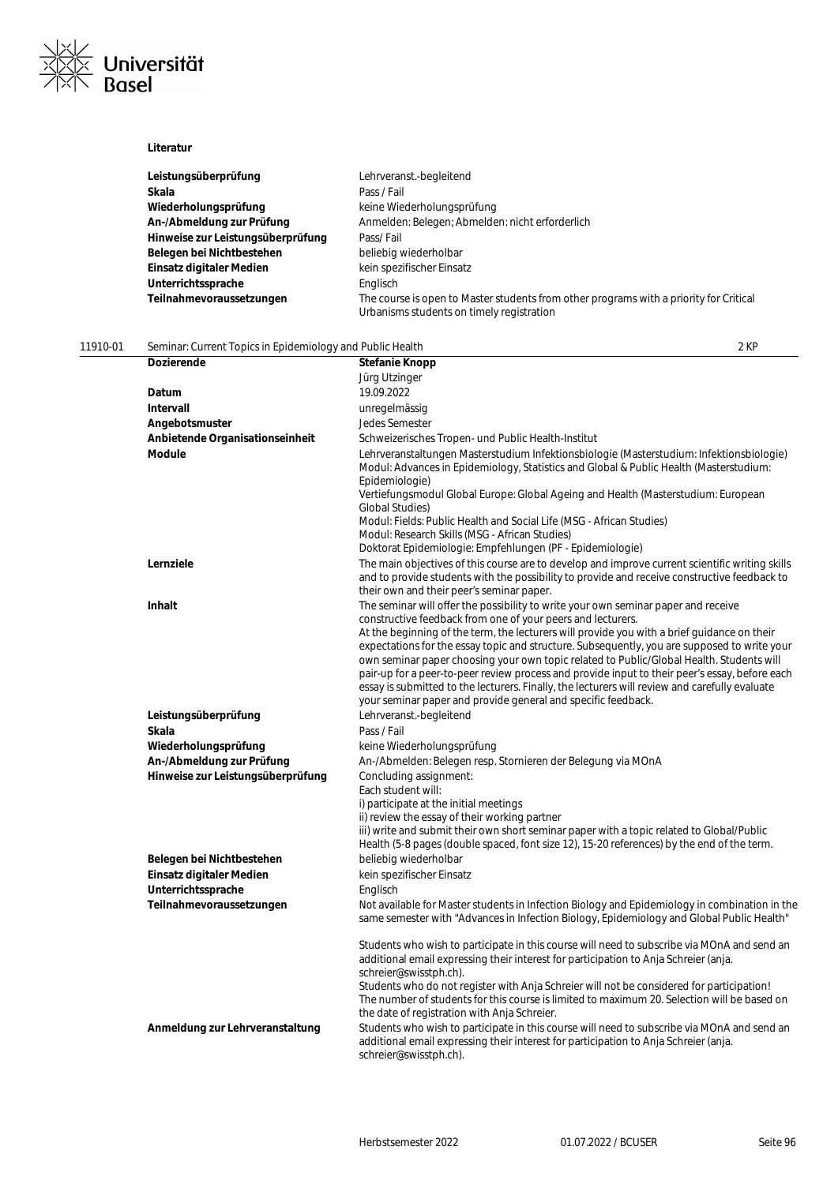**Literatur**

| | |
|---|---|
| **Leistungsüberprüfung** | Lehrveranst.-begleitend |
| **Skala** | Pass / Fail |
| **Wiederholungsprüfung** | keine Wiederholungsprüfung |
| **An-/Abmeldung zur Prüfung** | Anmelden: Belegen; Abmelden: nicht erforderlich |
| **Hinweise zur Leistungsüberprüfung** | Pass/ Fail |
| **Belegen bei Nichtbestehen** | beliebig wiederholbar |
| **Einsatz digitaler Medien** | kein spezifischer Einsatz |
| **Unterrichtssprache** | Englisch |
| **Teilnahmevoraussetzungen** | The course is open to Master students from other programs with a priority for Critical Urbanisms students on timely registration |

## 11910-01 Seminar: Current Topics in Epidemiology and Public Health — 2 KP

| | |
|---|---|
| **Dozierende** | **Stefanie Knopp**<br>Jürg Utzinger |
| **Datum** | 19.09.2022 |
| **Intervall** | unregelmässig |
| **Angebotsmuster** | Jedes Semester |
| **Anbietende Organisationseinheit** | Schweizerisches Tropen- und Public Health-Institut |
| **Module** | Lehrveranstaltungen Masterstudium Infektionsbiologie (Masterstudium: Infektionsbiologie)<br>Modul: Advances in Epidemiology, Statistics and Global & Public Health (Masterstudium: Epidemiologie)<br>Vertiefungsmodul Global Europe: Global Ageing and Health (Masterstudium: European Global Studies)<br>Modul: Fields: Public Health and Social Life (MSG - African Studies)<br>Modul: Research Skills (MSG - African Studies)<br>Doktorat Epidemiologie: Empfehlungen (PF - Epidemiologie) |
| **Lernziele** | The main objectives of this course are to develop and improve current scientific writing skills and to provide students with the possibility to provide and receive constructive feedback to their own and their peer's seminar paper. |
| **Inhalt** | The seminar will offer the possibility to write your own seminar paper and receive constructive feedback from one of your peers and lecturers.<br>At the beginning of the term, the lecturers will provide you with a brief guidance on their expectations for the essay topic and structure. Subsequently, you are supposed to write your own seminar paper choosing your own topic related to Public/Global Health. Students will pair-up for a peer-to-peer review process and provide input to their peer's essay, before each essay is submitted to the lecturers. Finally, the lecturers will review and carefully evaluate your seminar paper and provide general and specific feedback. |
| **Leistungsüberprüfung** | Lehrveranst.-begleitend |
| **Skala** | Pass / Fail |
| **Wiederholungsprüfung** | keine Wiederholungsprüfung |
| **An-/Abmeldung zur Prüfung** | An-/Abmelden: Belegen resp. Stornieren der Belegung via MOnA |
| **Hinweise zur Leistungsüberprüfung** | Concluding assignment:<br>Each student will:<br>i) participate at the initial meetings<br>ii) review the essay of their working partner<br>iii) write and submit their own short seminar paper with a topic related to Global/Public Health (5-8 pages (double spaced, font size 12), 15-20 references) by the end of the term. |
| **Belegen bei Nichtbestehen** | beliebig wiederholbar |
| **Einsatz digitaler Medien** | kein spezifischer Einsatz |
| **Unterrichtssprache** | Englisch |
| **Teilnahmevoraussetzungen** | Not available for Master students in Infection Biology and Epidemiology in combination in the same semester with "Advances in Infection Biology, Epidemiology and Global Public Health"<br><br>Students who wish to participate in this course will need to subscribe via MOnA and send an additional email expressing their interest for participation to Anja Schreier (anja.schreier@swisstph.ch).<br>Students who do not register with Anja Schreier will not be considered for participation!<br>The number of students for this course is limited to maximum 20. Selection will be based on the date of registration with Anja Schreier. |
| **Anmeldung zur Lehrveranstaltung** | Students who wish to participate in this course will need to subscribe via MOnA and send an additional email expressing their interest for participation to Anja Schreier (anja.schreier@swisstph.ch). |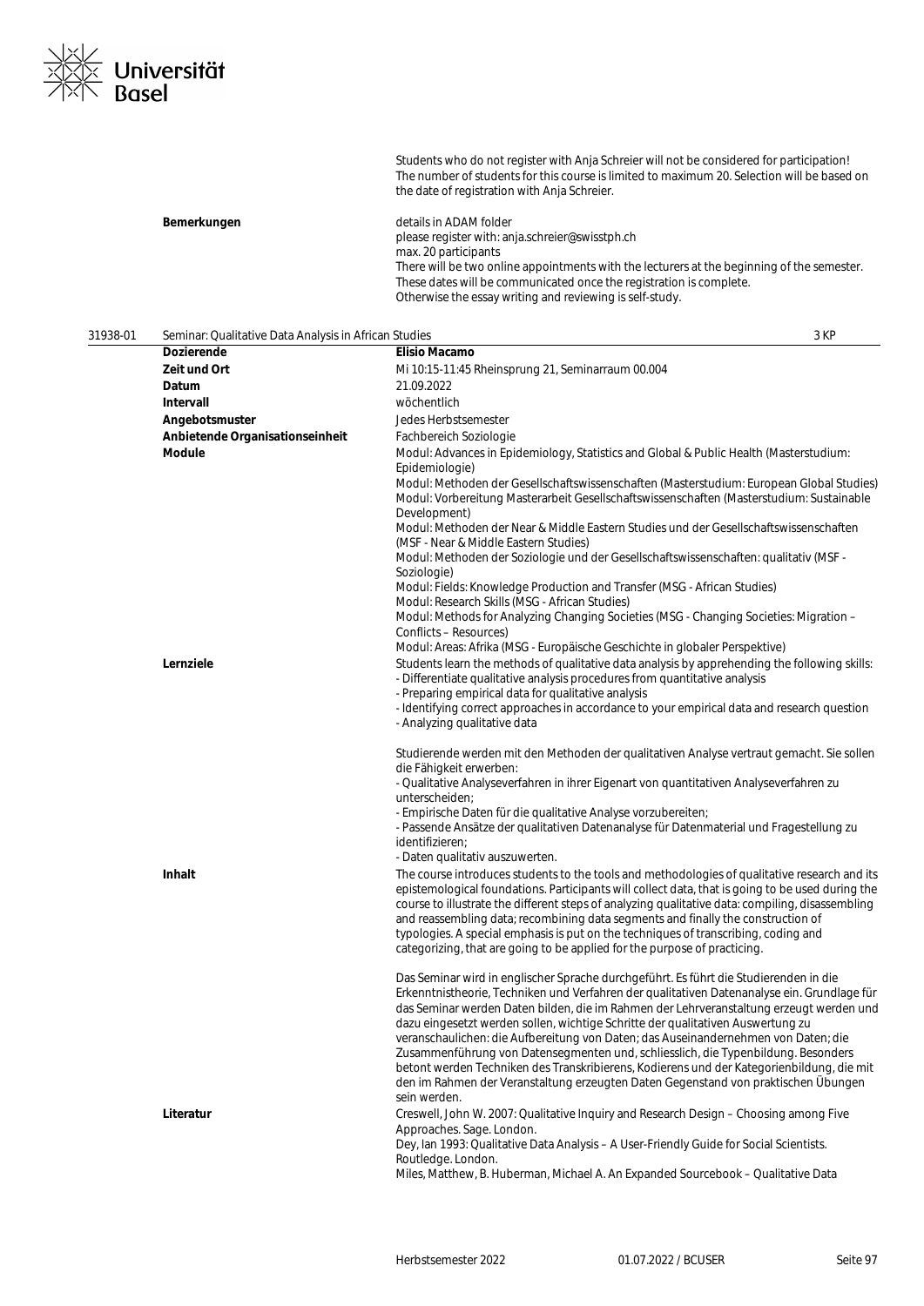Students who do not register with Anja Schreier will not be considered for participation! The number of students for this course is limited to maximum 20. Selection will be based on the date of registration with Anja Schreier.

| | |
|---|---|
| **Bemerkungen** | details in ADAM folder<br>please register with: anja.schreier@swisstph.ch<br>max. 20 participants<br>There will be two online appointments with the lecturers at the beginning of the semester. These dates will be communicated once the registration is complete.<br>Otherwise the essay writing and reviewing is self-study. |

**31938-01 Seminar: Qualitative Data Analysis in African Studies — 3 KP**

| | |
|---|---|
| **Dozierende** | **Elisio Macamo** |
| **Zeit und Ort** | Mi 10:15-11:45 Rheinsprung 21, Seminarraum 00.004 |
| **Datum** | 21.09.2022 |
| **Intervall** | wöchentlich |
| **Angebotsmuster** | Jedes Herbstsemester |
| **Anbietende Organisationseinheit** | Fachbereich Soziologie |
| **Module** | Modul: Advances in Epidemiology, Statistics and Global & Public Health (Masterstudium: Epidemiologie)<br>Modul: Methoden der Gesellschaftswissenschaften (Masterstudium: European Global Studies)<br>Modul: Vorbereitung Masterarbeit Gesellschaftswissenschaften (Masterstudium: Sustainable Development)<br>Modul: Methoden der Near & Middle Eastern Studies und der Gesellschaftswissenschaften (MSF - Near & Middle Eastern Studies)<br>Modul: Methoden der Soziologie und der Gesellschaftswissenschaften: qualitativ (MSF - Soziologie)<br>Modul: Fields: Knowledge Production and Transfer (MSG - African Studies)<br>Modul: Research Skills (MSG - African Studies)<br>Modul: Methods for Analyzing Changing Societies (MSG - Changing Societies: Migration – Conflicts – Resources)<br>Modul: Areas: Afrika (MSG - Europäische Geschichte in globaler Perspektive) |
| **Lernziele** | Students learn the methods of qualitative data analysis by apprehending the following skills:<br>- Differentiate qualitative analysis procedures from quantitative analysis<br>- Preparing empirical data for qualitative analysis<br>- Identifying correct approaches in accordance to your empirical data and research question<br>- Analyzing qualitative data<br><br>Studierende werden mit den Methoden der qualitativen Analyse vertraut gemacht. Sie sollen die Fähigkeit erwerben:<br>- Qualitative Analyseverfahren in ihrer Eigenart von quantitativen Analyseverfahren zu unterscheiden;<br>- Empirische Daten für die qualitative Analyse vorzubereiten;<br>- Passende Ansätze der qualitativen Datenanalyse für Datenmaterial und Fragestellung zu identifizieren;<br>- Daten qualitativ auszuwerten. |
| **Inhalt** | The course introduces students to the tools and methodologies of qualitative research and its epistemological foundations. Participants will collect data, that is going to be used during the course to illustrate the different steps of analyzing qualitative data: compiling, disassembling and reassembling data; recombining data segments and finally the construction of typologies. A special emphasis is put on the techniques of transcribing, coding and categorizing, that are going to be applied for the purpose of practicing.<br><br>Das Seminar wird in englischer Sprache durchgeführt. Es führt die Studierenden in die Erkenntnistheorie, Techniken und Verfahren der qualitativen Datenanalyse ein. Grundlage für das Seminar werden Daten bilden, die im Rahmen der Lehrveranstaltung erzeugt werden und dazu eingesetzt werden sollen, wichtige Schritte der qualitativen Auswertung zu veranschaulichen: die Aufbereitung von Daten; das Auseinandernehmen von Daten; die Zusammenführung von Datensegmenten und, schliesslich, die Typenbildung. Besonders betont werden Techniken des Transkribierens, Kodierens und der Kategorienbildung, die mit den im Rahmen der Veranstaltung erzeugten Daten Gegenstand von praktischen Übungen sein werden. |
| **Literatur** | Creswell, John W. 2007: Qualitative Inquiry and Research Design – Choosing among Five Approaches. Sage. London.<br>Dey, Ian 1993: Qualitative Data Analysis – A User-Friendly Guide for Social Scientists. Routledge. London.<br>Miles, Matthew, B. Huberman, Michael A. An Expanded Sourcebook – Qualitative Data |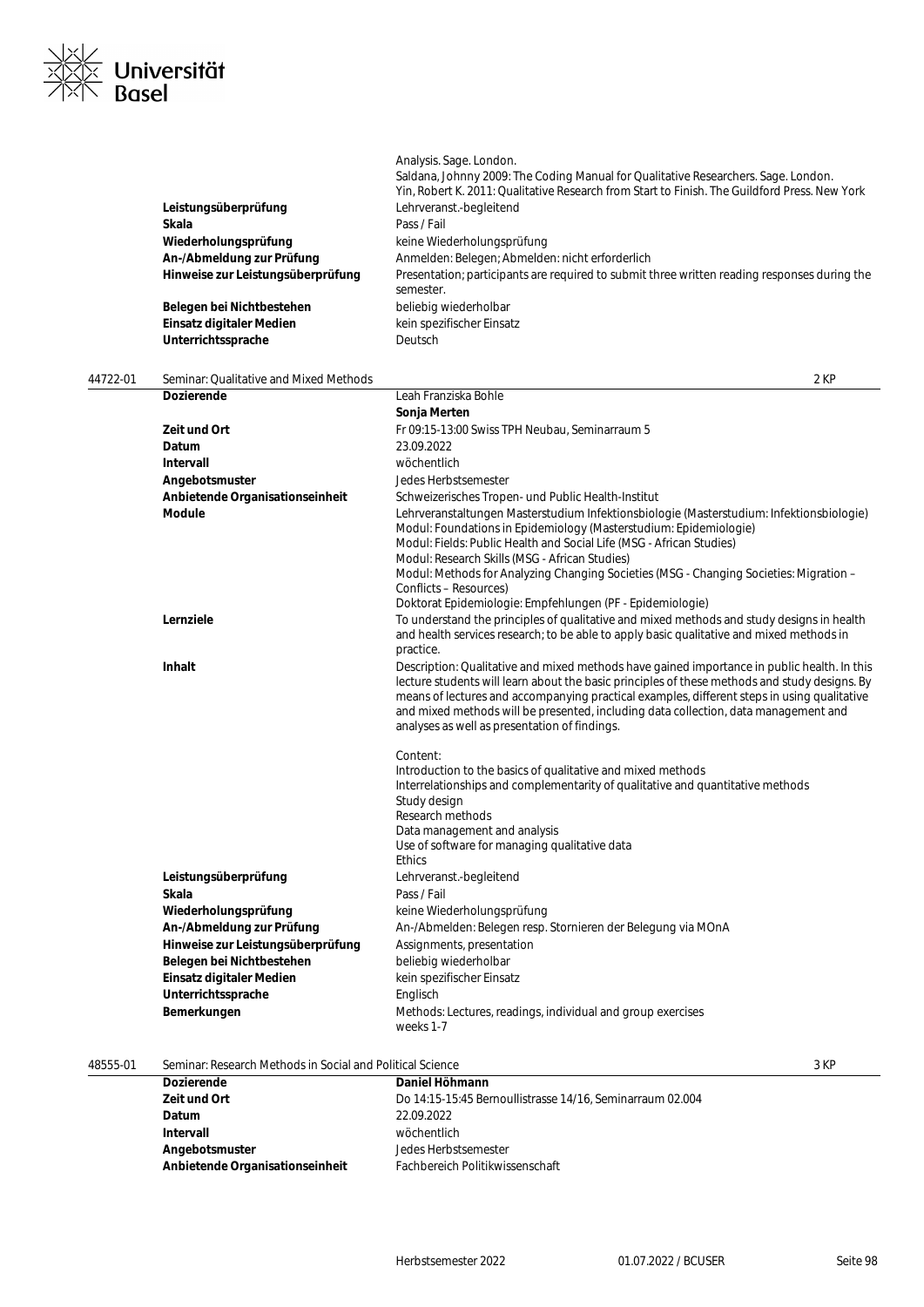Analysis. Sage. London.
Saldana, Johnny 2009: The Coding Manual for Qualitative Researchers. Sage. London.
Yin, Robert K. 2011: Qualitative Research from Start to Finish. The Guildford Press. New York

| | |
|---|---|
| **Leistungsüberprüfung** | Lehrveranst.-begleitend |
| **Skala** | Pass / Fail |
| **Wiederholungsprüfung** | keine Wiederholungsprüfung |
| **An-/Abmeldung zur Prüfung** | Anmelden: Belegen; Abmelden: nicht erforderlich |
| **Hinweise zur Leistungsüberprüfung** | Presentation; participants are required to submit three written reading responses during the semester. |
| **Belegen bei Nichtbestehen** | beliebig wiederholbar |
| **Einsatz digitaler Medien** | kein spezifischer Einsatz |
| **Unterrichtssprache** | Deutsch |

## 44722-01 Seminar: Qualitative and Mixed Methods — 2 KP

| | |
|---|---|
| **Dozierende** | Leah Franziska Bohle<br>**Sonja Merten** |
| **Zeit und Ort** | Fr 09:15-13:00 Swiss TPH Neubau, Seminarraum 5 |
| **Datum** | 23.09.2022 |
| **Intervall** | wöchentlich |
| **Angebotsmuster** | Jedes Herbstsemester |
| **Anbietende Organisationseinheit** | Schweizerisches Tropen- und Public Health-Institut |
| **Module** | Lehrveranstaltungen Masterstudium Infektionsbiologie (Masterstudium: Infektionsbiologie)<br>Modul: Foundations in Epidemiology (Masterstudium: Epidemiologie)<br>Modul: Fields: Public Health and Social Life (MSG - African Studies)<br>Modul: Research Skills (MSG - African Studies)<br>Modul: Methods for Analyzing Changing Societies (MSG - Changing Societies: Migration – Conflicts – Resources)<br>Doktorat Epidemiologie: Empfehlungen (PF - Epidemiologie) |
| **Lernziele** | To understand the principles of qualitative and mixed methods and study designs in health and health services research; to be able to apply basic qualitative and mixed methods in practice. |
| **Inhalt** | Description: Qualitative and mixed methods have gained importance in public health. In this lecture students will learn about the basic principles of these methods and study designs. By means of lectures and accompanying practical examples, different steps in using qualitative and mixed methods will be presented, including data collection, data management and analyses as well as presentation of findings.<br><br>Content:<br>Introduction to the basics of qualitative and mixed methods<br>Interrelationships and complementarity of qualitative and quantitative methods<br>Study design<br>Research methods<br>Data management and analysis<br>Use of software for managing qualitative data<br>Ethics |
| **Leistungsüberprüfung** | Lehrveranst.-begleitend |
| **Skala** | Pass / Fail |
| **Wiederholungsprüfung** | keine Wiederholungsprüfung |
| **An-/Abmeldung zur Prüfung** | An-/Abmelden: Belegen resp. Stornieren der Belegung via MOnA |
| **Hinweise zur Leistungsüberprüfung** | Assignments, presentation |
| **Belegen bei Nichtbestehen** | beliebig wiederholbar |
| **Einsatz digitaler Medien** | kein spezifischer Einsatz |
| **Unterrichtssprache** | Englisch |
| **Bemerkungen** | Methods: Lectures, readings, individual and group exercises<br>weeks 1-7 |

## 48555-01 Seminar: Research Methods in Social and Political Science — 3 KP

| | |
|---|---|
| **Dozierende** | **Daniel Höhmann** |
| **Zeit und Ort** | Do 14:15-15:45 Bernoullistrasse 14/16, Seminarraum 02.004 |
| **Datum** | 22.09.2022 |
| **Intervall** | wöchentlich |
| **Angebotsmuster** | Jedes Herbstsemester |
| **Anbietende Organisationseinheit** | Fachbereich Politikwissenschaft |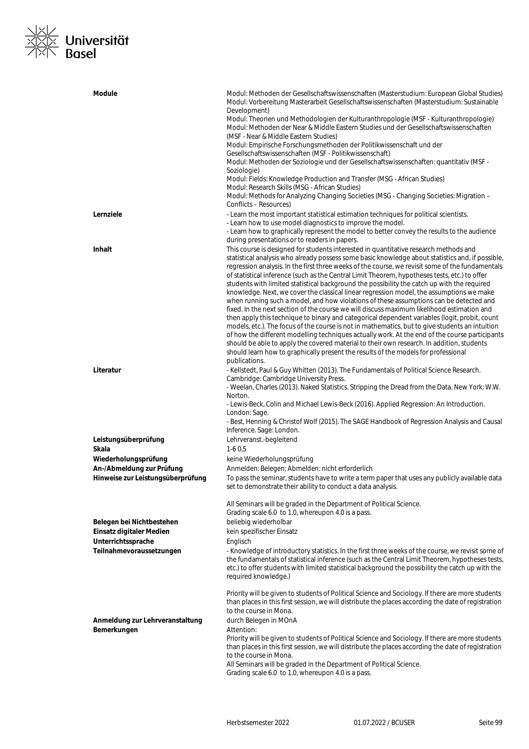| | |
|---|---|
| **Module** | Modul: Methoden der Gesellschaftswissenschaften (Masterstudium: European Global Studies)<br>Modul: Vorbereitung Masterarbeit Gesellschaftswissenschaften (Masterstudium: Sustainable Development)<br>Modul: Theorien und Methodologien der Kulturanthropologie (MSF - Kulturanthropologie)<br>Modul: Methoden der Near & Middle Eastern Studies und der Gesellschaftswissenschaften (MSF - Near & Middle Eastern Studies)<br>Modul: Empirische Forschungsmethoden der Politikwissenschaft und der Gesellschaftswissenschaften (MSF - Politikwissenschaft)<br>Modul: Methoden der Soziologie und der Gesellschaftswissenschaften: quantitativ (MSF - Soziologie)<br>Modul: Fields: Knowledge Production and Transfer (MSG - African Studies)<br>Modul: Research Skills (MSG - African Studies)<br>Modul: Methods for Analyzing Changing Societies (MSG - Changing Societies: Migration – Conflicts – Resources) |
| **Lernziele** | - Learn the most important statistical estimation techniques for political scientists.<br>- Learn how to use model diagnostics to improve the model.<br>- Learn how to graphically represent the model to better convey the results to the audience during presentations or to readers in papers. |
| **Inhalt** | This course is designed for students interested in quantitative research methods and statistical analysis who already possess some basic knowledge about statistics and, if possible, regression analysis. In the first three weeks of the course, we revisit some of the fundamentals of statistical inference (such as the Central Limit Theorem, hypotheses tests, etc.) to offer students with limited statistical background the possibility the catch up with the required knowledge. Next, we cover the classical linear regression model, the assumptions we make when running such a model, and how violations of these assumptions can be detected and fixed. In the next section of the course we will discuss maximum likelihood estimation and then apply this technique to binary and categorical dependent variables (logit, probit, count models, etc.). The focus of the course is not in mathematics, but to give students an intuition of how the different modelling techniques actually work. At the end of the course participants should be able to apply the covered material to their own research. In addition, students should learn how to graphically present the results of the models for professional publications. |
| **Literatur** | - Kellstedt, Paul & Guy Whitten (2013). The Fundamentals of Political Science Research. Cambridge: Cambridge University Press.<br>- Weelan, Charles (2013). Naked Statistics. Stripping the Dread from the Data. New York: W.W. Norton.<br>- Lewis-Beck, Colin and Michael Lewis-Beck (2016). Applied Regression: An Introduction. London: Sage.<br>- Best, Henning & Christof Wolf (2015). The SAGE Handbook of Regression Analysis and Causal Inference. Sage: London. |
| **Leistungsüberprüfung** | Lehrveranst.-begleitend |
| **Skala** | 1-6 0,5 |
| **Wiederholungsprüfung** | keine Wiederholungsprüfung |
| **An-/Abmeldung zur Prüfung** | Anmelden: Belegen; Abmelden: nicht erforderlich |
| **Hinweise zur Leistungsüberprüfung** | To pass the seminar, students have to write a term paper that uses any publicly available data set to demonstrate their ability to conduct a data analysis.<br><br>All Seminars will be graded in the Department of Political Science.<br>Grading scale 6.0 to 1.0, whereupon 4.0 is a pass. |
| **Belegen bei Nichtbestehen** | beliebig wiederholbar |
| **Einsatz digitaler Medien** | kein spezifischer Einsatz |
| **Unterrichtssprache** | Englisch |
| **Teilnahmevoraussetzungen** | - Knowledge of introductory statistics. In the first three weeks of the course, we revisit some of the fundamentals of statistical inference (such as the Central Limit Theorem, hypotheses tests, etc.) to offer students with limited statistical background the possibility the catch up with the required knowledge.)<br><br>Priority will be given to students of Political Science and Sociology. If there are more students than places in this first session, we will distribute the places according the date of registration to the course in Mona. |
| **Anmeldung zur Lehrveranstaltung** | durch Belegen in MOnA |
| **Bemerkungen** | Attention:<br>Priority will be given to students of Political Science and Sociology. If there are more students than places in this first session, we will distribute the places according the date of registration to the course in Mona.<br>All Seminars will be graded in the Department of Political Science.<br>Grading scale 6.0 to 1.0, whereupon 4.0 is a pass. |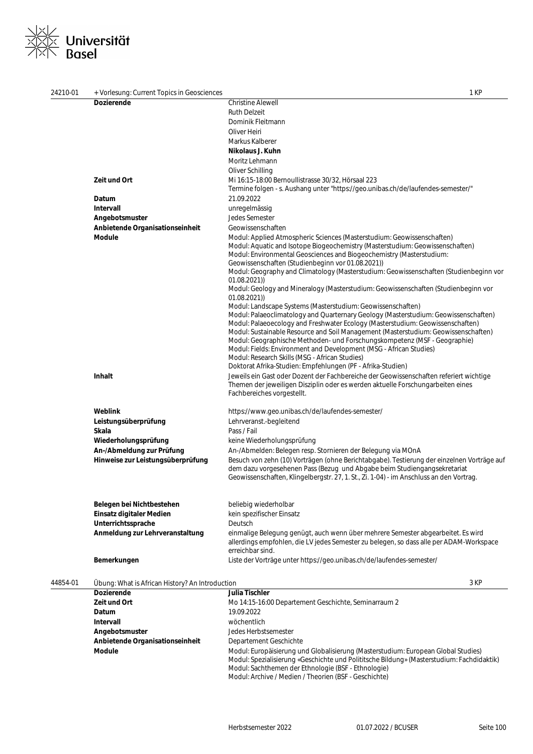## 24210-01 + Vorlesung: Current Topics in Geosciences — 1 KP

| | |
|---|---|
| **Dozierende** | Christine Alewell<br>Ruth Delzeit<br>Dominik Fleitmann<br>Oliver Heiri<br>Markus Kalberer<br>**Nikolaus J. Kuhn**<br>Moritz Lehmann<br>Oliver Schilling |
| **Zeit und Ort** | Mi 16:15-18:00 Bernoullistrasse 30/32, Hörsaal 223<br>Termine folgen - s. Aushang unter "https://geo.unibas.ch/de/laufendes-semester/" |
| **Datum** | 21.09.2022 |
| **Intervall** | unregelmässig |
| **Angebotsmuster** | Jedes Semester |
| **Anbietende Organisationseinheit** | Geowissenschaften |
| **Module** | Modul: Applied Atmospheric Sciences (Masterstudium: Geowissenschaften)<br>Modul: Aquatic and Isotope Biogeochemistry (Masterstudium: Geowissenschaften)<br>Modul: Environmental Geosciences and Biogeochemistry (Masterstudium: Geowissenschaften (Studienbeginn vor 01.08.2021))<br>Modul: Geography and Climatology (Masterstudium: Geowissenschaften (Studienbeginn vor 01.08.2021))<br>Modul: Geology and Mineralogy (Masterstudium: Geowissenschaften (Studienbeginn vor 01.08.2021))<br>Modul: Landscape Systems (Masterstudium: Geowissenschaften)<br>Modul: Palaeoclimatology and Quarternary Geology (Masterstudium: Geowissenschaften)<br>Modul: Palaeoecology and Freshwater Ecology (Masterstudium: Geowissenschaften)<br>Modul: Sustainable Resource and Soil Management (Masterstudium: Geowissenschaften)<br>Modul: Geographische Methoden- und Forschungskompetenz (MSF - Geographie)<br>Modul: Fields: Environment and Development (MSG - African Studies)<br>Modul: Research Skills (MSG - African Studies)<br>Doktorat Afrika-Studien: Empfehlungen (PF - Afrika-Studien) |
| **Inhalt** | Jeweils ein Gast oder Dozent der Fachbereiche der Geowissenschaften referiert wichtige Themen der jeweiligen Disziplin oder es werden aktuelle Forschungarbeiten eines Fachbereiches vorgestellt. |
| **Weblink** | https://www.geo.unibas.ch/de/laufendes-semester/ |
| **Leistungsüberprüfung** | Lehrveranst.-begleitend |
| **Skala** | Pass / Fail |
| **Wiederholungsprüfung** | keine Wiederholungsprüfung |
| **An-/Abmeldung zur Prüfung** | An-/Abmelden: Belegen resp. Stornieren der Belegung via MOnA |
| **Hinweise zur Leistungsüberprüfung** | Besuch von zehn (10) Vorträgen (ohne Berichtabgabe). Testierung der einzelnen Vorträge auf dem dazu vorgesehenen Pass (Bezug und Abgabe beim Studiengangsekretariat Geowissenschaften, Klingelbergstr. 27, 1. St., Zi. 1-04) - im Anschluss an den Vortrag. |
| **Belegen bei Nichtbestehen** | beliebig wiederholbar |
| **Einsatz digitaler Medien** | kein spezifischer Einsatz |
| **Unterrichtssprache** | Deutsch |
| **Anmeldung zur Lehrveranstaltung** | einmalige Belegung genügt, auch wenn über mehrere Semester abgearbeitet. Es wird allerdings empfohlen, die LV jedes Semester zu belegen, so dass alle per ADAM-Workspace erreichbar sind. |
| **Bemerkungen** | Liste der Vorträge unter https://geo.unibas.ch/de/laufendes-semester/ |

## 44854-01 Übung: What is African History? An Introduction — 3 KP

| | |
|---|---|
| **Dozierende** | **Julia Tischler** |
| **Zeit und Ort** | Mo 14:15-16:00 Departement Geschichte, Seminarraum 2 |
| **Datum** | 19.09.2022 |
| **Intervall** | wöchentlich |
| **Angebotsmuster** | Jedes Herbstsemester |
| **Anbietende Organisationseinheit** | Departement Geschichte |
| **Module** | Modul: Europäisierung und Globalisierung (Masterstudium: European Global Studies)<br>Modul: Spezialisierung «Geschichte und Polititsche Bildung» (Masterstudium: Fachdidaktik)<br>Modul: Sachthemen der Ethnologie (BSF - Ethnologie)<br>Modul: Archive / Medien / Theorien (BSF - Geschichte) |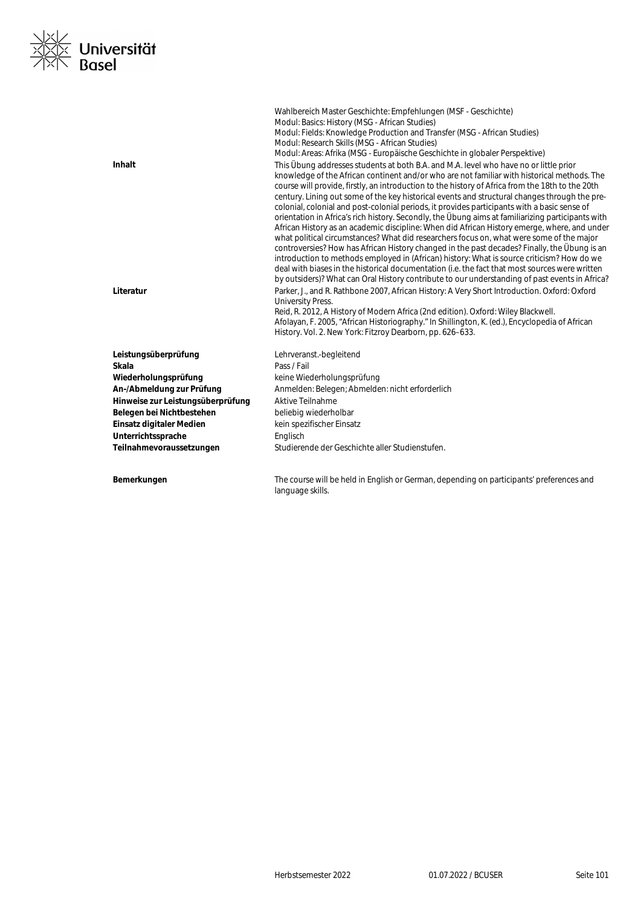Wahlbereich Master Geschichte: Empfehlungen (MSF - Geschichte)
Modul: Basics: History (MSG - African Studies)
Modul: Fields: Knowledge Production and Transfer (MSG - African Studies)
Modul: Research Skills (MSG - African Studies)
Modul: Areas: Afrika (MSG - Europäische Geschichte in globaler Perspektive)

**Inhalt**

This Übung addresses students at both B.A. and M.A. level who have no or little prior knowledge of the African continent and/or who are not familiar with historical methods. The course will provide, firstly, an introduction to the history of Africa from the 18th to the 20th century. Lining out some of the key historical events and structural changes through the pre-colonial, colonial and post-colonial periods, it provides participants with a basic sense of orientation in Africa's rich history. Secondly, the Übung aims at familiarizing participants with African History as an academic discipline: When did African History emerge, where, and under what political circumstances? What did researchers focus on, what were some of the major controversies? How has African History changed in the past decades? Finally, the Übung is an introduction to methods employed in (African) history: What is source criticism? How do we deal with biases in the historical documentation (i.e. the fact that most sources were written by outsiders)? What can Oral History contribute to our understanding of past events in Africa?

**Literatur**

Parker, J., and R. Rathbone 2007, African History: A Very Short Introduction. Oxford: Oxford University Press.
Reid, R. 2012, A History of Modern Africa (2nd edition). Oxford: Wiley Blackwell.
Afolayan, F. 2005, "African Historiography." In Shillington, K. (ed.), Encyclopedia of African History. Vol. 2. New York: Fitzroy Dearborn, pp. 626–633.

| | |
|---|---|
| **Leistungsüberprüfung** | Lehrveranst.-begleitend |
| **Skala** | Pass / Fail |
| **Wiederholungsprüfung** | keine Wiederholungsprüfung |
| **An-/Abmeldung zur Prüfung** | Anmelden: Belegen; Abmelden: nicht erforderlich |
| **Hinweise zur Leistungsüberprüfung** | Aktive Teilnahme |
| **Belegen bei Nichtbestehen** | beliebig wiederholbar |
| **Einsatz digitaler Medien** | kein spezifischer Einsatz |
| **Unterrichtssprache** | Englisch |
| **Teilnahmevoraussetzungen** | Studierende der Geschichte aller Studienstufen. |

**Bemerkungen**

The course will be held in English or German, depending on participants' preferences and language skills.